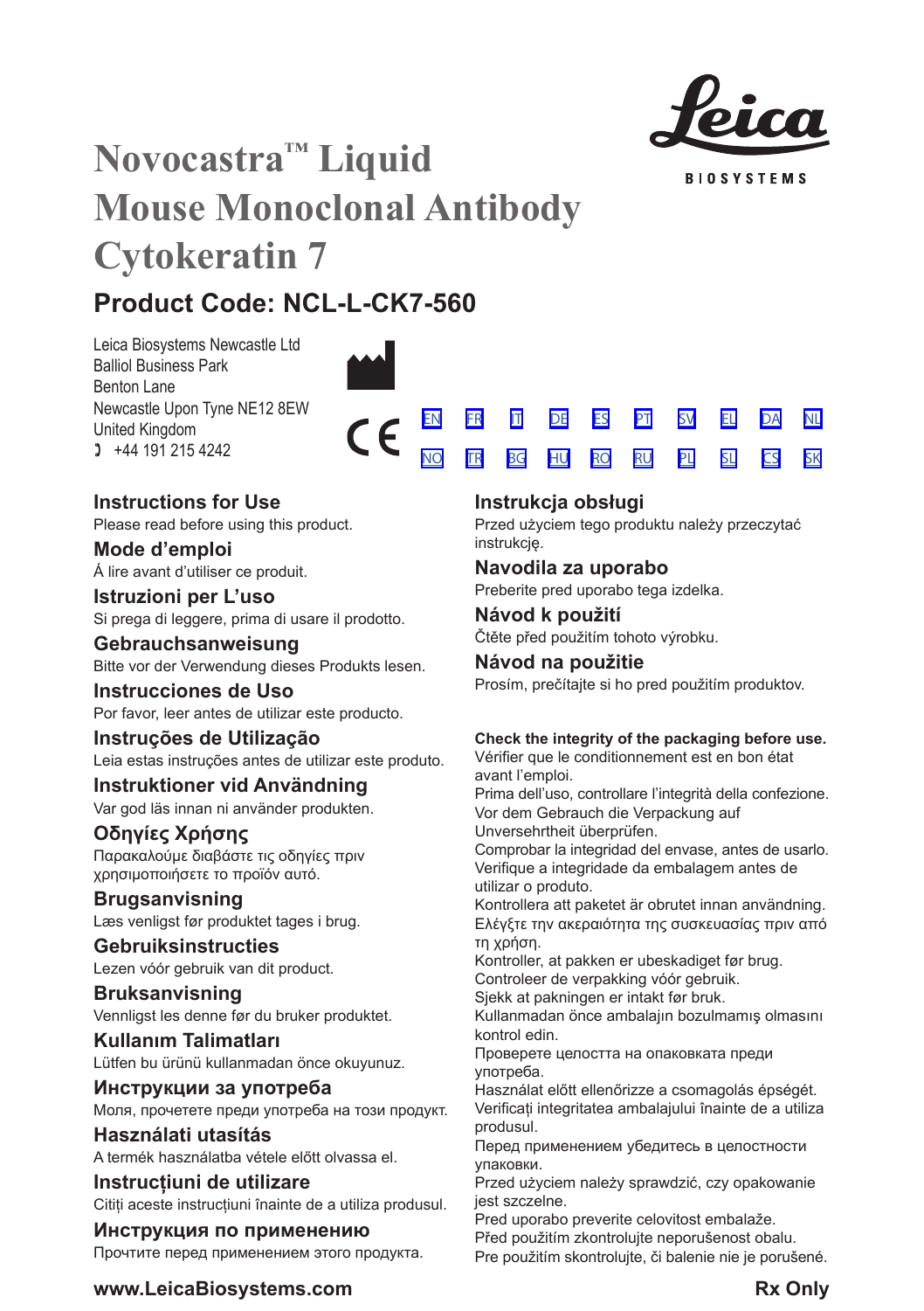# Novocastra™ Liquid Mouse Monoclonal Antibody Cytokeratin 7

Leica BIOSYSTEMS

## Product Code: NCL-L-CK7-560

Leica Biosystems Newcastle Ltd
Balliol Business Park
Benton Lane
Newcastle Upon Tyne NE12 8EW
United Kingdom
+44 191 215 4242

CE

EN FR IT DE ES PT SV EL DA NL
NO TR BG HU RO RU PL SL CS SK

### Instructions for Use
Please read before using this product.

### Mode d'emploi
Á lire avant d'utiliser ce produit.

### Istruzioni per L'uso
Si prega di leggere, prima di usare il prodotto.

### Gebrauchsanweisung
Bitte vor der Verwendung dieses Produkts lesen.

### Instrucciones de Uso
Por favor, leer antes de utilizar este producto.

### Instruções de Utilização
Leia estas instruções antes de utilizar este produto.

### Instruktioner vid Användning
Var god läs innan ni använder produkten.

### Οδηγίες Χρήσης
Παρακαλούμε διαβάστε τις οδηγίες πριν χρησιμοποιήσετε το προϊόν αυτό.

### Brugsanvisning
Læs venligst før produktet tages i brug.

### Gebruiksinstructies
Lezen vóór gebruik van dit product.

### Bruksanvisning
Vennligst les denne før du bruker produktet.

### Kullanım Talimatları
Lütfen bu ürünü kullanmadan önce okuyunuz.

### Инструкции за употреба
Моля, прочетете преди употреба на този продукт.

### Használati utasítás
A termék használatba vétele előtt olvassa el.

### Instrucțiuni de utilizare
Citiți aceste instrucțiuni înainte de a utiliza produsul.

### Инструкция по применению
Прочтите перед применением этого продукта.

### Instrukcja obsługi
Przed użyciem tego produktu należy przeczytać instrukcję.

### Navodila za uporabo
Preberite pred uporabo tega izdelka.

### Návod k použití
Čtěte před použitím tohoto výrobku.

### Návod na použitie
Prosím, prečítajte si ho pred použitím produktov.

**Check the integrity of the packaging before use.**
Vérifier que le conditionnement est en bon état avant l'emploi.
Prima dell'uso, controllare l'integrità della confezione.
Vor dem Gebrauch die Verpackung auf Unversehrtheit überprüfen.
Comprobar la integridad del envase, antes de usarlo.
Verifique a integridade da embalagem antes de utilizar o produto.
Kontrollera att paketet är obrutet innan användning.
Ελέγξτε την ακεραιότητα της συσκευασίας πριν από τη χρήση.
Kontroller, at pakken er ubeskadiget før brug.
Controleer de verpakking vóór gebruik.
Sjekk at pakningen er intakt før bruk.
Kullanmadan önce ambalajın bozulmamış olmasını kontrol edin.
Проверете целостта на опаковката преди употреба.
Használat előtt ellenőrizze a csomagolás épségét.
Verificați integritatea ambalajului înainte de a utiliza produsul.
Перед применением убедитесь в целостности упаковки.
Przed użyciem należy sprawdzić, czy opakowanie jest szczelne.
Pred uporabo preverite celovitost embalaže.
Před použitím zkontrolujte neporušenost obalu.
Pre použitím skontrolujte, či balenie nie je porušené.

**www.LeicaBiosystems.com**

**Rx Only**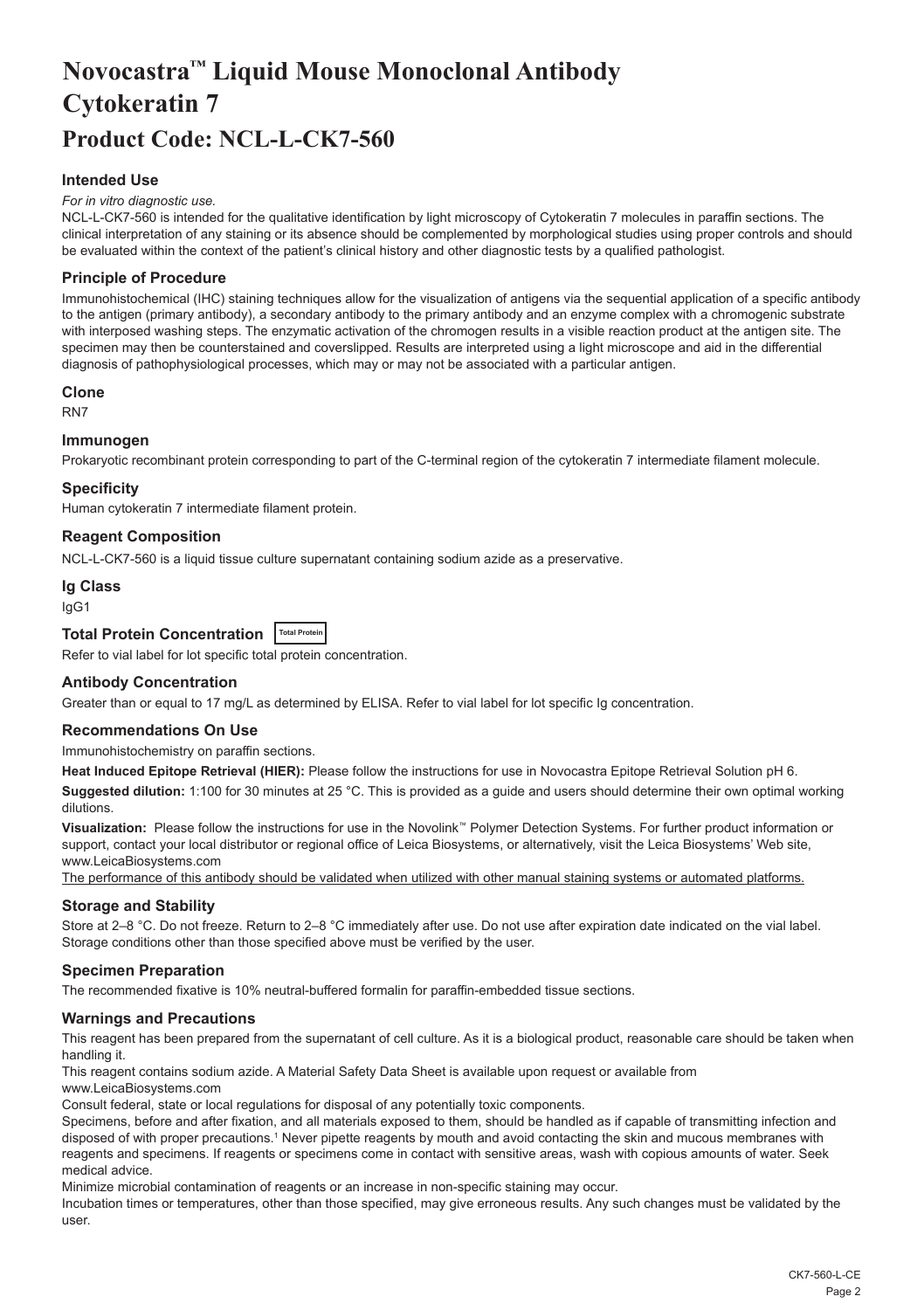# Novocastra™ Liquid Mouse Monoclonal Antibody Cytokeratin 7

# Product Code: NCL-L-CK7-560

### Intended Use

*For in vitro diagnostic use.*

NCL-L-CK7-560 is intended for the qualitative identification by light microscopy of Cytokeratin 7 molecules in paraffin sections. The clinical interpretation of any staining or its absence should be complemented by morphological studies using proper controls and should be evaluated within the context of the patient's clinical history and other diagnostic tests by a qualified pathologist.

### Principle of Procedure

Immunohistochemical (IHC) staining techniques allow for the visualization of antigens via the sequential application of a specific antibody to the antigen (primary antibody), a secondary antibody to the primary antibody and an enzyme complex with a chromogenic substrate with interposed washing steps. The enzymatic activation of the chromogen results in a visible reaction product at the antigen site. The specimen may then be counterstained and coverslipped. Results are interpreted using a light microscope and aid in the differential diagnosis of pathophysiological processes, which may or may not be associated with a particular antigen.

### Clone

RN7

### Immunogen

Prokaryotic recombinant protein corresponding to part of the C-terminal region of the cytokeratin 7 intermediate filament molecule.

### Specificity

Human cytokeratin 7 intermediate filament protein.

### Reagent Composition

NCL-L-CK7-560 is a liquid tissue culture supernatant containing sodium azide as a preservative.

### Ig Class

IgG1

### Total Protein Concentration Total Protein

Refer to vial label for lot specific total protein concentration.

### Antibody Concentration

Greater than or equal to 17 mg/L as determined by ELISA. Refer to vial label for lot specific Ig concentration.

### Recommendations On Use

Immunohistochemistry on paraffin sections.

**Heat Induced Epitope Retrieval (HIER):** Please follow the instructions for use in Novocastra Epitope Retrieval Solution pH 6.

**Suggested dilution:** 1:100 for 30 minutes at 25 °C. This is provided as a guide and users should determine their own optimal working dilutions.

**Visualization:** Please follow the instructions for use in the Novolink™ Polymer Detection Systems. For further product information or support, contact your local distributor or regional office of Leica Biosystems, or alternatively, visit the Leica Biosystems' Web site, www.LeicaBiosystems.com

The performance of this antibody should be validated when utilized with other manual staining systems or automated platforms.

### Storage and Stability

Store at 2–8 °C. Do not freeze. Return to 2–8 °C immediately after use. Do not use after expiration date indicated on the vial label. Storage conditions other than those specified above must be verified by the user.

### Specimen Preparation

The recommended fixative is 10% neutral-buffered formalin for paraffin-embedded tissue sections.

### Warnings and Precautions

This reagent has been prepared from the supernatant of cell culture. As it is a biological product, reasonable care should be taken when handling it.

This reagent contains sodium azide. A Material Safety Data Sheet is available upon request or available from www.LeicaBiosystems.com

Consult federal, state or local regulations for disposal of any potentially toxic components.

Specimens, before and after fixation, and all materials exposed to them, should be handled as if capable of transmitting infection and disposed of with proper precautions.[1] Never pipette reagents by mouth and avoid contacting the skin and mucous membranes with reagents and specimens. If reagents or specimens come in contact with sensitive areas, wash with copious amounts of water. Seek medical advice.

Minimize microbial contamination of reagents or an increase in non-specific staining may occur.

Incubation times or temperatures, other than those specified, may give erroneous results. Any such changes must be validated by the user.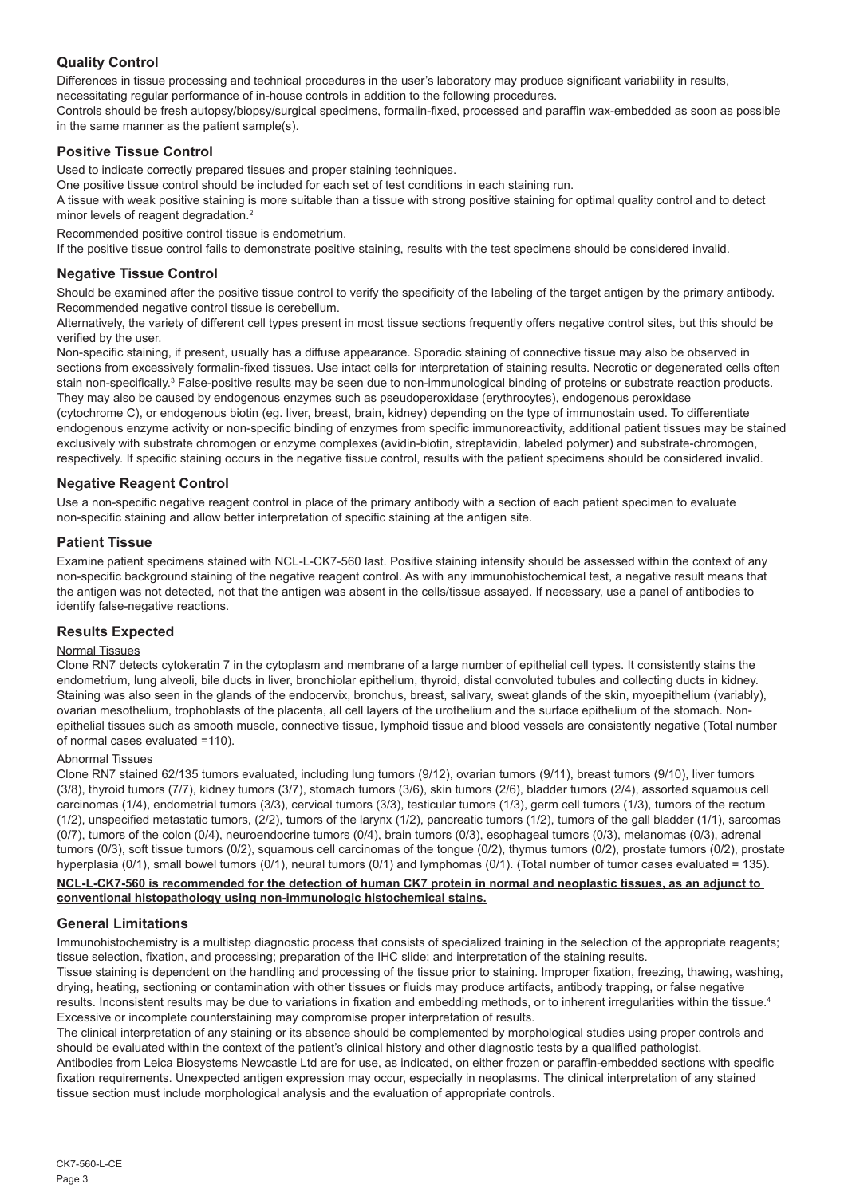## Quality Control

Differences in tissue processing and technical procedures in the user's laboratory may produce significant variability in results, necessitating regular performance of in-house controls in addition to the following procedures.

Controls should be fresh autopsy/biopsy/surgical specimens, formalin-fixed, processed and paraffin wax-embedded as soon as possible in the same manner as the patient sample(s).

## Positive Tissue Control

Used to indicate correctly prepared tissues and proper staining techniques.

One positive tissue control should be included for each set of test conditions in each staining run.

A tissue with weak positive staining is more suitable than a tissue with strong positive staining for optimal quality control and to detect minor levels of reagent degradation.[2]

Recommended positive control tissue is endometrium.

If the positive tissue control fails to demonstrate positive staining, results with the test specimens should be considered invalid.

## Negative Tissue Control

Should be examined after the positive tissue control to verify the specificity of the labeling of the target antigen by the primary antibody.

Recommended negative control tissue is cerebellum.

Alternatively, the variety of different cell types present in most tissue sections frequently offers negative control sites, but this should be verified by the user.

Non-specific staining, if present, usually has a diffuse appearance. Sporadic staining of connective tissue may also be observed in sections from excessively formalin-fixed tissues. Use intact cells for interpretation of staining results. Necrotic or degenerated cells often stain non-specifically.[3] False-positive results may be seen due to non-immunological binding of proteins or substrate reaction products. They may also be caused by endogenous enzymes such as pseudoperoxidase (erythrocytes), endogenous peroxidase (cytochrome C), or endogenous biotin (eg. liver, breast, brain, kidney) depending on the type of immunostain used. To differentiate endogenous enzyme activity or non-specific binding of enzymes from specific immunoreactivity, additional patient tissues may be stained exclusively with substrate chromogen or enzyme complexes (avidin-biotin, streptavidin, labeled polymer) and substrate-chromogen, respectively. If specific staining occurs in the negative tissue control, results with the patient specimens should be considered invalid.

## Negative Reagent Control

Use a non-specific negative reagent control in place of the primary antibody with a section of each patient specimen to evaluate non-specific staining and allow better interpretation of specific staining at the antigen site.

## Patient Tissue

Examine patient specimens stained with NCL-L-CK7-560 last. Positive staining intensity should be assessed within the context of any non-specific background staining of the negative reagent control. As with any immunohistochemical test, a negative result means that the antigen was not detected, not that the antigen was absent in the cells/tissue assayed. If necessary, use a panel of antibodies to identify false-negative reactions.

## Results Expected

Normal Tissues

Clone RN7 detects cytokeratin 7 in the cytoplasm and membrane of a large number of epithelial cell types. It consistently stains the endometrium, lung alveoli, bile ducts in liver, bronchiolar epithelium, thyroid, distal convoluted tubules and collecting ducts in kidney. Staining was also seen in the glands of the endocervix, bronchus, breast, salivary, sweat glands of the skin, myoepithelium (variably), ovarian mesothelium, trophoblasts of the placenta, all cell layers of the urothelium and the surface epithelium of the stomach. Non-epithelial tissues such as smooth muscle, connective tissue, lymphoid tissue and blood vessels are consistently negative (Total number of normal cases evaluated =110).

Abnormal Tissues

Clone RN7 stained 62/135 tumors evaluated, including lung tumors (9/12), ovarian tumors (9/11), breast tumors (9/10), liver tumors (3/8), thyroid tumors (7/7), kidney tumors (3/7), stomach tumors (3/6), skin tumors (2/6), bladder tumors (2/4), assorted squamous cell carcinomas (1/4), endometrial tumors (3/3), cervical tumors (3/3), testicular tumors (1/3), germ cell tumors (1/3), tumors of the rectum (1/2), unspecified metastatic tumors, (2/2), tumors of the larynx (1/2), pancreatic tumors (1/2), tumors of the gall bladder (1/1), sarcomas (0/7), tumors of the colon (0/4), neuroendocrine tumors (0/4), brain tumors (0/3), esophageal tumors (0/3), melanomas (0/3), adrenal tumors (0/3), soft tissue tumors (0/2), squamous cell carcinomas of the tongue (0/2), thymus tumors (0/2), prostate tumors (0/2), prostate hyperplasia (0/1), small bowel tumors (0/1), neural tumors (0/1) and lymphomas (0/1). (Total number of tumor cases evaluated = 135).

**NCL-L-CK7-560 is recommended for the detection of human CK7 protein in normal and neoplastic tissues, as an adjunct to conventional histopathology using non-immunologic histochemical stains.**

## General Limitations

Immunohistochemistry is a multistep diagnostic process that consists of specialized training in the selection of the appropriate reagents; tissue selection, fixation, and processing; preparation of the IHC slide; and interpretation of the staining results.

Tissue staining is dependent on the handling and processing of the tissue prior to staining. Improper fixation, freezing, thawing, washing, drying, heating, sectioning or contamination with other tissues or fluids may produce artifacts, antibody trapping, or false negative results. Inconsistent results may be due to variations in fixation and embedding methods, or to inherent irregularities within the tissue.[4]

Excessive or incomplete counterstaining may compromise proper interpretation of results.

The clinical interpretation of any staining or its absence should be complemented by morphological studies using proper controls and should be evaluated within the context of the patient's clinical history and other diagnostic tests by a qualified pathologist.

Antibodies from Leica Biosystems Newcastle Ltd are for use, as indicated, on either frozen or paraffin-embedded sections with specific fixation requirements. Unexpected antigen expression may occur, especially in neoplasms. The clinical interpretation of any stained tissue section must include morphological analysis and the evaluation of appropriate controls.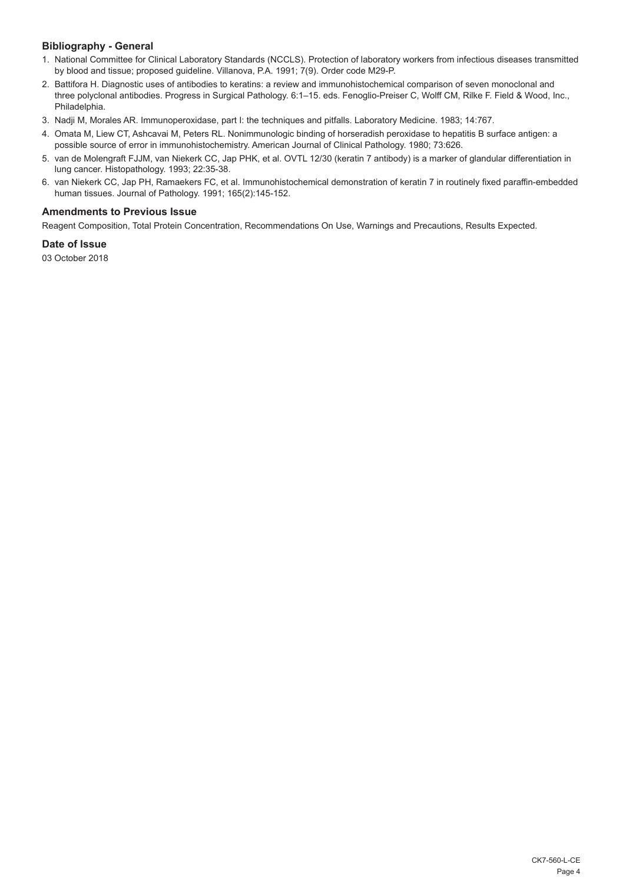### Bibliography - General

1. National Committee for Clinical Laboratory Standards (NCCLS). Protection of laboratory workers from infectious diseases transmitted by blood and tissue; proposed guideline. Villanova, P.A. 1991; 7(9). Order code M29-P.
2. Battifora H. Diagnostic uses of antibodies to keratins: a review and immunohistochemical comparison of seven monoclonal and three polyclonal antibodies. Progress in Surgical Pathology. 6:1–15. eds. Fenoglio-Preiser C, Wolff CM, Rilke F. Field & Wood, Inc., Philadelphia.
3. Nadji M, Morales AR. Immunoperoxidase, part I: the techniques and pitfalls. Laboratory Medicine. 1983; 14:767.
4. Omata M, Liew CT, Ashcavai M, Peters RL. Nonimmunologic binding of horseradish peroxidase to hepatitis B surface antigen: a possible source of error in immunohistochemistry. American Journal of Clinical Pathology. 1980; 73:626.
5. van de Molengraft FJJM, van Niekerk CC, Jap PHK, et al. OVTL 12/30 (keratin 7 antibody) is a marker of glandular differentiation in lung cancer. Histopathology. 1993; 22:35-38.
6. van Niekerk CC, Jap PH, Ramaekers FC, et al. Immunohistochemical demonstration of keratin 7 in routinely fixed paraffin-embedded human tissues. Journal of Pathology. 1991; 165(2):145-152.

### Amendments to Previous Issue

Reagent Composition, Total Protein Concentration, Recommendations On Use, Warnings and Precautions, Results Expected.

### Date of Issue

03 October 2018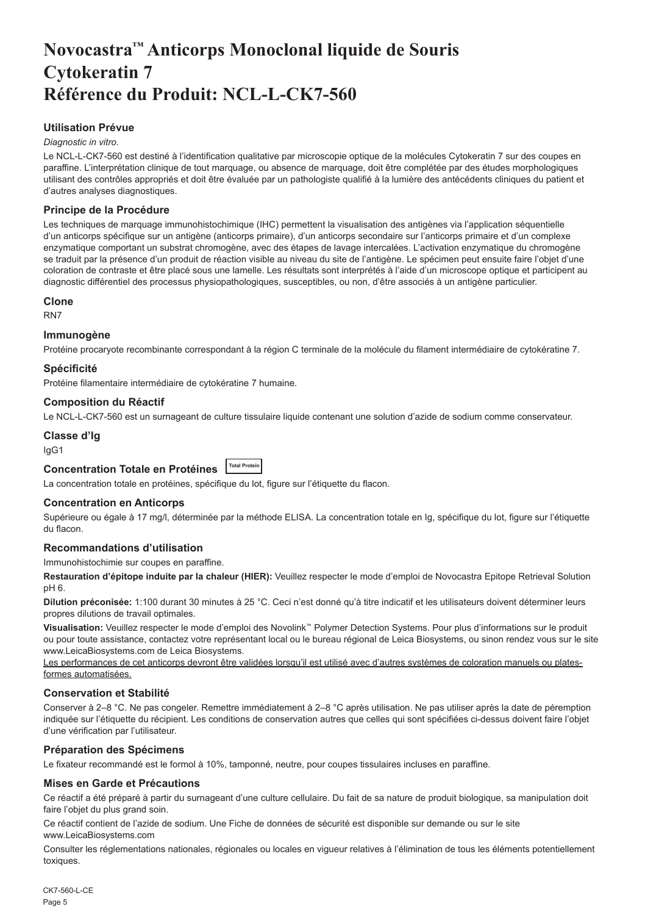# Novocastra™ Anticorps Monoclonal liquide de Souris Cytokeratin 7
# Référence du Produit: NCL-L-CK7-560

## Utilisation Prévue

*Diagnostic in vitro*.

Le NCL-L-CK7-560 est destiné à l'identification qualitative par microscopie optique de la molécules Cytokeratin 7 sur des coupes en paraffine. L'interprétation clinique de tout marquage, ou absence de marquage, doit être complétée par des études morphologiques utilisant des contrôles appropriés et doit être évaluée par un pathologiste qualifié à la lumière des antécédents cliniques du patient et d'autres analyses diagnostiques.

## Principe de la Procédure

Les techniques de marquage immunohistochimique (IHC) permettent la visualisation des antigènes via l'application séquentielle d'un anticorps spécifique sur un antigène (anticorps primaire), d'un anticorps secondaire sur l'anticorps primaire et d'un complexe enzymatique comportant un substrat chromogène, avec des étapes de lavage intercalées. L'activation enzymatique du chromogène se traduit par la présence d'un produit de réaction visible au niveau du site de l'antigène. Le spécimen peut ensuite faire l'objet d'une coloration de contraste et être placé sous une lamelle. Les résultats sont interprétés à l'aide d'un microscope optique et participent au diagnostic différentiel des processus physiopathologiques, susceptibles, ou non, d'être associés à un antigène particulier.

## Clone

RN7

## Immunogène

Protéine procaryote recombinante correspondant à la région C terminale de la molécule du filament intermédiaire de cytokératine 7.

## Spécificité

Protéine filamentaire intermédiaire de cytokératine 7 humaine.

## Composition du Réactif

Le NCL-L-CK7-560 est un surnageant de culture tissulaire liquide contenant une solution d'azide de sodium comme conservateur.

## Classe d'Ig

IgG1

## Concentration Totale en Protéines Total Protein

La concentration totale en protéines, spécifique du lot, figure sur l'étiquette du flacon.

## Concentration en Anticorps

Supérieure ou égale à 17 mg/l, déterminée par la méthode ELISA. La concentration totale en Ig, spécifique du lot, figure sur l'étiquette du flacon.

## Recommandations d'utilisation

Immunohistochimie sur coupes en paraffine.

**Restauration d'épitope induite par la chaleur (HIER):** Veuillez respecter le mode d'emploi de Novocastra Epitope Retrieval Solution pH 6.

**Dilution préconisée:** 1:100 durant 30 minutes à 25 °C. Ceci n'est donné qu'à titre indicatif et les utilisateurs doivent déterminer leurs propres dilutions de travail optimales.

**Visualisation:** Veuillez respecter le mode d'emploi des Novolink™ Polymer Detection Systems. Pour plus d'informations sur le produit ou pour toute assistance, contactez votre représentant local ou le bureau régional de Leica Biosystems, ou sinon rendez vous sur le site www.LeicaBiosystems.com de Leica Biosystems.

<u>Les performances de cet anticorps devront être validées lorsqu'il est utilisé avec d'autres systèmes de coloration manuels ou plates-formes automatisées.</u>

## Conservation et Stabilité

Conserver à 2–8 °C. Ne pas congeler. Remettre immédiatement à 2–8 °C après utilisation. Ne pas utiliser après la date de péremption indiquée sur l'étiquette du récipient. Les conditions de conservation autres que celles qui sont spécifiées ci-dessus doivent faire l'objet d'une vérification par l'utilisateur.

## Préparation des Spécimens

Le fixateur recommandé est le formol à 10%, tamponné, neutre, pour coupes tissulaires incluses en paraffine.

## Mises en Garde et Précautions

Ce réactif a été préparé à partir du surnageant d'une culture cellulaire. Du fait de sa nature de produit biologique, sa manipulation doit faire l'objet du plus grand soin.

Ce réactif contient de l'azide de sodium. Une Fiche de données de sécurité est disponible sur demande ou sur le site www.LeicaBiosystems.com

Consulter les réglementations nationales, régionales ou locales en vigueur relatives à l'élimination de tous les éléments potentiellement toxiques.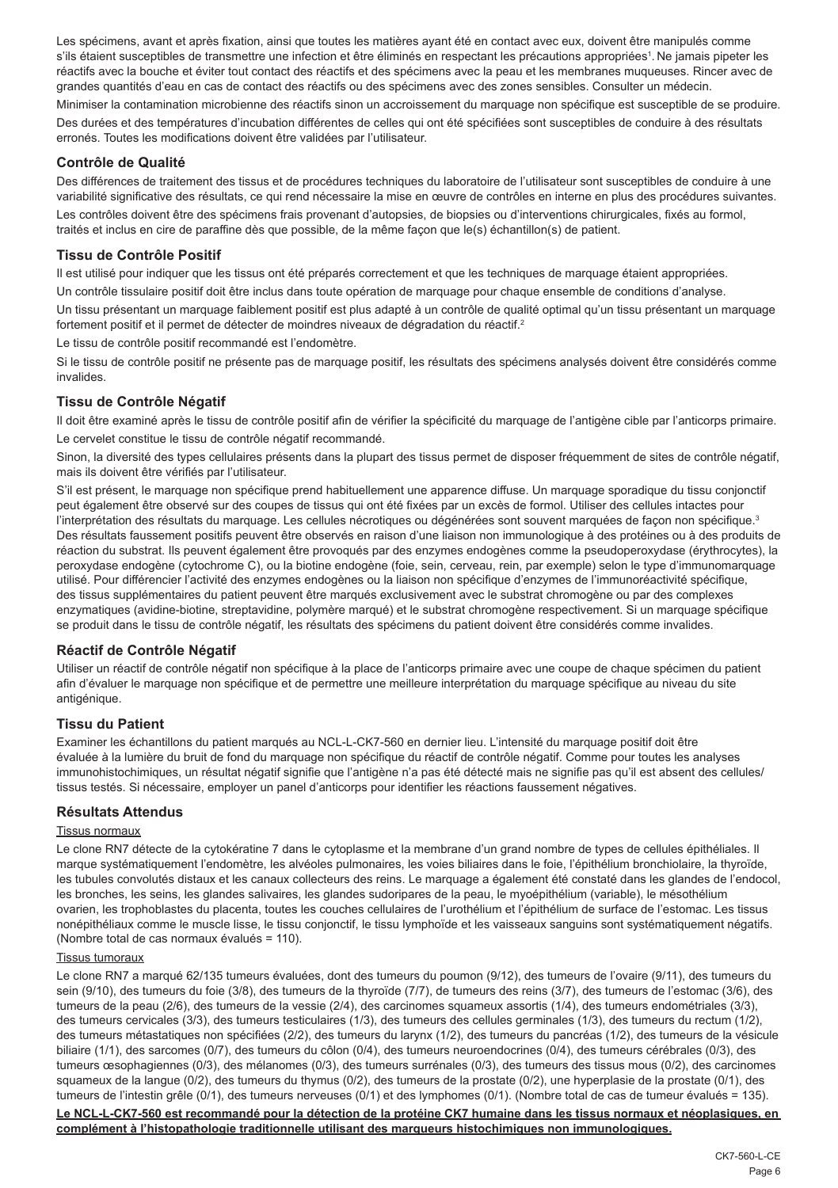Les spécimens, avant et après fixation, ainsi que toutes les matières ayant été en contact avec eux, doivent être manipulés comme s'ils étaient susceptibles de transmettre une infection et être éliminés en respectant les précautions appropriées[1]. Ne jamais pipeter les réactifs avec la bouche et éviter tout contact des réactifs et des spécimens avec la peau et les membranes muqueuses. Rincer avec de grandes quantités d'eau en cas de contact des réactifs ou des spécimens avec des zones sensibles. Consulter un médecin.

Minimiser la contamination microbienne des réactifs sinon un accroissement du marquage non spécifique est susceptible de se produire.

Des durées et des températures d'incubation différentes de celles qui ont été spécifiées sont susceptibles de conduire à des résultats erronés. Toutes les modifications doivent être validées par l'utilisateur.

## Contrôle de Qualité

Des différences de traitement des tissus et de procédures techniques du laboratoire de l'utilisateur sont susceptibles de conduire à une variabilité significative des résultats, ce qui rend nécessaire la mise en œuvre de contrôles en interne en plus des procédures suivantes.

Les contrôles doivent être des spécimens frais provenant d'autopsies, de biopsies ou d'interventions chirurgicales, fixés au formol, traités et inclus en cire de paraffine dès que possible, de la même façon que le(s) échantillon(s) de patient.

## Tissu de Contrôle Positif

Il est utilisé pour indiquer que les tissus ont été préparés correctement et que les techniques de marquage étaient appropriées.

Un contrôle tissulaire positif doit être inclus dans toute opération de marquage pour chaque ensemble de conditions d'analyse.

Un tissu présentant un marquage faiblement positif est plus adapté à un contrôle de qualité optimal qu'un tissu présentant un marquage fortement positif et il permet de détecter de moindres niveaux de dégradation du réactif.[2]

Le tissu de contrôle positif recommandé est l'endomètre.

Si le tissu de contrôle positif ne présente pas de marquage positif, les résultats des spécimens analysés doivent être considérés comme invalides.

## Tissu de Contrôle Négatif

Il doit être examiné après le tissu de contrôle positif afin de vérifier la spécificité du marquage de l'antigène cible par l'anticorps primaire.

Le cervelet constitue le tissu de contrôle négatif recommandé.

Sinon, la diversité des types cellulaires présents dans la plupart des tissus permet de disposer fréquemment de sites de contrôle négatif, mais ils doivent être vérifiés par l'utilisateur.

S'il est présent, le marquage non spécifique prend habituellement une apparence diffuse. Un marquage sporadique du tissu conjonctif peut également être observé sur des coupes de tissus qui ont été fixées par un excès de formol. Utiliser des cellules intactes pour l'interprétation des résultats du marquage. Les cellules nécrotiques ou dégénérées sont souvent marquées de façon non spécifique.[3] Des résultats faussement positifs peuvent être observés en raison d'une liaison non immunologique à des protéines ou à des produits de réaction du substrat. Ils peuvent également être provoqués par des enzymes endogènes comme la pseudoperoxydase (érythrocytes), la peroxydase endogène (cytochrome C), ou la biotine endogène (foie, sein, cerveau, rein, par exemple) selon le type d'immunomarquage utilisé. Pour différencier l'activité des enzymes endogènes ou la liaison non spécifique d'enzymes de l'immunoréactivité spécifique, des tissus supplémentaires du patient peuvent être marqués exclusivement avec le substrat chromogène ou par des complexes enzymatiques (avidine-biotine, streptavidine, polymère marqué) et le substrat chromogène respectivement. Si un marquage spécifique se produit dans le tissu de contrôle négatif, les résultats des spécimens du patient doivent être considérés comme invalides.

## Réactif de Contrôle Négatif

Utiliser un réactif de contrôle négatif non spécifique à la place de l'anticorps primaire avec une coupe de chaque spécimen du patient afin d'évaluer le marquage non spécifique et de permettre une meilleure interprétation du marquage spécifique au niveau du site antigénique.

## Tissu du Patient

Examiner les échantillons du patient marqués au NCL-L-CK7-560 en dernier lieu. L'intensité du marquage positif doit être évaluée à la lumière du bruit de fond du marquage non spécifique du réactif de contrôle négatif. Comme pour toutes les analyses immunohistochimiques, un résultat négatif signifie que l'antigène n'a pas été détecté mais ne signifie pas qu'il est absent des cellules/tissus testés. Si nécessaire, employer un panel d'anticorps pour identifier les réactions faussement négatives.

## Résultats Attendus

### Tissus normaux

Le clone RN7 détecte de la cytokératine 7 dans le cytoplasme et la membrane d'un grand nombre de types de cellules épithéliales. Il marque systématiquement l'endomètre, les alvéoles pulmonaires, les voies biliaires dans le foie, l'épithélium bronchiolaire, la thyroïde, les tubules convolutés distaux et les canaux collecteurs des reins. Le marquage a également été constaté dans les glandes de l'endocol, les bronches, les seins, les glandes salivaires, les glandes sudoripares de la peau, le myoépithélium (variable), le mésothélium ovarien, les trophoblastes du placenta, toutes les couches cellulaires de l'urothélium et l'épithélium de surface de l'estomac. Les tissus nonépithéliaux comme le muscle lisse, le tissu conjonctif, le tissu lymphoïde et les vaisseaux sanguins sont systématiquement négatifs. (Nombre total de cas normaux évalués = 110).

### Tissus tumoraux

Le clone RN7 a marqué 62/135 tumeurs évaluées, dont des tumeurs du poumon (9/12), des tumeurs de l'ovaire (9/11), des tumeurs du sein (9/10), des tumeurs du foie (3/8), des tumeurs de la thyroïde (7/7), de tumeurs des reins (3/7), des tumeurs de l'estomac (3/6), des tumeurs de la peau (2/6), des tumeurs de la vessie (2/4), des carcinomes squameux assortis (1/4), des tumeurs endométriales (3/3), des tumeurs cervicales (3/3), des tumeurs testiculaires (1/3), des tumeurs des cellules germinales (1/3), des tumeurs du rectum (1/2), des tumeurs métastatiques non spécifiées (2/2), des tumeurs du larynx (1/2), des tumeurs du pancréas (1/2), des tumeurs de la vésicule biliaire (1/1), des sarcomes (0/7), des tumeurs du côlon (0/4), des tumeurs neuroendocrines (0/4), des tumeurs cérébrales (0/3), des tumeurs œsophagiennes (0/3), des mélanomes (0/3), des tumeurs surrénales (0/3), des tumeurs des tissus mous (0/2), des carcinomes squameux de la langue (0/2), des tumeurs du thymus (0/2), des tumeurs de la prostate (0/2), une hyperplasie de la prostate (0/1), des tumeurs de l'intestin grêle (0/1), des tumeurs nerveuses (0/1) et des lymphomes (0/1). (Nombre total de cas de tumeur évalués = 135).

**Le NCL-L-CK7-560 est recommandé pour la détection de la protéine CK7 humaine dans les tissus normaux et néoplasiques, en complément à l'histopathologie traditionnelle utilisant des marqueurs histochimiques non immunologiques.**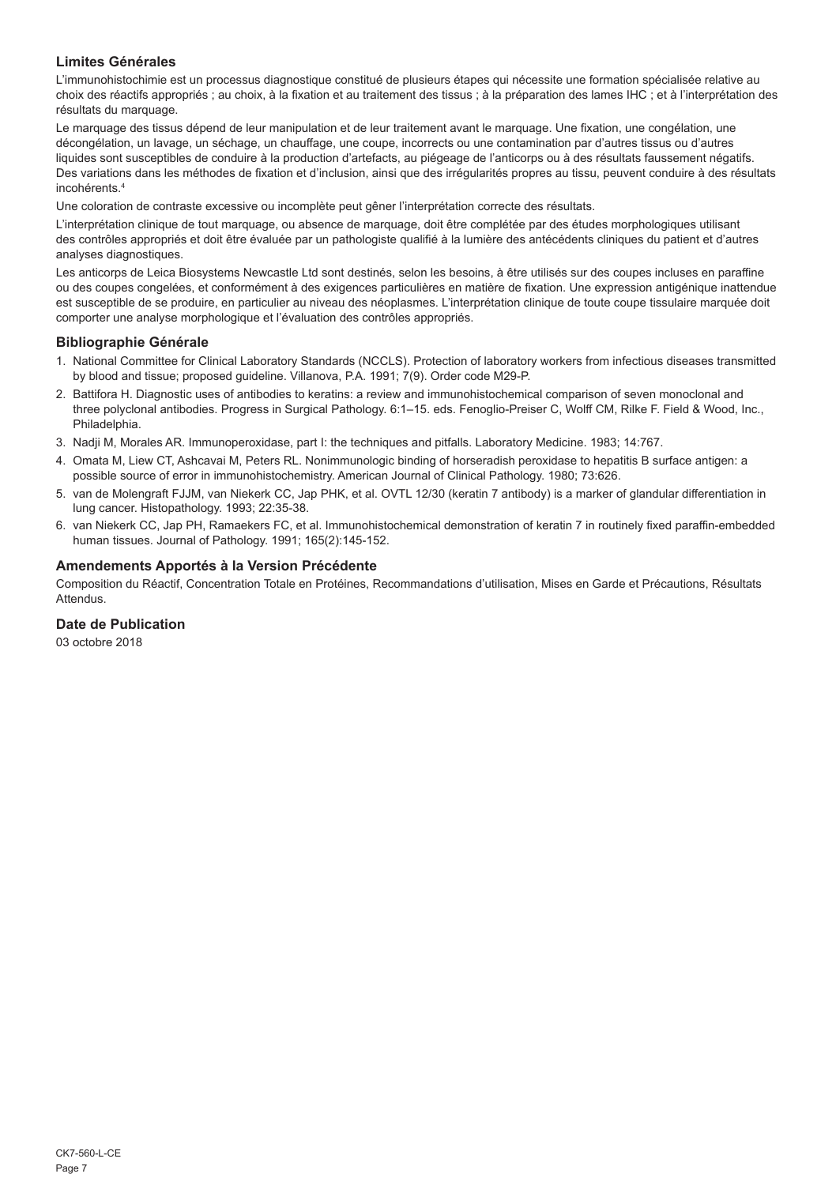### Limites Générales

L'immunohistochimie est un processus diagnostique constitué de plusieurs étapes qui nécessite une formation spécialisée relative au choix des réactifs appropriés ; au choix, à la fixation et au traitement des tissus ; à la préparation des lames IHC ; et à l'interprétation des résultats du marquage.

Le marquage des tissus dépend de leur manipulation et de leur traitement avant le marquage. Une fixation, une congélation, une décongélation, un lavage, un séchage, un chauffage, une coupe, incorrects ou une contamination par d'autres tissus ou d'autres liquides sont susceptibles de conduire à la production d'artefacts, au piégeage de l'anticorps ou à des résultats faussement négatifs. Des variations dans les méthodes de fixation et d'inclusion, ainsi que des irrégularités propres au tissu, peuvent conduire à des résultats incohérents.[4]

Une coloration de contraste excessive ou incomplète peut gêner l'interprétation correcte des résultats.

L'interprétation clinique de tout marquage, ou absence de marquage, doit être complétée par des études morphologiques utilisant des contrôles appropriés et doit être évaluée par un pathologiste qualifié à la lumière des antécédents cliniques du patient et d'autres analyses diagnostiques.

Les anticorps de Leica Biosystems Newcastle Ltd sont destinés, selon les besoins, à être utilisés sur des coupes incluses en paraffine ou des coupes congelées, et conformément à des exigences particulières en matière de fixation. Une expression antigénique inattendue est susceptible de se produire, en particulier au niveau des néoplasmes. L'interprétation clinique de toute coupe tissulaire marquée doit comporter une analyse morphologique et l'évaluation des contrôles appropriés.

### Bibliographie Générale

1. National Committee for Clinical Laboratory Standards (NCCLS). Protection of laboratory workers from infectious diseases transmitted by blood and tissue; proposed guideline. Villanova, P.A. 1991; 7(9). Order code M29-P.
2. Battifora H. Diagnostic uses of antibodies to keratins: a review and immunohistochemical comparison of seven monoclonal and three polyclonal antibodies. Progress in Surgical Pathology. 6:1–15. eds. Fenoglio-Preiser C, Wolff CM, Rilke F. Field & Wood, Inc., Philadelphia.
3. Nadji M, Morales AR. Immunoperoxidase, part I: the techniques and pitfalls. Laboratory Medicine. 1983; 14:767.
4. Omata M, Liew CT, Ashcavai M, Peters RL. Nonimmunologic binding of horseradish peroxidase to hepatitis B surface antigen: a possible source of error in immunohistochemistry. American Journal of Clinical Pathology. 1980; 73:626.
5. van de Molengraft FJJM, van Niekerk CC, Jap PHK, et al. OVTL 12/30 (keratin 7 antibody) is a marker of glandular differentiation in lung cancer. Histopathology. 1993; 22:35-38.
6. van Niekerk CC, Jap PH, Ramaekers FC, et al. Immunohistochemical demonstration of keratin 7 in routinely fixed paraffin-embedded human tissues. Journal of Pathology. 1991; 165(2):145-152.

### Amendements Apportés à la Version Précédente

Composition du Réactif, Concentration Totale en Protéines, Recommandations d'utilisation, Mises en Garde et Précautions, Résultats Attendus.

### Date de Publication

03 octobre 2018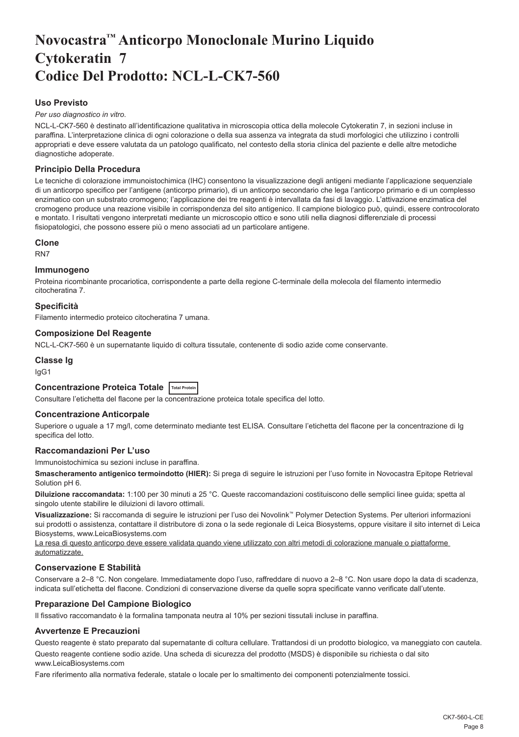# Novocastra™ Anticorpo Monoclonale Murino Liquido Cytokeratin 7 Codice Del Prodotto: NCL-L-CK7-560

## Uso Previsto

*Per uso diagnostico in vitro*.

NCL-L-CK7-560 è destinato all'identificazione qualitativa in microscopia ottica della molecole Cytokeratin 7, in sezioni incluse in paraffina. L'interpretazione clinica di ogni colorazione o della sua assenza va integrata da studi morfologici che utilizzino i controlli appropriati e deve essere valutata da un patologo qualificato, nel contesto della storia clinica del paziente e delle altre metodiche diagnostiche adoperate.

## Principio Della Procedura

Le tecniche di colorazione immunoistochimica (IHC) consentono la visualizzazione degli antigeni mediante l'applicazione sequenziale di un anticorpo specifico per l'antigene (anticorpo primario), di un anticorpo secondario che lega l'anticorpo primario e di un complesso enzimatico con un substrato cromogeno; l'applicazione dei tre reagenti è intervallata da fasi di lavaggio. L'attivazione enzimatica del cromogeno produce una reazione visibile in corrispondenza del sito antigenico. Il campione biologico può, quindi, essere controcolorato e montato. I risultati vengono interpretati mediante un microscopio ottico e sono utili nella diagnosi differenziale di processi fisiopatologici, che possono essere più o meno associati ad un particolare antigene.

## Clone

RN7

## Immunogeno

Proteina ricombinante procariotica, corrispondente a parte della regione C-terminale della molecola del filamento intermedio citocheratina 7.

## Specificità

Filamento intermedio proteico citocheratina 7 umana.

## Composizione Del Reagente

NCL-L-CK7-560 è un supernatante liquido di coltura tissutale, contenente di sodio azide come conservante.

## Classe Ig

IgG1

## Concentrazione Proteica Totale Total Protein

Consultare l'etichetta del flacone per la concentrazione proteica totale specifica del lotto.

## Concentrazione Anticorpale

Superiore o uguale a 17 mg/l, come determinato mediante test ELISA. Consultare l'etichetta del flacone per la concentrazione di Ig specifica del lotto.

## Raccomandazioni Per L'uso

Immunoistochimica su sezioni incluse in paraffina.

**Smascheramento antigenico termoindotto (HIER):** Si prega di seguire le istruzioni per l'uso fornite in Novocastra Epitope Retrieval Solution pH 6.

**Diluizione raccomandata:** 1:100 per 30 minuti a 25 °C. Queste raccomandazioni costituiscono delle semplici linee guida; spetta al singolo utente stabilire le diluizioni di lavoro ottimali.

**Visualizzazione:** Si raccomanda di seguire le istruzioni per l'uso dei Novolink™ Polymer Detection Systems. Per ulteriori informazioni sui prodotti o assistenza, contattare il distributore di zona o la sede regionale di Leica Biosystems, oppure visitare il sito internet di Leica Biosystems, www.LeicaBiosystems.com

La resa di questo anticorpo deve essere validata quando viene utilizzato con altri metodi di colorazione manuale o piattaforme automatizzate.

## Conservazione E Stabilità

Conservare a 2–8 °C. Non congelare. Immediatamente dopo l'uso, raffreddare di nuovo a 2–8 °C. Non usare dopo la data di scadenza, indicata sull'etichetta del flacone. Condizioni di conservazione diverse da quelle sopra specificate vanno verificate dall'utente.

## Preparazione Del Campione Biologico

Il fissativo raccomandato è la formalina tamponata neutra al 10% per sezioni tissutali incluse in paraffina.

## Avvertenze E Precauzioni

Questo reagente è stato preparato dal supernatante di coltura cellulare. Trattandosi di un prodotto biologico, va maneggiato con cautela.

Questo reagente contiene sodio azide. Una scheda di sicurezza del prodotto (MSDS) è disponibile su richiesta o dal sito www.LeicaBiosystems.com

Fare riferimento alla normativa federale, statale o locale per lo smaltimento dei componenti potenzialmente tossici.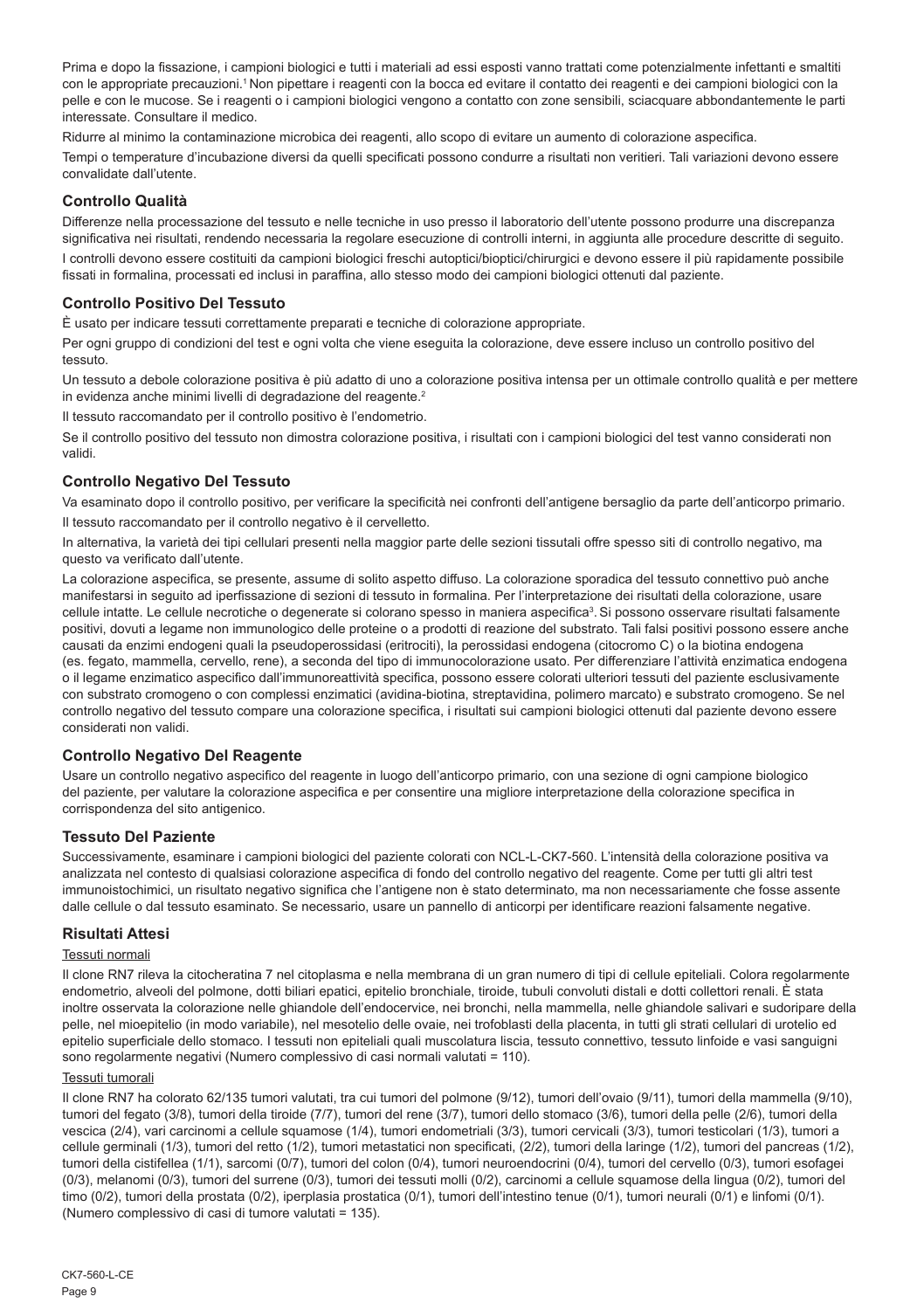Prima e dopo la fissazione, i campioni biologici e tutti i materiali ad essi esposti vanno trattati come potenzialmente infettanti e smaltiti con le appropriate precauzioni.[1] Non pipettare i reagenti con la bocca ed evitare il contatto dei reagenti e dei campioni biologici con la pelle e con le mucose. Se i reagenti o i campioni biologici vengono a contatto con zone sensibili, sciacquare abbondantemente le parti interessate. Consultare il medico.

Ridurre al minimo la contaminazione microbica dei reagenti, allo scopo di evitare un aumento di colorazione aspecifica.

Tempi o temperature d'incubazione diversi da quelli specificati possono condurre a risultati non veritieri. Tali variazioni devono essere convalidate dall'utente.

## Controllo Qualità

Differenze nella processazione del tessuto e nelle tecniche in uso presso il laboratorio dell'utente possono produrre una discrepanza significativa nei risultati, rendendo necessaria la regolare esecuzione di controlli interni, in aggiunta alle procedure descritte di seguito.

I controlli devono essere costituiti da campioni biologici freschi autoptici/bioptici/chirurgici e devono essere il più rapidamente possibile fissati in formalina, processati ed inclusi in paraffina, allo stesso modo dei campioni biologici ottenuti dal paziente.

## Controllo Positivo Del Tessuto

È usato per indicare tessuti correttamente preparati e tecniche di colorazione appropriate.

Per ogni gruppo di condizioni del test e ogni volta che viene eseguita la colorazione, deve essere incluso un controllo positivo del tessuto.

Un tessuto a debole colorazione positiva è più adatto di uno a colorazione positiva intensa per un ottimale controllo qualità e per mettere in evidenza anche minimi livelli di degradazione del reagente.[2]

Il tessuto raccomandato per il controllo positivo è l'endometrio.

Se il controllo positivo del tessuto non dimostra colorazione positiva, i risultati con i campioni biologici del test vanno considerati non validi.

## Controllo Negativo Del Tessuto

Va esaminato dopo il controllo positivo, per verificare la specificità nei confronti dell'antigene bersaglio da parte dell'anticorpo primario.

Il tessuto raccomandato per il controllo negativo è il cervelletto.

In alternativa, la varietà dei tipi cellulari presenti nella maggior parte delle sezioni tissutali offre spesso siti di controllo negativo, ma questo va verificato dall'utente.

La colorazione aspecifica, se presente, assume di solito aspetto diffuso. La colorazione sporadica del tessuto connettivo può anche manifestarsi in seguito ad iperfissazione di sezioni di tessuto in formalina. Per l'interpretazione dei risultati della colorazione, usare cellule intatte. Le cellule necrotiche o degenerate si colorano spesso in maniera aspecifica[3]. Si possono osservare risultati falsamente positivi, dovuti a legame non immunologico delle proteine o a prodotti di reazione del substrato. Tali falsi positivi possono essere anche causati da enzimi endogeni quali la pseudoperossidasi (eritrociti), la perossidasi endogena (citocromo C) o la biotina endogena (es. fegato, mammella, cervello, rene), a seconda del tipo di immunocolorazione usato. Per differenziare l'attività enzimatica endogena o il legame enzimatico aspecifico dall'immunoreattività specifica, possono essere colorati ulteriori tessuti del paziente esclusivamente con substrato cromogeno o con complessi enzimatici (avidina-biotina, streptavidina, polimero marcato) e substrato cromogeno. Se nel controllo negativo del tessuto compare una colorazione specifica, i risultati sui campioni biologici ottenuti dal paziente devono essere considerati non validi.

## Controllo Negativo Del Reagente

Usare un controllo negativo aspecifico del reagente in luogo dell'anticorpo primario, con una sezione di ogni campione biologico del paziente, per valutare la colorazione aspecifica e per consentire una migliore interpretazione della colorazione specifica in corrispondenza del sito antigenico.

## Tessuto Del Paziente

Successivamente, esaminare i campioni biologici del paziente colorati con NCL-L-CK7-560. L'intensità della colorazione positiva va analizzata nel contesto di qualsiasi colorazione aspecifica di fondo del controllo negativo del reagente. Come per tutti gli altri test immunoistochimici, un risultato negativo significa che l'antigene non è stato determinato, ma non necessariamente che fosse assente dalle cellule o dal tessuto esaminato. Se necessario, usare un pannello di anticorpi per identificare reazioni falsamente negative.

## Risultati Attesi

Tessuti normali

Il clone RN7 rileva la citocheratina 7 nel citoplasma e nella membrana di un gran numero di tipi di cellule epiteliali. Colora regolarmente endometrio, alveoli del polmone, dotti biliari epatici, epitelio bronchiale, tiroide, tubuli convoluti distali e dotti collettori renali. È stata inoltre osservata la colorazione nelle ghiandole dell'endocervice, nei bronchi, nella mammella, nelle ghiandole salivari e sudoripare della pelle, nel mioepitelio (in modo variabile), nel mesotelio delle ovaie, nei trofoblasti della placenta, in tutti gli strati cellulari di urotelio ed epitelio superficiale dello stomaco. I tessuti non epiteliali quali muscolatura liscia, tessuto connettivo, tessuto linfoide e vasi sanguigni sono regolarmente negativi (Numero complessivo di casi normali valutati = 110).

Tessuti tumorali

Il clone RN7 ha colorato 62/135 tumori valutati, tra cui tumori del polmone (9/12), tumori dell'ovaio (9/11), tumori della mammella (9/10), tumori del fegato (3/8), tumori della tiroide (7/7), tumori del rene (3/7), tumori dello stomaco (3/6), tumori della pelle (2/6), tumori della vescica (2/4), vari carcinomi a cellule squamose (1/4), tumori endometriali (3/3), tumori cervicali (3/3), tumori testicolari (1/3), tumori a cellule germinali (1/3), tumori del retto (1/2), tumori metastatici non specificati, (2/2), tumori della laringe (1/2), tumori del pancreas (1/2), tumori della cistifellea (1/1), sarcomi (0/7), tumori del colon (0/4), tumori neuroendocrini (0/4), tumori del cervello (0/3), tumori esofagei (0/3), melanomi (0/3), tumori del surrene (0/3), tumori dei tessuti molli (0/2), carcinomi a cellule squamose della lingua (0/2), tumori del timo (0/2), tumori della prostata (0/2), iperplasia prostatica (0/1), tumori dell'intestino tenue (0/1), tumori neurali (0/1) e linfomi (0/1). (Numero complessivo di casi di tumore valutati = 135).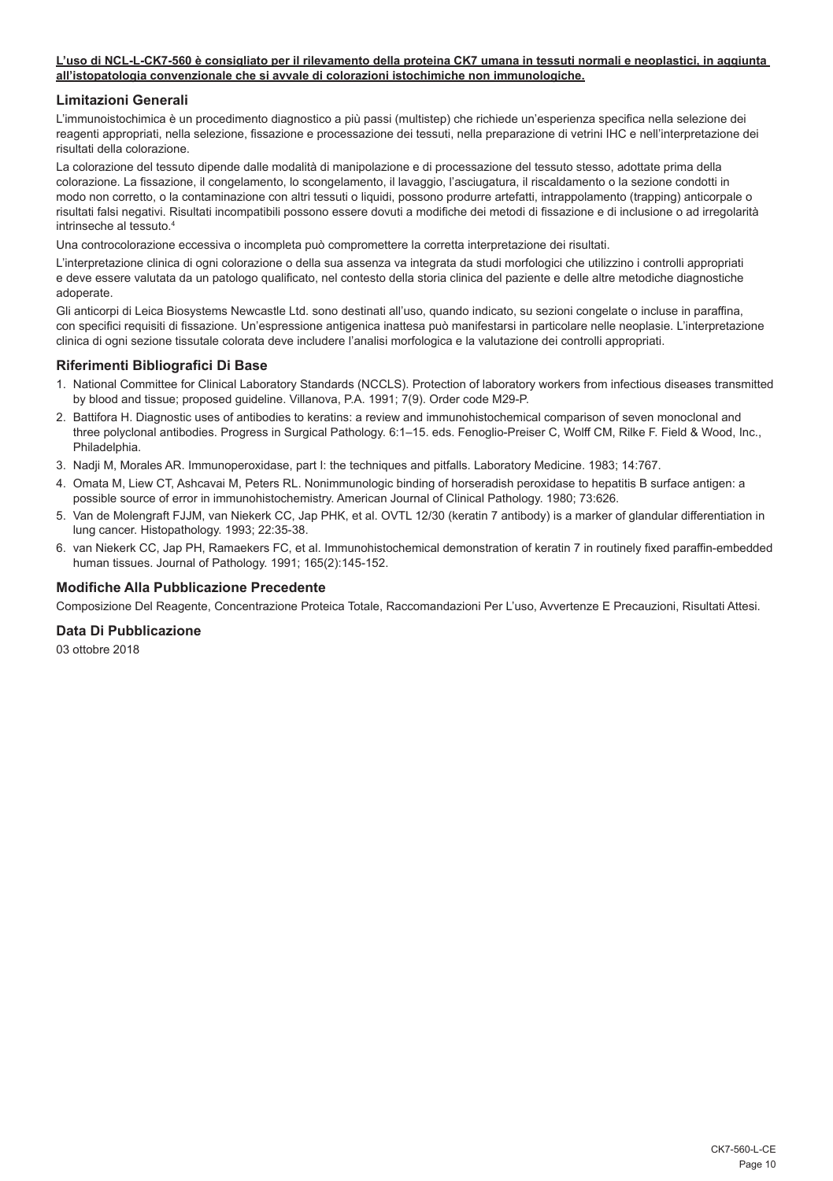**L'uso di NCL-L-CK7-560 è consigliato per il rilevamento della proteina CK7 umana in tessuti normali e neoplastici, in aggiunta all'istopatologia convenzionale che si avvale di colorazioni istochimiche non immunologiche.**

## Limitazioni Generali

L'immunoistochimica è un procedimento diagnostico a più passi (multistep) che richiede un'esperienza specifica nella selezione dei reagenti appropriati, nella selezione, fissazione e processazione dei tessuti, nella preparazione di vetrini IHC e nell'interpretazione dei risultati della colorazione.

La colorazione del tessuto dipende dalle modalità di manipolazione e di processazione del tessuto stesso, adottate prima della colorazione. La fissazione, il congelamento, lo scongelamento, il lavaggio, l'asciugatura, il riscaldamento o la sezione condotti in modo non corretto, o la contaminazione con altri tessuti o liquidi, possono produrre artefatti, intrappolamento (trapping) anticorpale o risultati falsi negativi. Risultati incompatibili possono essere dovuti a modifiche dei metodi di fissazione e di inclusione o ad irregolarità intrinseche al tessuto.[4]

Una controcolorazione eccessiva o incompleta può compromettere la corretta interpretazione dei risultati.

L'interpretazione clinica di ogni colorazione o della sua assenza va integrata da studi morfologici che utilizzino i controlli appropriati e deve essere valutata da un patologo qualificato, nel contesto della storia clinica del paziente e delle altre metodiche diagnostiche adoperate.

Gli anticorpi di Leica Biosystems Newcastle Ltd. sono destinati all'uso, quando indicato, su sezioni congelate o incluse in paraffina, con specifici requisiti di fissazione. Un'espressione antigenica inattesa può manifestarsi in particolare nelle neoplasie. L'interpretazione clinica di ogni sezione tissutale colorata deve includere l'analisi morfologica e la valutazione dei controlli appropriati.

## Riferimenti Bibliografici Di Base

1. National Committee for Clinical Laboratory Standards (NCCLS). Protection of laboratory workers from infectious diseases transmitted by blood and tissue; proposed guideline. Villanova, P.A. 1991; 7(9). Order code M29-P.
2. Battifora H. Diagnostic uses of antibodies to keratins: a review and immunohistochemical comparison of seven monoclonal and three polyclonal antibodies. Progress in Surgical Pathology. 6:1–15. eds. Fenoglio-Preiser C, Wolff CM, Rilke F. Field & Wood, Inc., Philadelphia.
3. Nadji M, Morales AR. Immunoperoxidase, part I: the techniques and pitfalls. Laboratory Medicine. 1983; 14:767.
4. Omata M, Liew CT, Ashcavai M, Peters RL. Nonimmunologic binding of horseradish peroxidase to hepatitis B surface antigen: a possible source of error in immunohistochemistry. American Journal of Clinical Pathology. 1980; 73:626.
5. Van de Molengraft FJJM, van Niekerk CC, Jap PHK, et al. OVTL 12/30 (keratin 7 antibody) is a marker of glandular differentiation in lung cancer. Histopathology. 1993; 22:35-38.
6. van Niekerk CC, Jap PH, Ramaekers FC, et al. Immunohistochemical demonstration of keratin 7 in routinely fixed paraffin-embedded human tissues. Journal of Pathology. 1991; 165(2):145-152.

## Modifiche Alla Pubblicazione Precedente

Composizione Del Reagente, Concentrazione Proteica Totale, Raccomandazioni Per L'uso, Avvertenze E Precauzioni, Risultati Attesi.

## Data Di Pubblicazione

03 ottobre 2018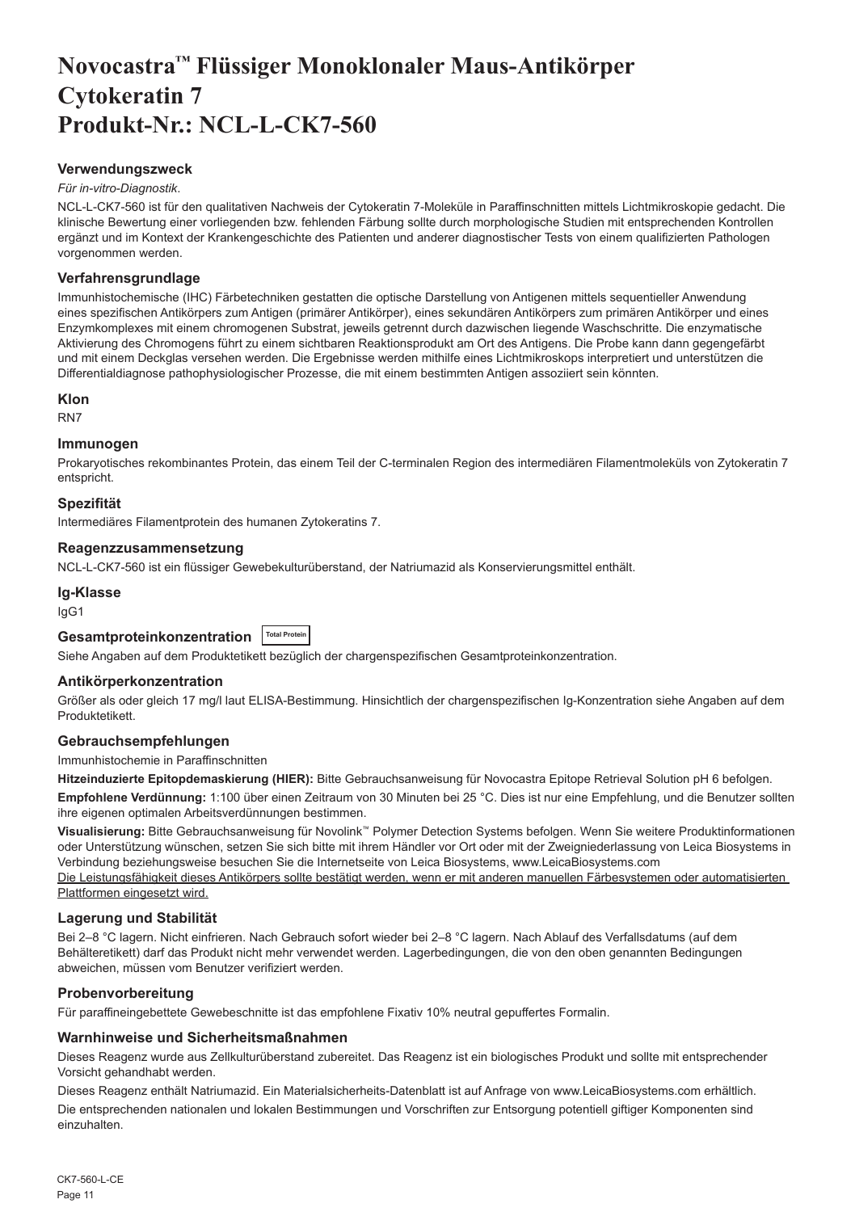# Novocastra™ Flüssiger Monoklonaler Maus-Antikörper Cytokeratin 7 Produkt-Nr.: NCL-L-CK7-560

## Verwendungszweck

*Für in-vitro-Diagnostik*.

NCL-L-CK7-560 ist für den qualitativen Nachweis der Cytokeratin 7-Moleküle in Paraffinschnitten mittels Lichtmikroskopie gedacht. Die klinische Bewertung einer vorliegenden bzw. fehlenden Färbung sollte durch morphologische Studien mit entsprechenden Kontrollen ergänzt und im Kontext der Krankengeschichte des Patienten und anderer diagnostischer Tests von einem qualifizierten Pathologen vorgenommen werden.

## Verfahrensgrundlage

Immunhistochemische (IHC) Färbetechniken gestatten die optische Darstellung von Antigenen mittels sequentieller Anwendung eines spezifischen Antikörpers zum Antigen (primärer Antikörper), eines sekundären Antikörpers zum primären Antikörper und eines Enzymkomplexes mit einem chromogenen Substrat, jeweils getrennt durch dazwischen liegende Waschschritte. Die enzymatische Aktivierung des Chromogens führt zu einem sichtbaren Reaktionsprodukt am Ort des Antigens. Die Probe kann dann gegengefärbt und mit einem Deckglas versehen werden. Die Ergebnisse werden mithilfe eines Lichtmikroskops interpretiert und unterstützen die Differentialdiagnose pathophysiologischer Prozesse, die mit einem bestimmten Antigen assoziiert sein könnten.

## Klon

RN7

## Immunogen

Prokaryotisches rekombinantes Protein, das einem Teil der C-terminalen Region des intermediären Filamentmoleküls von Zytokeratin 7 entspricht.

## Spezifität

Intermediäres Filamentprotein des humanen Zytokeratins 7.

## Reagenzzusammensetzung

NCL-L-CK7-560 ist ein flüssiger Gewebekulturüberstand, der Natriumazid als Konservierungsmittel enthält.

## Ig-Klasse

IgG1

## Gesamtproteinkonzentration Total Protein

Siehe Angaben auf dem Produktetikett bezüglich der chargenspezifischen Gesamtproteinkonzentration.

## Antikörperkonzentration

Größer als oder gleich 17 mg/l laut ELISA-Bestimmung. Hinsichtlich der chargenspezifischen Ig-Konzentration siehe Angaben auf dem Produktetikett.

## Gebrauchsempfehlungen

Immunhistochemie in Paraffinschnitten

**Hitzeinduzierte Epitopdemaskierung (HIER):** Bitte Gebrauchsanweisung für Novocastra Epitope Retrieval Solution pH 6 befolgen.

**Empfohlene Verdünnung:** 1:100 über einen Zeitraum von 30 Minuten bei 25 °C. Dies ist nur eine Empfehlung, und die Benutzer sollten ihre eigenen optimalen Arbeitsverdünnungen bestimmen.

**Visualisierung:** Bitte Gebrauchsanweisung für Novolink™ Polymer Detection Systems befolgen. Wenn Sie weitere Produktinformationen oder Unterstützung wünschen, setzen Sie sich bitte mit ihrem Händler vor Ort oder mit der Zweigniederlassung von Leica Biosystems in Verbindung beziehungsweise besuchen Sie die Internetseite von Leica Biosystems, www.LeicaBiosystems.com

Die Leistungsfähigkeit dieses Antikörpers sollte bestätigt werden, wenn er mit anderen manuellen Färbesystemen oder automatisierten Plattformen eingesetzt wird.

## Lagerung und Stabilität

Bei 2–8 °C lagern. Nicht einfrieren. Nach Gebrauch sofort wieder bei 2–8 °C lagern. Nach Ablauf des Verfallsdatums (auf dem Behälteretikett) darf das Produkt nicht mehr verwendet werden. Lagerbedingungen, die von den oben genannten Bedingungen abweichen, müssen vom Benutzer verifiziert werden.

## Probenvorbereitung

Für paraffineingebettete Gewebeschnitte ist das empfohlene Fixativ 10% neutral gepuffertes Formalin.

## Warnhinweise und Sicherheitsmaßnahmen

Dieses Reagenz wurde aus Zellkulturüberstand zubereitet. Das Reagenz ist ein biologisches Produkt und sollte mit entsprechender Vorsicht gehandhabt werden.

Dieses Reagenz enthält Natriumazid. Ein Materialsicherheits-Datenblatt ist auf Anfrage von www.LeicaBiosystems.com erhältlich.

Die entsprechenden nationalen und lokalen Bestimmungen und Vorschriften zur Entsorgung potentiell giftiger Komponenten sind einzuhalten.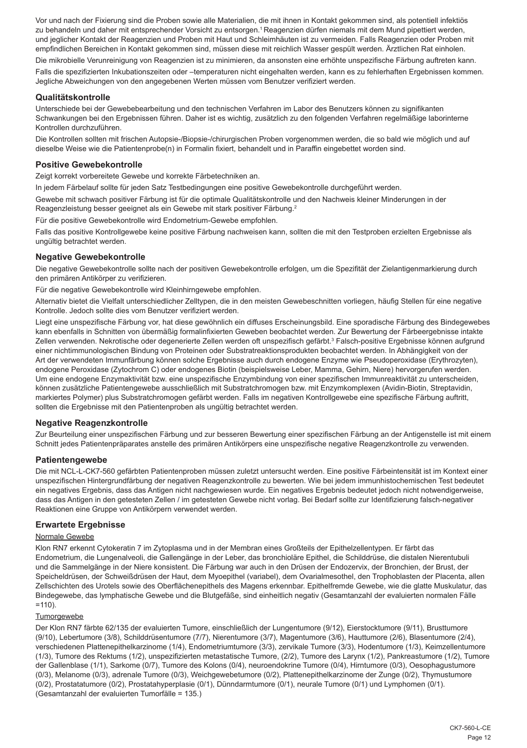Vor und nach der Fixierung sind die Proben sowie alle Materialien, die mit ihnen in Kontakt gekommen sind, als potentiell infektiös zu behandeln und daher mit entsprechender Vorsicht zu entsorgen.[1] Reagenzien dürfen niemals mit dem Mund pipettiert werden, und jeglicher Kontakt der Reagenzien und Proben mit Haut und Schleimhäuten ist zu vermeiden. Falls Reagenzien oder Proben mit empfindlichen Bereichen in Kontakt gekommen sind, müssen diese mit reichlich Wasser gespült werden. Ärztlichen Rat einholen.

Die mikrobielle Verunreinigung von Reagenzien ist zu minimieren, da ansonsten eine erhöhte unspezifische Färbung auftreten kann.

Falls die spezifizierten Inkubationszeiten oder –temperaturen nicht eingehalten werden, kann es zu fehlerhaften Ergebnissen kommen. Jegliche Abweichungen von den angegebenen Werten müssen vom Benutzer verifiziert werden.

## Qualitätskontrolle

Unterschiede bei der Gewebebearbeitung und den technischen Verfahren im Labor des Benutzers können zu signifikanten Schwankungen bei den Ergebnissen führen. Daher ist es wichtig, zusätzlich zu den folgenden Verfahren regelmäßige laborinterne Kontrollen durchzuführen.

Die Kontrollen sollten mit frischen Autopsie-/Biopsie-/chirurgischen Proben vorgenommen werden, die so bald wie möglich und auf dieselbe Weise wie die Patientenprobe(n) in Formalin fixiert, behandelt und in Paraffin eingebettet worden sind.

## Positive Gewebekontrolle

Zeigt korrekt vorbereitete Gewebe und korrekte Färbetechniken an.

In jedem Färbelauf sollte für jeden Satz Testbedingungen eine positive Gewebekontrolle durchgeführt werden.

Gewebe mit schwach positiver Färbung ist für die optimale Qualitätskontrolle und den Nachweis kleiner Minderungen in der Reagenzleistung besser geeignet als ein Gewebe mit stark positiver Färbung.[2]

Für die positive Gewebekontrolle wird Endometrium-Gewebe empfohlen.

Falls das positive Kontrollgewebe keine positive Färbung nachweisen kann, sollten die mit den Testproben erzielten Ergebnisse als ungültig betrachtet werden.

## Negative Gewebekontrolle

Die negative Gewebekontrolle sollte nach der positiven Gewebekontrolle erfolgen, um die Spezifität der Zielantigenmarkierung durch den primären Antikörper zu verifizieren.

Für die negative Gewebekontrolle wird Kleinhirngewebe empfohlen.

Alternativ bietet die Vielfalt unterschiedlicher Zelltypen, die in den meisten Gewebeschnitten vorliegen, häufig Stellen für eine negative Kontrolle. Jedoch sollte dies vom Benutzer verifiziert werden.

Liegt eine unspezifische Färbung vor, hat diese gewöhnlich ein diffuses Erscheinungsbild. Eine sporadische Färbung des Bindegewebes kann ebenfalls in Schnitten von übermäßig formalinfixierten Geweben beobachtet werden. Zur Bewertung der Färbeergebnisse intakte Zellen verwenden. Nekrotische oder degenerierte Zellen werden oft unspezifisch gefärbt.[3] Falsch-positive Ergebnisse können aufgrund einer nichtimmunologischen Bindung von Proteinen oder Substratreaktionsprodukten beobachtet werden. In Abhängigkeit von der Art der verwendeten Immunfärbung können solche Ergebnisse auch durch endogene Enzyme wie Pseudoperoxidase (Erythrozyten), endogene Peroxidase (Zytochrom C) oder endogenes Biotin (beispielsweise Leber, Mamma, Gehirn, Niere) hervorgerufen werden. Um eine endogene Enzymaktivität bzw. eine unspezifische Enzymbindung von einer spezifischen Immunreaktivität zu unterscheiden, können zusätzliche Patientengewebe ausschließlich mit Substratchromogen bzw. mit Enzymkomplexen (Avidin-Biotin, Streptavidin, markiertes Polymer) plus Substratchromogen gefärbt werden. Falls im negativen Kontrollgewebe eine spezifische Färbung auftritt, sollten die Ergebnisse mit den Patientenproben als ungültig betrachtet werden.

## Negative Reagenzkontrolle

Zur Beurteilung einer unspezifischen Färbung und zur besseren Bewertung einer spezifischen Färbung an der Antigenstelle ist mit einem Schnitt jedes Patientenpräparates anstelle des primären Antikörpers eine unspezifische negative Reagenzkontrolle zu verwenden.

## Patientengewebe

Die mit NCL-L-CK7-560 gefärbten Patientenproben müssen zuletzt untersucht werden. Eine positive Färbeintensität ist im Kontext einer unspezifischen Hintergrundfärbung der negativen Reagenzkontrolle zu bewerten. Wie bei jedem immunhistochemischen Test bedeutet ein negatives Ergebnis, dass das Antigen nicht nachgewiesen wurde. Ein negatives Ergebnis bedeutet jedoch nicht notwendigerweise, dass das Antigen in den getesteten Zellen / im getesteten Gewebe nicht vorlag. Bei Bedarf sollte zur Identifizierung falsch-negativer Reaktionen eine Gruppe von Antikörpern verwendet werden.

## Erwartete Ergebnisse

### Normale Gewebe

Klon RN7 erkennt Cytokeratin 7 im Zytoplasma und in der Membran eines Großteils der Epithelzellentypen. Er färbt das Endometrium, die Lungenalveoli, die Gallengänge in der Leber, das bronchioläre Epithel, die Schilddrüse, die distalen Nierentubuli und die Sammelgänge in der Niere konsistent. Die Färbung war auch in den Drüsen der Endozervix, der Bronchien, der Brust, der Speicheldrüsen, der Schweißdrüsen der Haut, dem Myoepithel (variabel), dem Ovarialmesothel, den Trophoblasten der Placenta, allen Zellschichten des Urotels sowie des Oberflächenepithels des Magens erkennbar. Epithelfremde Gewebe, wie die glatte Muskulatur, das Bindegewebe, das lymphatische Gewebe und die Blutgefäße, sind einheitlich negativ (Gesamtanzahl der evaluierten normalen Fälle =110).

### Tumorgewebe

Der Klon RN7 färbte 62/135 der evaluierten Tumore, einschließlich der Lungentumore (9/12), Eierstocktumore (9/11), Brusttumore (9/10), Lebertumore (3/8), Schilddrüsentumore (7/7), Nierentumore (3/7), Magentumore (3/6), Hauttumore (2/6), Blasentumore (2/4), verschiedenen Plattenepithelkarzinome (1/4), Endometriumtumore (3/3), zervikale Tumore (3/3), Hodentumore (1/3), Keimzellentumore (1/3), Tumore des Rektums (1/2), unspezifizierten metastatische Tumore, (2/2), Tumore des Larynx (1/2), Pankreastumore (1/2), Tumore der Gallenblase (1/1), Sarkome (0/7), Tumore des Kolons (0/4), neuroendokrine Tumore (0/4), Hirntumore (0/3), Oesophagustumore (0/3), Melanome (0/3), adrenale Tumore (0/3), Weichgewebetumore (0/2), Plattenepithelkarzinome der Zunge (0/2), Thymustumore (0/2), Prostatatumore (0/2), Prostatahyperplasie (0/1), Dünndarmtumore (0/1), neurale Tumore (0/1) und Lymphomen (0/1). (Gesamtanzahl der evaluierten Tumorfälle = 135.)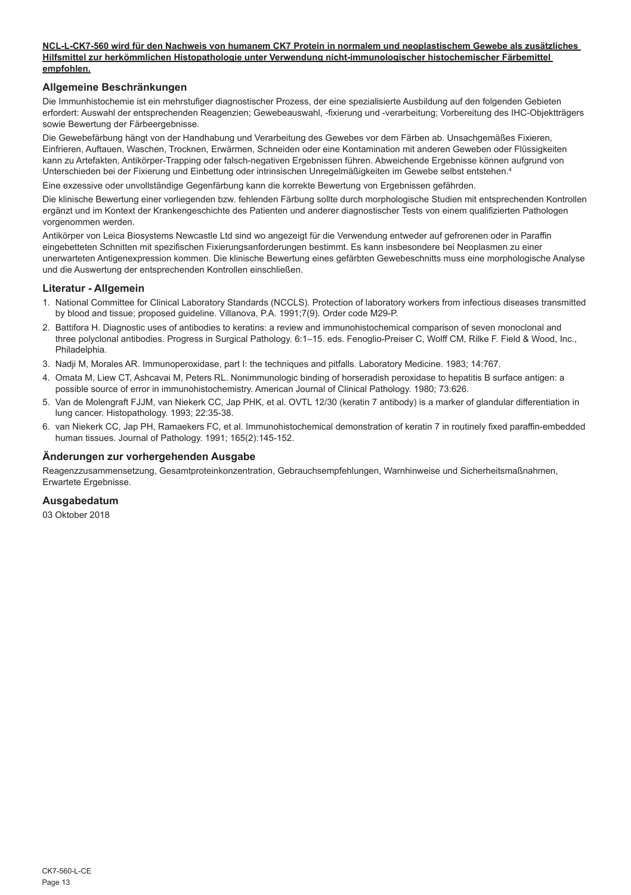**NCL-L-CK7-560 wird für den Nachweis von humanem CK7 Protein in normalem und neoplastischem Gewebe als zusätzliches Hilfsmittel zur herkömmlichen Histopathologie unter Verwendung nicht-immunologischer histochemischer Färbemittel empfohlen.**

## Allgemeine Beschränkungen

Die Immunhistochemie ist ein mehrstufiger diagnostischer Prozess, der eine spezialisierte Ausbildung auf den folgenden Gebieten erfordert: Auswahl der entsprechenden Reagenzien; Gewebeauswahl, -fixierung und -verarbeitung; Vorbereitung des IHC-Objektträgers sowie Bewertung der Färbeergebnisse.

Die Gewebefärbung hängt von der Handhabung und Verarbeitung des Gewebes vor dem Färben ab. Unsachgemäßes Fixieren, Einfrieren, Auftauen, Waschen, Trocknen, Erwärmen, Schneiden oder eine Kontamination mit anderen Geweben oder Flüssigkeiten kann zu Artefakten, Antikörper-Trapping oder falsch-negativen Ergebnissen führen. Abweichende Ergebnisse können aufgrund von Unterschieden bei der Fixierung und Einbettung oder intrinsischen Unregelmäßigkeiten im Gewebe selbst entstehen.[4]

Eine exzessive oder unvollständige Gegenfärbung kann die korrekte Bewertung von Ergebnissen gefährden.

Die klinische Bewertung einer vorliegenden bzw. fehlenden Färbung sollte durch morphologische Studien mit entsprechenden Kontrollen ergänzt und im Kontext der Krankengeschichte des Patienten und anderer diagnostischer Tests von einem qualifizierten Pathologen vorgenommen werden.

Antikörper von Leica Biosystems Newcastle Ltd sind wo angezeigt für die Verwendung entweder auf gefrorenen oder in Paraffin eingebetteten Schnitten mit spezifischen Fixierungsanforderungen bestimmt. Es kann insbesondere bei Neoplasmen zu einer unerwarteten Antigenexpression kommen. Die klinische Bewertung eines gefärbten Gewebeschnitts muss eine morphologische Analyse und die Auswertung der entsprechenden Kontrollen einschließen.

## Literatur - Allgemein

1. National Committee for Clinical Laboratory Standards (NCCLS). Protection of laboratory workers from infectious diseases transmitted by blood and tissue; proposed guideline. Villanova, P.A. 1991;7(9). Order code M29-P.
2. Battifora H. Diagnostic uses of antibodies to keratins: a review and immunohistochemical comparison of seven monoclonal and three polyclonal antibodies. Progress in Surgical Pathology. 6:1–15. eds. Fenoglio-Preiser C, Wolff CM, Rilke F. Field & Wood, Inc., Philadelphia.
3. Nadji M, Morales AR. Immunoperoxidase, part I: the techniques and pitfalls. Laboratory Medicine. 1983; 14:767.
4. Omata M, Liew CT, Ashcavai M, Peters RL. Nonimmunologic binding of horseradish peroxidase to hepatitis B surface antigen: a possible source of error in immunohistochemistry. American Journal of Clinical Pathology. 1980; 73:626.
5. Van de Molengraft FJJM, van Niekerk CC, Jap PHK, et al. OVTL 12/30 (keratin 7 antibody) is a marker of glandular differentiation in lung cancer. Histopathology. 1993; 22:35-38.
6. van Niekerk CC, Jap PH, Ramaekers FC, et al. Immunohistochemical demonstration of keratin 7 in routinely fixed paraffin-embedded human tissues. Journal of Pathology. 1991; 165(2):145-152.

## Änderungen zur vorhergehenden Ausgabe

Reagenzzusammensetzung, Gesamtproteinkonzentration, Gebrauchsempfehlungen, Warnhinweise und Sicherheitsmaßnahmen, Erwartete Ergebnisse.

## Ausgabedatum

03 Oktober 2018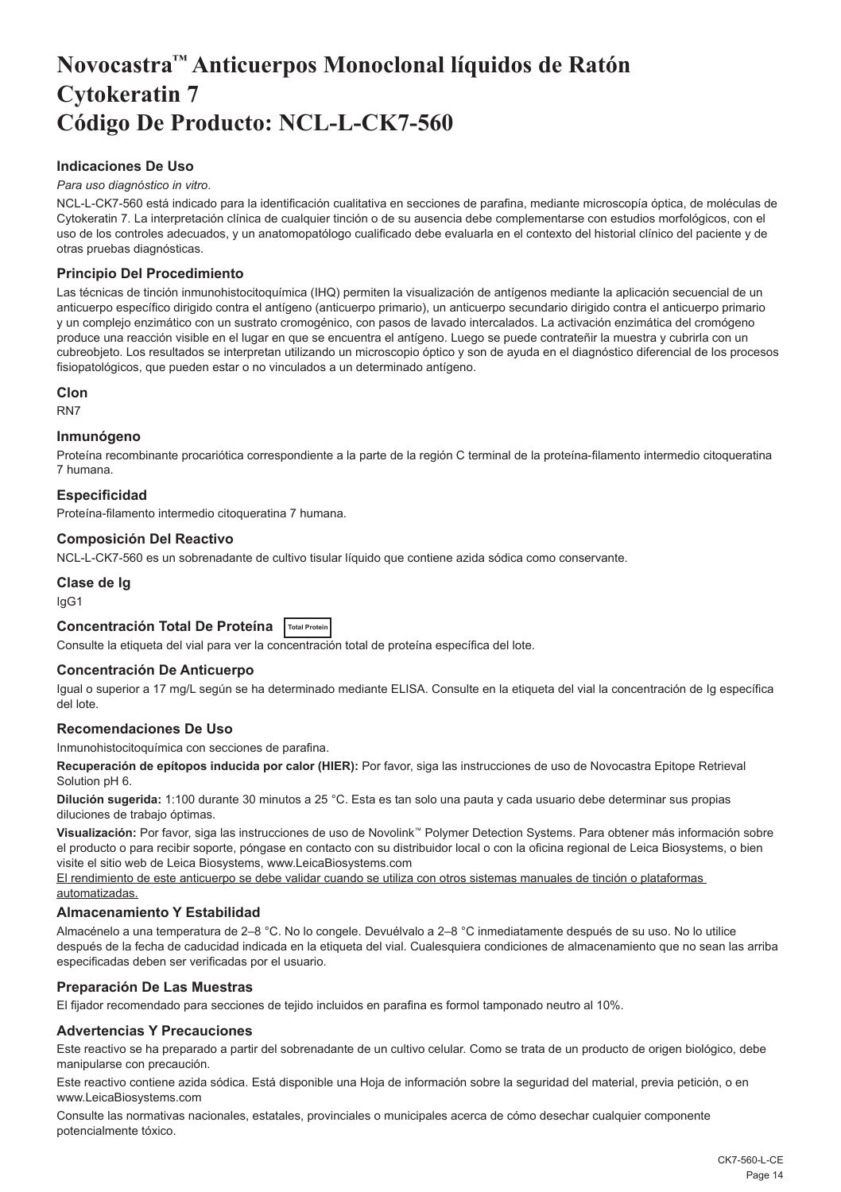# Novocastra™ Anticuerpos Monoclonal líquidos de Ratón Cytokeratin 7 Código De Producto: NCL-L-CK7-560

### Indicaciones De Uso

*Para uso diagnóstico in vitro*.

NCL-L-CK7-560 está indicado para la identificación cualitativa en secciones de parafina, mediante microscopía óptica, de moléculas de Cytokeratin 7. La interpretación clínica de cualquier tinción o de su ausencia debe complementarse con estudios morfológicos, con el uso de los controles adecuados, y un anatomopatólogo cualificado debe evaluarla en el contexto del historial clínico del paciente y de otras pruebas diagnósticas.

### Principio Del Procedimiento

Las técnicas de tinción inmunohistocitoquímica (IHQ) permiten la visualización de antígenos mediante la aplicación secuencial de un anticuerpo específico dirigido contra el antígeno (anticuerpo primario), un anticuerpo secundario dirigido contra el anticuerpo primario y un complejo enzimático con un sustrato cromogénico, con pasos de lavado intercalados. La activación enzimática del cromógeno produce una reacción visible en el lugar en que se encuentra el antígeno. Luego se puede contrateñir la muestra y cubrirla con un cubreobjeto. Los resultados se interpretan utilizando un microscopio óptico y son de ayuda en el diagnóstico diferencial de los procesos fisiopatológicos, que pueden estar o no vinculados a un determinado antígeno.

### Clon

RN7

### Inmunógeno

Proteína recombinante procariótica correspondiente a la parte de la región C terminal de la proteína-filamento intermedio citoqueratina 7 humana.

### Especificidad

Proteína-filamento intermedio citoqueratina 7 humana.

### Composición Del Reactivo

NCL-L-CK7-560 es un sobrenadante de cultivo tisular líquido que contiene azida sódica como conservante.

### Clase de Ig

IgG1

### Concentración Total De Proteína Total Protein

Consulte la etiqueta del vial para ver la concentración total de proteína específica del lote.

### Concentración De Anticuerpo

Igual o superior a 17 mg/L según se ha determinado mediante ELISA. Consulte en la etiqueta del vial la concentración de Ig específica del lote.

### Recomendaciones De Uso

Inmunohistocitoquímica con secciones de parafina.

**Recuperación de epítopos inducida por calor (HIER):** Por favor, siga las instrucciones de uso de Novocastra Epitope Retrieval Solution pH 6.

**Dilución sugerida:** 1:100 durante 30 minutos a 25 °C. Esta es tan solo una pauta y cada usuario debe determinar sus propias diluciones de trabajo óptimas.

**Visualización:** Por favor, siga las instrucciones de uso de Novolink™ Polymer Detection Systems. Para obtener más información sobre el producto o para recibir soporte, póngase en contacto con su distribuidor local o con la oficina regional de Leica Biosystems, o bien visite el sitio web de Leica Biosystems, www.LeicaBiosystems.com

El rendimiento de este anticuerpo se debe validar cuando se utiliza con otros sistemas manuales de tinción o plataformas automatizadas.

### Almacenamiento Y Estabilidad

Almacénelo a una temperatura de 2–8 °C. No lo congele. Devuélvalo a 2–8 °C inmediatamente después de su uso. No lo utilice después de la fecha de caducidad indicada en la etiqueta del vial. Cualesquiera condiciones de almacenamiento que no sean las arriba especificadas deben ser verificadas por el usuario.

### Preparación De Las Muestras

El fijador recomendado para secciones de tejido incluidos en parafina es formol tamponado neutro al 10%.

### Advertencias Y Precauciones

Este reactivo se ha preparado a partir del sobrenadante de un cultivo celular. Como se trata de un producto de origen biológico, debe manipularse con precaución.

Este reactivo contiene azida sódica. Está disponible una Hoja de información sobre la seguridad del material, previa petición, o en www.LeicaBiosystems.com

Consulte las normativas nacionales, estatales, provinciales o municipales acerca de cómo desechar cualquier componente potencialmente tóxico.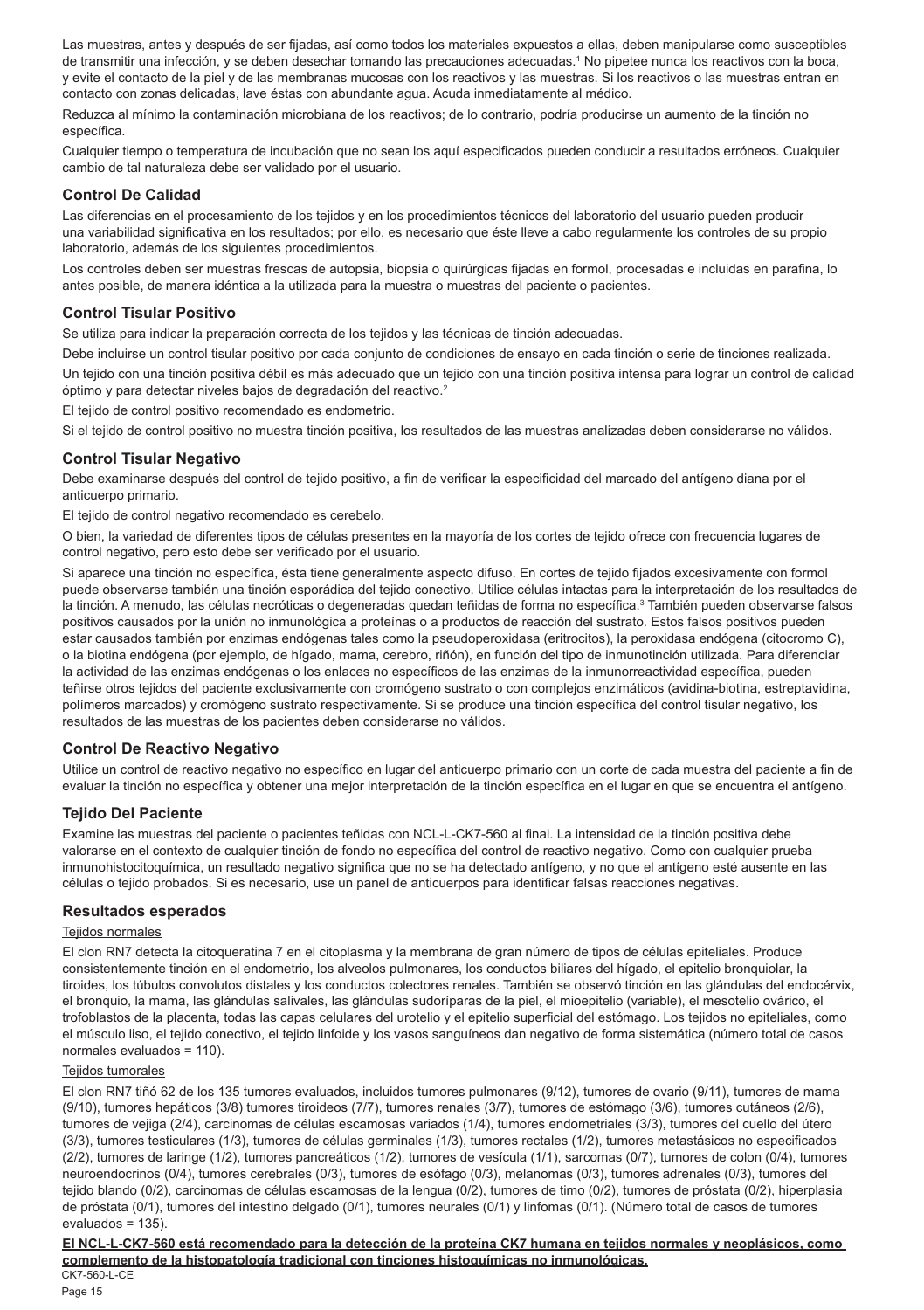Las muestras, antes y después de ser fijadas, así como todos los materiales expuestos a ellas, deben manipularse como susceptibles de transmitir una infección, y se deben desechar tomando las precauciones adecuadas.[1] No pipetee nunca los reactivos con la boca, y evite el contacto de la piel y de las membranas mucosas con los reactivos y las muestras. Si los reactivos o las muestras entran en contacto con zonas delicadas, lave éstas con abundante agua. Acuda inmediatamente al médico.

Reduzca al mínimo la contaminación microbiana de los reactivos; de lo contrario, podría producirse un aumento de la tinción no específica.

Cualquier tiempo o temperatura de incubación que no sean los aquí especificados pueden conducir a resultados erróneos. Cualquier cambio de tal naturaleza debe ser validado por el usuario.

## Control De Calidad

Las diferencias en el procesamiento de los tejidos y en los procedimientos técnicos del laboratorio del usuario pueden producir una variabilidad significativa en los resultados; por ello, es necesario que éste lleve a cabo regularmente los controles de su propio laboratorio, además de los siguientes procedimientos.

Los controles deben ser muestras frescas de autopsia, biopsia o quirúrgicas fijadas en formol, procesadas e incluidas en parafina, lo antes posible, de manera idéntica a la utilizada para la muestra o muestras del paciente o pacientes.

## Control Tisular Positivo

Se utiliza para indicar la preparación correcta de los tejidos y las técnicas de tinción adecuadas.

Debe incluirse un control tisular positivo por cada conjunto de condiciones de ensayo en cada tinción o serie de tinciones realizada.

Un tejido con una tinción positiva débil es más adecuado que un tejido con una tinción positiva intensa para lograr un control de calidad óptimo y para detectar niveles bajos de degradación del reactivo.[2]

El tejido de control positivo recomendado es endometrio.

Si el tejido de control positivo no muestra tinción positiva, los resultados de las muestras analizadas deben considerarse no válidos.

## Control Tisular Negativo

Debe examinarse después del control de tejido positivo, a fin de verificar la especificidad del marcado del antígeno diana por el anticuerpo primario.

El tejido de control negativo recomendado es cerebelo.

O bien, la variedad de diferentes tipos de células presentes en la mayoría de los cortes de tejido ofrece con frecuencia lugares de control negativo, pero esto debe ser verificado por el usuario.

Si aparece una tinción no específica, ésta tiene generalmente aspecto difuso. En cortes de tejido fijados excesivamente con formol puede observarse también una tinción esporádica del tejido conectivo. Utilice células intactas para la interpretación de los resultados de la tinción. A menudo, las células necróticas o degeneradas quedan teñidas de forma no específica.[3] También pueden observarse falsos positivos causados por la unión no inmunológica a proteínas o a productos de reacción del sustrato. Estos falsos positivos pueden estar causados también por enzimas endógenas tales como la pseudoperoxidasa (eritrocitos), la peroxidasa endógena (citocromo C), o la biotina endógena (por ejemplo, de hígado, mama, cerebro, riñón), en función del tipo de inmunotinción utilizada. Para diferenciar la actividad de las enzimas endógenas o los enlaces no específicos de las enzimas de la inmunorreactividad específica, pueden teñirse otros tejidos del paciente exclusivamente con cromógeno sustrato o con complejos enzimáticos (avidina-biotina, estreptavidina, polímeros marcados) y cromógeno sustrato respectivamente. Si se produce una tinción específica del control tisular negativo, los resultados de las muestras de los pacientes deben considerarse no válidos.

## Control De Reactivo Negativo

Utilice un control de reactivo negativo no específico en lugar del anticuerpo primario con un corte de cada muestra del paciente a fin de evaluar la tinción no específica y obtener una mejor interpretación de la tinción específica en el lugar en que se encuentra el antígeno.

## Tejido Del Paciente

Examine las muestras del paciente o pacientes teñidas con NCL-L-CK7-560 al final. La intensidad de la tinción positiva debe valorarse en el contexto de cualquier tinción de fondo no específica del control de reactivo negativo. Como con cualquier prueba inmunohistocitoquímica, un resultado negativo significa que no se ha detectado antígeno, y no que el antígeno esté ausente en las células o tejido probados. Si es necesario, use un panel de anticuerpos para identificar falsas reacciones negativas.

## Resultados esperados

Tejidos normales

El clon RN7 detecta la citoqueratina 7 en el citoplasma y la membrana de gran número de tipos de células epiteliales. Produce consistentemente tinción en el endometrio, los alveolos pulmonares, los conductos biliares del hígado, el epitelio bronquiolar, la tiroides, los túbulos convolutos distales y los conductos colectores renales. También se observó tinción en las glándulas del endocérvix, el bronquio, la mama, las glándulas salivales, las glándulas sudoríparas de la piel, el mioepitelio (variable), el mesotelio ovárico, el trofoblastos de la placenta, todas las capas celulares del urotelio y el epitelio superficial del estómago. Los tejidos no epiteliales, como el músculo liso, el tejido conectivo, el tejido linfoide y los vasos sanguíneos dan negativo de forma sistemática (número total de casos normales evaluados = 110).

Tejidos tumorales

El clon RN7 tiñó 62 de los 135 tumores evaluados, incluidos tumores pulmonares (9/12), tumores de ovario (9/11), tumores de mama (9/10), tumores hepáticos (3/8) tumores tiroideos (7/7), tumores renales (3/7), tumores de estómago (3/6), tumores cutáneos (2/6), tumores de vejiga (2/4), carcinomas de células escamosas variados (1/4), tumores endometriales (3/3), tumores del cuello del útero (3/3), tumores testiculares (1/3), tumores de células germinales (1/3), tumores rectales (1/2), tumores metastásicos no especificados (2/2), tumores de laringe (1/2), tumores pancreáticos (1/2), tumores de vesícula (1/1), sarcomas (0/7), tumores de colon (0/4), tumores neuroendocrinos (0/4), tumores cerebrales (0/3), tumores de esófago (0/3), melanomas (0/3), tumores adrenales (0/3), tumores del tejido blando (0/2), carcinomas de células escamosas de la lengua (0/2), tumores de timo (0/2), tumores de próstata (0/2), hiperplasia de próstata (0/1), tumores del intestino delgado (0/1), tumores neurales (0/1) y linfomas (0/1). (Número total de casos de tumores evaluados = 135).

**El NCL-L-CK7-560 está recomendado para la detección de la proteína CK7 humana en tejidos normales y neoplásicos, como complemento de la histopatología tradicional con tinciones histoquímicas no inmunológicas.**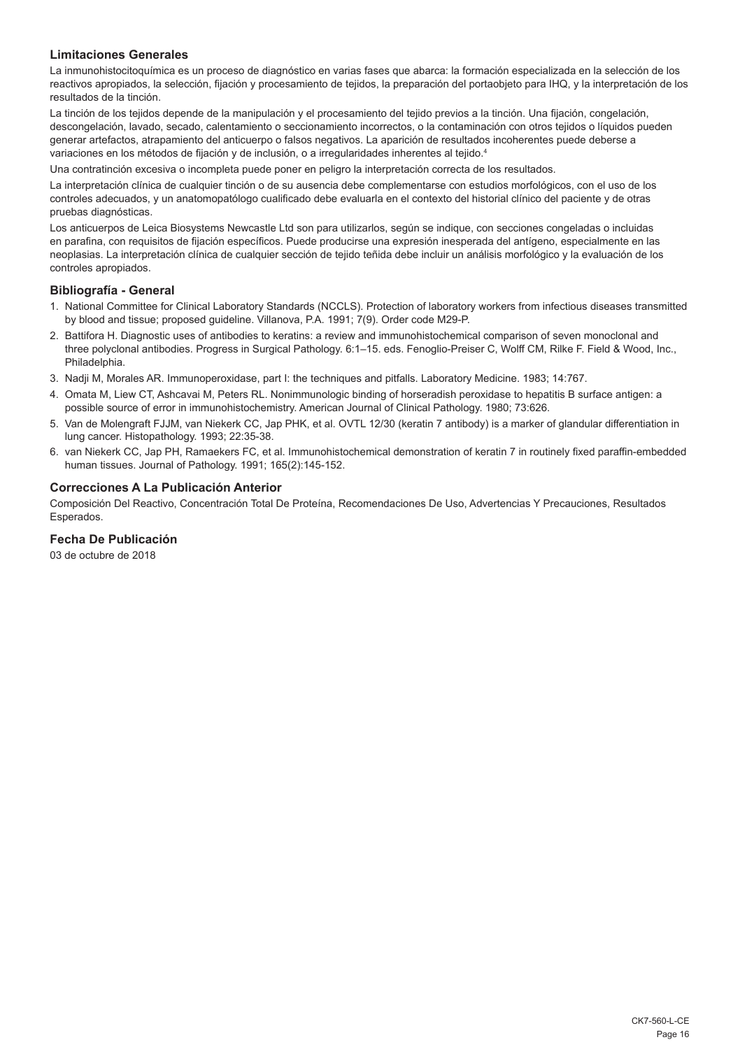### Limitaciones Generales

La inmunohistocitoquímica es un proceso de diagnóstico en varias fases que abarca: la formación especializada en la selección de los reactivos apropiados, la selección, fijación y procesamiento de tejidos, la preparación del portaobjeto para IHQ, y la interpretación de los resultados de la tinción.

La tinción de los tejidos depende de la manipulación y el procesamiento del tejido previos a la tinción. Una fijación, congelación, descongelación, lavado, secado, calentamiento o seccionamiento incorrectos, o la contaminación con otros tejidos o líquidos pueden generar artefactos, atrapamiento del anticuerpo o falsos negativos. La aparición de resultados incoherentes puede deberse a variaciones en los métodos de fijación y de inclusión, o a irregularidades inherentes al tejido.[4]

Una contratinción excesiva o incompleta puede poner en peligro la interpretación correcta de los resultados.

La interpretación clínica de cualquier tinción o de su ausencia debe complementarse con estudios morfológicos, con el uso de los controles adecuados, y un anatomopatólogo cualificado debe evaluarla en el contexto del historial clínico del paciente y de otras pruebas diagnósticas.

Los anticuerpos de Leica Biosystems Newcastle Ltd son para utilizarlos, según se indique, con secciones congeladas o incluidas en parafina, con requisitos de fijación específicos. Puede producirse una expresión inesperada del antígeno, especialmente en las neoplasias. La interpretación clínica de cualquier sección de tejido teñida debe incluir un análisis morfológico y la evaluación de los controles apropiados.

### Bibliografía - General

1. National Committee for Clinical Laboratory Standards (NCCLS). Protection of laboratory workers from infectious diseases transmitted by blood and tissue; proposed guideline. Villanova, P.A. 1991; 7(9). Order code M29-P.
2. Battifora H. Diagnostic uses of antibodies to keratins: a review and immunohistochemical comparison of seven monoclonal and three polyclonal antibodies. Progress in Surgical Pathology. 6:1–15. eds. Fenoglio-Preiser C, Wolff CM, Rilke F. Field & Wood, Inc., Philadelphia.
3. Nadji M, Morales AR. Immunoperoxidase, part I: the techniques and pitfalls. Laboratory Medicine. 1983; 14:767.
4. Omata M, Liew CT, Ashcavai M, Peters RL. Nonimmunologic binding of horseradish peroxidase to hepatitis B surface antigen: a possible source of error in immunohistochemistry. American Journal of Clinical Pathology. 1980; 73:626.
5. Van de Molengraft FJJM, van Niekerk CC, Jap PHK, et al. OVTL 12/30 (keratin 7 antibody) is a marker of glandular differentiation in lung cancer. Histopathology. 1993; 22:35-38.
6. van Niekerk CC, Jap PH, Ramaekers FC, et al. Immunohistochemical demonstration of keratin 7 in routinely fixed paraffin-embedded human tissues. Journal of Pathology. 1991; 165(2):145-152.

### Correcciones A La Publicación Anterior

Composición Del Reactivo, Concentración Total De Proteína, Recomendaciones De Uso, Advertencias Y Precauciones, Resultados Esperados.

### Fecha De Publicación

03 de octubre de 2018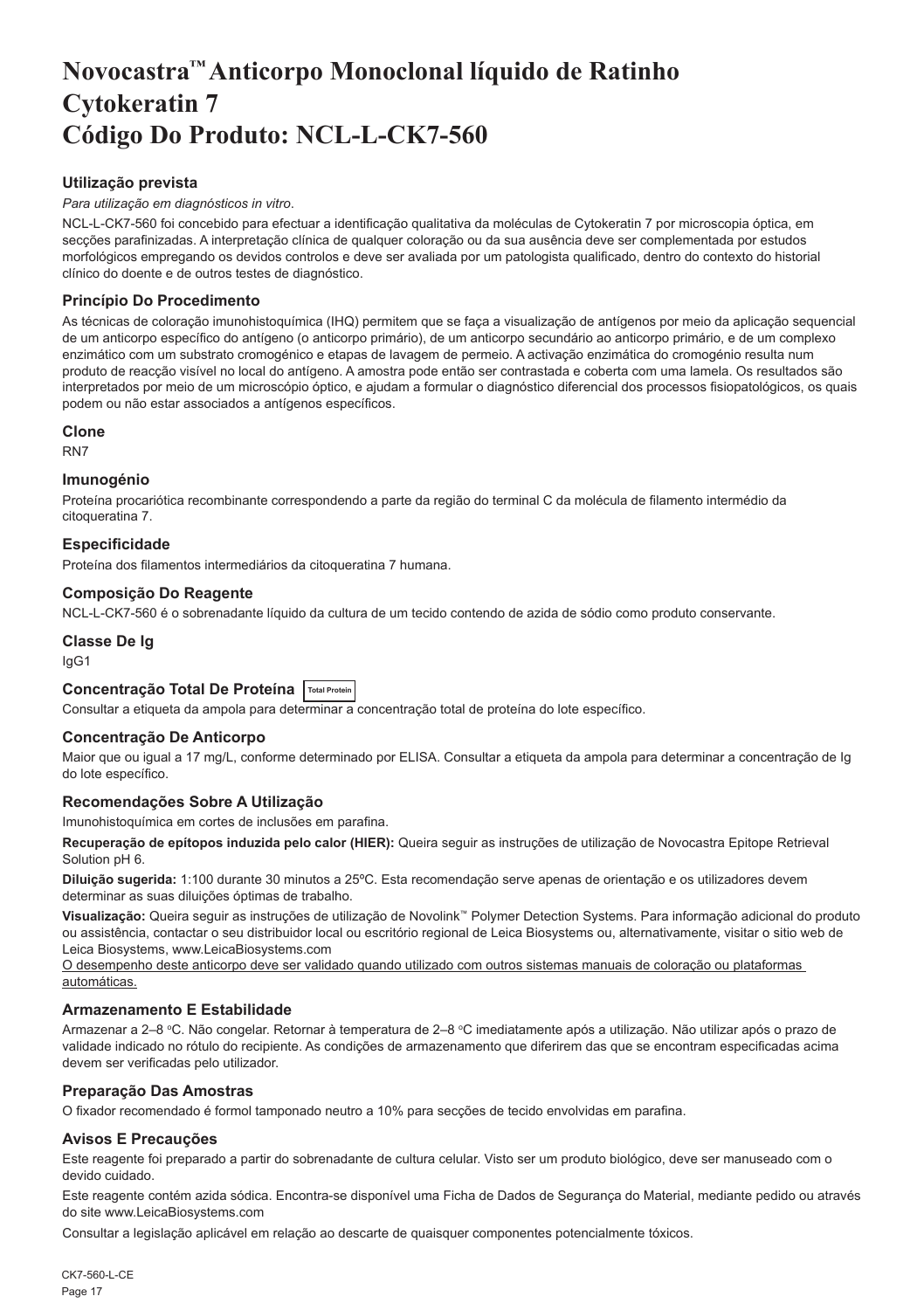# Novocastra™ Anticorpo Monoclonal líquido de Ratinho Cytokeratin 7 Código Do Produto: NCL-L-CK7-560

### Utilização prevista

*Para utilização em diagnósticos in vitro*.

NCL-L-CK7-560 foi concebido para efectuar a identificação qualitativa da moléculas de Cytokeratin 7 por microscopia óptica, em secções parafinizadas. A interpretação clínica de qualquer coloração ou da sua ausência deve ser complementada por estudos morfológicos empregando os devidos controlos e deve ser avaliada por um patologista qualificado, dentro do contexto do historial clínico do doente e de outros testes de diagnóstico.

### Princípio Do Procedimento

As técnicas de coloração imunohistoquímica (IHQ) permitem que se faça a visualização de antígenos por meio da aplicação sequencial de um anticorpo específico do antígeno (o anticorpo primário), de um anticorpo secundário ao anticorpo primário, e de um complexo enzimático com um substrato cromogénico e etapas de lavagem de permeio. A activação enzimática do cromogénio resulta num produto de reacção visível no local do antígeno. A amostra pode então ser contrastada e coberta com uma lamela. Os resultados são interpretados por meio de um microscópio óptico, e ajudam a formular o diagnóstico diferencial dos processos fisiopatológicos, os quais podem ou não estar associados a antígenos específicos.

### Clone

RN7

### Imunogénio

Proteína procariótica recombinante correspondendo a parte da região do terminal C da molécula de filamento intermédio da citoqueratina 7.

### Especificidade

Proteína dos filamentos intermediários da citoqueratina 7 humana.

### Composição Do Reagente

NCL-L-CK7-560 é o sobrenadante líquido da cultura de um tecido contendo de azida de sódio como produto conservante.

### Classe De Ig

IgG1

### Concentração Total De Proteína Total Protein

Consultar a etiqueta da ampola para determinar a concentração total de proteína do lote específico.

### Concentração De Anticorpo

Maior que ou igual a 17 mg/L, conforme determinado por ELISA. Consultar a etiqueta da ampola para determinar a concentração de Ig do lote específico.

### Recomendações Sobre A Utilização

Imunohistoquímica em cortes de inclusões em parafina.

**Recuperação de epítopos induzida pelo calor (HIER):** Queira seguir as instruções de utilização de Novocastra Epitope Retrieval Solution pH 6.

**Diluição sugerida:** 1:100 durante 30 minutos a 25ºC. Esta recomendação serve apenas de orientação e os utilizadores devem determinar as suas diluições óptimas de trabalho.

**Visualização:** Queira seguir as instruções de utilização de Novolink™ Polymer Detection Systems. Para informação adicional do produto ou assistência, contactar o seu distribuidor local ou escritório regional de Leica Biosystems ou, alternativamente, visitar o sitio web de Leica Biosystems, www.LeicaBiosystems.com

O desempenho deste anticorpo deve ser validado quando utilizado com outros sistemas manuais de coloração ou plataformas automáticas.

### Armazenamento E Estabilidade

Armazenar a 2–8 °C. Não congelar. Retornar à temperatura de 2–8 °C imediatamente após a utilização. Não utilizar após o prazo de validade indicado no rótulo do recipiente. As condições de armazenamento que diferirem das que se encontram especificadas acima devem ser verificadas pelo utilizador.

### Preparação Das Amostras

O fixador recomendado é formol tamponado neutro a 10% para secções de tecido envolvidas em parafina.

### Avisos E Precauções

Este reagente foi preparado a partir do sobrenadante de cultura celular. Visto ser um produto biológico, deve ser manuseado com o devido cuidado.

Este reagente contém azida sódica. Encontra-se disponível uma Ficha de Dados de Segurança do Material, mediante pedido ou através do site www.LeicaBiosystems.com

Consultar a legislação aplicável em relação ao descarte de quaisquer componentes potencialmente tóxicos.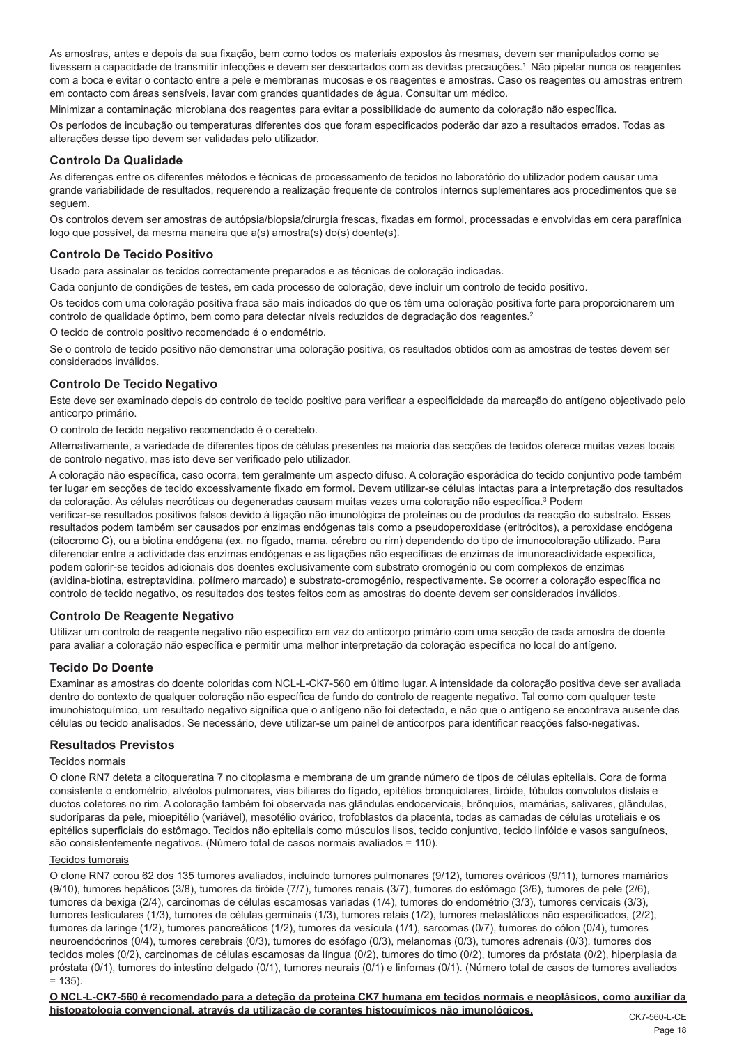As amostras, antes e depois da sua fixação, bem como todos os materiais expostos às mesmas, devem ser manipulados como se tivessem a capacidade de transmitir infecções e devem ser descartados com as devidas precauções.[1] Não pipetar nunca os reagentes com a boca e evitar o contacto entre a pele e membranas mucosas e os reagentes e amostras. Caso os reagentes ou amostras entrem em contacto com áreas sensíveis, lavar com grandes quantidades de água. Consultar um médico.

Minimizar a contaminação microbiana dos reagentes para evitar a possibilidade do aumento da coloração não específica.

Os períodos de incubação ou temperaturas diferentes dos que foram especificados poderão dar azo a resultados errados. Todas as alterações desse tipo devem ser validadas pelo utilizador.

### Controlo Da Qualidade

As diferenças entre os diferentes métodos e técnicas de processamento de tecidos no laboratório do utilizador podem causar uma grande variabilidade de resultados, requerendo a realização frequente de controlos internos suplementares aos procedimentos que se seguem.

Os controlos devem ser amostras de autópsia/biopsia/cirurgia frescas, fixadas em formol, processadas e envolvidas em cera parafínica logo que possível, da mesma maneira que a(s) amostra(s) do(s) doente(s).

### Controlo De Tecido Positivo

Usado para assinalar os tecidos correctamente preparados e as técnicas de coloração indicadas.

Cada conjunto de condições de testes, em cada processo de coloração, deve incluir um controlo de tecido positivo.

Os tecidos com uma coloração positiva fraca são mais indicados do que os têm uma coloração positiva forte para proporcionarem um controlo de qualidade óptimo, bem como para detectar níveis reduzidos de degradação dos reagentes.[2]

O tecido de controlo positivo recomendado é o endométrio.

Se o controlo de tecido positivo não demonstrar uma coloração positiva, os resultados obtidos com as amostras de testes devem ser considerados inválidos.

### Controlo De Tecido Negativo

Este deve ser examinado depois do controlo de tecido positivo para verificar a especificidade da marcação do antígeno objectivado pelo anticorpo primário.

O controlo de tecido negativo recomendado é o cerebelo.

Alternativamente, a variedade de diferentes tipos de células presentes na maioria das secções de tecidos oferece muitas vezes locais de controlo negativo, mas isto deve ser verificado pelo utilizador.

A coloração não específica, caso ocorra, tem geralmente um aspecto difuso. A coloração esporádica do tecido conjuntivo pode também ter lugar em secções de tecido excessivamente fixado em formol. Devem utilizar-se células intactas para a interpretação dos resultados da coloração. As células necróticas ou degeneradas causam muitas vezes uma coloração não específica.[3] Podem verificar-se resultados positivos falsos devido à ligação não imunológica de proteínas ou de produtos da reacção do substrato. Esses resultados podem também ser causados por enzimas endógenas tais como a pseudoperoxidase (eritrócitos), a peroxidase endógena (citocromo C), ou a biotina endógena (ex. no fígado, mama, cérebro ou rim) dependendo do tipo de imunocoloração utilizado. Para diferenciar entre a actividade das enzimas endógenas e as ligações não específicas de enzimas de imunoreactividade específica, podem colorir-se tecidos adicionais dos doentes exclusivamente com substrato cromogénio ou com complexos de enzimas (avidina-biotina, estreptavidina, polímero marcado) e substrato-cromogénio, respectivamente. Se ocorrer a coloração específica no controlo de tecido negativo, os resultados dos testes feitos com as amostras do doente devem ser considerados inválidos.

### Controlo De Reagente Negativo

Utilizar um controlo de reagente negativo não específico em vez do anticorpo primário com uma secção de cada amostra de doente para avaliar a coloração não específica e permitir uma melhor interpretação da coloração específica no local do antígeno.

### Tecido Do Doente

Examinar as amostras do doente coloridas com NCL-L-CK7-560 em último lugar. A intensidade da coloração positiva deve ser avaliada dentro do contexto de qualquer coloração não específica de fundo do controlo de reagente negativo. Tal como com qualquer teste imunohistoquímico, um resultado negativo significa que o antígeno não foi detectado, e não que o antígeno se encontrava ausente das células ou tecido analisados. Se necessário, deve utilizar-se um painel de anticorpos para identificar reacções falso-negativas.

### Resultados Previstos

Tecidos normais

O clone RN7 deteta a citoqueratina 7 no citoplasma e membrana de um grande número de tipos de células epiteliais. Cora de forma consistente o endométrio, alvéolos pulmonares, vias biliares do fígado, epitélios bronquiolares, tiróide, túbulos convolutos distais e ductos coletores no rim. A coloração também foi observada nas glândulas endocervicais, brônquios, mamárias, salivares, glândulas, sudoríparas da pele, mioepitélio (variável), mesotélio ovárico, trofoblastos da placenta, todas as camadas de células uroteliais e os epitélios superficiais do estômago. Tecidos não epiteliais como músculos lisos, tecido conjuntivo, tecido linfóide e vasos sanguíneos, são consistentemente negativos. (Número total de casos normais avaliados = 110).

Tecidos tumorais

O clone RN7 corou 62 dos 135 tumores avaliados, incluindo tumores pulmonares (9/12), tumores ováricos (9/11), tumores mamários (9/10), tumores hepáticos (3/8), tumores da tiróide (7/7), tumores renais (3/7), tumores do estômago (3/6), tumores de pele (2/6), tumores da bexiga (2/4), carcinomas de células escamosas variadas (1/4), tumores do endométrio (3/3), tumores cervicais (3/3), tumores testiculares (1/3), tumores de células germinais (1/3), tumores retais (1/2), tumores metastáticos não especificados, (2/2), tumores da laringe (1/2), tumores pancreáticos (1/2), tumores da vesícula (1/1), sarcomas (0/7), tumores do cólon (0/4), tumores neuroendócrinos (0/4), tumores cerebrais (0/3), tumores do esófago (0/3), melanomas (0/3), tumores adrenais (0/3), tumores dos tecidos moles (0/2), carcinomas de células escamosas da língua (0/2), tumores do timo (0/2), tumores da próstata (0/2), hiperplasia da próstata (0/1), tumores do intestino delgado (0/1), tumores neurais (0/1) e linfomas (0/1). (Número total de casos de tumores avaliados = 135).

**O NCL-L-CK7-560 é recomendado para a deteção da proteína CK7 humana em tecidos normais e neoplásicos, como auxiliar da histopatologia convencional, através da utilização de corantes histoquímicos não imunológicos.**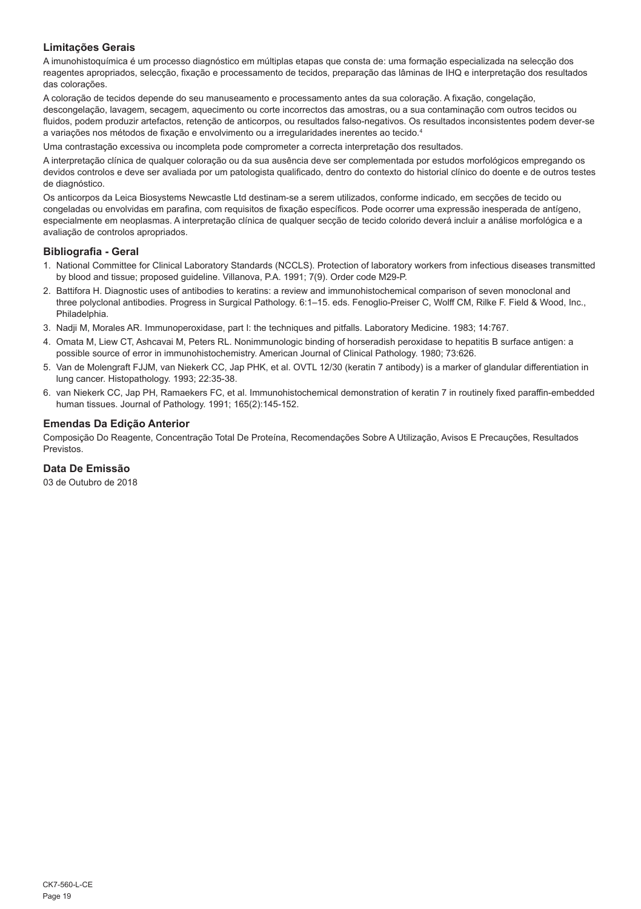### Limitações Gerais

A imunohistoquímica é um processo diagnóstico em múltiplas etapas que consta de: uma formação especializada na selecção dos reagentes apropriados, selecção, fixação e processamento de tecidos, preparação das lâminas de IHQ e interpretação dos resultados das colorações.

A coloração de tecidos depende do seu manuseamento e processamento antes da sua coloração. A fixação, congelação, descongelação, lavagem, secagem, aquecimento ou corte incorrectos das amostras, ou a sua contaminação com outros tecidos ou fluidos, podem produzir artefactos, retenção de anticorpos, ou resultados falso-negativos. Os resultados inconsistentes podem dever-se a variações nos métodos de fixação e envolvimento ou a irregularidades inerentes ao tecido.[4]

Uma contrastação excessiva ou incompleta pode comprometer a correcta interpretação dos resultados.

A interpretação clínica de qualquer coloração ou da sua ausência deve ser complementada por estudos morfológicos empregando os devidos controlos e deve ser avaliada por um patologista qualificado, dentro do contexto do historial clínico do doente e de outros testes de diagnóstico.

Os anticorpos da Leica Biosystems Newcastle Ltd destinam-se a serem utilizados, conforme indicado, em secções de tecido ou congeladas ou envolvidas em parafina, com requisitos de fixação específicos. Pode ocorrer uma expressão inesperada de antígeno, especialmente em neoplasmas. A interpretação clínica de qualquer secção de tecido colorido deverá incluir a análise morfológica e a avaliação de controlos apropriados.

### Bibliografia - Geral

1. National Committee for Clinical Laboratory Standards (NCCLS). Protection of laboratory workers from infectious diseases transmitted by blood and tissue; proposed guideline. Villanova, P.A. 1991; 7(9). Order code M29-P.
2. Battifora H. Diagnostic uses of antibodies to keratins: a review and immunohistochemical comparison of seven monoclonal and three polyclonal antibodies. Progress in Surgical Pathology. 6:1–15. eds. Fenoglio-Preiser C, Wolff CM, Rilke F. Field & Wood, Inc., Philadelphia.
3. Nadji M, Morales AR. Immunoperoxidase, part I: the techniques and pitfalls. Laboratory Medicine. 1983; 14:767.
4. Omata M, Liew CT, Ashcavai M, Peters RL. Nonimmunologic binding of horseradish peroxidase to hepatitis B surface antigen: a possible source of error in immunohistochemistry. American Journal of Clinical Pathology. 1980; 73:626.
5. Van de Molengraft FJJM, van Niekerk CC, Jap PHK, et al. OVTL 12/30 (keratin 7 antibody) is a marker of glandular differentiation in lung cancer. Histopathology. 1993; 22:35-38.
6. van Niekerk CC, Jap PH, Ramaekers FC, et al. Immunohistochemical demonstration of keratin 7 in routinely fixed paraffin-embedded human tissues. Journal of Pathology. 1991; 165(2):145-152.

### Emendas Da Edição Anterior

Composição Do Reagente, Concentração Total De Proteína, Recomendações Sobre A Utilização, Avisos E Precauções, Resultados Previstos.

### Data De Emissão

03 de Outubro de 2018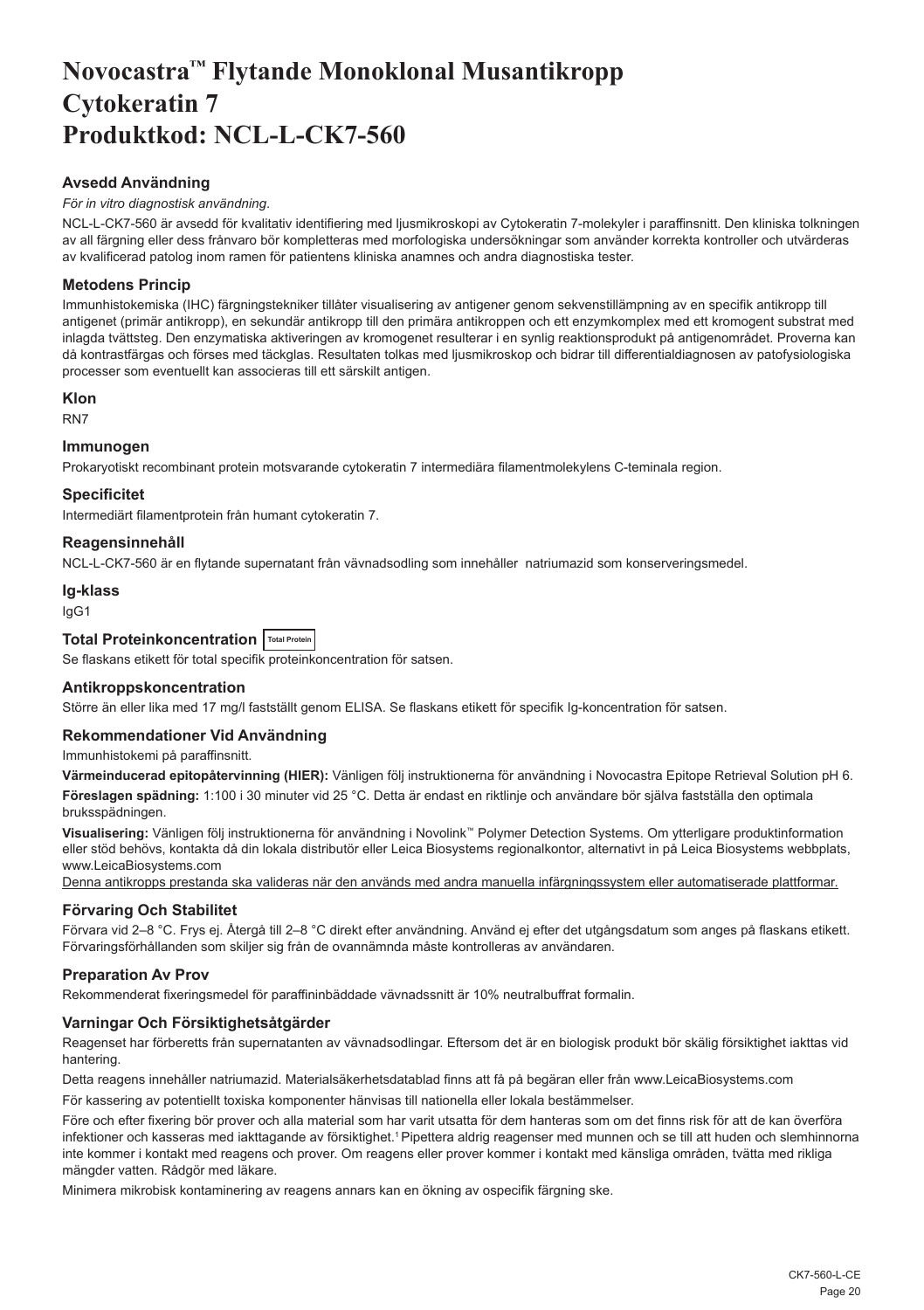// Novocastra™ Flytande Monoklonal Musantikropp
# Novocastra™ Flytande Monoklonal Musantikropp Cytokeratin 7 Produktkod: NCL-L-CK7-560

## Avsedd Användning

*För in vitro diagnostisk användning.*

NCL-L-CK7-560 är avsedd för kvalitativ identifiering med ljusmikroskopi av Cytokeratin 7-molekyler i paraffinsnitt. Den kliniska tolkningen av all färgning eller dess frånvaro bör kompletteras med morfologiska undersökningar som använder korrekta kontroller och utvärderas av kvalificerad patolog inom ramen för patientens kliniska anamnes och andra diagnostiska tester.

## Metodens Princip

Immunhistokemiska (IHC) färgningstekniker tillåter visualisering av antigener genom sekvenstillämpning av en specifik antikropp till antigenet (primär antikropp), en sekundär antikropp till den primära antikroppen och ett enzymkomplex med ett kromogent substrat med inlagda tvättsteg. Den enzymatiska aktiveringen av kromogenet resulterar i en synlig reaktionsprodukt på antigenområdet. Proverna kan då kontrastfärgas och förses med täckglas. Resultaten tolkas med ljusmikroskop och bidrar till differentialdiagnosen av patofysiologiska processer som eventuellt kan associeras till ett särskilt antigen.

## Klon

RN7

## Immunogen

Prokaryotiskt recombinant protein motsvarande cytokeratin 7 intermediära filamentmolekylens C-teminala region.

## Specificitet

Intermediärt filamentprotein från humant cytokeratin 7.

## Reagensinnehåll

NCL-L-CK7-560 är en flytande supernatant från vävnadsodling som innehåller natriumazid som konserveringsmedel.

## Ig-klass

IgG1

## Total Proteinkoncentration Total Protein

Se flaskans etikett för total specifik proteinkoncentration för satsen.

## Antikroppskoncentration

Större än eller lika med 17 mg/l fastställt genom ELISA. Se flaskans etikett för specifik Ig-koncentration för satsen.

## Rekommendationer Vid Användning

Immunhistokemi på paraffinsnitt.

**Värmeinducerad epitopåtervinning (HIER):** Vänligen följ instruktionerna för användning i Novocastra Epitope Retrieval Solution pH 6.

**Föreslagen spädning:** 1:100 i 30 minuter vid 25 °C. Detta är endast en riktlinje och användare bör själva fastställa den optimala bruksspädningen.

**Visualisering:** Vänligen följ instruktionerna för användning i Novolink™ Polymer Detection Systems. Om ytterligare produktinformation eller stöd behövs, kontakta då din lokala distributör eller Leica Biosystems regionalkontor, alternativt in på Leica Biosystems webbplats, www.LeicaBiosystems.com

Denna antikropps prestanda ska valideras när den används med andra manuella infärgningssystem eller automatiserade plattformar.

## Förvaring Och Stabilitet

Förvara vid 2–8 °C. Frys ej. Återgå till 2–8 °C direkt efter användning. Använd ej efter det utgångsdatum som anges på flaskans etikett. Förvaringsförhållanden som skiljer sig från de ovannämnda måste kontrolleras av användaren.

## Preparation Av Prov

Rekommenderat fixeringsmedel för paraffininbäddade vävnadssnitt är 10% neutralbuffrat formalin.

## Varningar Och Försiktighetsåtgärder

Reagenset har förberetts från supernatanten av vävnadsodlingar. Eftersom det är en biologisk produkt bör skälig försiktighet iakttas vid hantering.

Detta reagens innehåller natriumazid. Materialsäkerhetsdatablad finns att få på begäran eller från www.LeicaBiosystems.com

För kassering av potentiellt toxiska komponenter hänvisas till nationella eller lokala bestämmelser.

Före och efter fixering bör prover och alla material som har varit utsatta för dem hanteras som om det finns risk för att de kan överföra infektioner och kasseras med iakttagande av försiktighet.[1] Pipettera aldrig reagenser med munnen och se till att huden och slemhinnorna inte kommer i kontakt med reagens och prover. Om reagens eller prover kommer i kontakt med känsliga områden, tvätta med rikliga mängder vatten. Rådgör med läkare.

Minimera mikrobisk kontaminering av reagens annars kan en ökning av ospecifik färgning ske.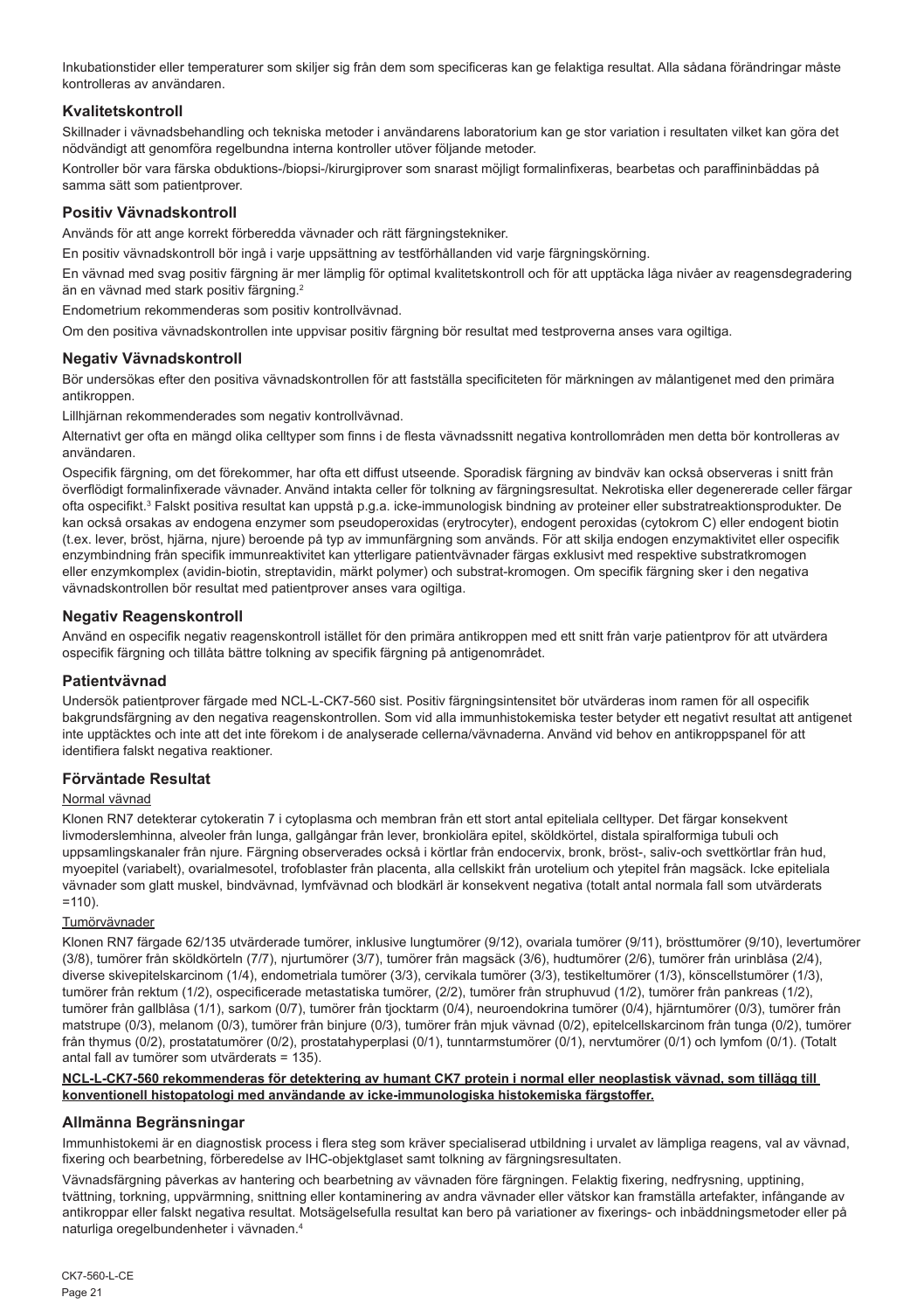Inkubationstider eller temperaturer som skiljer sig från dem som specificeras kan ge felaktiga resultat. Alla sådana förändringar måste kontrolleras av användaren.

## Kvalitetskontroll

Skillnader i vävnadsbehandling och tekniska metoder i användarens laboratorium kan ge stor variation i resultaten vilket kan göra det nödvändigt att genomföra regelbundna interna kontroller utöver följande metoder.

Kontroller bör vara färska obduktions-/biopsi-/kirurgiprover som snarast möjligt formalinfixeras, bearbetas och paraffininbäddas på samma sätt som patientprover.

## Positiv Vävnadskontroll

Används för att ange korrekt förberedda vävnader och rätt färgningstekniker.

En positiv vävnadskontroll bör ingå i varje uppsättning av testförhållanden vid varje färgningskörning.

En vävnad med svag positiv färgning är mer lämplig för optimal kvalitetskontroll och för att upptäcka låga nivåer av reagensdegradering än en vävnad med stark positiv färgning.[2]

Endometrium rekommenderas som positiv kontrollvävnad.

Om den positiva vävnadskontrollen inte uppvisar positiv färgning bör resultat med testproverna anses vara ogiltiga.

## Negativ Vävnadskontroll

Bör undersökas efter den positiva vävnadskontrollen för att fastställa specificiteten för märkningen av målantigenet med den primära antikroppen.

Lillhjärnan rekommenderades som negativ kontrollvävnad.

Alternativt ger ofta en mängd olika celltyper som finns i de flesta vävnadssnitt negativa kontrollområden men detta bör kontrolleras av användaren.

Ospecifik färgning, om det förekommer, har ofta ett diffust utseende. Sporadisk färgning av bindväv kan också observeras i snitt från överflödigt formalinfixerade vävnader. Använd intakta celler för tolkning av färgningsresultat. Nekrotiska eller degenererade celler färgar ofta ospecifikt.[3] Falskt positiva resultat kan uppstå p.g.a. icke-immunologisk bindning av proteiner eller substratreaktionsprodukter. De kan också orsakas av endogena enzymer som pseudoperoxidas (erytrocyter), endogent peroxidas (cytokrom C) eller endogent biotin (t.ex. lever, bröst, hjärna, njure) beroende på typ av immunfärgning som används. För att skilja endogen enzymaktivitet eller ospecifik enzymbindning från specifik immunreaktivitet kan ytterligare patientvävnader färgas exklusivt med respektive substratkromogen eller enzymkomplex (avidin-biotin, streptavidin, märkt polymer) och substrat-kromogen. Om specifik färgning sker i den negativa vävnadskontrollen bör resultat med patientprover anses vara ogiltiga.

## Negativ Reagenskontroll

Använd en ospecifik negativ reagenskontroll istället för den primära antikroppen med ett snitt från varje patientprov för att utvärdera ospecifik färgning och tillåta bättre tolkning av specifik färgning på antigenområdet.

## Patientvävnad

Undersök patientprover färgade med NCL-L-CK7-560 sist. Positiv färgningsintensitet bör utvärderas inom ramen för all ospecifik bakgrundsfärgning av den negativa reagenskontrollen. Som vid alla immunhistokemiska tester betyder ett negativt resultat att antigenet inte upptäcktes och inte att det inte förekom i de analyserade cellerna/vävnaderna. Använd vid behov en antikroppspanel för att identifiera falskt negativa reaktioner.

## Förväntade Resultat

Normal vävnad

Klonen RN7 detekterar cytokeratin 7 i cytoplasma och membran från ett stort antal epiteliala celltyper. Det färgar konsekvent livmoderslemhinna, alveoler från lunga, gallgångar från lever, bronkiolära epitel, sköldkörtel, distala spiralformiga tubuli och uppsamlingskanaler från njure. Färgning observerades också i körtlar från endocervix, bronk, bröst-, saliv-och svettkörtlar från hud, myoepitel (variabelt), ovarialmesotel, trofoblaster från placenta, alla cellskikt från urotelium och ytepitel från magsäck. Icke epiteliala vävnader som glatt muskel, bindvävnad, lymfvävnad och blodkärl är konsekvent negativa (totalt antal normala fall som utvärderats =110).

Tumörvävnader

Klonen RN7 färgade 62/135 utvärderade tumörer, inklusive lungtumörer (9/12), ovariala tumörer (9/11), brösttumörer (9/10), levertumörer (3/8), tumörer från sköldkörteln (7/7), njurtumörer (3/7), tumörer från magsäck (3/6), hudtumörer (2/6), tumörer från urinblåsa (2/4), diverse skivepitelskarcinom (1/4), endometriala tumörer (3/3), cervikala tumörer (3/3), testikeltumörer (1/3), könscellstumörer (1/3), tumörer från rektum (1/2), ospecificerade metastatiska tumörer, (2/2), tumörer från struphuvud (1/2), tumörer från pankreas (1/2), tumörer från gallblåsa (1/1), sarkom (0/7), tumörer från tjocktarm (0/4), neuroendokrina tumörer (0/4), hjärntumörer (0/3), tumörer från matstrupe (0/3), melanom (0/3), tumörer från binjure (0/3), tumörer från mjuk vävnad (0/2), epitelcellskarcinom från tunga (0/2), tumörer från thymus (0/2), prostatatumörer (0/2), prostatahyperplasi (0/1), tunntarmstumörer (0/1), nervtumörer (0/1) och lymfom (0/1). (Totalt antal fall av tumörer som utvärderats = 135).

**NCL-L-CK7-560 rekommenderas för detektering av humant CK7 protein i normal eller neoplastisk vävnad, som tillägg till konventionell histopatologi med användande av icke-immunologiska histokemiska färgstoffer.**

## Allmänna Begränsningar

Immunhistokemi är en diagnostisk process i flera steg som kräver specialiserad utbildning i urvalet av lämpliga reagens, val av vävnad, fixering och bearbetning, förberedelse av IHC-objektglaset samt tolkning av färgningsresultaten.

Vävnadsfärgning påverkas av hantering och bearbetning av vävnaden före färgningen. Felaktig fixering, nedfrysning, upptining, tvättning, torkning, uppvärmning, snittning eller kontaminering av andra vävnader eller vätskor kan framställa artefakter, infångande av antikroppar eller falskt negativa resultat. Motsägelsefulla resultat kan bero på variationer av fixerings- och inbäddningsmetoder eller på naturliga oregelbundenheter i vävnaden.[4]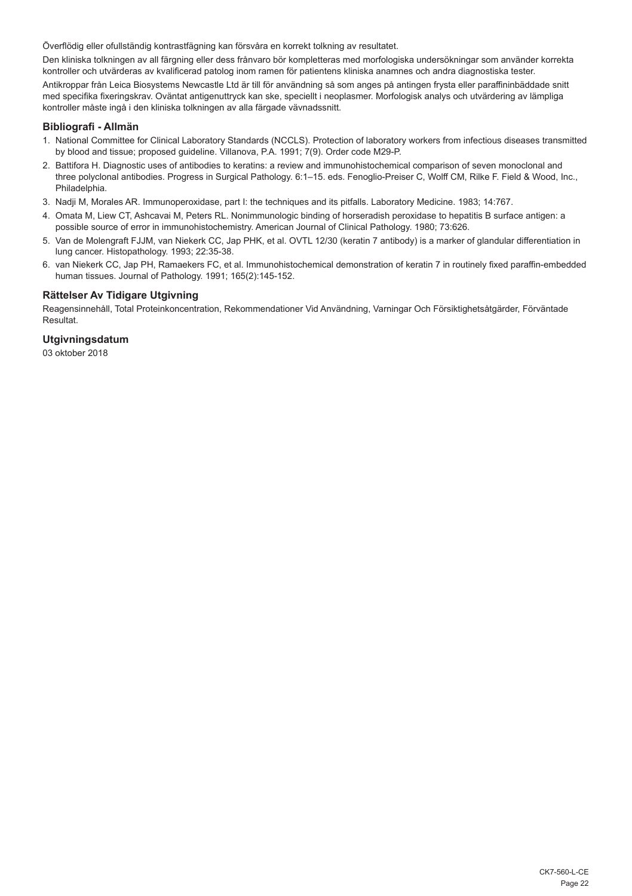Överflödig eller ofullständig kontrastfägning kan försvåra en korrekt tolkning av resultatet.

Den kliniska tolkningen av all färgning eller dess frånvaro bör kompletteras med morfologiska undersökningar som använder korrekta kontroller och utvärderas av kvalificerad patolog inom ramen för patientens kliniska anamnes och andra diagnostiska tester.

Antikroppar från Leica Biosystems Newcastle Ltd är till för användning så som anges på antingen frysta eller paraffininbäddade snitt med specifika fixeringskrav. Oväntat antigenuttryck kan ske, speciellt i neoplasmer. Morfologisk analys och utvärdering av lämpliga kontroller måste ingå i den kliniska tolkningen av alla färgade vävnadssnitt.

## Bibliografi - Allmän

1. National Committee for Clinical Laboratory Standards (NCCLS). Protection of laboratory workers from infectious diseases transmitted by blood and tissue; proposed guideline. Villanova, P.A. 1991; 7(9). Order code M29-P.
2. Battifora H. Diagnostic uses of antibodies to keratins: a review and immunohistochemical comparison of seven monoclonal and three polyclonal antibodies. Progress in Surgical Pathology. 6:1–15. eds. Fenoglio-Preiser C, Wolff CM, Rilke F. Field & Wood, Inc., Philadelphia.
3. Nadji M, Morales AR. Immunoperoxidase, part I: the techniques and its pitfalls. Laboratory Medicine. 1983; 14:767.
4. Omata M, Liew CT, Ashcavai M, Peters RL. Nonimmunologic binding of horseradish peroxidase to hepatitis B surface antigen: a possible source of error in immunohistochemistry. American Journal of Clinical Pathology. 1980; 73:626.
5. Van de Molengraft FJJM, van Niekerk CC, Jap PHK, et al. OVTL 12/30 (keratin 7 antibody) is a marker of glandular differentiation in lung cancer. Histopathology. 1993; 22:35-38.
6. van Niekerk CC, Jap PH, Ramaekers FC, et al. Immunohistochemical demonstration of keratin 7 in routinely fixed paraffin-embedded human tissues. Journal of Pathology. 1991; 165(2):145-152.

## Rättelser Av Tidigare Utgivning

Reagensinnehåll, Total Proteinkoncentration, Rekommendationer Vid Användning, Varningar Och Försiktighetsåtgärder, Förväntade Resultat.

## Utgivningsdatum

03 oktober 2018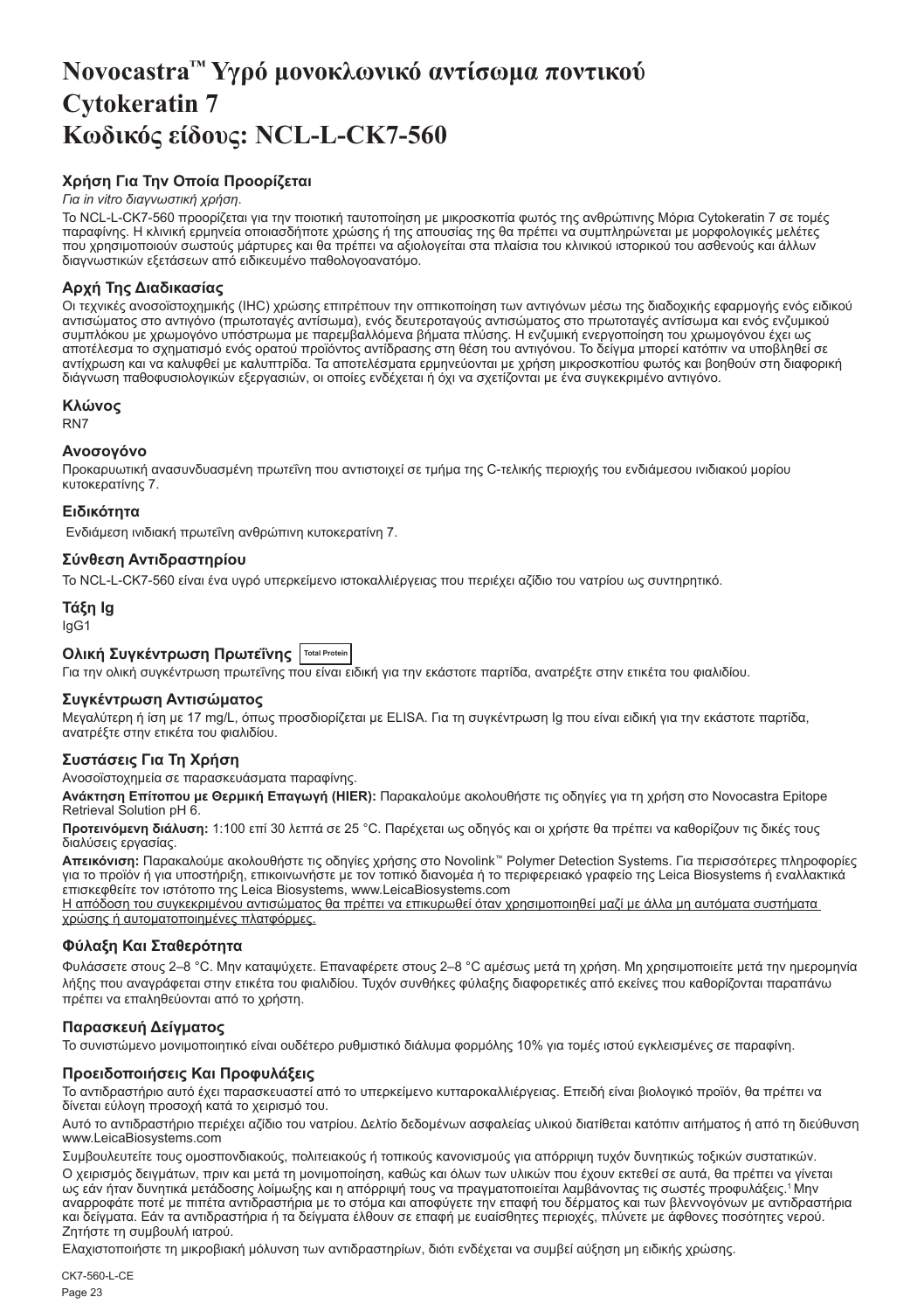# Novocastra™ Υγρό μονοκλωνικό αντίσωμα ποντικού Cytokeratin 7 Κωδικός είδους: NCL-L-CK7-560

## Χρήση Για Την Οποία Προορίζεται

*Για in vitro διαγνωστική χρήση*.

Το NCL-L-CK7-560 προορίζεται για την ποιοτική ταυτοποίηση με μικροσκοπία φωτός της ανθρώπινης Μόρια Cytokeratin 7 σε τομές παραφίνης. Η κλινική ερμηνεία οποιασδήποτε χρώσης ή της απουσίας της θα πρέπει να συμπληρώνεται με μορφολογικές μελέτες που χρησιμοποιούν σωστούς μάρτυρες και θα πρέπει να αξιολογείται στα πλαίσια του κλινικού ιστορικού του ασθενούς και άλλων διαγνωστικών εξετάσεων από ειδικευμένο παθολογοανατόμο.

## Αρχή Της Διαδικασίας

Οι τεχνικές ανοσοϊστοχημικής (IHC) χρώσης επιτρέπουν την οπτικοποίηση των αντιγόνων μέσω της διαδοχικής εφαρμογής ενός ειδικού αντισώματος στο αντιγόνο (πρωτοταγές αντίσωμα), ενός δευτεροταγούς αντισώματος στο πρωτοταγές αντίσωμα και ενός ενζυμικού συμπλόκου με χρωμογόνο υπόστρωμα με παρεμβαλλόμενα βήματα πλύσης. Η ενζυμική ενεργοποίηση του χρωμογόνου έχει ως αποτέλεσμα το σχηματισμό ενός ορατού προϊόντος αντίδρασης στη θέση του αντιγόνου. Το δείγμα μπορεί κατόπιν να υποβληθεί σε αντίχρωση και να καλυφθεί με καλυπτρίδα. Τα αποτελέσματα ερμηνεύονται με χρήση μικροσκοπίου φωτός και βοηθούν στη διαφορική διάγνωση παθοφυσιολογικών εξεργασιών, οι οποίες ενδέχεται ή όχι να σχετίζονται με ένα συγκεκριμένο αντιγόνο.

## Κλώνος

RN7

## Ανοσογόνο

Προκαρυωτική ανασυνδυασμένη πρωτεΐνη που αντιστοιχεί σε τμήμα της C-τελικής περιοχής του ενδιάμεσου ινιδιακού μορίου κυτοκερατίνης 7.

## Ειδικότητα

Ενδιάμεση ινιδιακή πρωτεΐνη ανθρώπινη κυτοκερατίνη 7.

## Σύνθεση Αντιδραστηρίου

Το NCL-L-CK7-560 είναι ένα υγρό υπερκείμενο ιστοκαλλιέργειας που περιέχει αζίδιο του νατρίου ως συντηρητικό.

## Τάξη Ig

IgG1

## Ολική Συγκέντρωση Πρωτεΐνης Total Protein

Για την ολική συγκέντρωση πρωτεΐνης που είναι ειδική για την εκάστοτε παρτίδα, ανατρέξτε στην ετικέτα του φιαλιδίου.

## Συγκέντρωση Αντισώματος

Μεγαλύτερη ή ίση με 17 mg/L, όπως προσδιορίζεται με ELISA. Για τη συγκέντρωση Ig που είναι ειδική για την εκάστοτε παρτίδα, ανατρέξτε στην ετικέτα του φιαλιδίου.

## Συστάσεις Για Τη Χρήση

Ανοσοϊστοχημεία σε παρασκευάσματα παραφίνης.

**Ανάκτηση Επίτοπου με Θερμική Επαγωγή (HIER):** Παρακαλούμε ακολουθήστε τις οδηγίες για τη χρήση στο Novocastra Epitope Retrieval Solution pH 6.

**Προτεινόμενη διάλυση:** 1:100 επί 30 λεπτά σε 25 °C. Παρέχεται ως οδηγός και οι χρήστες θα πρέπει να καθορίζουν τις δικές τους διαλύσεις εργασίας.

**Απεικόνιση:** Παρακαλούμε ακολουθήστε τις οδηγίες χρήσης στο Novolink™ Polymer Detection Systems. Για περισσότερες πληροφορίες για το προϊόν ή για υποστήριξη, επικοινωνήστε με τον τοπικό διανομέα ή το περιφερειακό γραφείο της Leica Biosystems ή εναλλακτικά επισκεφθείτε τον ιστότοπο της Leica Biosystems, www.LeicaBiosystems.com

<u>Η απόδοση του συγκεκριμένου αντισώματος θα πρέπει να επικυρωθεί όταν χρησιμοποιηθεί μαζί με άλλα μη αυτόματα συστήματα χρώσης ή αυτοματοποιημένες πλατφόρμες.</u>

## Φύλαξη Και Σταθερότητα

Φυλάσσετε στους 2–8 °C. Μην καταψύχετε. Επαναφέρετε στους 2–8 °C αμέσως μετά τη χρήση. Μη χρησιμοποιείτε μετά την ημερομηνία λήξης που αναγράφεται στην ετικέτα του φιαλιδίου. Τυχόν συνθήκες φύλαξης διαφορετικές από εκείνες που καθορίζονται παραπάνω πρέπει να επαληθεύονται από το χρήστη.

## Παρασκευή Δείγματος

Το συνιστώμενο μονιμοποιητικό είναι ουδέτερο ρυθμιστικό διάλυμα φορμόλης 10% για τομές ιστού εγκλεισμένες σε παραφίνη.

## Προειδοποιήσεις Και Προφυλάξεις

Το αντιδραστήριο αυτό έχει παρασκευαστεί από το υπερκείμενο κυτταροκαλλιέργειας. Επειδή είναι βιολογικό προϊόν, θα πρέπει να δίνεται εύλογη προσοχή κατά το χειρισμό του.

Αυτό το αντιδραστήριο περιέχει αζίδιο του νατρίου. Δελτίο δεδομένων ασφαλείας υλικού διατίθεται κατόπιν αιτήματος ή από τη διεύθυνση www.LeicaBiosystems.com

Συμβουλευτείτε τους ομοσπονδιακούς, πολιτειακούς ή τοπικούς κανονισμούς για απόρριψη τυχόν δυνητικώς τοξικών συστατικών.

Ο χειρισμός δειγμάτων, πριν και μετά τη μονιμοποίηση, καθώς και όλων των υλικών που έχουν εκτεθεί σε αυτά, θα πρέπει να γίνεται ως εάν ήταν δυνητικά μετάδοσης λοίμωξης και η απόρριψή τους να πραγματοποιείται λαμβάνοντας τις σωστές προφυλάξεις.[1] Μην αναρροφάτε ποτέ με πιπέτα αντιδραστήρια με το στόμα και αποφύγετε την επαφή του δέρματος και των βλεννογόνων με αντιδραστήρια και δείγματα. Εάν τα αντιδραστήρια ή τα δείγματα έλθουν σε επαφή με ευαίσθητες περιοχές, πλύνετε με άφθονες ποσότητες νερού. Ζητήστε τη συμβουλή ιατρού.

Ελαχιστοποιήστε τη μικροβιακή μόλυνση των αντιδραστηρίων, διότι ενδέχεται να συμβεί αύξηση μη ειδικής χρώσης.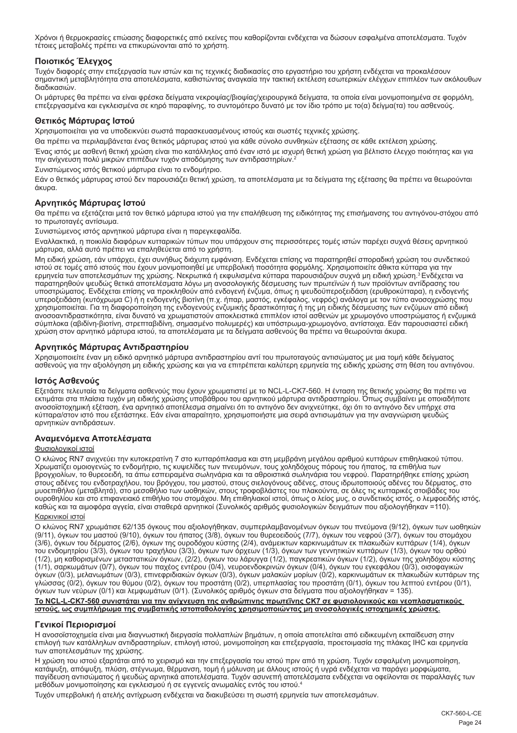Χρόνοι ή θερμοκρασίες επώασης διαφορετικές από εκείνες που καθορίζονται ενδέχεται να δώσουν εσφαλμένα αποτελέσματα. Τυχόν τέτοιες μεταβολές πρέπει να επικυρώνονται από το χρήστη.

## Ποιοτικός Έλεγχος

Τυχόν διαφορές στην επεξεργασία των ιστών και τις τεχνικές διαδικασίες στο εργαστήριο του χρήστη ενδέχεται να προκαλέσουν σημαντική μεταβλητότητα στα αποτελέσματα, καθιστώντας αναγκαία την τακτική εκτέλεση εσωτερικών ελέγχων επιπλέον των ακόλουθων διαδικασιών.

Οι μάρτυρες θα πρέπει να είναι φρέσκα δείγματα νεκροψίας/βιοψίας/χειρουργικά δείγματα, τα οποία είναι μονιμοποιημένα σε φορμόλη, επεξεργασμένα και εγκλεισμένα σε κηρό παραφίνης, το συντομότερο δυνατό με τον ίδιο τρόπο με το(α) δείγμα(τα) του ασθενούς.

## Θετικός Μάρτυρας Ιστού

Χρησιμοποιείται για να υποδεικνύει σωστά παρασκευασμένους ιστούς και σωστές τεχνικές χρώσης.

Θα πρέπει να περιλαμβάνεται ένας θετικός μάρτυρας ιστού για κάθε σύνολο συνθηκών εξέτασης σε κάθε εκτέλεση χρώσης.

Ένας ιστός με ασθενή θετική χρώση είναι πιο κατάλληλος από έναν ιστό με ισχυρή θετική χρώση για βέλτιστο έλεγχο ποιότητας και για την ανίχνευση πολύ μικρών επιπέδων τυχόν αποδόμησης των αντιδραστηρίων.[2]

Συνιστώμενος ιστός θετικού μάρτυρα είναι το ενδομήτριο.

Εάν ο θετικός μάρτυρας ιστού δεν παρουσιάζει θετική χρώση, τα αποτελέσματα με τα δείγματα της εξέτασης θα πρέπει να θεωρούνται άκυρα.

## Αρνητικός Μάρτυρας Ιστού

Θα πρέπει να εξετάζεται μετά τον θετικό μάρτυρα ιστού για την επαλήθευση της ειδικότητας της επισήμανσης του αντιγόνου-στόχου από το πρωτοταγές αντίσωμα.

Συνιστώμενος ιστός αρνητικού μάρτυρα είναι η παρεγκεφαλίδα.

Εναλλακτικά, η ποικιλία διαφόρων κυτταρικών τύπων που υπάρχουν στις περισσότερες τομές ιστών παρέχει συχνά θέσεις αρνητικού μάρτυρα, αλλά αυτό πρέπει να επαληθεύεται από το χρήστη.

Μη ειδική χρώση, εάν υπάρχει, έχει συνήθως διάχυτη εμφάνιση. Ενδέχεται επίσης να παρατηρηθεί σποραδική χρώση του συνδετικού ιστού σε τομές από ιστούς που έχουν μονιμοποιηθεί με υπερβολική ποσότητα φορμόλης. Χρησιμοποιείτε άθικτα κύτταρα για την ερμηνεία των αποτελεσμάτων της χρώσης. Νεκρωτικά ή εκφυλισμένα κύτταρα παρουσιάζουν συχνά μη ειδική χρώση.[3] Ενδέχεται να παρατηρηθούν ψευδώς θετικά αποτελέσματα λόγω μη ανοσολογικής δέσμευσης των πρωτεϊνών ή των προϊόντων αντίδρασης του υποστρώματος. Ενδέχεται επίσης να προκληθούν από ενδογενή ένζυμα, όπως η ψευδοϋπεροξειδάση (ερυθροκύτταρα), η ενδογενής υπεροξειδάση (κυτόχρωμα C) ή η ενδογενής βιοτίνη (π.χ. ήπαρ, μαστός, εγκέφαλος, νεφρός) ανάλογα με τον τύπο ανοσοχρώσης που χρησιμοποιείται. Για τη διαφοροποίηση της ενδογενούς ενζυμικής δραστικότητας ή της μη ειδικής δέσμευσης των ενζύμων από ειδική ανοσοαντιδραστικότητα, είναι δυνατό να χρωματιστούν αποκλειστικά επιπλέον ιστοί ασθενών με χρωμογόνο υποστρώματος ή ενζυμικά σύμπλοκα (αβιδίνη-βιοτίνη, στρεπταβιδίνη, σημασμένο πολυμερές) και υπόστρωμα-χρωμογόνο, αντίστοιχα. Εάν παρουσιαστεί ειδική χρώση στον αρνητικό μάρτυρα ιστού, τα αποτελέσματα με τα δείγματα ασθενούς θα πρέπει να θεωρούνται άκυρα.

## Αρνητικός Μάρτυρας Αντιδραστηρίου

Χρησιμοποιήστε έναν μη ειδικό αρνητικό μάρτυρα αντιδραστηρίου αντί του πρωτοταγούς αντισώματος με μια τομή κάθε δείγματος ασθενούς για την αξιολόγηση μη ειδικής χρώσης και για να επιτρέπεται καλύτερη ερμηνεία της ειδικής χρώσης στη θέση του αντιγόνου.

## Ιστός Ασθενούς

Εξετάστε τελευταία τα δείγματα ασθενούς που έχουν χρωματιστεί με το NCL-L-CK7-560. Η ένταση της θετικής χρώσης θα πρέπει να εκτιμάται στα πλαίσια τυχόν μη ειδικής χρώσης υποβάθρου του αρνητικού μάρτυρα αντιδραστηρίου. Όπως συμβαίνει με οποιαδήποτε ανοσοϊστοχημική εξέταση, ένα αρνητικό αποτέλεσμα σημαίνει ότι το αντιγόνο δεν ανιχνεύτηκε, όχι ότι το αντιγόνο δεν υπήρχε στα κύτταρα/στον ιστό που εξετάστηκε. Εάν είναι απαραίτητο, χρησιμοποιήστε μια σειρά αντισωμάτων για την αναγνώριση ψευδώς αρνητικών αντιδράσεων.

## Αναμενόμενα Αποτελέσματα

### Φυσιολογικοί ιστοί

Ο κλώνος RN7 ανιχνεύει την κυτοκερατίνη 7 στο κυτταρόπλασμα και στη μεμβράνη μεγάλου αριθμού κυττάρων επιθηλιακού τύπου. Χρωματίζει ομοιογενώς το ενδομήτριο, τις κυψελίδες των πνευμόνων, τους χοληδόχους πόρους του ήπατος, τα επιθήλια των βρογχιολίων, το θυρεοειδή, τα άπω εσπειραμένα σωληνάρια και τα αθροιστικά σωληνάρια του νεφρού. Παρατηρήθηκε επίσης χρώση στους αδένες του ενδοτραχήλου, του βρόγχου, του μαστού, στους σιελογόνους αδένες, στους ιδρωτοποιούς αδένες του δέρματος, στο μυοεπιθήλιο (μεταβλητά), στο μεσοθήλιο των ωοθηκών, στους τροφοβλάστες του πλακούντα, σε όλες τις κυτταρικές στοιβάδες του ουροθηλίου και στο επιφανειακό επιθήλιο του στομάχου. Μη επιθηλιακοί ιστοί, όπως ο λείος μυς, ο συνδετικός ιστός, ο λεμφοειδής ιστός, καθώς και τα αιμοφόρα αγγεία, είναι σταθερά αρνητικοί (Συνολικός αριθμός φυσιολογικών δειγμάτων που αξιολογήθηκαν =110).

### Καρκινικοί ιστοί

Ο κλώνος RN7 χρωμάτισε 62/135 όγκους που αξιολογήθηκαν, συμπεριλαμβανομένων όγκων του πνεύμονα (9/12), όγκων των ωοθηκών (9/11), όγκων του μαστού (9/10), όγκων του ήπατος (3/8), όγκων του θυρεοειδούς (7/7), όγκων του νεφρού (3/7), όγκων του στομάχου (3/6), όγκων του δέρματος (2/6), όγκων της ουροδόχου κύστης (2/4), ανάμεικτων καρκινωμάτων εκ πλακωδών κυττάρων (1/4), όγκων του ενδομητρίου (3/3), όγκων του τραχήλου (3/3), όγκων των όρχεων (1/3), όγκων των γεννητικών κυττάρων (1/3), όγκων του ορθού (1/2), μη καθορισμένων μεταστατικών όγκων, (2/2), όγκων του λάρυγγα (1/2), παγκρεατικών όγκων (1/2), όγκων της χοληδόχου κύστης (1/1), σαρκωμάτων (0/7), όγκων του παχέος εντέρου (0/4), νευροενδοκρινών όγκων (0/4), όγκων του εγκεφάλου (0/3), οισοφαγικών όγκων (0/3), μελανωμάτων (0/3), επινεφριδιακών όγκων (0/3), όγκων μαλακών μορίων (0/2), καρκινωμάτων εκ πλακωδών κυττάρων της γλώσσας (0/2), όγκων του θύμου (0/2), όγκων του προστάτη (0/2), υπερπλασίας του προστάτη (0/1), όγκων του λεπτού εντέρου (0/1), όγκων των νεύρων (0/1) και λεμφωμάτων (0/1). (Συνολικός αριθμός όγκων στα δείγματα που αξιολογήθηκαν = 135).

**Το NCL-L-CK7-560 συνιστάται για την ανίχνευση της ανθρώπινης πρωτεΐνης CK7 σε φυσιολογικούς και νεοπλασματικούς ιστούς, ως συμπλήρωμα της συμβατικής ιστοπαθολογίας χρησιμοποιώντας μη ανοσολογικές ιστοχημικές χρώσεις.**

## Γενικοί Περιορισμοί

Η ανοσοϊστοχημεία είναι μια διαγνωστική διεργασία πολλαπλών βημάτων, η οποία αποτελείται από ειδικευμένη εκπαίδευση στην επιλογή των κατάλληλων αντιδραστηρίων, επιλογή ιστού, μονιμοποίηση και επεξεργασία, προετοιμασία της πλάκας IHC και ερμηνεία των αποτελεσμάτων της χρώσης.

Η χρώση του ιστού εξαρτάται από το χειρισμό και την επεξεργασία του ιστού πριν από τη χρώση. Τυχόν εσφαλμένη μονιμοποίηση, κατάψυξη, απόψυξη, πλύση, στέγνωμα, θέρμανση, τομή ή μόλυνση με άλλους ιστούς ή υγρά ενδέχεται να παράγει μορφώματα, παγίδευση αντισώματος ή ψευδώς αρνητικά αποτελέσματα. Τυχόν ασυνεπή αποτελέσματα ενδέχεται να οφείλονται σε παραλλαγές των μεθόδων μονιμοποίησης και εγκλεισμού ή σε εγγενείς ανωμαλίες εντός του ιστού.[4]

Τυχόν υπερβολική ή ατελής αντίχρωση ενδέχεται να διακυβεύσει τη σωστή ερμηνεία των αποτελεσμάτων.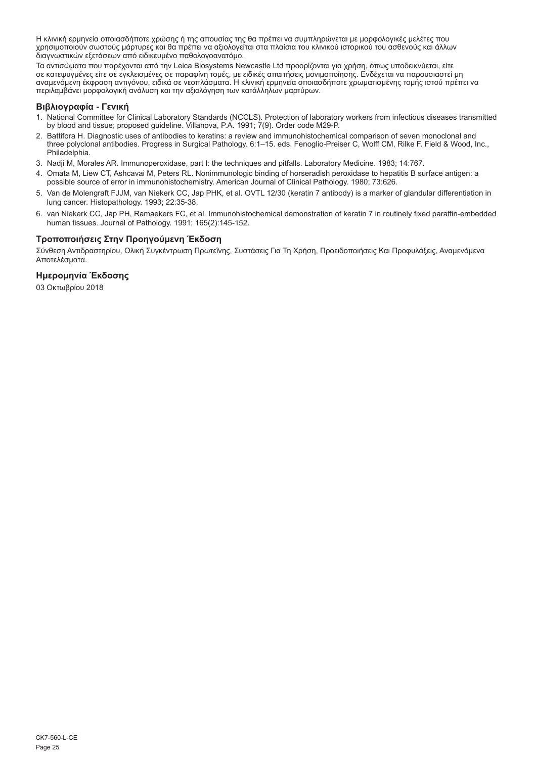Η κλινική ερμηνεία οποιασδήποτε χρώσης ή της απουσίας της θα πρέπει να συμπληρώνεται με μορφολογικές μελέτες που χρησιμοποιούν σωστούς μάρτυρες και θα πρέπει να αξιολογείται στα πλαίσια του κλινικού ιστορικού του ασθενούς και άλλων διαγνωστικών εξετάσεων από ειδικευμένο παθολογοανατόμο.

Τα αντισώματα που παρέχονται από την Leica Biosystems Newcastle Ltd προορίζονται για χρήση, όπως υποδεικνύεται, είτε σε κατεψυγμένες είτε σε εγκλεισμένες σε παραφίνη τομές, με ειδικές απαιτήσεις μονιμοποίησης. Ενδέχεται να παρουσιαστεί μη αναμενόμενη έκφραση αντιγόνου, ειδικά σε νεοπλάσματα. Η κλινική ερμηνεία οποιασδήποτε χρωματισμένης τομής ιστού πρέπει να περιλαμβάνει μορφολογική ανάλυση και την αξιολόγηση των κατάλληλων μαρτύρων.

## Βιβλιογραφία - Γενική

1. National Committee for Clinical Laboratory Standards (NCCLS). Protection of laboratory workers from infectious diseases transmitted by blood and tissue; proposed guideline. Villanova, P.A. 1991; 7(9). Order code M29-P.
2. Battifora H. Diagnostic uses of antibodies to keratins: a review and immunohistochemical comparison of seven monoclonal and three polyclonal antibodies. Progress in Surgical Pathology. 6:1–15. eds. Fenoglio-Preiser C, Wolff CM, Rilke F. Field & Wood, Inc., Philadelphia.
3. Nadji M, Morales AR. Immunoperoxidase, part I: the techniques and pitfalls. Laboratory Medicine. 1983; 14:767.
4. Omata M, Liew CT, Ashcavai M, Peters RL. Nonimmunologic binding of horseradish peroxidase to hepatitis B surface antigen: a possible source of error in immunohistochemistry. American Journal of Clinical Pathology. 1980; 73:626.
5. Van de Molengraft FJJM, van Niekerk CC, Jap PHK, et al. OVTL 12/30 (keratin 7 antibody) is a marker of glandular differentiation in lung cancer. Histopathology. 1993; 22:35-38.
6. van Niekerk CC, Jap PH, Ramaekers FC, et al. Immunohistochemical demonstration of keratin 7 in routinely fixed paraffin-embedded human tissues. Journal of Pathology. 1991; 165(2):145-152.

## Τροποποιήσεις Στην Προηγούμενη Έκδοση

Σύνθεση Αντιδραστηρίου, Ολική Συγκέντρωση Πρωτεΐνης, Συστάσεις Για Τη Χρήση, Προειδοποιήσεις Και Προφυλάξεις, Αναμενόμενα Αποτελέσματα.

## Ημερομηνία Έκδοσης

03 Οκτωβρίου 2018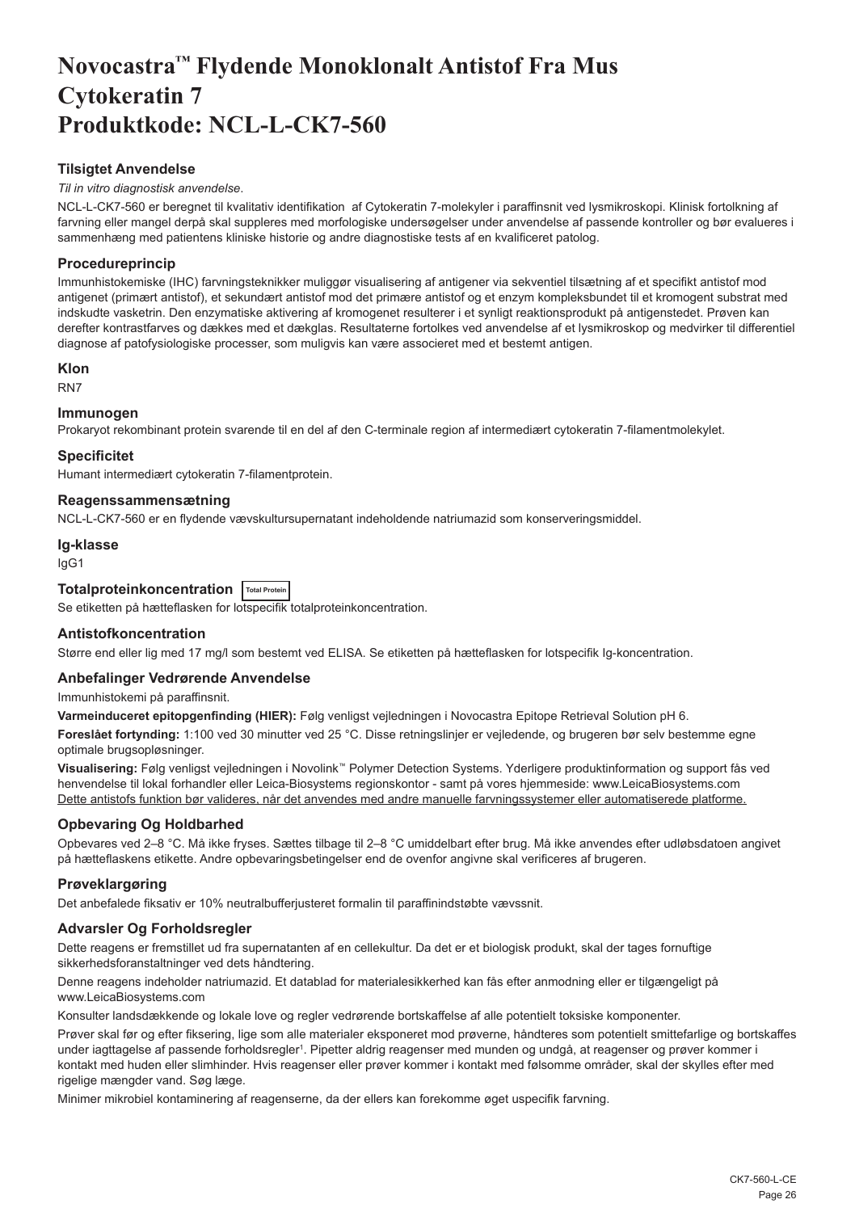# Novocastra™ Flydende Monoklonalt Antistof Fra Mus Cytokeratin 7 Produktkode: NCL-L-CK7-560

## Tilsigtet Anvendelse

*Til in vitro diagnostisk anvendelse*.

NCL-L-CK7-560 er beregnet til kvalitativ identifikation af Cytokeratin 7-molekyler i paraffinsnit ved lysmikroskopi. Klinisk fortolkning af farvning eller mangel derpå skal suppleres med morfologiske undersøgelser under anvendelse af passende kontroller og bør evalueres i sammenhæng med patientens kliniske historie og andre diagnostiske tests af en kvalificeret patolog.

## Procedureprincip

Immunhistokemiske (IHC) farvningsteknikker muliggør visualisering af antigener via sekventiel tilsætning af et specifikt antistof mod antigenet (primært antistof), et sekundært antistof mod det primære antistof og et enzym kompleksbundet til et kromogent substrat med indskudte vasketrin. Den enzymatiske aktivering af kromogenet resulterer i et synligt reaktionsprodukt på antigenstedet. Prøven kan derefter kontrastfarves og dækkes med et dækglas. Resultaterne fortolkes ved anvendelse af et lysmikroskop og medvirker til differentiel diagnose af patofysiologiske processer, som muligvis kan være associeret med et bestemt antigen.

## Klon

RN7

## Immunogen

Prokaryot rekombinant protein svarende til en del af den C-terminale region af intermediært cytokeratin 7-filamentmolekylet.

## Specificitet

Humant intermediært cytokeratin 7-filamentprotein.

## Reagenssammensætning

NCL-L-CK7-560 er en flydende vævskultursupernatant indeholdende natriumazid som konserveringsmiddel.

## Ig-klasse

IgG1

## Totalproteinkoncentration Total Protein

Se etiketten på hætteflasken for lotspecifik totalproteinkoncentration.

## Antistofkoncentration

Større end eller lig med 17 mg/l som bestemt ved ELISA. Se etiketten på hætteflasken for lotspecifik Ig-koncentration.

## Anbefalinger Vedrørende Anvendelse

Immunhistokemi på paraffinsnit.

**Varmeinduceret epitopgenfinding (HIER):** Følg venligst vejledningen i Novocastra Epitope Retrieval Solution pH 6.

**Foreslået fortynding:** 1:100 ved 30 minutter ved 25 °C. Disse retningslinjer er vejledende, og brugeren bør selv bestemme egne optimale brugsopløsninger.

**Visualisering:** Følg venligst vejledningen i Novolink™ Polymer Detection Systems. Yderligere produktinformation og support fås ved henvendelse til lokal forhandler eller Leica-Biosystems regionskontor - samt på vores hjemmeside: www.LeicaBiosystems.com

Dette antistofs funktion bør valideres, når det anvendes med andre manuelle farvningssystemer eller automatiserede platforme.

## Opbevaring Og Holdbarhed

Opbevares ved 2–8 °C. Må ikke fryses. Sættes tilbage til 2–8 °C umiddelbart efter brug. Må ikke anvendes efter udløbsdatoen angivet på hætteflaskens etikette. Andre opbevaringsbetingelser end de ovenfor angivne skal verificeres af brugeren.

## Prøveklargøring

Det anbefalede fiksativ er 10% neutralbufferjusteret formalin til paraffinindstøbte vævssnit.

## Advarsler Og Forholdsregler

Dette reagens er fremstillet ud fra supernatanten af en cellekultur. Da det er et biologisk produkt, skal der tages fornuftige sikkerhedsforanstaltninger ved dets håndtering.

Denne reagens indeholder natriumazid. Et datablad for materialesikkerhed kan fås efter anmodning eller er tilgængeligt på www.LeicaBiosystems.com

Konsulter landsdækkende og lokale love og regler vedrørende bortskaffelse af alle potentielt toksiske komponenter.

Prøver skal før og efter fiksering, lige som alle materialer eksponeret mod prøverne, håndteres som potentielt smittefarlige og bortskaffes under iagttagelse af passende forholdsregler[1]. Pipetter aldrig reagenser med munden og undgå, at reagenser og prøver kommer i kontakt med huden eller slimhinder. Hvis reagenser eller prøver kommer i kontakt med følsomme områder, skal der skylles efter med rigelige mængder vand. Søg læge.

Minimer mikrobiel kontaminering af reagenserne, da der ellers kan forekomme øget uspecifik farvning.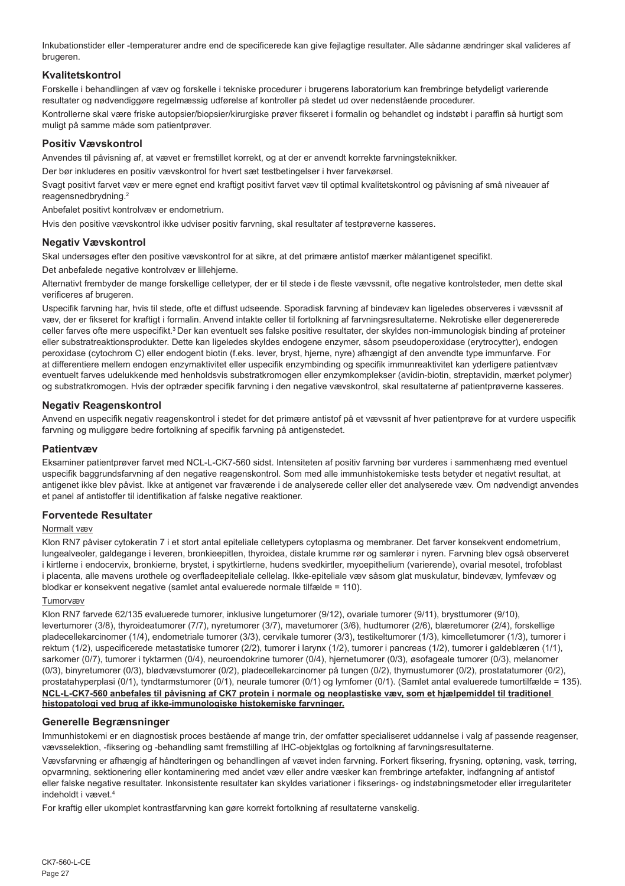Inkubationstider eller -temperaturer andre end de specificerede kan give fejlagtige resultater. Alle sådanne ændringer skal valideres af brugeren.

## Kvalitetskontrol

Forskelle i behandlingen af væv og forskelle i tekniske procedurer i brugerens laboratorium kan frembringe betydeligt varierende resultater og nødvendiggøre regelmæssig udførelse af kontroller på stedet ud over nedenstående procedurer.

Kontrollerne skal være friske autopsier/biopsier/kirurgiske prøver fikseret i formalin og behandlet og indstøbt i paraffin så hurtigt som muligt på samme måde som patientprøver.

## Positiv Vævskontrol

Anvendes til påvisning af, at vævet er fremstillet korrekt, og at der er anvendt korrekte farvningsteknikker.

Der bør inkluderes en positiv vævskontrol for hvert sæt testbetingelser i hver farvekørsel.

Svagt positivt farvet væv er mere egnet end kraftigt positivt farvet væv til optimal kvalitetskontrol og påvisning af små niveauer af reagensnedbrydning.[2]

Anbefalet positivt kontrolvæv er endometrium.

Hvis den positive vævskontrol ikke udviser positiv farvning, skal resultater af testprøverne kasseres.

## Negativ Vævskontrol

Skal undersøges efter den positive vævskontrol for at sikre, at det primære antistof mærker målantigenet specifikt.

Det anbefalede negative kontrolvæv er lillehjerne.

Alternativt frembyder de mange forskellige celletyper, der er til stede i de fleste vævssnit, ofte negative kontrolsteder, men dette skal verificeres af brugeren.

Uspecifik farvning har, hvis til stede, ofte et diffust udseende. Sporadisk farvning af bindevæv kan ligeledes observeres i vævssnit af væv, der er fikseret for kraftigt i formalin. Anvend intakte celler til fortolkning af farvningsresultaterne. Nekrotiske eller degenererede celler farves ofte mere uspecifikt.[3] Der kan eventuelt ses falske positive resultater, der skyldes non-immunologisk binding af proteiner eller substratreaktionsprodukter. Dette kan ligeledes skyldes endogene enzymer, såsom pseudoperoxidase (erytrocytter), endogen peroxidase (cytochrom C) eller endogent biotin (f.eks. lever, bryst, hjerne, nyre) afhængigt af den anvendte type immunfarve. For at differentiere mellem endogen enzymaktivitet eller uspecifik enzymbinding og specifik immunreaktivitet kan yderligere patientvæv eventuelt farves udelukkende med henholdsvis substratkromogen eller enzymkomplekser (avidin-biotin, streptavidin, mærket polymer) og substratkromogen. Hvis der optræder specifik farvning i den negative vævskontrol, skal resultaterne af patientprøverne kasseres.

## Negativ Reagenskontrol

Anvend en uspecifik negativ reagenskontrol i stedet for det primære antistof på et vævssnit af hver patientprøve for at vurdere uspecifik farvning og muliggøre bedre fortolkning af specifik farvning på antigenstedet.

## Patientvæv

Eksaminer patientprøver farvet med NCL-L-CK7-560 sidst. Intensiteten af positiv farvning bør vurderes i sammenhæng med eventuel uspecifik baggrundsfarvning af den negative reagenskontrol. Som med alle immunhistokemiske tests betyder et negativt resultat, at antigenet ikke blev påvist. Ikke at antigenet var fraværende i de analyserede celler eller det analyserede væv. Om nødvendigt anvendes et panel af antistoffer til identifikation af falske negative reaktioner.

## Forventede Resultater

Normalt væv

Klon RN7 påviser cytokeratin 7 i et stort antal epiteliale celletypers cytoplasma og membraner. Det farver konsekvent endometrium, lungealveoler, galdegange i leveren, bronkieepitlen, thyroidea, distale krumme rør og samlerør i nyren. Farvning blev også observeret i kirtlerne i endocervix, bronkierne, brystet, i spytkirtlerne, hudens svedkirtler, myoepithelium (varierende), ovarial mesotel, trofoblast i placenta, alle mavens urothele og overfladeepiteliale cellelag. Ikke-epiteliale væv såsom glat muskulatur, bindevæv, lymfevæv og blodkar er konsekvent negative (samlet antal evaluerede normale tilfælde = 110).

Tumorvæv

Klon RN7 farvede 62/135 evaluerede tumorer, inklusive lungetumorer (9/12), ovariale tumorer (9/11), brysttumorer (9/10), levertumorer (3/8), thyroideatumorer (7/7), nyretumorer (3/7), mavetumorer (3/6), hudtumorer (2/6), blæretumorer (2/4), forskellige pladecellekarcinomer (1/4), endometriale tumorer (3/3), cervikale tumorer (3/3), testikeltumorer (1/3), kimcelletumorer (1/3), tumorer i rektum (1/2), uspecificerede metastatiske tumorer (2/2), tumorer i larynx (1/2), tumorer i pancreas (1/2), tumorer i galdeblæren (1/1), sarkomer (0/7), tumorer i tyktarmen (0/4), neuroendokrine tumorer (0/4), hjernetumorer (0/3), øsofageale tumorer (0/3), melanomer (0/3), binyretumorer (0/3), blødvævstumorer (0/2), pladecellekarcinomer på tungen (0/2), thymustumorer (0/2), prostatatumorer (0/2), prostatahyperplasi (0/1), tyndtarmstumorer (0/1), neurale tumorer (0/1) og lymfomer (0/1). (Samlet antal evaluerede tumortilfælde = 135).

**NCL-L-CK7-560 anbefales til påvisning af CK7 protein i normale og neoplastiske væv, som et hjælpemiddel til traditionel histopatologi ved brug af ikke-immunologiske histokemiske farvninger.**

## Generelle Begrænsninger

Immunhistokemi er en diagnostisk proces bestående af mange trin, der omfatter specialiseret uddannelse i valg af passende reagenser, vævsselektion, -fiksering og -behandling samt fremstilling af IHC-objektglas og fortolkning af farvningsresultaterne.

Vævsfarvning er afhængig af håndteringen og behandlingen af vævet inden farvning. Forkert fiksering, frysning, optøning, vask, tørring, opvarmning, sektionering eller kontaminering med andet væv eller andre væsker kan frembringe artefakter, indfangning af antistof eller falske negative resultater. Inkonsistente resultater kan skyldes variationer i fikserings- og indstøbningsmetoder eller irregulariteter indeholdt i vævet.[4]

For kraftig eller ukomplet kontrastfarvning kan gøre korrekt fortolkning af resultaterne vanskelig.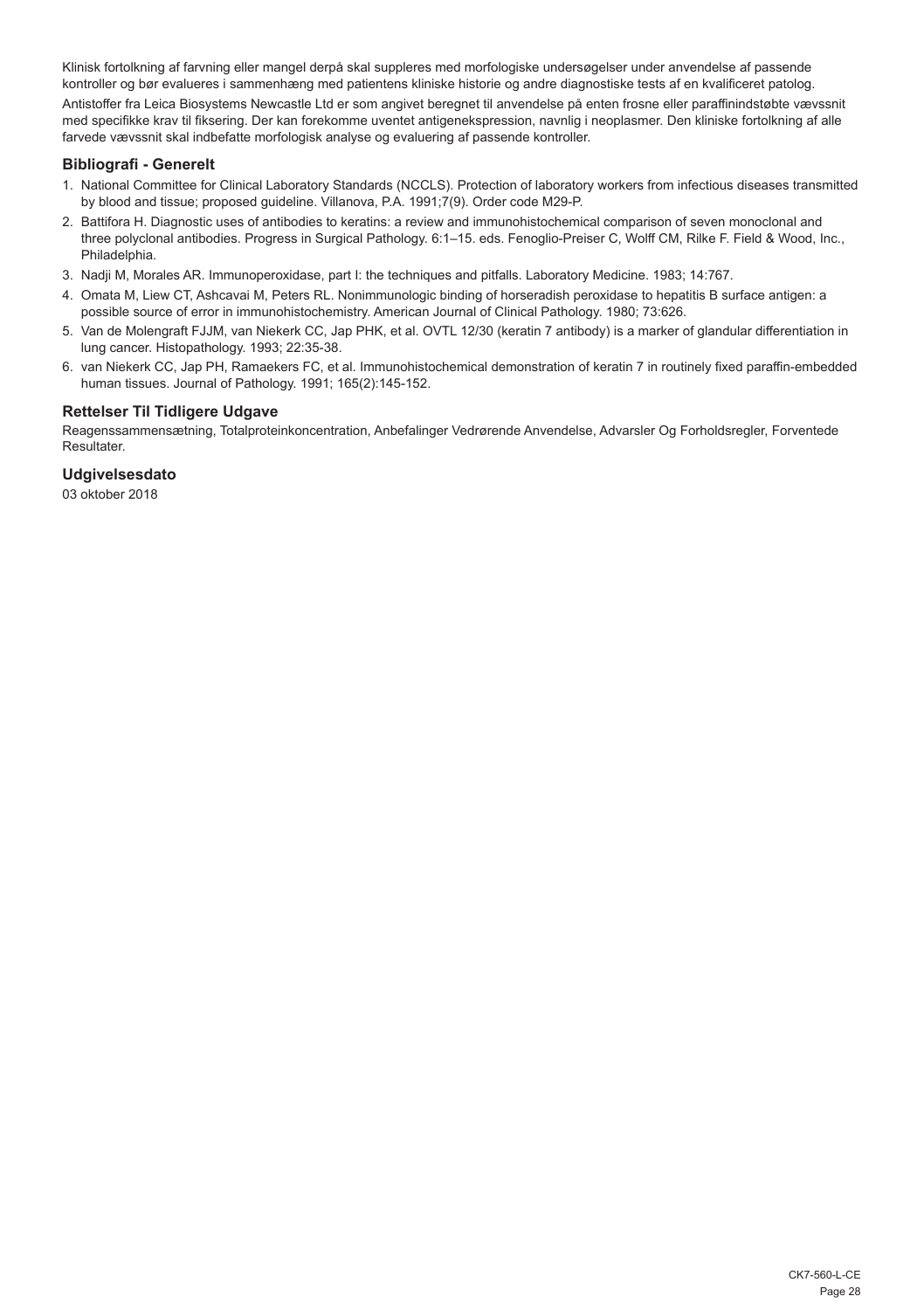Klinisk fortolkning af farvning eller mangel derpå skal suppleres med morfologiske undersøgelser under anvendelse af passende kontroller og bør evalueres i sammenhæng med patientens kliniske historie og andre diagnostiske tests af en kvalificeret patolog.

Antistoffer fra Leica Biosystems Newcastle Ltd er som angivet beregnet til anvendelse på enten frosne eller paraffinindstøbte vævssnit med specifikke krav til fiksering. Der kan forekomme uventet antigenekspression, navnlig i neoplasmer. Den kliniske fortolkning af alle farvede vævssnit skal indbefatte morfologisk analyse og evaluering af passende kontroller.

### Bibliografi - Generelt

1. National Committee for Clinical Laboratory Standards (NCCLS). Protection of laboratory workers from infectious diseases transmitted by blood and tissue; proposed guideline. Villanova, P.A. 1991;7(9). Order code M29-P.
2. Battifora H. Diagnostic uses of antibodies to keratins: a review and immunohistochemical comparison of seven monoclonal and three polyclonal antibodies. Progress in Surgical Pathology. 6:1–15. eds. Fenoglio-Preiser C, Wolff CM, Rilke F. Field & Wood, Inc., Philadelphia.
3. Nadji M, Morales AR. Immunoperoxidase, part I: the techniques and pitfalls. Laboratory Medicine. 1983; 14:767.
4. Omata M, Liew CT, Ashcavai M, Peters RL. Nonimmunologic binding of horseradish peroxidase to hepatitis B surface antigen: a possible source of error in immunohistochemistry. American Journal of Clinical Pathology. 1980; 73:626.
5. Van de Molengraft FJJM, van Niekerk CC, Jap PHK, et al. OVTL 12/30 (keratin 7 antibody) is a marker of glandular differentiation in lung cancer. Histopathology. 1993; 22:35-38.
6. van Niekerk CC, Jap PH, Ramaekers FC, et al. Immunohistochemical demonstration of keratin 7 in routinely fixed paraffin-embedded human tissues. Journal of Pathology. 1991; 165(2):145-152.

### Rettelser Til Tidligere Udgave

Reagenssammensætning, Totalproteinkoncentration, Anbefalinger Vedrørende Anvendelse, Advarsler Og Forholdsregler, Forventede Resultater.

### Udgivelsesdato

03 oktober 2018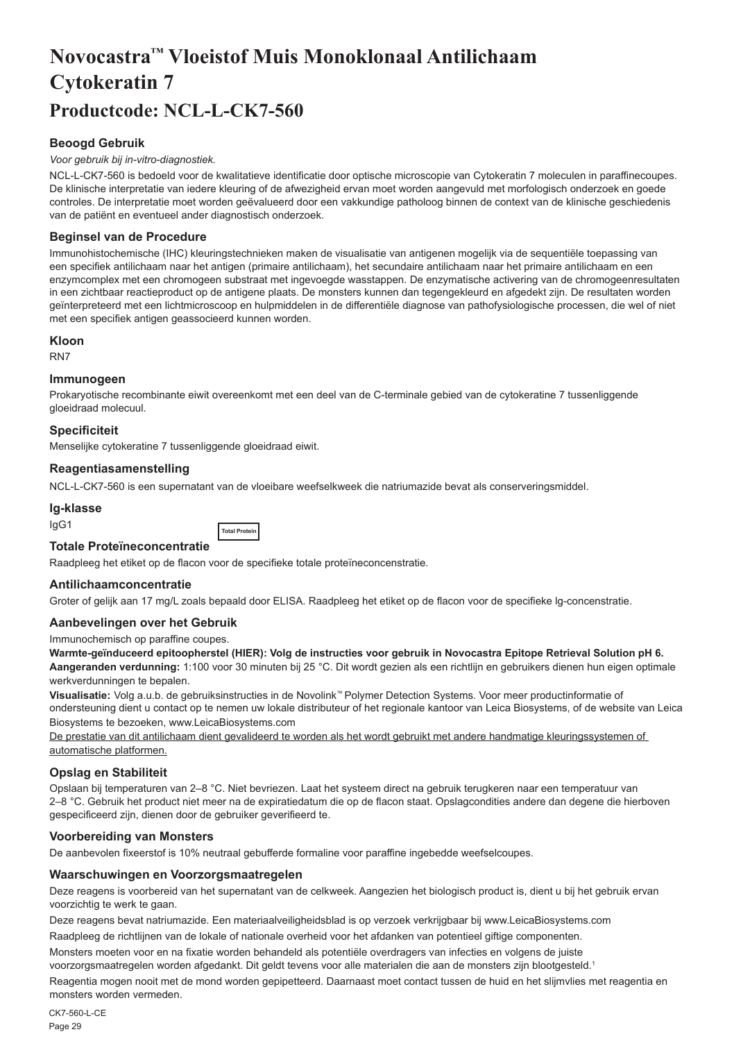# Novocastra™ Vloeistof Muis Monoklonaal Antilichaam Cytokeratin 7

## Productcode: NCL-L-CK7-560

### Beoogd Gebruik

*Voor gebruik bij in-vitro-diagnostiek.*

NCL-L-CK7-560 is bedoeld voor de kwalitatieve identificatie door optische microscopie van Cytokeratin 7 moleculen in paraffinecoupes. De klinische interpretatie van iedere kleuring of de afwezigheid ervan moet worden aangevuld met morfologisch onderzoek en goede controles. De interpretatie moet worden geëvalueerd door een vakkundige patholoog binnen de context van de klinische geschiedenis van de patiënt en eventueel ander diagnostisch onderzoek.

### Beginsel van de Procedure

Immunohistochemische (IHC) kleuringstechnieken maken de visualisatie van antigenen mogelijk via de sequentiële toepassing van een specifiek antilichaam naar het antigen (primaire antilichaam), het secundaire antilichaam naar het primaire antilichaam en een enzymcomplex met een chromogeen substraat met ingevoegde wasstappen. De enzymatische activering van de chromogeenresultaten in een zichtbaar reactieproduct op de antigene plaats. De monsters kunnen dan tegengekleurd en afgedekt zijn. De resultaten worden geïnterpreteerd met een lichtmicroscoop en hulpmiddelen in de differentiële diagnose van pathofysiologische processen, die wel of niet met een specifiek antigen geassocieerd kunnen worden.

### Kloon

RN7

### Immunogeen

Prokaryotische recombinante eiwit overeenkomt met een deel van de C-terminale gebied van de cytokeratine 7 tussenliggende gloeidraad molecuul.

### Specificiteit

Menselijke cytokeratine 7 tussenliggende gloeidraad eiwit.

### Reagentiasamenstelling

NCL-L-CK7-560 is een supernatant van de vloeibare weefselkweek die natriumazide bevat als conserveringsmiddel.

### Ig-klasse

IgG1

Total Protein

### Totale Proteïneconcentratie

Raadpleeg het etiket op de flacon voor de specifieke totale proteïneconcentratie.

### Antilichaamconcentratie

Groter of gelijk aan 17 mg/L zoals bepaald door ELISA. Raadpleeg het etiket op de flacon voor de specifieke Ig-concentratie.

### Aanbevelingen over het Gebruik

Immunochemisch op paraffine coupes.

**Warmte-geïnduceerd epitoopherstel (HIER): Volg de instructies voor gebruik in Novocastra Epitope Retrieval Solution pH 6.**

**Aangeranden verdunning:** 1:100 voor 30 minuten bij 25 °C. Dit wordt gezien als een richtlijn en gebruikers dienen hun eigen optimale werkverdunningen te bepalen.

**Visualisatie:** Volg a.u.b. de gebruiksinstructies in de Novolink™ Polymer Detection Systems. Voor meer productinformatie of ondersteuning dient u contact op te nemen uw lokale distributeur of het regionale kantoor van Leica Biosystems, of de website van Leica Biosystems te bezoeken, www.LeicaBiosystems.com

<u>De prestatie van dit antilichaam dient gevalideerd te worden als het wordt gebruikt met andere handmatige kleuringssystemen of automatische platformen.</u>

### Opslag en Stabiliteit

Opslaan bij temperaturen van 2–8 °C. Niet bevriezen. Laat het systeem direct na gebruik terugkeren naar een temperatuur van 2–8 °C. Gebruik het product niet meer na de expiratiedatum die op de flacon staat. Opslagcondities andere dan degene die hierboven gespecificeerd zijn, dienen door de gebruiker geverifieerd te.

### Voorbereiding van Monsters

De aanbevolen fixeerstof is 10% neutraal gebufferde formaline voor paraffine ingebedde weefselcoupes.

### Waarschuwingen en Voorzorgsmaatregelen

Deze reagens is voorbereid van het supernatant van de celkweek. Aangezien het biologisch product is, dient u bij het gebruik ervan voorzichtig te werk te gaan.

Deze reagens bevat natriumazide. Een materiaalveiligheidsblad is op verzoek verkrijgbaar bij www.LeicaBiosystems.com

Raadpleeg de richtlijnen van de lokale of nationale overheid voor het afdanken van potentieel giftige componenten.

Monsters moeten voor en na fixatie worden behandeld als potentiële overdragers van infecties en volgens de juiste voorzorgsmaatregelen worden afgedankt. Dit geldt tevens voor alle materialen die aan de monsters zijn blootgesteld.[1]

Reagentia mogen nooit met de mond worden gepipetteerd. Daarnaast moet contact tussen de huid en het slijmvlies met reagentia en monsters worden vermeden.

CK7-560-L-CE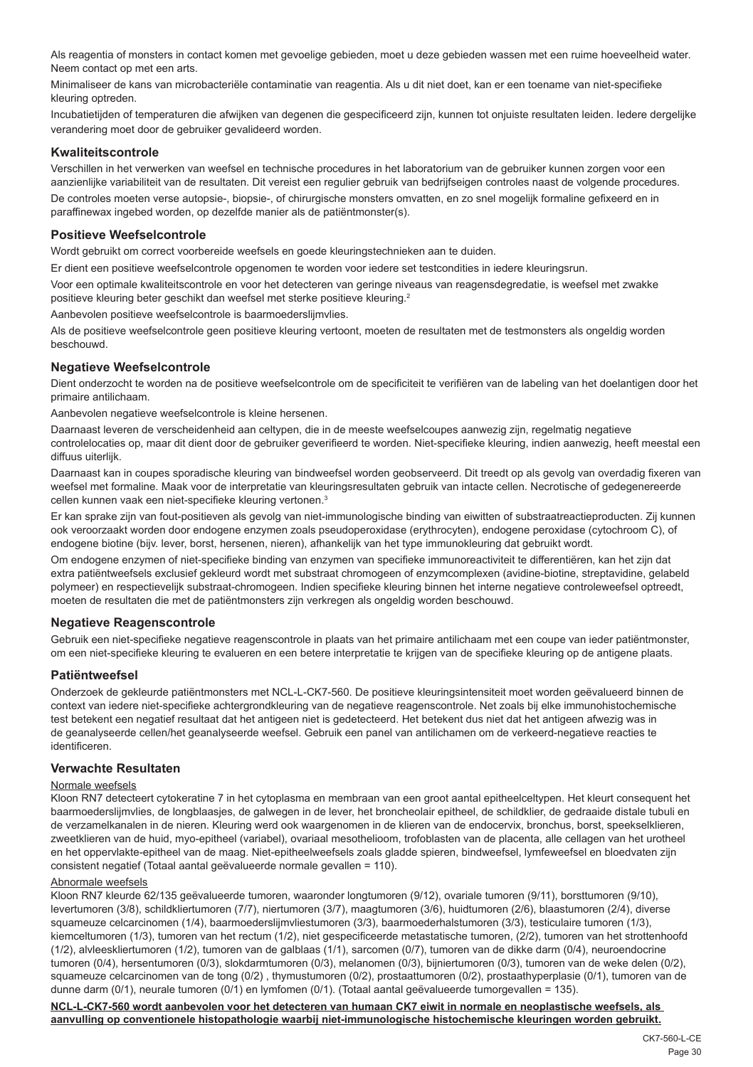Als reagentia of monsters in contact komen met gevoelige gebieden, moet u deze gebieden wassen met een ruime hoeveelheid water. Neem contact op met een arts.

Minimaliseer de kans van microbacteriële contaminatie van reagentia. Als u dit niet doet, kan er een toename van niet-specifieke kleuring optreden.

Incubatietijden of temperaturen die afwijken van degenen die gespecificeerd zijn, kunnen tot onjuiste resultaten leiden. Iedere dergelijke verandering moet door de gebruiker gevalideerd worden.

## Kwaliteitscontrole

Verschillen in het verwerken van weefsel en technische procedures in het laboratorium van de gebruiker kunnen zorgen voor een aanzienlijke variabiliteit van de resultaten. Dit vereist een regulier gebruik van bedrijfseigen controles naast de volgende procedures.

De controles moeten verse autopsie-, biopsie-, of chirurgische monsters omvatten, en zo snel mogelijk formaline gefixeerd en in paraffinewax ingebed worden, op dezelfde manier als de patiëntmonster(s).

## Positieve Weefselcontrole

Wordt gebruikt om correct voorbereide weefsels en goede kleuringstechnieken aan te duiden.

Er dient een positieve weefselcontrole opgenomen te worden voor iedere set testcondities in iedere kleuringsrun.

Voor een optimale kwaliteitscontrole en voor het detecteren van geringe niveaus van reagensdegradatie, is weefsel met zwakke positieve kleuring beter geschikt dan weefsel met sterke positieve kleuring.[2]

Aanbevolen positieve weefselcontrole is baarmoederslijmvlies.

Als de positieve weefselcontrole geen positieve kleuring vertoont, moeten de resultaten met de testmonsters als ongeldig worden beschouwd.

## Negatieve Weefselcontrole

Dient onderzocht te worden na de positieve weefselcontrole om de specificiteit te verifiëren van de labeling van het doelantigen door het primaire antilichaam.

Aanbevolen negatieve weefselcontrole is kleine hersenen.

Daarnaast leveren de verscheidenheid aan celtypen, die in de meeste weefselcoupes aanwezig zijn, regelmatig negatieve controlelocaties op, maar dit dient door de gebruiker geverifieerd te worden. Niet-specifieke kleuring, indien aanwezig, heeft meestal een diffuus uiterlijk.

Daarnaast kan in coupes sporadische kleuring van bindweefsel worden geobserveerd. Dit treedt op als gevolg van overdadig fixeren van weefsel met formaline. Maak voor de interpretatie van kleuringsresultaten gebruik van intacte cellen. Necrotische of gedegenereerde cellen kunnen vaak een niet-specifieke kleuring vertonen.[3]

Er kan sprake zijn van fout-positieven als gevolg van niet-immunologische binding van eiwitten of substraatreactieproducten. Zij kunnen ook veroorzaakt worden door endogene enzymen zoals pseudoperoxidase (erythrocyten), endogene peroxidase (cytochroom C), of endogene biotine (bijv. lever, borst, hersenen, nieren), afhankelijk van het type immunokleuring dat gebruikt wordt.

Om endogene enzymen of niet-specifieke binding van enzymen van specifieke immunoreactiviteit te differentiëren, kan het zijn dat extra patiëntweefsels exclusief gekleurd wordt met substraat chromogeen of enzymcomplexen (avidine-biotine, streptavidine, gelabeld polymeer) en respectievelijk substraat-chromogeen. Indien specifieke kleuring binnen het interne negatieve controleweefsel optreedt, moeten de resultaten die met de patiëntmonsters zijn verkregen als ongeldig worden beschouwd.

## Negatieve Reagenscontrole

Gebruik een niet-specifieke negatieve reagenscontrole in plaats van het primaire antilichaam met een coupe van ieder patiëntmonster, om een niet-specifieke kleuring te evalueren en een betere interpretatie te krijgen van de specifieke kleuring op de antigene plaats.

## Patiëntweefsel

Onderzoek de gekleurde patiëntmonsters met NCL-L-CK7-560. De positieve kleuringsintensiteit moet worden geëvalueerd binnen de context van iedere niet-specifieke achtergrondkleuring van de negatieve reagenscontrole. Net zoals bij elke immunohistochemische test betekent een negatief resultaat dat het antigeen niet is gedetecteerd. Het betekent dus niet dat het antigeen afwezig was in de geanalyseerde cellen/het geanalyseerde weefsel. Gebruik een panel van antilichamen om de verkeerd-negatieve reacties te identificeren.

## Verwachte Resultaten

### Normale weefsels

Kloon RN7 detecteert cytokeratine 7 in het cytoplasma en membraan van een groot aantal epitheelceltypen. Het kleurt consequent het baarmoederslijmvlies, de longblaasjes, de galwegen in de lever, het broncheolair epitheel, de schildklier, de gedraaide distale tubuli en de verzamelkanalen in de nieren. Kleuring werd ook waargenomen in de klieren van de endocervix, bronchus, borst, speekselklieren, zweetklieren van de huid, myo-epitheel (variabel), ovariaal mesothelioom, trofoblasten van de placenta, alle cellagen van het urotheel en het oppervlakte-epitheel van de maag. Niet-epitheelweefsels zoals gladde spieren, bindweefsel, lymfeweefsel en bloedvaten zijn consistent negatief (Totaal aantal geëvalueerde normale gevallen = 110).

### Abnormale weefsels

Kloon RN7 kleurde 62/135 geëvalueerde tumoren, waaronder longtumoren (9/12), ovariale tumoren (9/11), borsttumoren (9/10), levertumoren (3/8), schildkliertumoren (7/7), niertumoren (3/7), maagtumoren (3/6), huidtumoren (2/6), blaastumoren (2/4), diverse squameuze celcarcinomen (1/4), baarmoederslijmvliestumoren (3/3), baarmoederhalstumoren (3/3), testiculaire tumoren (1/3), kiemceltumoren (1/3), tumoren van het rectum (1/2), niet gespecificeerde metastatische tumoren, (2/2), tumoren van het strottenhoofd (1/2), alvleeskliertumoren (1/2), tumoren van de galblaas (1/1), sarcomen (0/7), tumoren van de dikke darm (0/4), neuroendocrine tumoren (0/4), hersentumoren (0/3), slokdarmtumoren (0/3), melanomen (0/3), bijniertumoren (0/3), tumoren van de weke delen (0/2), squameuze celcarcinomen van de tong (0/2) , thymustumoren (0/2), prostaattumoren (0/2), prostaathyperplasie (0/1), tumoren van de dunne darm (0/1), neurale tumoren (0/1) en lymfomen (0/1). (Totaal aantal geëvalueerde tumorgevallen = 135).

**NCL-L-CK7-560 wordt aanbevolen voor het detecteren van humaan CK7 eiwit in normale en neoplastische weefsels, als aanvulling op conventionele histopathologie waarbij niet-immunologische histochemische kleuringen worden gebruikt.**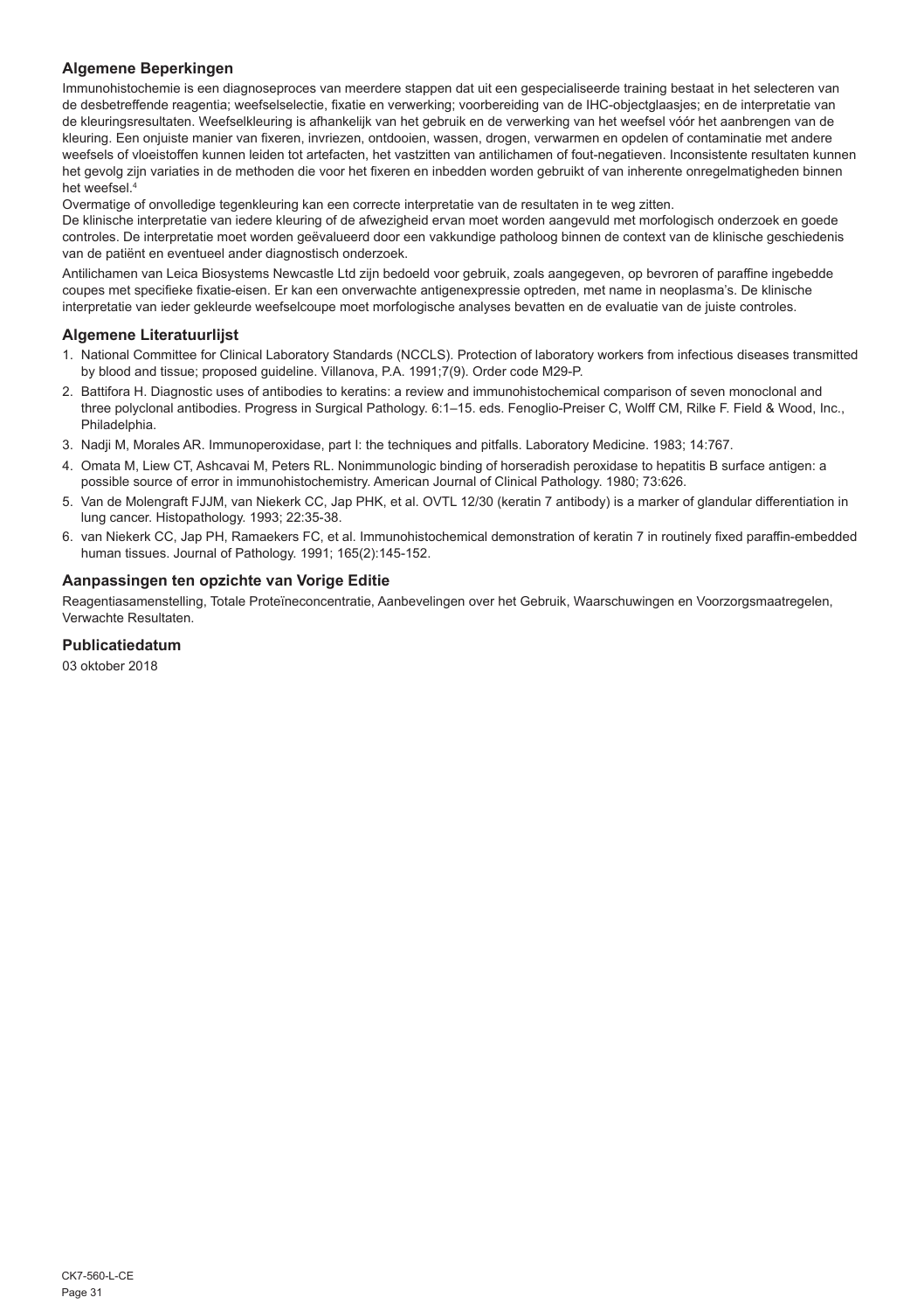## Algemene Beperkingen

Immunohistochemie is een diagnoseproces van meerdere stappen dat uit een gespecialiseerde training bestaat in het selecteren van de desbetreffende reagentia; weefselselectie, fixatie en verwerking; voorbereiding van de IHC-objectglaasjes; en de interpretatie van de kleuringsresultaten. Weefselkleuring is afhankelijk van het gebruik en de verwerking van het weefsel vóór het aanbrengen van de kleuring. Een onjuiste manier van fixeren, invriezen, ontdooien, wassen, drogen, verwarmen en opdelen of contaminatie met andere weefsels of vloeistoffen kunnen leiden tot artefacten, het vastzitten van antilichamen of fout-negatieven. Inconsistente resultaten kunnen het gevolg zijn variaties in de methoden die voor het fixeren en inbedden worden gebruikt of van inherente onregelmatigheden binnen het weefsel.[4]

Overmatige of onvolledige tegenkleuring kan een correcte interpretatie van de resultaten in te weg zitten.

De klinische interpretatie van iedere kleuring of de afwezigheid ervan moet worden aangevuld met morfologisch onderzoek en goede controles. De interpretatie moet worden geëvalueerd door een vakkundige patholoog binnen de context van de klinische geschiedenis van de patiënt en eventueel ander diagnostisch onderzoek.

Antilichamen van Leica Biosystems Newcastle Ltd zijn bedoeld voor gebruik, zoals aangegeven, op bevroren of paraffine ingebedde coupes met specifieke fixatie-eisen. Er kan een onverwachte antigenexpressie optreden, met name in neoplasma's. De klinische interpretatie van ieder gekleurde weefselcoupe moet morfologische analyses bevatten en de evaluatie van de juiste controles.

## Algemene Literatuurlijst

1. National Committee for Clinical Laboratory Standards (NCCLS). Protection of laboratory workers from infectious diseases transmitted by blood and tissue; proposed guideline. Villanova, P.A. 1991;7(9). Order code M29-P.
2. Battifora H. Diagnostic uses of antibodies to keratins: a review and immunohistochemical comparison of seven monoclonal and three polyclonal antibodies. Progress in Surgical Pathology. 6:1–15. eds. Fenoglio-Preiser C, Wolff CM, Rilke F. Field & Wood, Inc., Philadelphia.
3. Nadji M, Morales AR. Immunoperoxidase, part I: the techniques and pitfalls. Laboratory Medicine. 1983; 14:767.
4. Omata M, Liew CT, Ashcavai M, Peters RL. Nonimmunologic binding of horseradish peroxidase to hepatitis B surface antigen: a possible source of error in immunohistochemistry. American Journal of Clinical Pathology. 1980; 73:626.
5. Van de Molengraft FJJM, van Niekerk CC, Jap PHK, et al. OVTL 12/30 (keratin 7 antibody) is a marker of glandular differentiation in lung cancer. Histopathology. 1993; 22:35-38.
6. van Niekerk CC, Jap PH, Ramaekers FC, et al. Immunohistochemical demonstration of keratin 7 in routinely fixed paraffin-embedded human tissues. Journal of Pathology. 1991; 165(2):145-152.

## Aanpassingen ten opzichte van Vorige Editie

Reagentiasamenstelling, Totale Proteïneconcentratie, Aanbevelingen over het Gebruik, Waarschuwingen en Voorzorgsmaatregelen, Verwachte Resultaten.

## Publicatiedatum

03 oktober 2018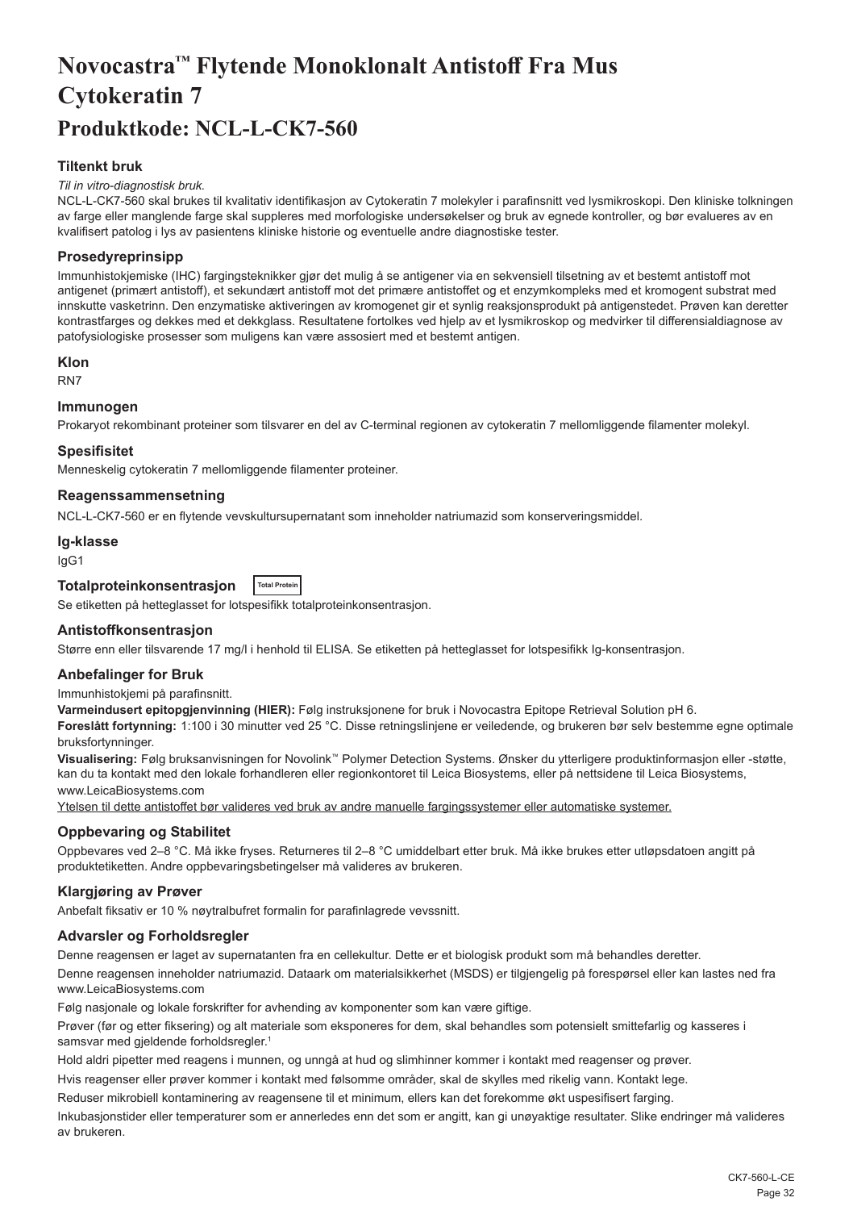# Novocastra™ Flytende Monoklonalt Antistoff Fra Mus Cytokeratin 7

## Produktkode: NCL-L-CK7-560

### Tiltenkt bruk

*Til in vitro-diagnostisk bruk.*

NCL-L-CK7-560 skal brukes til kvalitativ identifikasjon av Cytokeratin 7 molekyler i parafinsnitt ved lysmikroskopi. Den kliniske tolkningen av farge eller manglende farge skal suppleres med morfologiske undersøkelser og bruk av egnede kontroller, og bør evalueres av en kvalifisert patolog i lys av pasientens kliniske historie og eventuelle andre diagnostiske tester.

### Prosedyreprinsipp

Immunhistokjemiske (IHC) fargingsteknikker gjør det mulig å se antigener via en sekvensiell tilsetning av et bestemt antistoff mot antigenet (primært antistoff), et sekundært antistoff mot det primære antistoffet og et enzymkompleks med et kromogent substrat med innskutte vasketrinn. Den enzymatiske aktiveringen av kromogenet gir et synlig reaksjonsprodukt på antigenstedet. Prøven kan deretter kontrastfarges og dekkes med et dekkglass. Resultatene fortolkes ved hjelp av et lysmikroskop og medvirker til differensialdiagnose av patofysiologiske prosesser som muligens kan være assosiert med et bestemt antigen.

### Klon

RN7

### Immunogen

Prokaryot rekombinant proteiner som tilsvarer en del av C-terminal regionen av cytokeratin 7 mellomliggende filamenter molekyl.

### Spesifisitet

Menneskelig cytokeratin 7 mellomliggende filamenter proteiner.

### Reagenssammensetning

NCL-L-CK7-560 er en flytende vevskultursupernatant som inneholder natriumazid som konserveringsmiddel.

### Ig-klasse

IgG1

### Totalproteinkonsentrasjon Total Protein

Se etiketten på hetteglasset for lotspesifikk totalproteinkonsentrasjon.

### Antistoffkonsentrasjon

Større enn eller tilsvarende 17 mg/l i henhold til ELISA. Se etiketten på hetteglasset for lotspesifikk Ig-konsentrasjon.

### Anbefalinger for Bruk

Immunhistokjemi på parafinsnitt.

**Varmeindusert epitopgjenvinning (HIER):** Følg instruksjonene for bruk i Novocastra Epitope Retrieval Solution pH 6.

**Foreslått fortynning:** 1:100 i 30 minutter ved 25 °C. Disse retningslinjene er veiledende, og brukeren bør selv bestemme egne optimale bruksfortynninger.

**Visualisering:** Følg bruksanvisningen for Novolink™ Polymer Detection Systems. Ønsker du ytterligere produktinformasjon eller -støtte, kan du ta kontakt med den lokale forhandleren eller regionkontoret til Leica Biosystems, eller på nettsidene til Leica Biosystems, www.LeicaBiosystems.com

Ytelsen til dette antistoffet bør valideres ved bruk av andre manuelle fargingssystemer eller automatiske systemer.

### Oppbevaring og Stabilitet

Oppbevares ved 2–8 °C. Må ikke fryses. Returneres til 2–8 °C umiddelbart etter bruk. Må ikke brukes etter utløpsdatoen angitt på produktetiketten. Andre oppbevaringsbetingelser må valideres av brukeren.

### Klargjøring av Prøver

Anbefalt fiksativ er 10 % nøytralbufret formalin for parafinlagrede vevssnitt.

### Advarsler og Forholdsregler

Denne reagensen er laget av supernatanten fra en cellekultur. Dette er et biologisk produkt som må behandles deretter.

Denne reagensen inneholder natriumazid. Dataark om materialsikkerhet (MSDS) er tilgjengelig på forespørsel eller kan lastes ned fra www.LeicaBiosystems.com

Følg nasjonale og lokale forskrifter for avhending av komponenter som kan være giftige.

Prøver (før og etter fiksering) og alt materiale som eksponeres for dem, skal behandles som potensielt smittefarlig og kasseres i samsvar med gjeldende forholdsregler.[1]

Hold aldri pipetter med reagens i munnen, og unngå at hud og slimhinner kommer i kontakt med reagenser og prøver.

Hvis reagenser eller prøver kommer i kontakt med følsomme områder, skal de skylles med rikelig vann. Kontakt lege.

Reduser mikrobiell kontaminering av reagensene til et minimum, ellers kan det forekomme økt uspesifisert farging.

Inkubasjonstider eller temperaturer som er annerledes enn det som er angitt, kan gi unøyaktige resultater. Slike endringer må valideres av brukeren.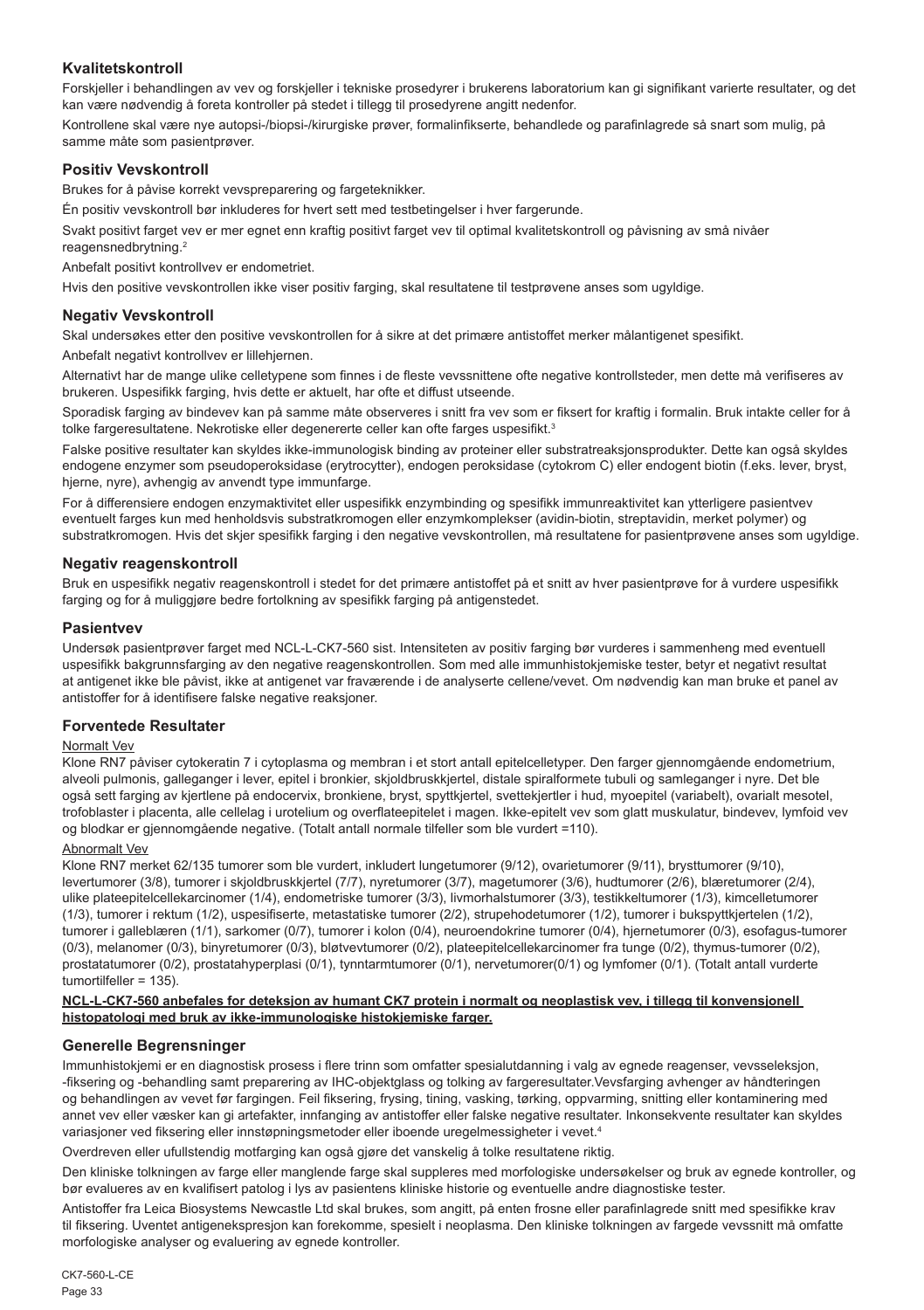## Kvalitetskontroll

Forskjeller i behandlingen av vev og forskjeller i tekniske prosedyrer i brukerens laboratorium kan gi signifikant varierte resultater, og det kan være nødvendig å foreta kontroller på stedet i tillegg til prosedyrene angitt nedenfor.

Kontrollene skal være nye autopsi-/biopsi-/kirurgiske prøver, formalinfikserte, behandlede og parafinlagrede så snart som mulig, på samme måte som pasientprøver.

## Positiv Vevskontroll

Brukes for å påvise korrekt vevspreparering og fargeteknikker.

Én positiv vevskontroll bør inkluderes for hvert sett med testbetingelser i hver fargerunde.

Svakt positivt farget vev er mer egnet enn kraftig positivt farget vev til optimal kvalitetskontroll og påvisning av små nivåer reagensnedbrytning.[2]

Anbefalt positivt kontrollvev er endometriet.

Hvis den positive vevskontrollen ikke viser positiv farging, skal resultatene til testprøvene anses som ugyldige.

## Negativ Vevskontroll

Skal undersøkes etter den positive vevskontrollen for å sikre at det primære antistoffet merker målantigenet spesifikt.

Anbefalt negativt kontrollvev er lillehjernen.

Alternativt har de mange ulike celletypene som finnes i de fleste vevssnittene ofte negative kontrollsteder, men dette må verifiseres av brukeren. Uspesifikk farging, hvis dette er aktuelt, har ofte et diffust utseende.

Sporadisk farging av bindevev kan på samme måte observeres i snitt fra vev som er fiksert for kraftig i formalin. Bruk intakte celler for å tolke fargeresultatene. Nekrotiske eller degenererte celler kan ofte farges uspesifikt.[3]

Falske positive resultater kan skyldes ikke-immunologisk binding av proteiner eller substratreaksjonsprodukter. Dette kan også skyldes endogene enzymer som pseudoperoksidase (erytrocytter), endogen peroksidase (cytokrom C) eller endogent biotin (f.eks. lever, bryst, hjerne, nyre), avhengig av anvendt type immunfarge.

For å differensiere endogen enzymaktivitet eller uspesifikk enzymbinding og spesifikk immunreaktivitet kan ytterligere pasientvev eventuelt farges kun med henholdsvis substratkromogen eller enzymkomplekser (avidin-biotin, streptavidin, merket polymer) og substratkromogen. Hvis det skjer spesifikk farging i den negative vevskontrollen, må resultatene for pasientprøvene anses som ugyldige.

## Negativ reagenskontroll

Bruk en uspesifikk negativ reagenskontroll i stedet for det primære antistoffet på et snitt av hver pasientprøve for å vurdere uspesifikk farging og for å muliggjøre bedre fortolkning av spesifikk farging på antigenstedet.

## Pasientvev

Undersøk pasientprøver farget med NCL-L-CK7-560 sist. Intensiteten av positiv farging bør vurderes i sammenheng med eventuell uspesifikk bakgrunnsfarging av den negative reagenskontrollen. Som med alle immunhistokjemiske tester, betyr et negativt resultat at antigenet ikke ble påvist, ikke at antigenet var fraværende i de analyserte cellene/vevet. Om nødvendig kan man bruke et panel av antistoffer for å identifisere falske negative reaksjoner.

## Forventede Resultater

Normalt Vev

Klone RN7 påviser cytokeratin 7 i cytoplasma og membran i et stort antall epitelcelletyper. Den farger gjennomgående endometrium, alveoli pulmonis, galleganger i lever, epitel i bronkier, skjoldbruskkjertel, distale spiralformete tubuli og samleganger i nyre. Det ble også sett farging av kjertlene på endocervix, bronkiene, bryst, spyttkjertel, svettekjertler i hud, myoepitel (variabelt), ovarialt mesotel, trofoblaster i placenta, alle cellelag i urotelium og overflateepitelet i magen. Ikke-epitelt vev som glatt muskulatur, bindevev, lymfoid vev og blodkar er gjennomgående negative. (Totalt antall normale tilfeller som ble vurdert =110).

Abnormalt Vev

Klone RN7 merket 62/135 tumorer som ble vurdert, inkludert lungetumorer (9/12), ovarietumorer (9/11), brysttumorer (9/10), levertumorer (3/8), tumorer i skjoldbruskkjertel (7/7), nyretumorer (3/7), magetumorer (3/6), hudtumorer (2/6), blæretumorer (2/4), ulike plateepitelcellekarcinomer (1/4), endometriske tumorer (3/3), livmorhalstumorer (3/3), testikkeltumorer (1/3), kimcelletumorer (1/3), tumorer i rektum (1/2), uspesifiserte, metastatiske tumorer (2/2), strupehodetumorer (1/2), tumorer i bukspyttkjertelen (1/2), tumorer i galleblæren (1/1), sarkomer (0/7), tumorer i kolon (0/4), neuroendokrine tumorer (0/4), hjernetumorer (0/3), esofagus-tumorer (0/3), melanomer (0/3), binyretumorer (0/3), bløtvevtumorer (0/2), plateepitelcellekarcinomer fra tunge (0/2), thymus-tumorer (0/2), prostatatumorer (0/2), prostatahyperplasi (0/1), tynntarmtumorer (0/1), nervetumorer(0/1) og lymfomer (0/1). (Totalt antall vurderte tumortilfeller = 135).

**NCL-L-CK7-560 anbefales for deteksjon av humant CK7 protein i normalt og neoplastisk vev, i tillegg til konvensjonell histopatologi med bruk av ikke-immunologiske histokjemiske farger.**

## Generelle Begrensninger

Immunhistokjemi er en diagnostisk prosess i flere trinn som omfatter spesialutdanning i valg av egnede reagenser, vevsseleksjon, -fiksering og -behandling samt preparering av IHC-objektglass og tolking av fargeresultater.Vevsfarging avhenger av håndteringen og behandlingen av vevet før fargingen. Feil fiksering, frysing, tining, vasking, tørking, oppvarming, snitting eller kontaminering med annet vev eller væsker kan gi artefakter, innfanging av antistoffer eller falske negative resultater. Inkonsekvente resultater kan skyldes variasjoner ved fiksering eller innstøpningsmetoder eller iboende uregelmessigheter i vevet.[4]

Overdreven eller ufullstendig motfarging kan også gjøre det vanskelig å tolke resultatene riktig.

Den kliniske tolkningen av farge eller manglende farge skal suppleres med morfologiske undersøkelser og bruk av egnede kontroller, og bør evalueres av en kvalifisert patolog i lys av pasientens kliniske historie og eventuelle andre diagnostiske tester.

Antistoffer fra Leica Biosystems Newcastle Ltd skal brukes, som angitt, på enten frosne eller parafinlagrede snitt med spesifikke krav til fiksering. Uventet antigenekspresjon kan forekomme, spesielt i neoplasma. Den kliniske tolkningen av fargede vevssnitt må omfatte morfologiske analyser og evaluering av egnede kontroller.

CK7-560-L-CE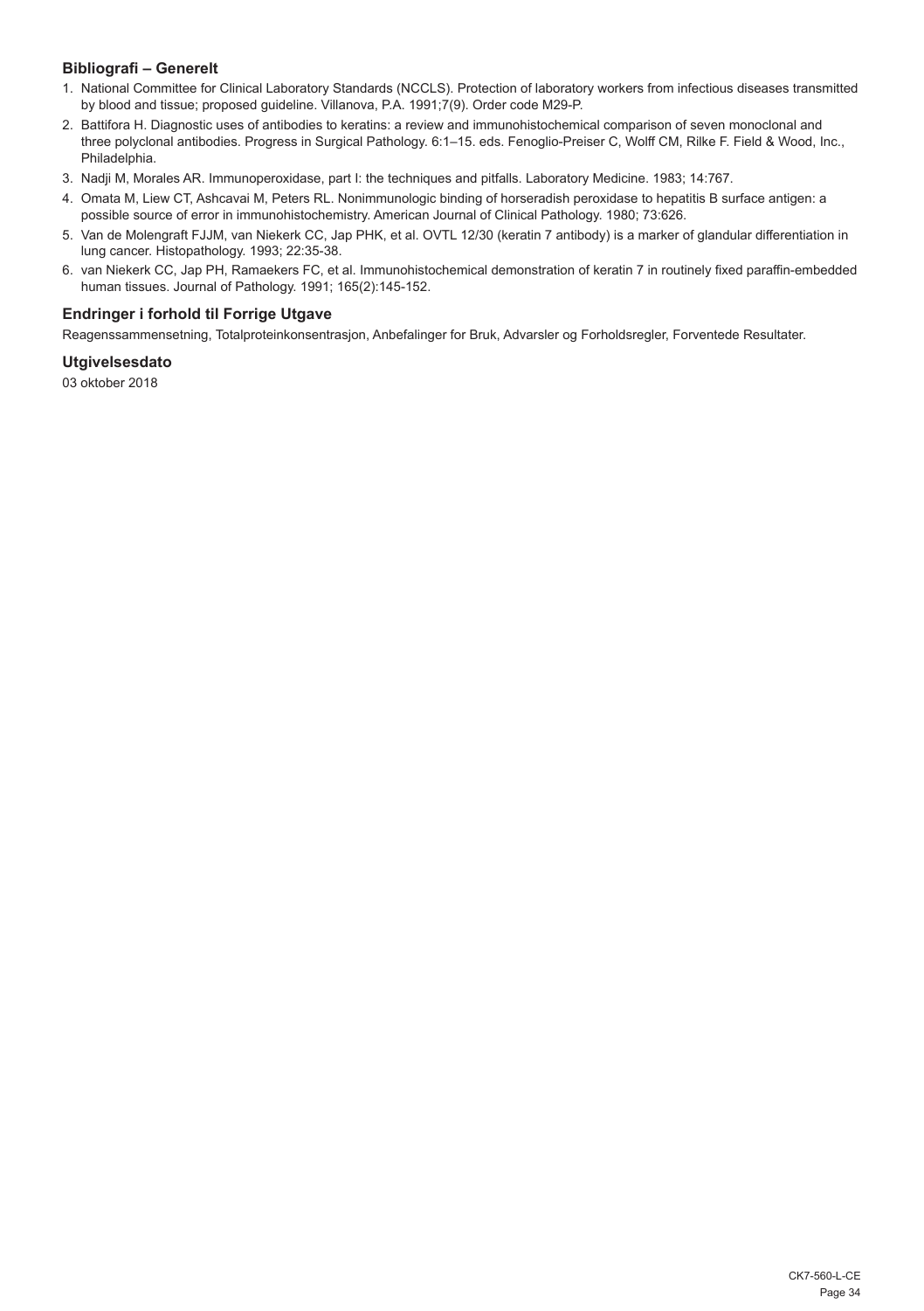## Bibliografi – Generelt

1. National Committee for Clinical Laboratory Standards (NCCLS). Protection of laboratory workers from infectious diseases transmitted by blood and tissue; proposed guideline. Villanova, P.A. 1991;7(9). Order code M29-P.
2. Battifora H. Diagnostic uses of antibodies to keratins: a review and immunohistochemical comparison of seven monoclonal and three polyclonal antibodies. Progress in Surgical Pathology. 6:1–15. eds. Fenoglio-Preiser C, Wolff CM, Rilke F. Field & Wood, Inc., Philadelphia.
3. Nadji M, Morales AR. Immunoperoxidase, part I: the techniques and pitfalls. Laboratory Medicine. 1983; 14:767.
4. Omata M, Liew CT, Ashcavai M, Peters RL. Nonimmunologic binding of horseradish peroxidase to hepatitis B surface antigen: a possible source of error in immunohistochemistry. American Journal of Clinical Pathology. 1980; 73:626.
5. Van de Molengraft FJJM, van Niekerk CC, Jap PHK, et al. OVTL 12/30 (keratin 7 antibody) is a marker of glandular differentiation in lung cancer. Histopathology. 1993; 22:35-38.
6. van Niekerk CC, Jap PH, Ramaekers FC, et al. Immunohistochemical demonstration of keratin 7 in routinely fixed paraffin-embedded human tissues. Journal of Pathology. 1991; 165(2):145-152.

## Endringer i forhold til Forrige Utgave

Reagenssammensetning, Totalproteinkonsentrasjon, Anbefalinger for Bruk, Advarsler og Forholdsregler, Forventede Resultater.

## Utgivelsesdato

03 oktober 2018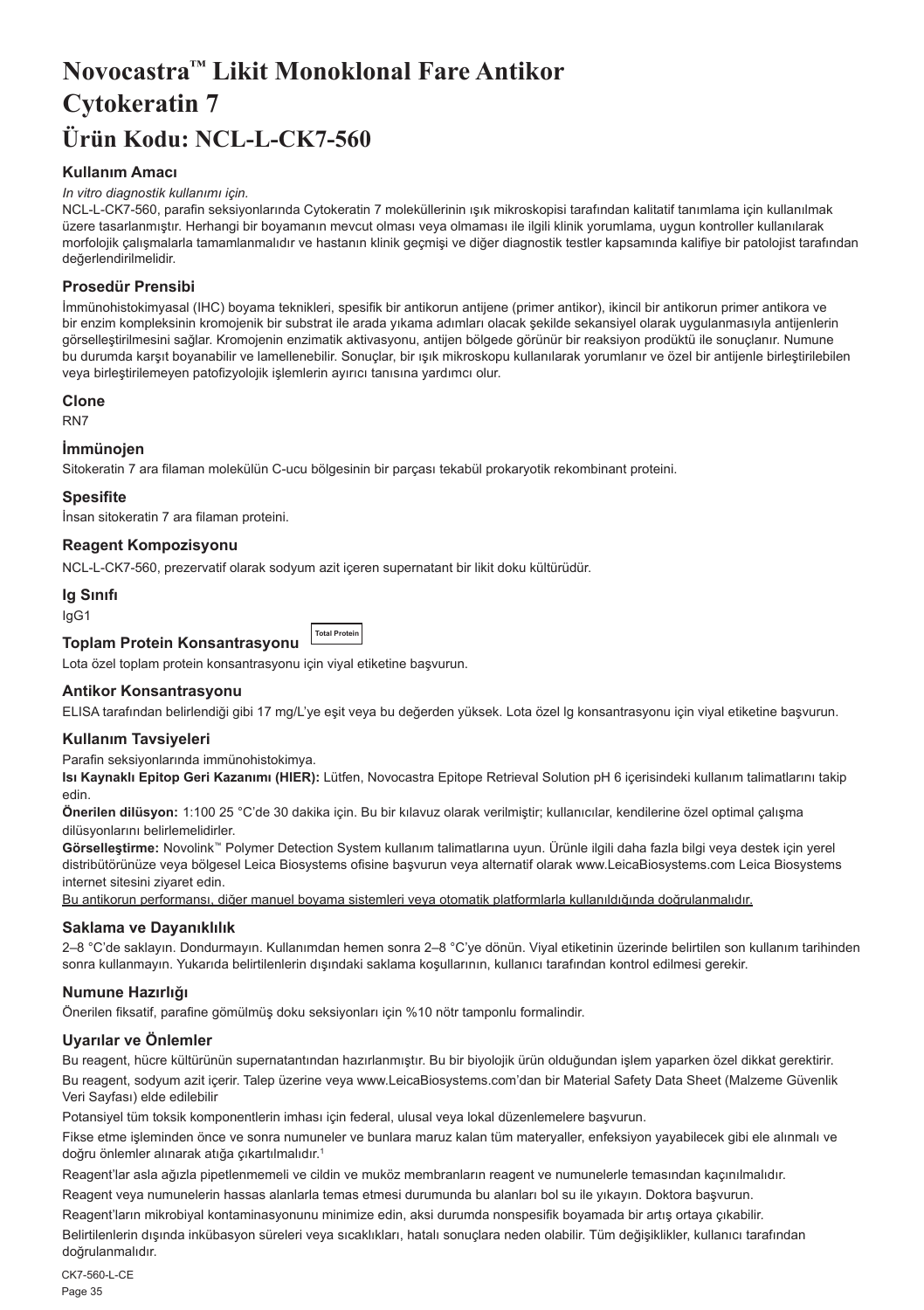# Novocastra™ Likit Monoklonal Fare Antikor Cytokeratin 7

# Ürün Kodu: NCL-L-CK7-560

## Kullanım Amacı

*In vitro diagnostik kullanımı için.*

NCL-L-CK7-560, parafin seksiyonlarında Cytokeratin 7 moleküllerinin ışık mikroskopisi tarafından kalitatif tanımlama için kullanılmak üzere tasarlanmıştır. Herhangi bir boyamanın mevcut olması veya olmaması ile ilgili klinik yorumlama, uygun kontroller kullanılarak morfolojik çalışmalarla tamamlanmalıdır ve hastanın klinik geçmişi ve diğer diagnostik testler kapsamında kalifiye bir patolojist tarafından değerlendirilmelidir.

## Prosedür Prensibi

İmmünohistokimyasal (IHC) boyama teknikleri, spesifik bir antikorun antijene (primer antikor), ikincil bir antikorun primer antikora ve bir enzim kompleksinin kromojenik bir substrat ile arada yıkama adımları olacak şekilde sekansiyel olarak uygulanmasıyla antijenlerin görselleştirilmesini sağlar. Kromojenin enzimatik aktivasyonu, antijen bölgede görünür bir reaksiyon prodüktü ile sonuçlanır. Numune bu durumda karşıt boyanabilir ve lamellenebilir. Sonuçlar, bir ışık mikroskopu kullanılarak yorumlanır ve özel bir antijenle birleştirilebilen veya birleştirilemeyen patofizyolojik işlemlerin ayırıcı tanısına yardımcı olur.

## Clone

RN7

## İmmünojen

Sitokeratin 7 ara filaman molekülün C-ucu bölgesinin bir parçası tekabül prokaryotik rekombinant proteini.

## Spesifite

İnsan sitokeratin 7 ara filaman proteini.

## Reagent Kompozisyonu

NCL-L-CK7-560, prezervatif olarak sodyum azit içeren supernatant bir likit doku kültürüdür.

## Ig Sınıfı

IgG1

## Toplam Protein Konsantrasyonu

Total Protein

Lota özel toplam protein konsantrasyonu için viyal etiketine başvurun.

## Antikor Konsantrasyonu

ELISA tarafından belirlendiği gibi 17 mg/L'ye eşit veya bu değerden yüksek. Lota özel Ig konsantrasyonu için viyal etiketine başvurun.

## Kullanım Tavsiyeleri

Parafin seksiyonlarında immünohistokimya.

**Isı Kaynaklı Epitop Geri Kazanımı (HIER):** Lütfen, Novocastra Epitope Retrieval Solution pH 6 içerisindeki kullanım talimatlarını takip edin.

**Önerilen dilüsyon:** 1:100 25 °C'de 30 dakika için. Bu bir kılavuz olarak verilmiştir; kullanıcılar, kendilerine özel optimal çalışma dilüsyonlarını belirlemelidirler.

**Görselleştirme:** Novolink™ Polymer Detection System kullanım talimatlarına uyun. Ürünle ilgili daha fazla bilgi veya destek için yerel distribütörünüze veya bölgesel Leica Biosystems ofisine başvurun veya alternatif olarak www.LeicaBiosystems.com Leica Biosystems internet sitesini ziyaret edin.

<u>Bu antikorun performansı, diğer manuel boyama sistemleri veya otomatik platformlarla kullanıldığında doğrulanmalıdır.</u>

## Saklama ve Dayanıklılık

2–8 °C'de saklayın. Dondurmayın. Kullanımdan hemen sonra 2–8 °C'ye dönün. Viyal etiketinin üzerinde belirtilen son kullanım tarihinden sonra kullanmayın. Yukarıda belirtilenlerin dışındaki saklama koşullarının, kullanıcı tarafından kontrol edilmesi gerekir.

## Numune Hazırlığı

Önerilen fiksatif, parafine gömülmüş doku seksiyonları için %10 nötr tamponlu formalindir.

## Uyarılar ve Önlemler

Bu reagent, hücre kültürünün supernatantından hazırlanmıştır. Bu bir biyolojik ürün olduğundan işlem yaparken özel dikkat gerektirir.

Bu reagent, sodyum azit içerir. Talep üzerine veya www.LeicaBiosystems.com'dan bir Material Safety Data Sheet (Malzeme Güvenlik Veri Sayfası) elde edilebilir

Potansiyel tüm toksik komponentlerin imhası için federal, ulusal veya lokal düzenlemelere başvurun.

Fikse etme işleminden önce ve sonra numuneler ve bunlara maruz kalan tüm materyaller, enfeksiyon yayabilecek gibi ele alınmalı ve doğru önlemler alınarak atığa çıkartılmalıdır.[1]

Reagent'lar asla ağızla pipetlenmemeli ve cildin ve muköz membranların reagent ve numunelerle temasından kaçınılmalıdır.

Reagent veya numunelerin hassas alanlarla temas etmesi durumunda bu alanları bol su ile yıkayın. Doktora başvurun.

Reagent'ların mikrobiyal kontaminasyonunu minimize edin, aksi durumda nonspesifik boyamada bir artış ortaya çıkabilir.

Belirtilenlerin dışında inkübasyon süreleri veya sıcaklıkları, hatalı sonuçlara neden olabilir. Tüm değişiklikler, kullanıcı tarafından doğrulanmalıdır.

CK7-560-L-CE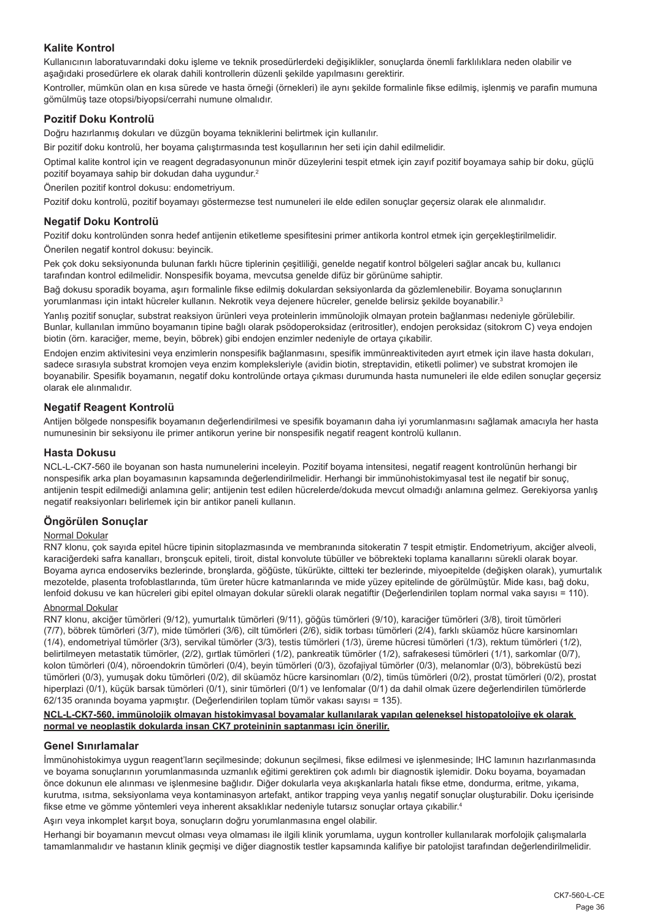## Kalite Kontrol

Kullanıcının laboratuvarındaki doku işleme ve teknik prosedürlerdeki değişiklikler, sonuçlarda önemli farklılıklara neden olabilir ve aşağıdaki prosedürlere ek olarak dahili kontrollerin düzenli şekilde yapılmasını gerektirir.

Kontroller, mümkün olan en kısa sürede ve hasta örneği (örnekleri) ile aynı şekilde formalinle fikse edilmiş, işlenmiş ve parafin mumuna gömülmüş taze otopsi/biyopsi/cerrahi numune olmalıdır.

## Pozitif Doku Kontrolü

Doğru hazırlanmış dokuları ve düzgün boyama tekniklerini belirtmek için kullanılır.

Bir pozitif doku kontrolü, her boyama çalıştırmasında test koşullarının her seti için dahil edilmelidir.

Optimal kalite kontrol için ve reagent degradasyonunun minör düzeylerini tespit etmek için zayıf pozitif boyamaya sahip bir doku, güçlü pozitif boyamaya sahip bir dokudan daha uygundur.[2]

Önerilen pozitif kontrol dokusu: endometriyum.

Pozitif doku kontrolü, pozitif boyamayı göstermezse test numuneleri ile elde edilen sonuçlar geçersiz olarak ele alınmalıdır.

## Negatif Doku Kontrolü

Pozitif doku kontrolünden sonra hedef antijenin etiketleme spesifitesini primer antikorla kontrol etmek için gerçekleştirilmelidir.

Önerilen negatif kontrol dokusu: beyincik.

Pek çok doku seksiyonunda bulunan farklı hücre tiplerinin çeşitliliği, genelde negatif kontrol bölgeleri sağlar ancak bu, kullanıcı tarafından kontrol edilmelidir. Nonspesifik boyama, mevcutsa genelde difüz bir görünüme sahiptir.

Bağ dokusu sporadik boyama, aşırı formalinle fikse edilmiş dokulardan seksiyonlarda da gözlemlenebilir. Boyama sonuçlarının yorumlanması için intakt hücreler kullanın. Nekrotik veya dejenere hücreler, genelde belirsiz şekilde boyanabilir.[3]

Yanlış pozitif sonuçlar, substrat reaksiyon ürünleri veya proteinlerin immünolojik olmayan protein bağlanması nedeniyle görülebilir. Bunlar, kullanılan immüno boyamanın tipine bağlı olarak psödoperoksidaz (eritrositler), endojen peroksidaz (sitokrom C) veya endojen biotin (örn. karaciğer, meme, beyin, böbrek) gibi endojen enzimler nedeniyle de ortaya çıkabilir.

Endojen enzim aktivitesini veya enzimlerin nonspesifik bağlanmasını, spesifik immünreaktiviteden ayırt etmek için ilave hasta dokuları, sadece sırasıyla substrat kromojen veya enzim kompleksleriyle (avidin biotin, streptavidin, etiketli polimer) ve substrat kromojen ile boyanabilir. Spesifik boyamanın, negatif doku kontrolünde ortaya çıkması durumunda hasta numuneleri ile elde edilen sonuçlar geçersiz olarak ele alınmalıdır.

## Negatif Reagent Kontrolü

Antijen bölgede nonspesifik boyamanın değerlendirilmesi ve spesifik boyamanın daha iyi yorumlanmasını sağlamak amacıyla her hasta numunesinin bir seksiyonu ile primer antikorun yerine bir nonspesifik negatif reagent kontrolü kullanın.

## Hasta Dokusu

NCL-L-CK7-560 ile boyanan son hasta numunelerini inceleyin. Pozitif boyama intensitesi, negatif reagent kontrolünün herhangi bir nonspesifik arka plan boyamasının kapsamında değerlendirilmelidir. Herhangi bir immünohistokimyasal test ile negatif bir sonuç, antijenin tespit edilmediği anlamına gelir; antijenin test edilen hücrelerde/dokuda mevcut olmadığı anlamına gelmez. Gerekiyorsa yanlış negatif reaksiyonları belirlemek için bir antikor paneli kullanın.

## Öngörülen Sonuçlar

Normal Dokular

RN7 klonu, çok sayıda epitel hücre tipinin sitoplazmasında ve membranında sitokeratin 7 tespit etmiştir. Endometriyum, akciğer alveoli, karaciğerdeki safra kanalları, bronşcuk epiteli, tiroit, distal konvolute tübüller ve böbrekteki toplama kanallarını sürekli olarak boyar. Boyama ayrıca endoserviks bezlerinde, bronşlarda, göğüste, tükürükte, ciltteki ter bezlerinde, miyoepitelde (değişken olarak), yumurtalık mezotelde, plasenta trofoblastlarında, tüm üreter hücre katmanlarında ve mide yüzey epitelinde de görülmüştür. Mide kası, bağ doku, lenfoid dokusu ve kan hücreleri gibi epitel olmayan dokular sürekli olarak negatiftir (Değerlendirilen toplam normal vaka sayısı = 110).

Abnormal Dokular

RN7 klonu, akciğer tümörleri (9/12), yumurtalık tümörleri (9/11), göğüs tümörleri (9/10), karaciğer tümörleri (3/8), tiroit tümörleri (7/7), böbrek tümörleri (3/7), mide tümörleri (3/6), cilt tümörleri (2/6), sidik torbası tümörleri (2/4), farklı sküamöz hücre karsinomları (1/4), endometriyal tümörler (3/3), servikal tümörler (3/3), testis tümörleri (1/3), üreme hücresi tümörleri (1/3), rektum tümörleri (1/2), belirtilmeyen metastatik tümörler, (2/2), gırtlak tümörleri (1/2), pankreatik tümörler (1/2), safrakesesi tümörleri (1/1), sarkomlar (0/7), kolon tümörleri (0/4), nöroendokrin tümörleri (0/4), beyin tümörleri (0/3), özofajiyal tümörler (0/3), melanomlar (0/3), böbreküstü bezi tümörleri (0/3), yumuşak doku tümörleri (0/2), dil sküamöz hücre karsinomları (0/2), timüs tümörleri (0/2), prostat tümörleri (0/2), prostat hiperplazi (0/1), küçük barsak tümörleri (0/1), sinir tümörleri (0/1) ve lenfomalar (0/1) da dahil olmak üzere değerlendirilen tümörlerde 62/135 oranında boyama yapmıştır. (Değerlendirilen toplam tümör vakası sayısı = 135).

**NCL-L-CK7-560, immünolojik olmayan histokimyasal boyamalar kullanılarak yapılan geleneksel histopatolojiye ek olarak normal ve neoplastik dokularda insan CK7 proteininin saptanması için önerilir.**

## Genel Sınırlamalar

İmmünohistokimya uygun reagent'ların seçilmesinde; dokunun seçilmesi, fikse edilmesi ve işlenmesinde; IHC lamının hazırlanmasında ve boyama sonuçlarının yorumlanmasında uzmanlık eğitimi gerektiren çok adımlı bir diagnostik işlemidir. Doku boyama, boyamadan önce dokunun ele alınması ve işlenmesine bağlıdır. Diğer dokularla veya akışkanlarla hatalı fikse etme, dondurma, eritme, yıkama, kurutma, ısıtma, seksiyonlama veya kontaminasyon artefakt, antikor trapping veya yanlış negatif sonuçlar oluşturabilir. Doku içerisinde fikse etme ve gömme yöntemleri veya inherent aksaklıklar nedeniyle tutarsız sonuçlar ortaya çıkabilir.[4]

Aşırı veya inkomplet karşıt boya, sonuçların doğru yorumlanmasına engel olabilir.

Herhangi bir boyamanın mevcut olması veya olmaması ile ilgili klinik yorumlama, uygun kontroller kullanılarak morfolojik çalışmalarla tamamlanmalıdır ve hastanın klinik geçmişi ve diğer diagnostik testler kapsamında kalifiye bir patolojist tarafından değerlendirilmelidir.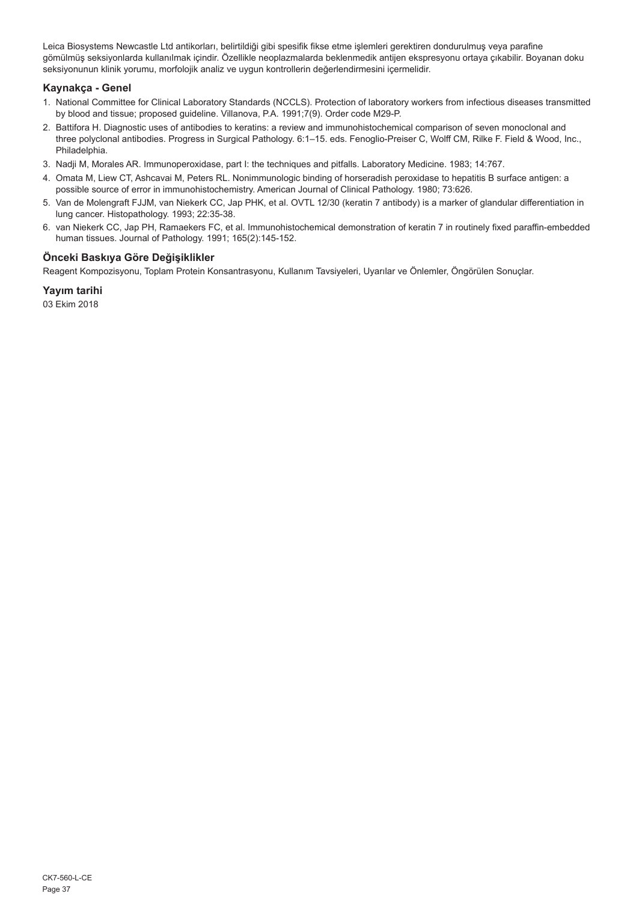Leica Biosystems Newcastle Ltd antikorları, belirtildiği gibi spesifik fikse etme işlemleri gerektiren dondurulmuş veya parafine gömülmüş seksiyonlarda kullanılmak içindir. Özellikle neoplazmalarda beklenmedik antijen ekspresyonu ortaya çıkabilir. Boyanan doku seksiyonunun klinik yorumu, morfolojik analiz ve uygun kontrollerin değerlendirmesini içermelidir.

## Kaynakça - Genel

1. National Committee for Clinical Laboratory Standards (NCCLS). Protection of laboratory workers from infectious diseases transmitted by blood and tissue; proposed guideline. Villanova, P.A. 1991;7(9). Order code M29-P.
2. Battifora H. Diagnostic uses of antibodies to keratins: a review and immunohistochemical comparison of seven monoclonal and three polyclonal antibodies. Progress in Surgical Pathology. 6:1–15. eds. Fenoglio-Preiser C, Wolff CM, Rilke F. Field & Wood, Inc., Philadelphia.
3. Nadji M, Morales AR. Immunoperoxidase, part I: the techniques and pitfalls. Laboratory Medicine. 1983; 14:767.
4. Omata M, Liew CT, Ashcavai M, Peters RL. Nonimmunologic binding of horseradish peroxidase to hepatitis B surface antigen: a possible source of error in immunohistochemistry. American Journal of Clinical Pathology. 1980; 73:626.
5. Van de Molengraft FJJM, van Niekerk CC, Jap PHK, et al. OVTL 12/30 (keratin 7 antibody) is a marker of glandular differentiation in lung cancer. Histopathology. 1993; 22:35-38.
6. van Niekerk CC, Jap PH, Ramaekers FC, et al. Immunohistochemical demonstration of keratin 7 in routinely fixed paraffin-embedded human tissues. Journal of Pathology. 1991; 165(2):145-152.

## Önceki Baskıya Göre Değişiklikler

Reagent Kompozisyonu, Toplam Protein Konsantrasyonu, Kullanım Tavsiyeleri, Uyarılar ve Önlemler, Öngörülen Sonuçlar.

## Yayım tarihi

03 Ekim 2018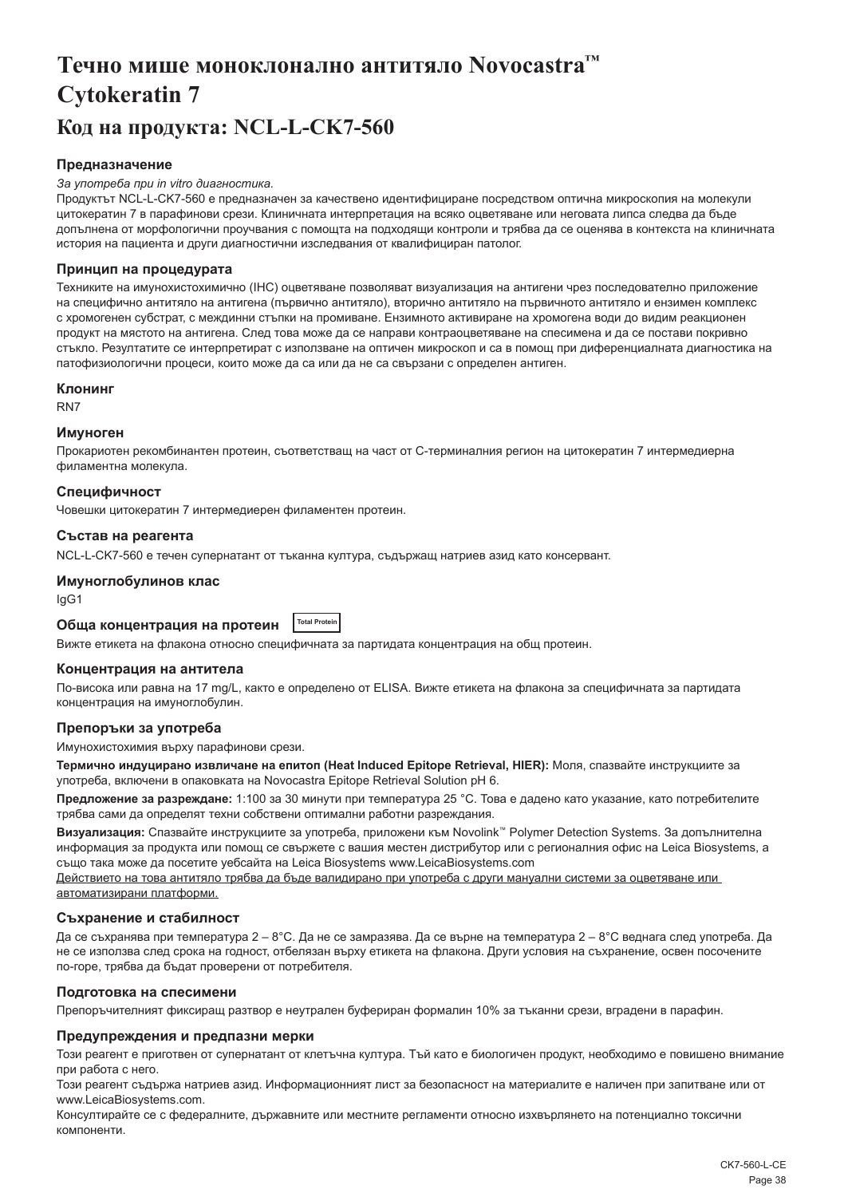# Течно мише моноклонално антитяло Novocastra™ Cytokeratin 7

# Код на продукта: NCL-L-CK7-560

### Предназначение

*За употреба при in vitro диагностика.*

Продуктът NCL-L-CK7-560 е предназначен за качествено идентифициране посредством оптична микроскопия на молекули цитокератин 7 в парафинови срези. Клиничната интерпретация на всяко оцветяване или неговата липса следва да бъде допълнена от морфологични проучвания с помощта на подходящи контроли и трябва да се оценява в контекста на клиничната история на пациента и други диагностични изследвания от квалифициран патолог.

### Принцип на процедурата

Техниките на имунохистохимично (IHC) оцветяване позволяват визуализация на антигени чрез последователно приложение на специфично антитяло на антигена (първично антитяло), вторично антитяло на първичното антитяло и ензимен комплекс с хромогенен субстрат, с междинни стъпки на промиване. Ензимното активиране на хромогена води до видим реакционен продукт на мястото на антигена. След това може да се направи контраоцветяване на спесимена и да се постави покривно стъкло. Резултатите се интерпретират с използване на оптичен микроскоп и са в помощ при диференциалната диагностика на патофизиологични процеси, които може да са или да не са свързани с определен антиген.

### Клонинг

RN7

### Имуноген

Прокариотен рекомбинантен протеин, съответстващ на част от С-терминалния регион на цитокератин 7 интермедиерна филаментна молекула.

### Специфичност

Човешки цитокератин 7 интермедиерен филаментен протеин.

### Състав на реагента

NCL-L-CK7-560 е течен супернатант от тъканна култура, съдържащ натриев азид като консервант.

### Имуноглобулинов клас

IgG1

### Обща концентрация на протеин Total Protein

Вижте етикета на флакона относно специфичната за партидата концентрация на общ протеин.

### Концентрация на антитела

По-висока или равна на 17 mg/L, както е определено от ELISA. Вижте етикета на флакона за специфичната за партидата концентрация на имуноглобулин.

### Препоръки за употреба

Имунохистохимия върху парафинови срези.

**Термично индуцирано извличане на епитоп (Heat Induced Epitope Retrieval, HIER):** Моля, спазвайте инструкциите за употреба, включени в опаковката на Novocastra Epitope Retrieval Solution pH 6.

**Предложение за разреждане:** 1:100 за 30 минути при температура 25 °C. Това е дадено като указание, като потребителите трябва сами да определят техни собствени оптимални работни разреждания.

**Визуализация:** Спазвайте инструкциите за употреба, приложени към Novolink™ Polymer Detection Systems. За допълнителна информация за продукта или помощ се свържете с вашия местен дистрибутор или с регионалния офис на Leica Biosystems, а също така може да посетите уебсайта на Leica Biosystems www.LeicaBiosystems.com

Действието на това антитяло трябва да бъде валидирано при употреба с други мануални системи за оцветяване или автоматизирани платформи.

### Съхранение и стабилност

Да се съхранява при температура 2 – 8°C. Да не се замразява. Да се върне на температура 2 – 8°C веднага след употреба. Да не се използва след срока на годност, отбелязан върху етикета на флакона. Други условия на съхранение, освен посочените по-горе, трябва да бъдат проверени от потребителя.

### Подготовка на спесимени

Препоръчителният фиксиращ разтвор е неутрален буфериран формалин 10% за тъканни срези, вградени в парафин.

### Предупреждения и предпазни мерки

Този реагент е приготвен от супернатант от клетъчна култура. Тъй като е биологичен продукт, необходимо е повишено внимание при работа с него.

Този реагент съдържа натриев азид. Информационният лист за безопасност на материалите е наличен при запитване или от www.LeicaBiosystems.com.

Консултирайте се с федералните, държавните или местните регламенти относно изхвърлянето на потенциално токсични компоненти.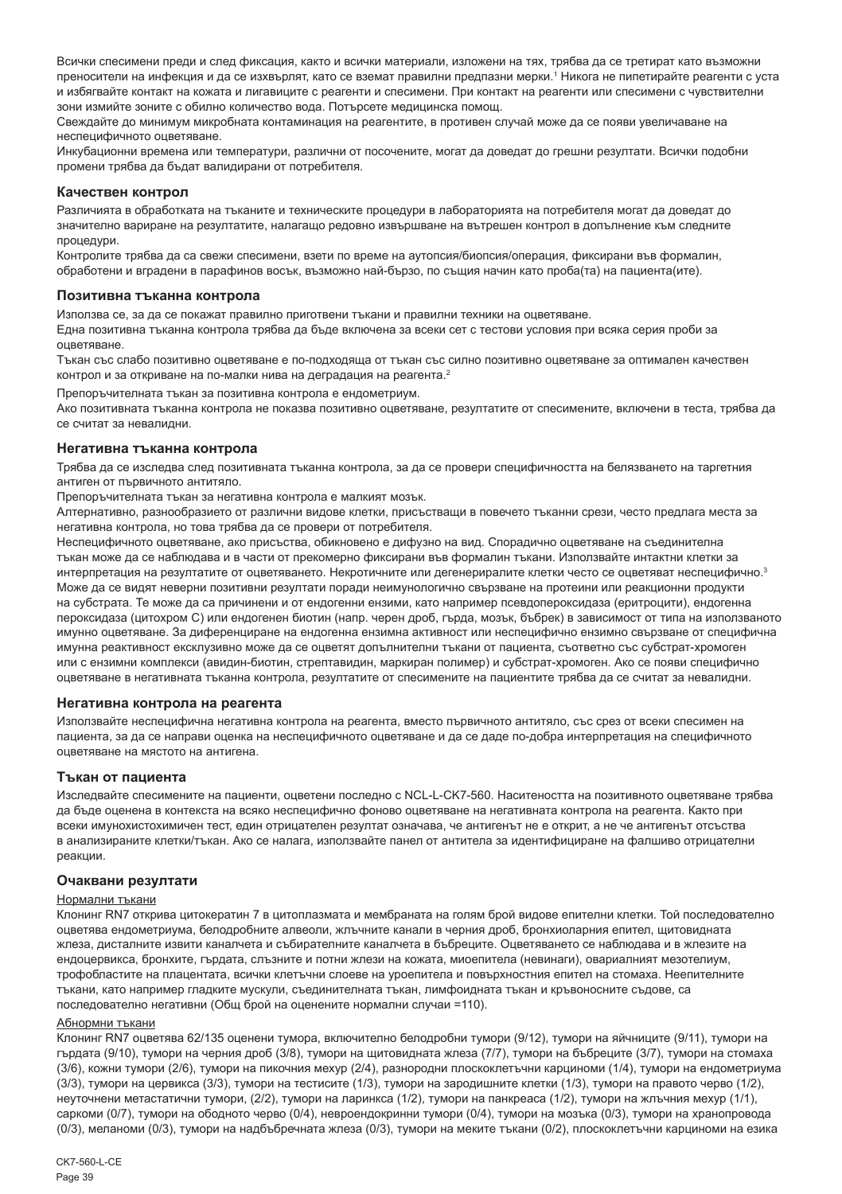Всички спесимени преди и след фиксация, както и всички материали, изложени на тях, трябва да се третират като възможни преносители на инфекция и да се изхвърлят, като се вземат правилни предпазни мерки.[1] Никога не пипетирайте реагенти с уста и избягвайте контакт на кожата и лигавиците с реагенти и спесимени. При контакт на реагенти или спесимени с чувствителни зони измийте зоните с обилно количество вода. Потърсете медицинска помощ.

Свеждайте до минимум микробната контаминация на реагентите, в противен случай може да се появи увеличаване на неспецифичното оцветяване.

Инкубационни времена или температури, различни от посочените, могат да доведат до грешни резултати. Всички подобни промени трябва да бъдат валидирани от потребителя.

### Качествен контрол

Различията в обработката на тъканите и техническите процедури в лабораторията на потребителя могат да доведат до значително вариране на резултатите, налагащо редовно извършване на вътрешен контрол в допълнение към следните процедури.

Контролите трябва да са свежи спесимени, взети по време на аутопсия/биопсия/операция, фиксирани във формалин, обработени и вградени в парафинов восък, възможно най-бързо, по същия начин като проба(та) на пациента(ите).

### Позитивна тъканна контрола

Използва се, за да се покажат правилно приготвени тъкани и правилни техники на оцветяване.

Една позитивна тъканна контрола трябва да бъде включена за всеки сет с тестови условия при всяка серия проби за оцветяване.

Тъкан със слабо позитивно оцветяване е по-подходяща от тъкан със силно позитивно оцветяване за оптимален качествен контрол и за откриване на по-малки нива на деградация на реагента.[2]

Препоръчителната тъкан за позитивна контрола е ендометриум.

Ако позитивната тъканна контрола не показва позитивно оцветяване, резултатите от спесимените, включени в теста, трябва да се считат за невалидни.

### Негативна тъканна контрола

Трябва да се изследва след позитивната тъканна контрола, за да се провери специфичността на белязването на таргетния антиген от първичното антитяло.

Препоръчителната тъкан за негативна контрола е малкият мозък.

Алтернативно, разнообразието от различни видове клетки, присъстващи в повечето тъканни срези, често предлага места за негативна контрола, но това трябва да се провери от потребителя.

Неспецифичното оцветяване, ако присъства, обикновено е дифузно на вид. Спорадично оцветяване на съединителна тъкан може да се наблюдава и в части от прекомерно фиксирани във формалин тъкани. Използвайте интактни клетки за интерпретация на резултатите от оцветяването. Некротичните или дегенериралите клетки често се оцветяват неспецифично.[3] Може да се видят неверни позитивни резултати поради неимунологично свързване на протеини или реакционни продукти на субстрата. Те може да са причинени и от ендогенни ензими, като например псевдопероксидаза (еритроцити), ендогенна пероксидаза (цитохром C) или ендогенен биотин (напр. черен дроб, гърда, мозък, бъбрек) в зависимост от типа на използваното имунно оцветяване. За диференциране на ендогенна ензимна активност или неспецифично ензимно свързване от специфична имунна реактивност ексклузивно може да се оцветят допълнителни тъкани от пациента, съответно със субстрат-хромоген или с ензимни комплекси (авидин-биотин, стрептавидин, маркиран полимер) и субстрат-хромоген. Ако се появи специфично оцветяване в негативната тъканна контрола, резултатите от спесимените на пациентите трябва да се считат за невалидни.

### Негативна контрола на реагента

Използвайте неспецифична негативна контрола на реагента, вместо първичното антитяло, със срез от всеки спесимен на пациента, за да се направи оценка на неспецифичното оцветяване и да се даде по-добра интерпретация на специфичното оцветяване на мястото на антигена.

### Тъкан от пациента

Изследвайте спесимените на пациенти, оцветени последно с NCL-L-CK7-560. Наситеността на позитивното оцветяване трябва да бъде оценена в контекста на всяко неспецифично фоново оцветяване на негативната контрола на реагента. Както при всеки имунохистохимичен тест, един отрицателен резултат означава, че антигенът не е открит, а не че антигенът отсъства в анализираните клетки/тъкан. Ако се налага, използвайте панел от антитела за идентифициране на фалшиво отрицателни реакции.

### Очаквани резултати

Нормални тъкани

Клонинг RN7 открива цитокератин 7 в цитоплазмата и мембраната на голям брой видове епителни клетки. Той последователно оцветява ендометриума, белодробните алвеоли, жлъчните канали в черния дроб, бронхиоларния епител, щитовидната жлеза, дисталните извити каналчета и събирателните каналчета в бъбреците. Оцветяването се наблюдава и в жлезите на ендоцервикса, бронхите, гърдата, слъзните и потни жлези на кожата, миоепитела (невинаги), овариалният мезотелиум, трофобластите на плацентата, всички клетъчни слоеве на уроепитела и повърхностния епител на стомаха. Неепителните тъкани, като например гладките мускули, съединителната тъкан, лимфоидната тъкан и кръвоносните съдове, са последователно негативни (Общ брой на оценените нормални случаи =110).

Абнормни тъкани

Клонинг RN7 оцветява 62/135 оценени тумора, включително белодробни тумори (9/12), тумори на яйчниците (9/11), тумори на гърдата (9/10), тумори на черния дроб (3/8), тумори на щитовидната жлеза (7/7), тумори на бъбреците (3/7), тумори на стомаха (3/6), кожни тумори (2/6), тумори на пикочния мехур (2/4), разнородни плоскоклетъчни карциноми (1/4), тумори на ендометриума (3/3), тумори на цервикса (3/3), тумори на тестисите (1/3), тумори на зародишните клетки (1/3), тумори на правото черво (1/2), неуточнени метастатични тумори, (2/2), тумори на ларинкса (1/2), тумори на панкреаса (1/2), тумори на жлъчния мехур (1/1), саркоми (0/7), тумори на ободното черво (0/4), невроендокринни тумори (0/4), тумори на мозъка (0/3), тумори на хранопровода (0/3), меланоми (0/3), тумори на надбъбречната жлеза (0/3), тумори на меките тъкани (0/2), плоскоклетъчни карциноми на езика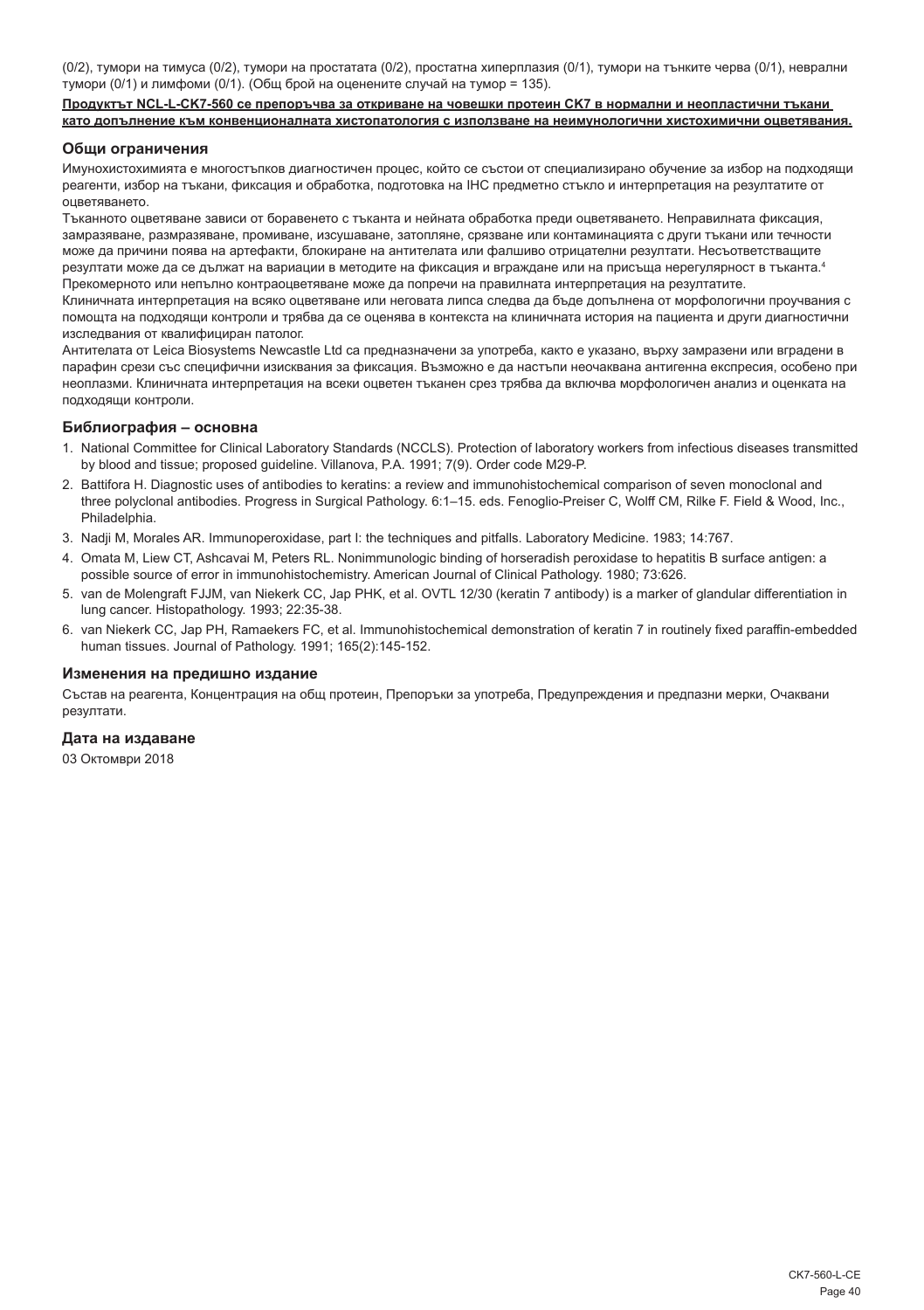(0/2), тумори на тимуса (0/2), тумори на простатата (0/2), простатна хиперплазия (0/1), тумори на тънките черва (0/1), неврални тумори (0/1) и лимфоми (0/1). (Общ брой на оценените случаи на тумор = 135).

**Продуктът NCL-L-CK7-560 се препоръчва за откриване на човешки протеин CK7 в нормални и неопластични тъкани като допълнение към конвенционалната хистопатология с използване на неимунологични хистохимични оцветявания.**

## Общи ограничения

Имунохистохимията е многостъпков диагностичен процес, който се състои от специализирано обучение за избор на подходящи реагенти, избор на тъкани, фиксация и обработка, подготовка на IHC предметно стъкло и интерпретация на резултатите от оцветяването.

Тъканното оцветяване зависи от боравенето с тъканта и нейната обработка преди оцветяването. Неправилната фиксация, замразяване, размразяване, промиване, изсушаване, затопляне, срязване или контаминацията с други тъкани или течности може да причини поява на артефакти, блокиране на антителата или фалшиво отрицателни резултати. Несъответстващите резултати може да се дължат на вариации в методите на фиксация и вграждане или на присъща нерегулярност в тъканта.[4]

Прекомерното или непълно контраоцветяване може да попречи на правилната интерпретация на резултатите.

Клиничната интерпретация на всяко оцветяване или неговата липса следва да бъде допълнена от морфологични проучвания с помощта на подходящи контроли и трябва да се оценява в контекста на клиничната история на пациента и други диагностични изследвания от квалифициран патолог.

Антителата от Leica Biosystems Newcastle Ltd са предназначени за употреба, както е указано, върху замразени или вградени в парафин срези със специфични изисквания за фиксация. Възможно е да настъпи неочаквана антигенна експресия, особено при неоплазми. Клиничната интерпретация на всеки оцветен тъканен срез трябва да включва морфологичен анализ и оценката на подходящи контроли.

## Библиография – основна

1. National Committee for Clinical Laboratory Standards (NCCLS). Protection of laboratory workers from infectious diseases transmitted by blood and tissue; proposed guideline. Villanova, P.A. 1991; 7(9). Order code M29-P.
2. Battifora H. Diagnostic uses of antibodies to keratins: a review and immunohistochemical comparison of seven monoclonal and three polyclonal antibodies. Progress in Surgical Pathology. 6:1–15. eds. Fenoglio-Preiser C, Wolff CM, Rilke F. Field & Wood, Inc., Philadelphia.
3. Nadji M, Morales AR. Immunoperoxidase, part I: the techniques and pitfalls. Laboratory Medicine. 1983; 14:767.
4. Omata M, Liew CT, Ashcavai M, Peters RL. Nonimmunologic binding of horseradish peroxidase to hepatitis B surface antigen: a possible source of error in immunohistochemistry. American Journal of Clinical Pathology. 1980; 73:626.
5. van de Molengraft FJJM, van Niekerk CC, Jap PHK, et al. OVTL 12/30 (keratin 7 antibody) is a marker of glandular differentiation in lung cancer. Histopathology. 1993; 22:35-38.
6. van Niekerk CC, Jap PH, Ramaekers FC, et al. Immunohistochemical demonstration of keratin 7 in routinely fixed paraffin-embedded human tissues. Journal of Pathology. 1991; 165(2):145-152.

## Изменения на предишно издание

Състав на реагента, Концентрация на общ протеин, Препоръки за употреба, Предупреждения и предпазни мерки, Очаквани резултати.

## Дата на издаване

03 Октомври 2018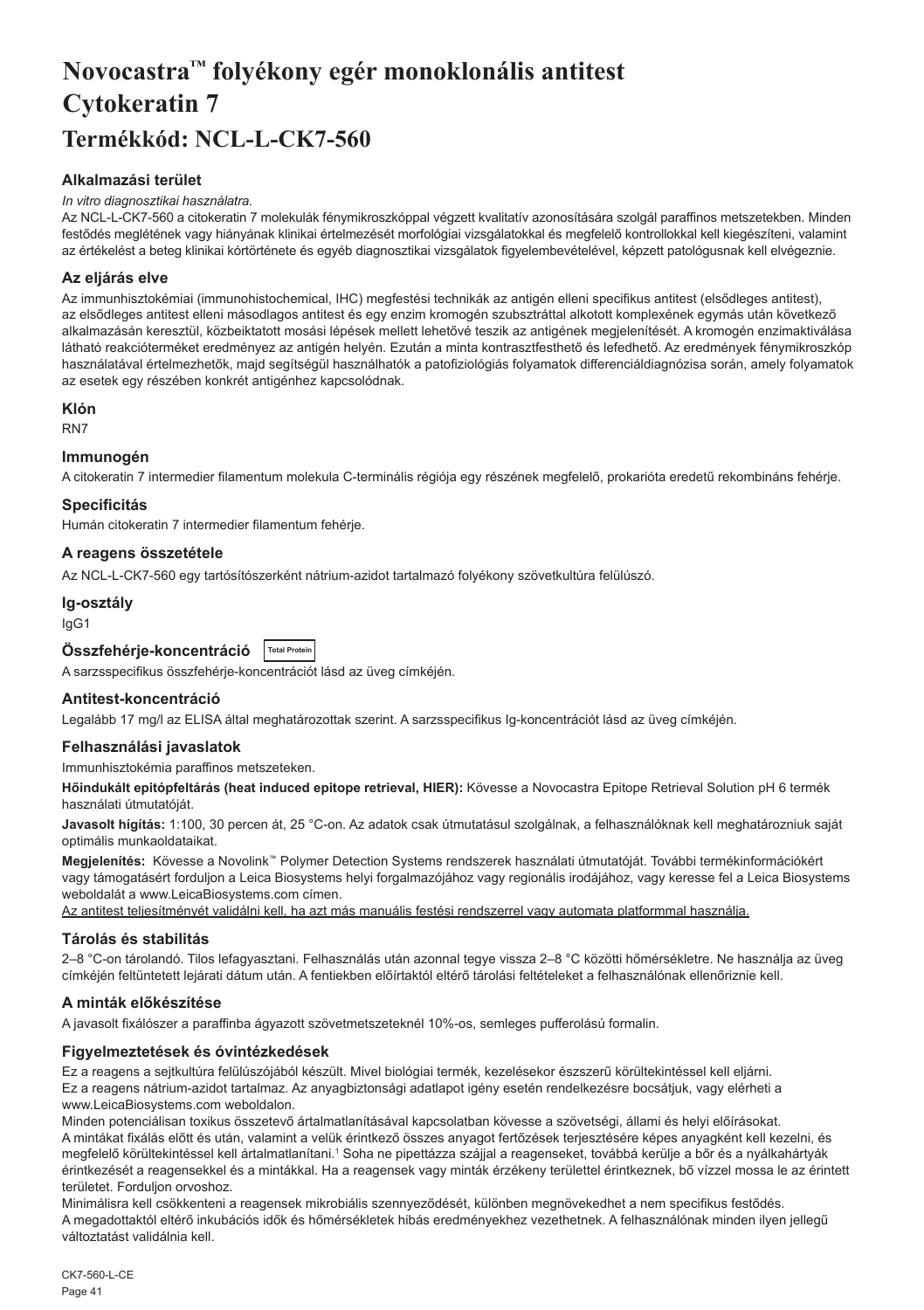# Novocastra™ folyékony egér monoklonális antitest Cytokeratin 7

## Termékkód: NCL-L-CK7-560

### Alkalmazási terület

*In vitro diagnosztikai használatra.*

Az NCL-L-CK7-560 a citokeratin 7 molekulák fénymikroszkóppal végzett kvalitatív azonosítására szolgál paraffinos metszetekben. Minden festődés meglétének vagy hiányának klinikai értelmezését morfológiai vizsgálatokkal és megfelelő kontrollokkal kell kiegészíteni, valamint az értékelést a beteg klinikai kórtörténete és egyéb diagnosztikai vizsgálatok figyelembevételével, képzett patológusnak kell elvégeznie.

### Az eljárás elve

Az immunhisztokémiai (immunohistochemical, IHC) megfestési technikák az antigén elleni specifikus antitest (elsődleges antitest), az elsődleges antitest elleni másodlagos antitest és egy enzim kromogén szubsztráttal alkotott komplexének egymás után következő alkalmazásán keresztül, közbeiktatott mosási lépések mellett lehetővé teszik az antigének megjelenítését. A kromogén enzimaktiválása látható reakcióterméket eredményez az antigén helyén. Ezután a minta kontrasztfesthető és lefedhető. Az eredmények fénymikroszkóp használatával értelmezhetők, majd segítségül használhatók a patofiziológiás folyamatok differenciáldiagnózisa során, amely folyamatok az esetek egy részében konkrét antigénhez kapcsolódnak.

### Klón

RN7

### Immunogén

A citokeratin 7 intermedier filamentum molekula C-terminális régiója egy részének megfelelő, prokarióta eredetű rekombináns fehérje.

### Specificitás

Humán citokeratin 7 intermedier filamentum fehérje.

### A reagens összetétele

Az NCL-L-CK7-560 egy tartósítószerként nátrium-azidot tartalmazó folyékony szövetkultúra felülúszó.

### Ig-osztály

IgG1

### Összfehérje-koncentráció Total Protein

A sarzsspecifikus összfehérje-koncentrációt lásd az üveg címkéjén.

### Antitest-koncentráció

Legalább 17 mg/l az ELISA által meghatározottak szerint. A sarzsspecifikus Ig-koncentrációt lásd az üveg címkéjén.

### Felhasználási javaslatok

Immunhisztokémia paraffinos metszeteken.

**Hőindukált epitópfeltárás (heat induced epitope retrieval, HIER):** Kövesse a Novocastra Epitope Retrieval Solution pH 6 termék használati útmutatóját.

**Javasolt hígítás:** 1:100, 30 percen át, 25 °C-on. Az adatok csak útmutatásul szolgálnak, a felhasználóknak kell meghatározniuk saját optimális munkaoldataikat.

**Megjelenítés:** Kövesse a Novolink™ Polymer Detection Systems rendszerek használati útmutatóját. További termékinformációkért vagy támogatásért forduljon a Leica Biosystems helyi forgalmazójához vagy regionális irodájához, vagy keresse fel a Leica Biosystems weboldalát a www.LeicaBiosystems.com címen.

Az antitest teljesítményét validálni kell, ha azt más manuális festési rendszerrel vagy automata platformmal használja.

### Tárolás és stabilitás

2–8 °C-on tárolandó. Tilos lefagyasztani. Felhasználás után azonnal tegye vissza 2–8 °C közötti hőmérsékletre. Ne használja az üveg címkéjén feltüntetett lejárati dátum után. A fentiekben előírtaktól eltérő tárolási feltételeket a felhasználónak ellenőriznie kell.

### A minták előkészítése

A javasolt fixálószer a paraffinba ágyazott szövetmetszeteknél 10%-os, semleges pufferolású formalin.

### Figyelmeztetések és óvintézkedések

Ez a reagens a sejtkultúra felülúszójából készült. Mivel biológiai termék, kezelésekor észszerű körültekintéssel kell eljárni.

Ez a reagens nátrium-azidot tartalmaz. Az anyagbiztonsági adatlapot igény esetén rendelkezésre bocsátjuk, vagy elérheti a www.LeicaBiosystems.com weboldalon.

Minden potenciálisan toxikus összetevő ártalmatlanításával kapcsolatban kövesse a szövetségi, állami és helyi előírásokat.

A mintákat fixálás előtt és után, valamint a velük érintkező összes anyagot fertőzések terjesztésére képes anyagként kell kezelni, és megfelelő körültekintéssel kell ártalmatlanítani.[1] Soha ne pipettázza szájjal a reagenseket, továbbá kerülje a bőr és a nyálkahártyák érintkezését a reagensekkel és a mintákkal. Ha a reagensek vagy minták érzékeny területtel érintkeznek, bő vízzel mossa le az érintett területet. Forduljon orvoshoz.

Minimálisra kell csökkenteni a reagensek mikrobiális szennyeződését, különben megnövekedhet a nem specifikus festődés.

A megadottaktól eltérő inkubációs idők és hőmérsékletek hibás eredményekhez vezethetnek. A felhasználónak minden ilyen jellegű változtatást validálnia kell.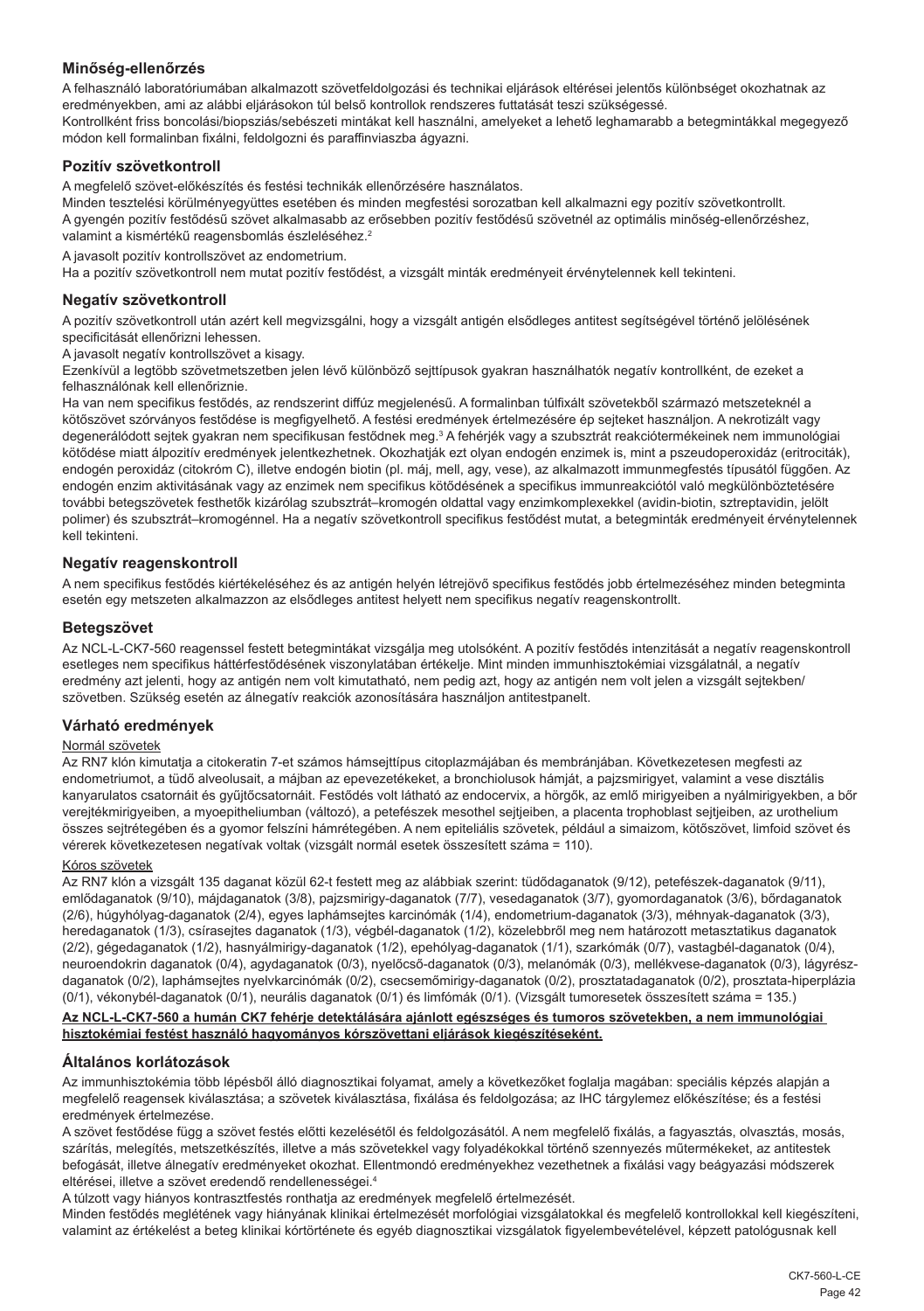## Minőség-ellenőrzés

A felhasználó laboratóriumában alkalmazott szövetfeldolgozási és technikai eljárások eltérései jelentős különbséget okozhatnak az eredményekben, ami az alábbi eljárásokon túl belső kontrollok rendszeres futtatását teszi szükségessé.
Kontrollként friss boncolási/biopsziás/sebészeti mintákat kell használni, amelyeket a lehető leghamarabb a betegmintákkal megegyező módon kell formalinban fixálni, feldolgozni és paraffinviaszba ágyazni.

### Pozitív szövetkontroll

A megfelelő szövet-előkészítés és festési technikák ellenőrzésére használatos.
Minden tesztelési körülményegyüttes esetében és minden megfestési sorozatban kell alkalmazni egy pozitív szövetkontrollt.
A gyengén pozitív festődésű szövet alkalmasabb az erősebben pozitív festődésű szövetnél az optimális minőség-ellenőrzéshez, valamint a kismértékű reagensbomlás észleléséhez.[2]

A javasolt pozitív kontrollszövet az endometrium.
Ha a pozitív szövetkontroll nem mutat pozitív festődést, a vizsgált minták eredményeit érvénytelennek kell tekinteni.

### Negatív szövetkontroll

A pozitív szövetkontroll után azért kell megvizsgálni, hogy a vizsgált antigén elsődleges antitest segítségével történő jelölésének specificitását ellenőrizni lehessen.
A javasolt negatív kontrollszövet a kisagy.
Ezenkívül a legtöbb szövetmetszetben jelen lévő különböző sejttípusok gyakran használhatók negatív kontrollként, de ezeket a felhasználónak kell ellenőriznie.
Ha van nem specifikus festődés, az rendszerint diffúz megjelenésű. A formalinban túlfixált szövetekből származó metszeteknél a kötőszövet szórványos festődése is megfigyelhető. A festési eredmények értelmezésére ép sejteket használjon. A nekrotizált vagy degenerálódott sejtek gyakran nem specifikusan festődnek meg.[3] A fehérjék vagy a szubsztrát reakciótermékeinek nem immunológiai kötődése miatt álpozitív eredmények jelentkezhetnek. Okozhatják ezt olyan endogén enzimek is, mint a pszeudoperoxidáz (eritrociták), endogén peroxidáz (citokróm C), illetve endogén biotin (pl. máj, mell, agy, vese), az alkalmazott immunmegfestés típusától függően. Az endogén enzim aktivitásának vagy az enzimek nem specifikus kötődésének a specifikus immunreakciótól való megkülönböztetésére további betegszövetek festhetők kizárólag szubsztrát–kromogén oldattal vagy enzimkomplexekkel (avidin-biotin, sztreptavidin, jelölt polimer) és szubsztrát–kromogénnel. Ha a negatív szövetkontroll specifikus festődést mutat, a betegminták eredményeit érvénytelennek kell tekinteni.

### Negatív reagenskontroll

A nem specifikus festődés kiértékeléséhez és az antigén helyén létrejövő specifikus festődés jobb értelmezéséhez minden betegminta esetén egy metszeten alkalmazzon az elsődleges antitest helyett nem specifikus negatív reagenskontrollt.

### Betegszövet

Az NCL-L-CK7-560 reagenssel festett betegmintákat vizsgálja meg utolsóként. A pozitív festődés intenzitását a negatív reagenskontroll esetleges nem specifikus háttérfestődésének viszonylatában értékelje. Mint minden immunhisztokémiai vizsgálatnál, a negatív eredmény azt jelenti, hogy az antigén nem volt kimutatható, nem pedig azt, hogy az antigén nem volt jelen a vizsgált sejtekben/szövetben. Szükség esetén az álnegatív reakciók azonosítására használjon antitestpanelt.

### Várható eredmények

Normál szövetek

Az RN7 klón kimutatja a citokeratin 7-et számos hámsejttípus citoplazmájában és membránjában. Következetesen megfesti az endometriumot, a tüdő alveolusait, a májban az epevezetékeket, a bronchiolusok hámját, a pajzsmirigyet, valamint a vese disztális kanyarulatos csatornáit és gyűjtőcsatornáit. Festődés volt látható az endocervix, a hörgők, az emlő mirigyeiben a nyálmirigyekben, a bőr verejtékmirigyeiben, a myoepitheliumban (változó), a petefészek mesothel sejtjeiben, a placenta trophoblast sejtjeiben, az urothelium összes sejtrétegében és a gyomor felszíni hámrétegében. A nem epiteliális szövetek, például a simaizom, kötőszövet, limfoid szövet és vérerek következetesen negatívak voltak (vizsgált normál esetek összesített száma = 110).

Kóros szövetek

Az RN7 klón a vizsgált 135 daganat közül 62-t festett meg az alábbiak szerint: tüdődaganatok (9/12), petefészek-daganatok (9/11), emlődaganatok (9/10), májdaganatok (3/8), pajzsmirigy-daganatok (7/7), vesedaganatok (3/7), gyomordaganatok (3/6), bőrdaganatok (2/6), húgyhólyag-daganatok (2/4), egyes laphámsejtes karcinómák (1/4), endometrium-daganatok (3/3), méhnyak-daganatok (3/3), heredaganatok (1/3), csírasejtes daganatok (1/3), végbél-daganatok (1/2), közelebbről meg nem határozott metasztatikus daganatok (2/2), gégedaganatok (1/2), hasnyálmirigy-daganatok (1/2), epehólyag-daganatok (1/1), szarkómák (0/7), vastagbél-daganatok (0/4), neuroendokrin daganatok (0/4), agydaganatok (0/3), nyelőcső-daganatok (0/3), melanómák (0/3), mellékvese-daganatok (0/3), lágyrész-daganatok (0/2), laphámsejtes nyelvkarcinómák (0/2), csecsemőmirigy-daganatok (0/2), prosztatadaganatok (0/2), prosztata-hiperplázia (0/1), vékonybél-daganatok (0/1), neurális daganatok (0/1) és limfómák (0/1). (Vizsgált tumoresetek összesített száma = 135.)

**Az NCL-L-CK7-560 a humán CK7 fehérje detektálására ajánlott egészséges és tumoros szövetekben, a nem immunológiai hisztokémiai festést használó hagyományos kórszövettani eljárások kiegészítéseként.**

### Általános korlátozások

Az immunhisztokémia több lépésből álló diagnosztikai folyamat, amely a következőket foglalja magában: speciális képzés alapján a megfelelő reagensek kiválasztása; a szövetek kiválasztása, fixálása és feldolgozása; az IHC tárgylemez előkészítése; és a festési eredmények értelmezése.
A szövet festődése függ a szövet festés előtti kezelésétől és feldolgozásától. A nem megfelelő fixálás, a fagyasztás, olvasztás, mosás, szárítás, melegítés, metszetkészítés, illetve a más szövetekkel vagy folyadékokkal történő szennyezés műtermékeket, az antitestek befogását, illetve álnegatív eredményeket okozhat. Ellentmondó eredményekhez vezethetnek a fixálási vagy beágyazási módszerek eltérései, illetve a szövet eredendő rendellenességei.[4]
A túlzott vagy hiányos kontrasztfestés ronthatja az eredmények megfelelő értelmezését.
Minden festődés meglétének vagy hiányának klinikai értelmezését morfológiai vizsgálatokkal és megfelelő kontrollokkal kell kiegészíteni, valamint az értékelést a beteg klinikai kórtörténete és egyéb diagnosztikai vizsgálatok figyelembevételével, képzett patológusnak kell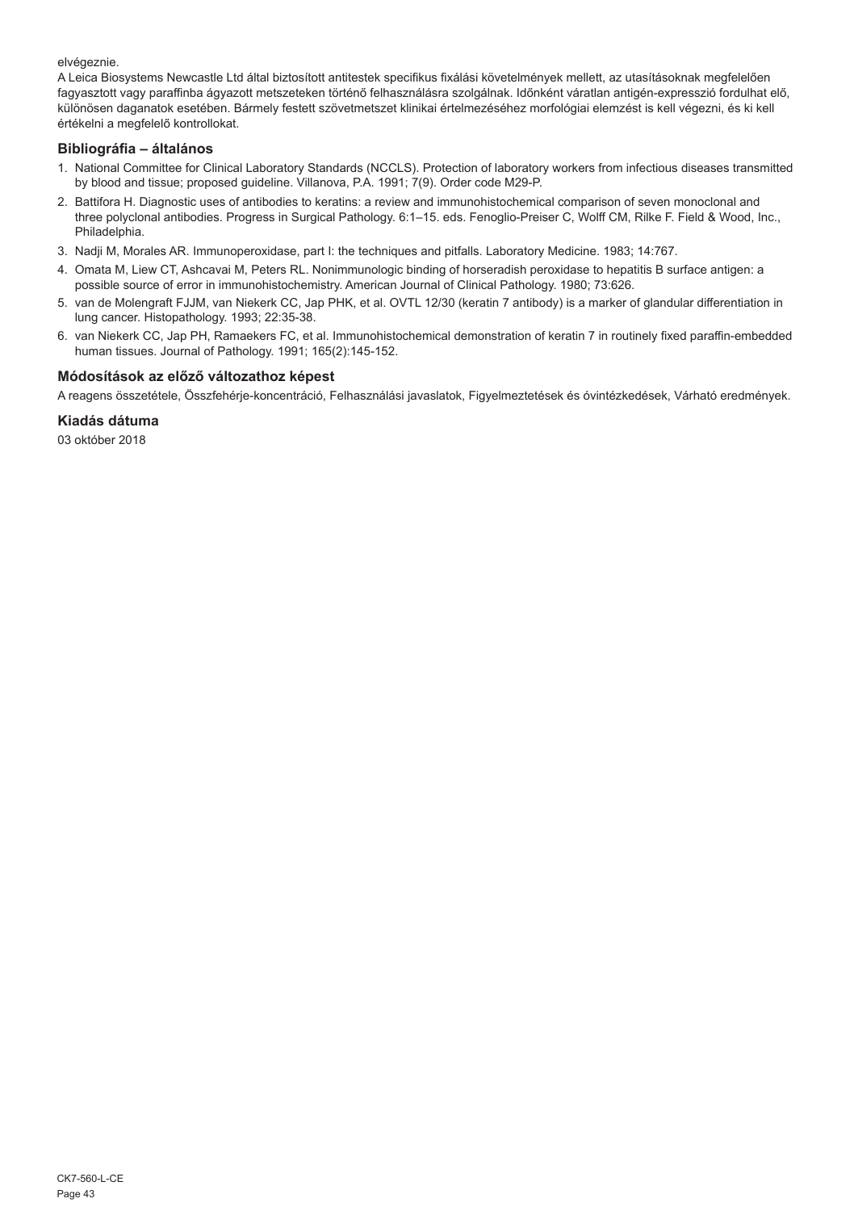elvégeznie.

A Leica Biosystems Newcastle Ltd által biztosított antitestek specifikus fixálási követelmények mellett, az utasításoknak megfelelően fagyasztott vagy paraffinba ágyazott metszeteken történő felhasználásra szolgálnak. Időnként váratlan antigén-expresszió fordulhat elő, különösen daganatok esetében. Bármely festett szövetmetszet klinikai értelmezéséhez morfológiai elemzést is kell végezni, és ki kell értékelni a megfelelő kontrollokat.

## Bibliográfia – általános

1. National Committee for Clinical Laboratory Standards (NCCLS). Protection of laboratory workers from infectious diseases transmitted by blood and tissue; proposed guideline. Villanova, P.A. 1991; 7(9). Order code M29-P.
2. Battifora H. Diagnostic uses of antibodies to keratins: a review and immunohistochemical comparison of seven monoclonal and three polyclonal antibodies. Progress in Surgical Pathology. 6:1–15. eds. Fenoglio-Preiser C, Wolff CM, Rilke F. Field & Wood, Inc., Philadelphia.
3. Nadji M, Morales AR. Immunoperoxidase, part I: the techniques and pitfalls. Laboratory Medicine. 1983; 14:767.
4. Omata M, Liew CT, Ashcavai M, Peters RL. Nonimmunologic binding of horseradish peroxidase to hepatitis B surface antigen: a possible source of error in immunohistochemistry. American Journal of Clinical Pathology. 1980; 73:626.
5. van de Molengraft FJJM, van Niekerk CC, Jap PHK, et al. OVTL 12/30 (keratin 7 antibody) is a marker of glandular differentiation in lung cancer. Histopathology. 1993; 22:35-38.
6. van Niekerk CC, Jap PH, Ramaekers FC, et al. Immunohistochemical demonstration of keratin 7 in routinely fixed paraffin-embedded human tissues. Journal of Pathology. 1991; 165(2):145-152.

## Módosítások az előző változathoz képest

A reagens összetétele, Összfehérje-koncentráció, Felhasználási javaslatok, Figyelmeztetések és óvintézkedések, Várható eredmények.

## Kiadás dátuma

03 október 2018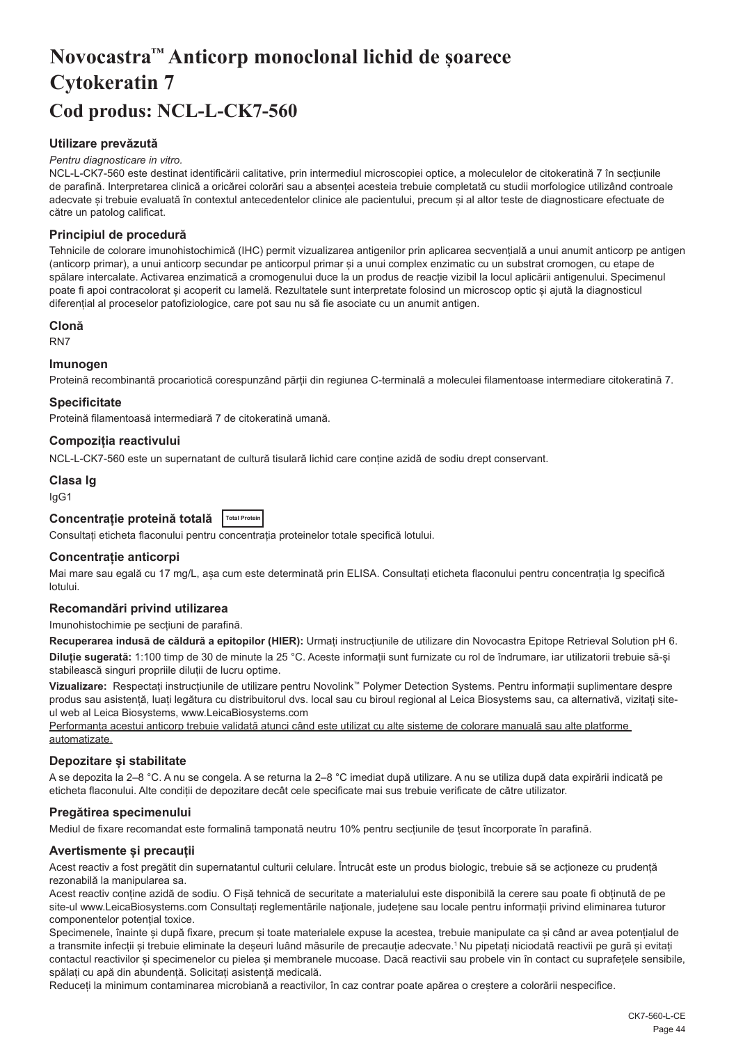# Novocastra™ Anticorp monoclonal lichid de șoarece Cytokeratin 7

# Cod produs: NCL-L-CK7-560

### Utilizare prevăzută

*Pentru diagnosticare in vitro.*

NCL-L-CK7-560 este destinat identificării calitative, prin intermediul microscopiei optice, a moleculelor de citokeratină 7 în secțiunile de parafină. Interpretarea clinică a oricărei colorări sau a absenței acesteia trebuie completată cu studii morfologice utilizând controale adecvate și trebuie evaluată în contextul antecedentelor clinice ale pacientului, precum și al altor teste de diagnosticare efectuate de către un patolog calificat.

### Principiul de procedură

Tehnicile de colorare imunohistochimică (IHC) permit vizualizarea antigenilor prin aplicarea secvențială a unui anumit anticorp pe antigen (anticorp primar), a unui anticorp secundar pe anticorpul primar și a unui complex enzimatic cu un substrat cromogen, cu etape de spălare intercalate. Activarea enzimatică a cromogenului duce la un produs de reacție vizibil la locul aplicării antigenului. Specimenul poate fi apoi contracolorat și acoperit cu lamelă. Rezultatele sunt interpretate folosind un microscop optic și ajută la diagnosticul diferențial al proceselor patofiziologice, care pot sau nu să fie asociate cu un anumit antigen.

### Clonă

RN7

### Imunogen

Proteină recombinantă procariotică corespunzând părții din regiunea C-terminală a moleculei filamentoase intermediare citokeratină 7.

### Specificitate

Proteină filamentoasă intermediară 7 de citokeratină umană.

### Compoziția reactivului

NCL-L-CK7-560 este un supernatant de cultură tisulară lichid care conține azidă de sodiu drept conservant.

### Clasa Ig

IgG1

### Concentrație proteină totală Total Protein

Consultați eticheta flaconului pentru concentrația proteinelor totale specifică lotului.

### Concentrație anticorpi

Mai mare sau egală cu 17 mg/L, așa cum este determinată prin ELISA. Consultați eticheta flaconului pentru concentrația Ig specifică lotului.

### Recomandări privind utilizarea

Imunohistochimie pe secțiuni de parafină.

**Recuperarea indusă de căldură a epitopilor (HIER):** Urmați instrucțiunile de utilizare din Novocastra Epitope Retrieval Solution pH 6.

**Diluție sugerată:** 1:100 timp de 30 de minute la 25 °C. Aceste informații sunt furnizate cu rol de îndrumare, iar utilizatorii trebuie să-și stabilească singuri propriile diluții de lucru optime.

**Vizualizare:** Respectați instrucțiunile de utilizare pentru Novolink™ Polymer Detection Systems. Pentru informații suplimentare despre produs sau asistență, luați legătura cu distribuitorul dvs. local sau cu biroul regional al Leica Biosystems sau, ca alternativă, vizitați site-ul web al Leica Biosystems, www.LeicaBiosystems.com

Performanța acestui anticorp trebuie validată atunci când este utilizat cu alte sisteme de colorare manuală sau alte platforme automatizate.

### Depozitare și stabilitate

A se depozita la 2–8 °C. A nu se congela. A se returna la 2–8 °C imediat după utilizare. A nu se utiliza după data expirării indicată pe eticheta flaconului. Alte condiții de depozitare decât cele specificate mai sus trebuie verificate de către utilizator.

### Pregătirea specimenului

Mediul de fixare recomandat este formalină tamponată neutru 10% pentru secțiunile de țesut încorporate în parafină.

### Avertismente și precauții

Acest reactiv a fost pregătit din supernatantul culturii celulare. Întrucât este un produs biologic, trebuie să se acționeze cu prudență rezonabilă la manipularea sa.

Acest reactiv conține azidă de sodiu. O Fișă tehnică de securitate a materialului este disponibilă la cerere sau poate fi obținută de pe site-ul www.LeicaBiosystems.com Consultați reglementările naționale, județene sau locale pentru informații privind eliminarea tuturor componentelor potențial toxice.

Specimenele, înainte și după fixare, precum și toate materialele expuse la acestea, trebuie manipulate ca și când ar avea potențialul de a transmite infecții și trebuie eliminate la deșeuri luând măsurile de precauție adecvate.[1] Nu pipetați niciodată reactivii pe gură și evitați contactul reactivilor și specimenelor cu pielea și membranele mucoase. Dacă reactivii sau probele vin în contact cu suprafețele sensibile, spălați cu apă din abundență. Solicitați asistență medicală.

Reduceți la minimum contaminarea microbiană a reactivilor, în caz contrar poate apărea o creștere a colorării nespecifice.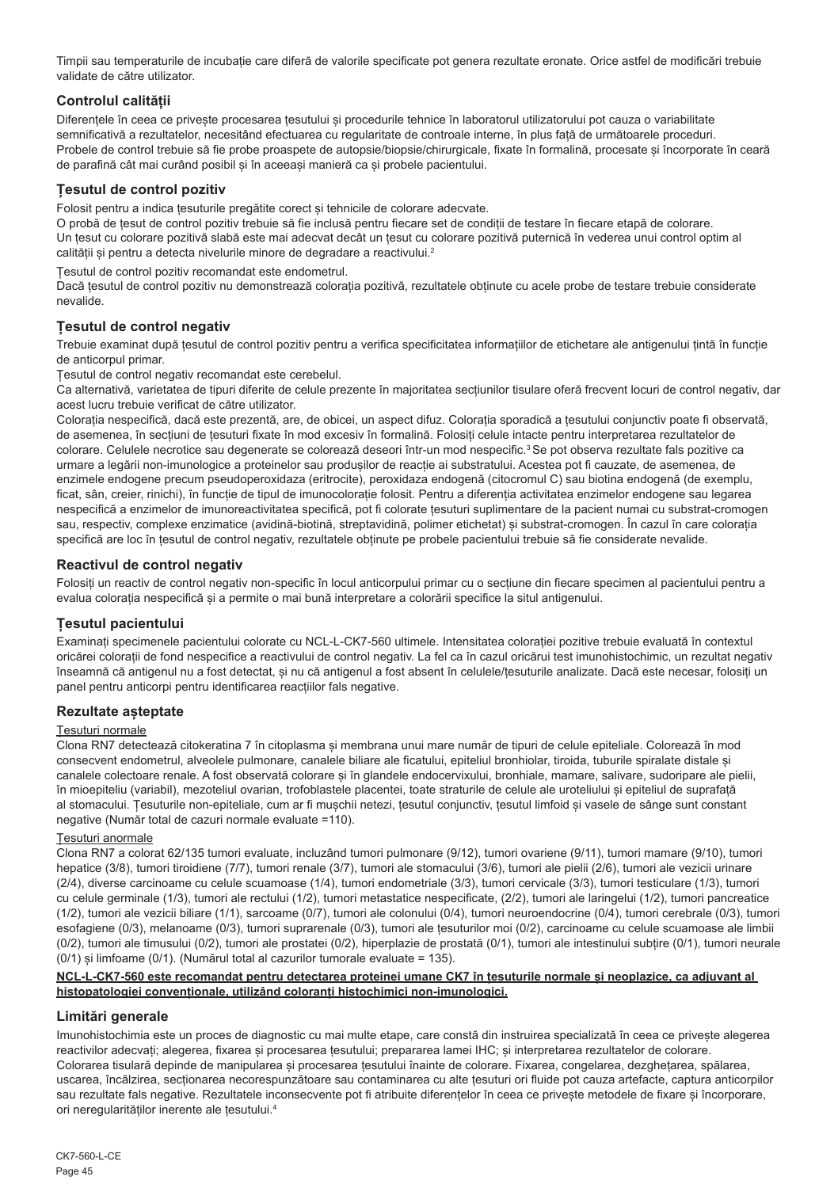Timpii sau temperaturile de incubație care diferă de valorile specificate pot genera rezultate eronate. Orice astfel de modificări trebuie validate de către utilizator.

## Controlul calității

Diferențele în ceea ce privește procesarea țesutului și procedurile tehnice în laboratorul utilizatorului pot cauza o variabilitate semnificativă a rezultatelor, necesitând efectuarea cu regularitate de controale interne, în plus față de următoarele proceduri. Probele de control trebuie să fie probe proaspete de autopsie/biopsie/chirurgicale, fixate în formalină, procesate și încorporate în ceară de parafină cât mai curând posibil și în aceeași manieră ca și probele pacientului.

## Țesutul de control pozitiv

Folosit pentru a indica țesuturile pregătite corect și tehnicile de colorare adecvate.

O probă de țesut de control pozitiv trebuie să fie inclusă pentru fiecare set de condiții de testare în fiecare etapă de colorare.

Un țesut cu colorare pozitivă slabă este mai adecvat decât un țesut cu colorare pozitivă puternică în vederea unui control optim al calității și pentru a detecta nivelurile minore de degradare a reactivului.[2]

Țesutul de control pozitiv recomandat este endometrul.

Dacă țesutul de control pozitiv nu demonstrează colorația pozitivă, rezultatele obținute cu acele probe de testare trebuie considerate nevalide.

## Țesutul de control negativ

Trebuie examinat după țesutul de control pozitiv pentru a verifica specificitatea informațiilor de etichetare ale antigenului țintă în funcție de anticorpul primar.

Țesutul de control negativ recomandat este cerebelul.

Ca alternativă, varietatea de tipuri diferite de celule prezente în majoritatea secțiunilor tisulare oferă frecvent locuri de control negativ, dar acest lucru trebuie verificat de către utilizator.

Colorația nespecifică, dacă este prezentă, are, de obicei, un aspect difuz. Colorația sporadică a țesutului conjunctiv poate fi observată, de asemenea, în secțiuni de țesuturi fixate în mod excesiv în formalină. Folosiți celule intacte pentru interpretarea rezultatelor de colorare. Celulele necrotice sau degenerate se colorează deseori într-un mod nespecific.[3] Se pot observa rezultate fals pozitive ca urmare a legării non-imunologice a proteinelor sau produșilor de reacție ai substratului. Acestea pot fi cauzate, de asemenea, de enzimele endogene precum pseudoperoxidaza (eritrocite), peroxidaza endogenă (citocromul C) sau biotina endogenă (de exemplu, ficat, sân, creier, rinichi), în funcție de tipul de imunocolorație folosit. Pentru a diferenția activitatea enzimelor endogene sau legarea nespecifică a enzimelor de imunoreactivitatea specifică, pot fi colorate țesuturi suplimentare de la pacient numai cu substrat-cromogen sau, respectiv, complexe enzimatice (avidină-biotină, streptavidină, polimer etichetat) și substrat-cromogen. În cazul în care colorația specifică are loc în țesutul de control negativ, rezultatele obținute pe probele pacientului trebuie să fie considerate nevalide.

## Reactivul de control negativ

Folosiți un reactiv de control negativ non-specific în locul anticorpului primar cu o secțiune din fiecare specimen al pacientului pentru a evalua colorația nespecifică și a permite o mai bună interpretare a colorării specifice la situl antigenului.

## Țesutul pacientului

Examinați specimenele pacientului colorate cu NCL-L-CK7-560 ultimele. Intensitatea colorației pozitive trebuie evaluată în contextul oricărei colorații de fond nespecifice a reactivului de control negativ. La fel ca în cazul oricărui test imunohistochimic, un rezultat negativ înseamnă că antigenul nu a fost detectat, și nu că antigenul a fost absent în celulele/țesuturile analizate. Dacă este necesar, folosiți un panel pentru anticorpi pentru identificarea reacțiilor fals negative.

## Rezultate așteptate

Țesuturi normale

Clona RN7 detectează citokeratina 7 în citoplasma și membrana unui mare număr de tipuri de celule epiteliale. Colorează în mod consecvent endometrul, alveolele pulmonare, canalele biliare ale ficatului, epiteliul bronhiolar, tiroida, tuburile spiralate distale și canalele colectoare renale. A fost observată colorare și în glandele endocervixului, bronhiale, mamare, salivare, sudoripare ale pielii, în mioepiteliu (variabil), mezoteliul ovarian, trofoblastele placentei, toate straturile de celule ale uroteliului și epiteliul de suprafață al stomacului. Țesuturile non-epiteliale, cum ar fi mușchii netezi, țesutul conjunctiv, țesutul limfoid și vasele de sânge sunt constant negative (Număr total de cazuri normale evaluate =110).

Țesuturi anormale

Clona RN7 a colorat 62/135 tumori evaluate, incluzând tumori pulmonare (9/12), tumori ovariene (9/11), tumori mamare (9/10), tumori hepatice (3/8), tumori tiroidiene (7/7), tumori renale (3/7), tumori ale stomacului (3/6), tumori ale pielii (2/6), tumori ale vezicii urinare (2/4), diverse carcinoame cu celule scuamoase (1/4), tumori endometriale (3/3), tumori cervicale (3/3), tumori testiculare (1/3), tumori cu celule germinale (1/3), tumori ale rectului (1/2), tumori metastatice nespecificate, (2/2), tumori ale laringelui (1/2), tumori pancreatice (1/2), tumori ale vezicii biliare (1/1), sarcoame (0/7), tumori ale colonului (0/4), tumori neuroendocrine (0/4), tumori cerebrale (0/3), tumori esofagiene (0/3), melanoame (0/3), tumori suprarenale (0/3), tumori ale țesuturilor moi (0/2), carcinoame cu celule scuamoase ale limbii (0/2), tumori ale timusului (0/2), tumori ale prostatei (0/2), hiperplazie de prostată (0/1), tumori ale intestinului subțire (0/1), tumori neurale (0/1) și limfoame (0/1). (Numărul total al cazurilor tumorale evaluate = 135).

**NCL-L-CK7-560 este recomandat pentru detectarea proteinei umane CK7 în țesuturile normale și neoplazice, ca adjuvant al histopatologiei convenționale, utilizând coloranți histochimici non-imunologici.**

## Limitări generale

Imunohistochimia este un proces de diagnostic cu mai multe etape, care constă din instruirea specializată în ceea ce privește alegerea reactivilor adecvați; alegerea, fixarea și procesarea țesutului; prepararea lamei IHC; și interpretarea rezultatelor de colorare. Colorarea tisulară depinde de manipularea și procesarea țesutului înainte de colorare. Fixarea, congelarea, dezghețarea, spălarea, uscarea, încălzirea, secționarea necorespunzătoare sau contaminarea cu alte țesuturi ori fluide pot cauza artefacte, captura anticorpilor sau rezultate fals negative. Rezultatele inconsecvente pot fi atribuite diferențelor în ceea ce privește metodele de fixare și încorporare, ori neregularităților inerente ale țesutului.[4]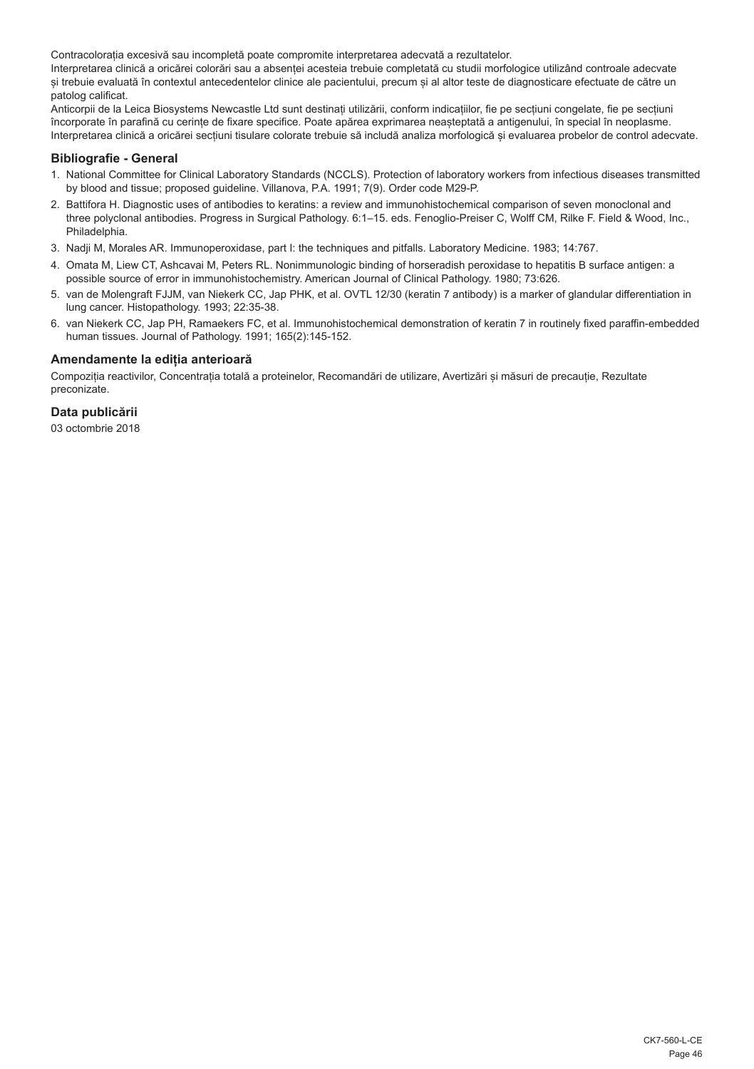Contracolorația excesivă sau incompletă poate compromite interpretarea adecvată a rezultatelor.
Interpretarea clinică a oricărei colorări sau a absenței acesteia trebuie completată cu studii morfologice utilizând controale adecvate și trebuie evaluată în contextul antecedentelor clinice ale pacientului, precum și al altor teste de diagnosticare efectuate de către un patolog calificat.
Anticorpii de la Leica Biosystems Newcastle Ltd sunt destinați utilizării, conform indicațiilor, fie pe secțiuni congelate, fie pe secțiuni încorporate în parafină cu cerințe de fixare specifice. Poate apărea exprimarea neașteptată a antigenului, în special în neoplasme. Interpretarea clinică a oricărei secțiuni tisulare colorate trebuie să includă analiza morfologică și evaluarea probelor de control adecvate.

## Bibliografie - General

1. National Committee for Clinical Laboratory Standards (NCCLS). Protection of laboratory workers from infectious diseases transmitted by blood and tissue; proposed guideline. Villanova, P.A. 1991; 7(9). Order code M29-P.
2. Battifora H. Diagnostic uses of antibodies to keratins: a review and immunohistochemical comparison of seven monoclonal and three polyclonal antibodies. Progress in Surgical Pathology. 6:1–15. eds. Fenoglio-Preiser C, Wolff CM, Rilke F. Field & Wood, Inc., Philadelphia.
3. Nadji M, Morales AR. Immunoperoxidase, part I: the techniques and pitfalls. Laboratory Medicine. 1983; 14:767.
4. Omata M, Liew CT, Ashcavai M, Peters RL. Nonimmunologic binding of horseradish peroxidase to hepatitis B surface antigen: a possible source of error in immunohistochemistry. American Journal of Clinical Pathology. 1980; 73:626.
5. van de Molengraft FJJM, van Niekerk CC, Jap PHK, et al. OVTL 12/30 (keratin 7 antibody) is a marker of glandular differentiation in lung cancer. Histopathology. 1993; 22:35-38.
6. van Niekerk CC, Jap PH, Ramaekers FC, et al. Immunohistochemical demonstration of keratin 7 in routinely fixed paraffin-embedded human tissues. Journal of Pathology. 1991; 165(2):145-152.

## Amendamente la ediția anterioară

Compoziția reactivilor, Concentrația totală a proteinelor, Recomandări de utilizare, Avertizări și măsuri de precauție, Rezultate preconizate.

## Data publicării

03 octombrie 2018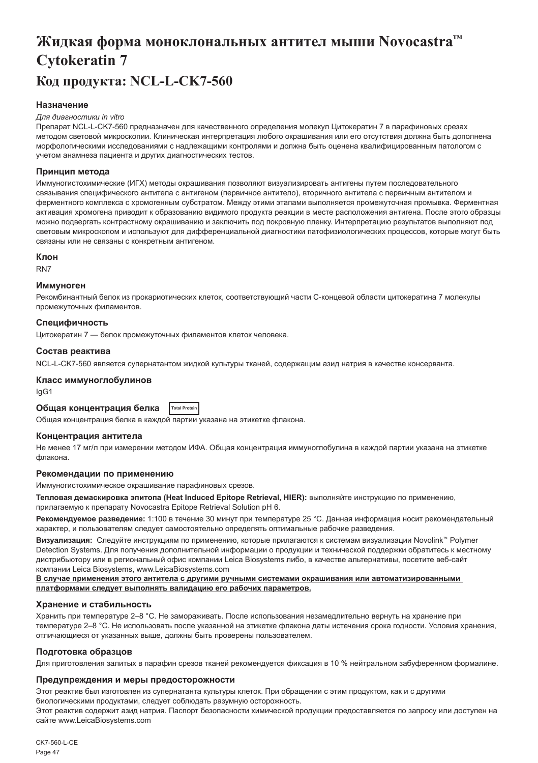# Жидкая форма моноклональных антител мыши Novocastra™ Cytokeratin 7

# Код продукта: NCL-L-CK7-560

### Назначение

*Для диагностики in vitro*

Препарат NCL-L-CK7-560 предназначен для качественного определения молекул Цитокератин 7 в парафиновых срезах методом световой микроскопии. Клиническая интерпретация любого окрашивания или его отсутствия должна быть дополнена морфологическими исследованиями с надлежащими контролями и должна быть оценена квалифицированным патологом с учетом анамнеза пациента и других диагностических тестов.

### Принцип метода

Иммуногистохимические (ИГХ) методы окрашивания позволяют визуализировать антигены путем последовательного связывания специфического антитела с антигеном (первичное антитело), вторичного антитела с первичным антителом и ферментного комплекса с хромогенным субстратом. Между этими этапами выполняется промежуточная промывка. Ферментная активация хромогена приводит к образованию видимого продукта реакции в месте расположения антигена. После этого образцы можно подвергать контрастному окрашиванию и заключить под покровную пленку. Интерпретацию результатов выполняют под световым микроскопом и используют для дифференциальной диагностики патофизиологических процессов, которые могут быть связаны или не связаны с конкретным антигеном.

### Клон

RN7

### Иммуноген

Рекомбинантный белок из прокариотических клеток, соответствующий части C-концевой области цитокератина 7 молекулы промежуточных филаментов.

### Специфичность

Цитокератин 7 — белок промежуточных филаментов клеток человека.

### Состав реактива

NCL-L-CK7-560 является супернатантом жидкой культуры тканей, содержащим азид натрия в качестве консерванта.

### Класс иммуноглобулинов

IgG1

### Общая концентрация белка

Total Protein

Общая концентрация белка в каждой партии указана на этикетке флакона.

### Концентрация антитела

Не менее 17 мг/л при измерении методом ИФА. Общая концентрация иммуноглобулина в каждой партии указана на этикетке флакона.

### Рекомендации по применению

Иммуногистохимическое окрашивание парафиновых срезов.

**Тепловая демаскировка эпитопа (Heat Induced Epitope Retrieval, HIER):** выполняйте инструкцию по применению, прилагаемую к препарату Novocastra Epitope Retrieval Solution pH 6.

**Рекомендуемое разведение:** 1:100 в течение 30 минут при температуре 25 °C. Данная информация носит рекомендательный характер, и пользователям следует самостоятельно определять оптимальные рабочие разведения.

**Визуализация:** Следуйте инструкциям по применению, которые прилагаются к системам визуализации Novolink™ Polymer Detection Systems. Для получения дополнительной информации о продукции и технической поддержки обратитесь к местному дистрибьютору или в региональный офис компании Leica Biosystems либо, в качестве альтернативы, посетите веб-сайт компании Leica Biosystems, www.LeicaBiosystems.com

**В случае применения этого антитела с другими ручными системами окрашивания или автоматизированными платформами следует выполнять валидацию его рабочих параметров.**

### Хранение и стабильность

Хранить при температуре 2–8 °C. Не замораживать. После использования незамедлительно вернуть на хранение при температуре 2–8 °C. Не использовать после указанной на этикетке флакона даты истечения срока годности. Условия хранения, отличающиеся от указанных выше, должны быть проверены пользователем.

### Подготовка образцов

Для приготовления залитых в парафин срезов тканей рекомендуется фиксация в 10 % нейтральном забуференном формалине.

### Предупреждения и меры предосторожности

Этот реактив был изготовлен из супернатанта культуры клеток. При обращении с этим продуктом, как и с другими биологическими продуктами, следует соблюдать разумную осторожность.

Этот реактив содержит азид натрия. Паспорт безопасности химической продукции предоставляется по запросу или доступен на сайте www.LeicaBiosystems.com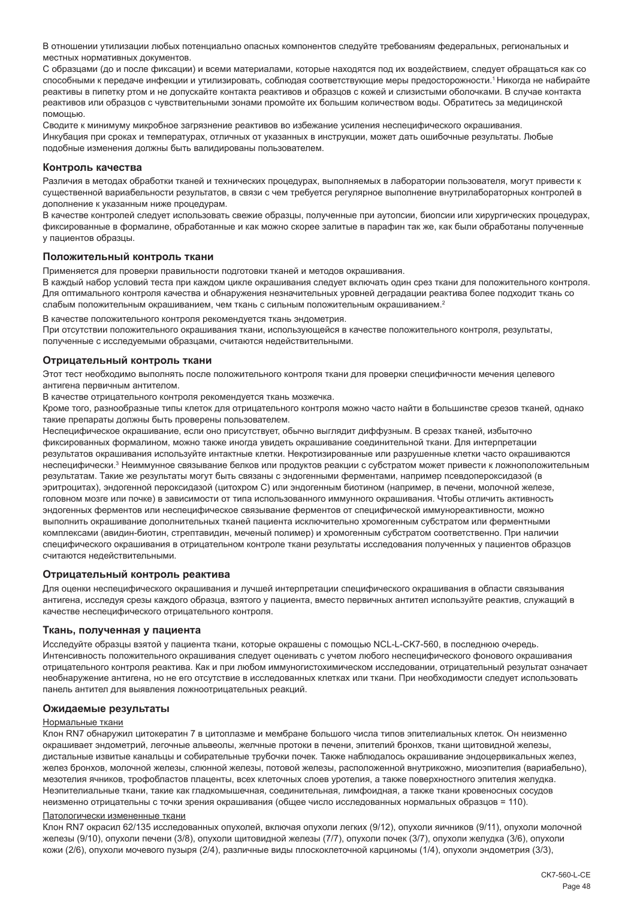В отношении утилизации любых потенциально опасных компонентов следуйте требованиям федеральных, региональных и местных нормативных документов.

С образцами (до и после фиксации) и всеми материалами, которые находятся под их воздействием, следует обращаться как со способными к передаче инфекции и утилизировать, соблюдая соответствующие меры предосторожности.[1] Никогда не набирайте реактивы в пипетку ртом и не допускайте контакта реактивов и образцов с кожей и слизистыми оболочками. В случае контакта реактивов или образцов с чувствительными зонами промойте их большим количеством воды. Обратитесь за медицинской помощью.

Сводите к минимуму микробное загрязнение реактивов во избежание усиления неспецифического окрашивания.

Инкубация при сроках и температурах, отличных от указанных в инструкции, может дать ошибочные результаты. Любые подобные изменения должны быть валидированы пользователем.

### Контроль качества

Различия в методах обработки тканей и технических процедурах, выполняемых в лаборатории пользователя, могут привести к существенной вариабельности результатов, в связи с чем требуется регулярное выполнение внутрилабораторных контролей в дополнение к указанным ниже процедурам.

В качестве контролей следует использовать свежие образцы, полученные при аутопсии, биопсии или хирургических процедурах, фиксированные в формалине, обработанные и как можно скорее залитые в парафин так же, как были обработаны полученные у пациентов образцы.

### Положительный контроль ткани

Применяется для проверки правильности подготовки тканей и методов окрашивания.

В каждый набор условий теста при каждом цикле окрашивания следует включать один срез ткани для положительного контроля. Для оптимального контроля качества и обнаружения незначительных уровней деградации реактива более подходит ткань со слабым положительным окрашиванием, чем ткань с сильным положительным окрашиванием.[2]

В качестве положительного контроля рекомендуется ткань эндометрия.

При отсутствии положительного окрашивания ткани, использующейся в качестве положительного контроля, результаты, полученные с исследуемыми образцами, считаются недействительными.

### Отрицательный контроль ткани

Этот тест необходимо выполнять после положительного контроля ткани для проверки специфичности мечения целевого антигена первичным антителом.

В качестве отрицательного контроля рекомендуется ткань мозжечка.

Кроме того, разнообразные типы клеток для отрицательного контроля можно часто найти в большинстве срезов тканей, однако такие препараты должны быть проверены пользователем.

Неспецифическое окрашивание, если оно присутствует, обычно выглядит диффузным. В срезах тканей, избыточно фиксированных формалином, можно также иногда увидеть окрашивание соединительной ткани. Для интерпретации результатов окрашивания используйте интактные клетки. Некротизированные или разрушенные клетки часто окрашиваются неспецифически.[3] Неиммунное связывание белков или продуктов реакции с субстратом может привести к ложноположительным результатам. Такие же результаты могут быть связаны с эндогенными ферментами, например псевдопероксидазой (в эритроцитах), эндогенной пероксидазой (цитохром C) или эндогенным биотином (например, в печени, молочной железе, головном мозге или почке) в зависимости от типа использованного иммунного окрашивания. Чтобы отличить активность эндогенных ферментов или неспецифическое связывание ферментов от специфической иммунореактивности, можно выполнить окрашивание дополнительных тканей пациента исключительно хромогенным субстратом или ферментными комплексами (авидин-биотин, стрептавидин, меченый полимер) и хромогенным субстратом соответственно. При наличии специфического окрашивания в отрицательном контроле ткани результаты исследования полученных у пациентов образцов считаются недействительными.

### Отрицательный контроль реактива

Для оценки неспецифического окрашивания и лучшей интерпретации специфического окрашивания в области связывания антигена, исследуя срезы каждого образца, взятого у пациента, вместо первичных антител используйте реактив, служащий в качестве неспецифического отрицательного контроля.

### Ткань, полученная у пациента

Исследуйте образцы взятой у пациента ткани, которые окрашены с помощью NCL-L-CK7-560, в последнюю очередь. Интенсивность положительного окрашивания следует оценивать с учетом любого неспецифического фонового окрашивания отрицательного контроля реактива. Как и при любом иммуногистохимическом исследовании, отрицательный результат означает необнаружение антигена, но не его отсутствие в исследованных клетках или ткани. При необходимости следует использовать панель антител для выявления ложноотрицательных реакций.

### Ожидаемые результаты

Нормальные ткани

Клон RN7 обнаружил цитокератин 7 в цитоплазме и мембране большого числа типов эпителиальных клеток. Он неизменно окрашивает эндометрий, легочные альвеолы, желчные протоки в печени, эпителий бронхов, ткани щитовидной железы, дистальные извитые канальцы и собирательные трубочки почек. Также наблюдалось окрашивание эндоцервикальных желез, желез бронхов, молочной железы, слюнной железы, потовой железы, расположенной внутрикожно, миоэпителия (вариабельно), мезотелия яичников, трофобластов плаценты, всех клеточных слоев уротелия, а также поверхностного эпителия желудка. Неэпителиальные ткани, такие как гладкомышечная, соединительная, лимфоидная, а также ткани кровеносных сосудов неизменно отрицательны с точки зрения окрашивания (общее число исследованных нормальных образцов = 110).

Патологически измененные ткани

Клон RN7 окрасил 62/135 исследованных опухолей, включая опухоли легких (9/12), опухоли яичников (9/11), опухоли молочной железы (9/10), опухоли печени (3/8), опухоли щитовидной железы (7/7), опухоли почек (3/7), опухоли желудка (3/6), опухоли кожи (2/6), опухоли мочевого пузыря (2/4), различные виды плоскоклеточной карциномы (1/4), опухоли эндометрия (3/3),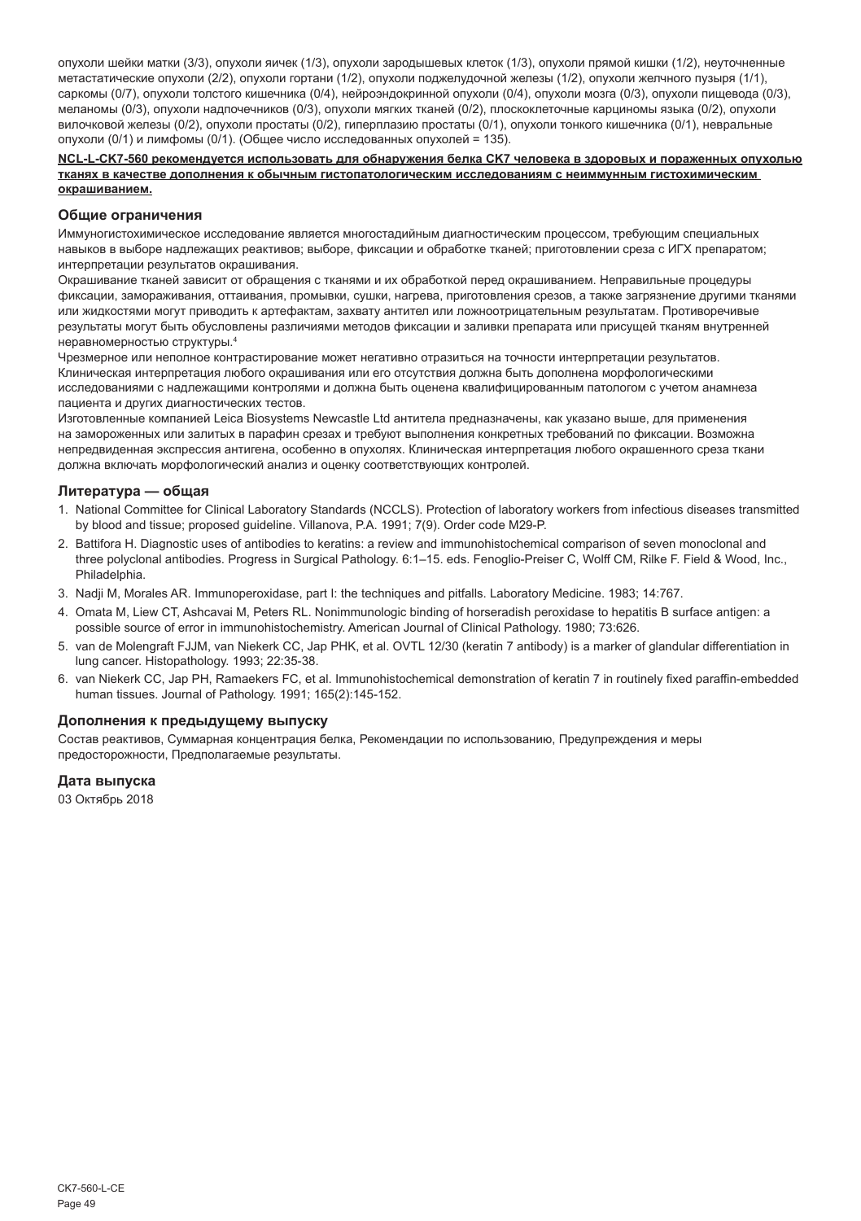опухоли шейки матки (3/3), опухоли яичек (1/3), опухоли зародышевых клеток (1/3), опухоли прямой кишки (1/2), неуточненные метастатические опухоли (2/2), опухоли гортани (1/2), опухоли поджелудочной железы (1/2), опухоли желчного пузыря (1/1), саркомы (0/7), опухоли толстого кишечника (0/4), нейроэндокринной опухоли (0/4), опухоли мозга (0/3), опухоли пищевода (0/3), меланомы (0/3), опухоли надпочечников (0/3), опухоли мягких тканей (0/2), плоскоклеточные карциномы языка (0/2), опухоли вилочковой железы (0/2), опухоли простаты (0/2), гиперплазию простаты (0/1), опухоли тонкого кишечника (0/1), невральные опухоли (0/1) и лимфомы (0/1). (Общее число исследованных опухолей = 135).

**NCL-L-CK7-560 рекомендуется использовать для обнаружения белка CK7 человека в здоровых и пораженных опухолью тканях в качестве дополнения к обычным гистопатологическим исследованиям с неиммунным гистохимическим окрашиванием.**

## Общие ограничения

Иммуногистохимическое исследование является многостадийным диагностическим процессом, требующим специальных навыков в выборе надлежащих реактивов; выборе, фиксации и обработке тканей; приготовлении среза с ИГХ препаратом; интерпретации результатов окрашивания.

Окрашивание тканей зависит от обращения с тканями и их обработкой перед окрашиванием. Неправильные процедуры фиксации, замораживания, оттаивания, промывки, сушки, нагрева, приготовления срезов, а также загрязнение другими тканями или жидкостями могут приводить к артефактам, захвату антител или ложноотрицательным результатам. Противоречивые результаты могут быть обусловлены различиями методов фиксации и заливки препарата или присущей тканям внутренней неравномерностью структуры.[4]

Чрезмерное или неполное контрастирование может негативно отразиться на точности интерпретации результатов. Клиническая интерпретация любого окрашивания или его отсутствия должна быть дополнена морфологическими исследованиями с надлежащими контролями и должна быть оценена квалифицированным патологом с учетом анамнеза пациента и других диагностических тестов.

Изготовленные компанией Leica Biosystems Newcastle Ltd антитела предназначены, как указано выше, для применения на замороженных или залитых в парафин срезах и требуют выполнения конкретных требований по фиксации. Возможна непредвиденная экспрессия антигена, особенно в опухолях. Клиническая интерпретация любого окрашенного среза ткани должна включать морфологический анализ и оценку соответствующих контролей.

## Литература — общая

1. National Committee for Clinical Laboratory Standards (NCCLS). Protection of laboratory workers from infectious diseases transmitted by blood and tissue; proposed guideline. Villanova, P.A. 1991; 7(9). Order code M29-P.
2. Battifora H. Diagnostic uses of antibodies to keratins: a review and immunohistochemical comparison of seven monoclonal and three polyclonal antibodies. Progress in Surgical Pathology. 6:1–15. eds. Fenoglio-Preiser C, Wolff CM, Rilke F. Field & Wood, Inc., Philadelphia.
3. Nadji M, Morales AR. Immunoperoxidase, part I: the techniques and pitfalls. Laboratory Medicine. 1983; 14:767.
4. Omata M, Liew CT, Ashcavai M, Peters RL. Nonimmunologic binding of horseradish peroxidase to hepatitis B surface antigen: a possible source of error in immunohistochemistry. American Journal of Clinical Pathology. 1980; 73:626.
5. van de Molengraft FJJM, van Niekerk CC, Jap PHK, et al. OVTL 12/30 (keratin 7 antibody) is a marker of glandular differentiation in lung cancer. Histopathology. 1993; 22:35-38.
6. van Niekerk CC, Jap PH, Ramaekers FC, et al. Immunohistochemical demonstration of keratin 7 in routinely fixed paraffin-embedded human tissues. Journal of Pathology. 1991; 165(2):145-152.

## Дополнения к предыдущему выпуску

Состав реактивов, Суммарная концентрация белка, Рекомендации по использованию, Предупреждения и меры предосторожности, Предполагаемые результаты.

## Дата выпуска

03 Октябрь 2018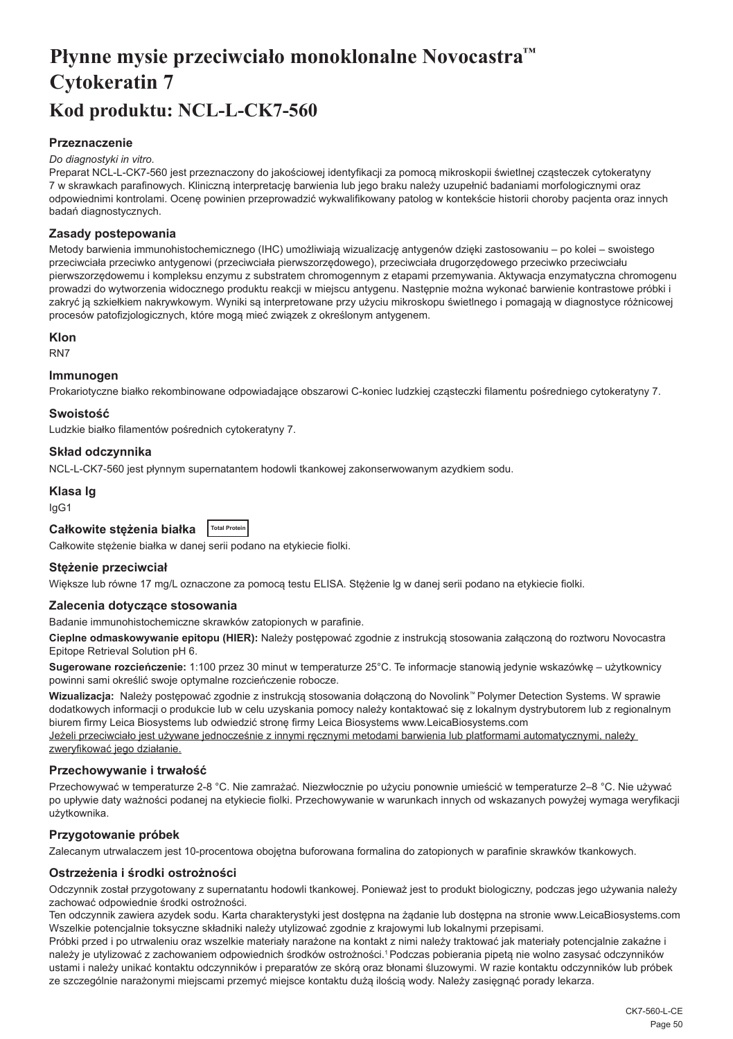# Płynne mysie przeciwciało monoklonalne Novocastra™ Cytokeratin 7

# Kod produktu: NCL-L-CK7-560

### Przeznaczenie

*Do diagnostyki in vitro.*

Preparat NCL-L-CK7-560 jest przeznaczony do jakościowej identyfikacji za pomocą mikroskopii świetlnej cząsteczek cytokeratyny 7 w skrawkach parafinowych. Kliniczną interpretację barwienia lub jego braku należy uzupełnić badaniami morfologicznymi oraz odpowiednimi kontrolami. Ocenę powinien przeprowadzić wykwalifikowany patolog w kontekście historii choroby pacjenta oraz innych badań diagnostycznych.

### Zasady postepowania

Metody barwienia immunohistochemicznego (IHC) umożliwiają wizualizację antygenów dzięki zastosowaniu – po kolei – swoistego przeciwciała przeciwko antygenowi (przeciwciała pierwszorzędowego), przeciwciała drugorzędowego przeciwko przeciwciału pierwszorzędowemu i kompleksu enzymu z substratem chromogennym z etapami przemywania. Aktywacja enzymatyczna chromogenu prowadzi do wytworzenia widocznego produktu reakcji w miejscu antygenu. Następnie można wykonać barwienie kontrastowe próbki i zakryć ją szkiełkiem nakrywkowym. Wyniki są interpretowane przy użyciu mikroskopu świetlnego i pomagają w diagnostyce różnicowej procesów patofizjologicznych, które mogą mieć związek z określonym antygenem.

### Klon

RN7

### Immunogen

Prokariotyczne białko rekombinowane odpowiadające obszarowi C-koniec ludzkiej cząsteczki filamentu pośredniego cytokeratyny 7.

### Swoistość

Ludzkie białko filamentów pośrednich cytokeratyny 7.

### Skład odczynnika

NCL-L-CK7-560 jest płynnym supernatantem hodowli tkankowej zakonserwowanym azydkiem sodu.

### Klasa Ig

IgG1

### Całkowite stężenia białka Total Protein

Całkowite stężenie białka w danej serii podano na etykiecie fiolki.

### Stężenie przeciwciał

Większe lub równe 17 mg/L oznaczone za pomocą testu ELISA. Stężenie Ig w danej serii podano na etykiecie fiolki.

### Zalecenia dotyczące stosowania

Badanie immunohistochemiczne skrawków zatopionych w parafinie.

**Cieplne odmaskowywanie epitopu (HIER):** Należy postępować zgodnie z instrukcją stosowania załączoną do roztworu Novocastra Epitope Retrieval Solution pH 6.

**Sugerowane rozcieńczenie:** 1:100 przez 30 minut w temperaturze 25°C. Te informacje stanowią jedynie wskazówkę – użytkownicy powinni sami określić swoje optymalne rozcieńczenie robocze.

**Wizualizacja:** Należy postępować zgodnie z instrukcją stosowania dołączoną do Novolink™ Polymer Detection Systems. W sprawie dodatkowych informacji o produkcie lub w celu uzyskania pomocy należy kontaktować się z lokalnym dystrybutorem lub z regionalnym biurem firmy Leica Biosystems lub odwiedzić stronę firmy Leica Biosystems www.LeicaBiosystems.com

Jeżeli przeciwciało jest używane jednocześnie z innymi ręcznymi metodami barwienia lub platformami automatycznymi, należy zweryfikować jego działanie.

### Przechowywanie i trwałość

Przechowywać w temperaturze 2-8 °C. Nie zamrażać. Niezwłocznie po użyciu ponownie umieścić w temperaturze 2–8 °C. Nie używać po upływie daty ważności podanej na etykiecie fiolki. Przechowywanie w warunkach innych od wskazanych powyżej wymaga weryfikacji użytkownika.

### Przygotowanie próbek

Zalecanym utrwalaczem jest 10-procentowa obojętna buforowana formalina do zatopionych w parafinie skrawków tkankowych.

### Ostrzeżenia i środki ostrożności

Odczynnik został przygotowany z supernatantu hodowli tkankowej. Ponieważ jest to produkt biologiczny, podczas jego używania należy zachować odpowiednie środki ostrożności.

Ten odczynnik zawiera azydek sodu. Karta charakterystyki jest dostępna na żądanie lub dostępna na stronie www.LeicaBiosystems.com Wszelkie potencjalnie toksyczne składniki należy utylizować zgodnie z krajowymi lub lokalnymi przepisami.

Próbki przed i po utrwaleniu oraz wszelkie materiały narażone na kontakt z nimi należy traktować jak materiały potencjalnie zakaźne i należy je utylizować z zachowaniem odpowiednich środków ostrożności.[1] Podczas pobierania pipetą nie wolno zasysać odczynników ustami i należy unikać kontaktu odczynników i preparatów ze skórą oraz błonami śluzowymi. W razie kontaktu odczynników lub próbek ze szczególnie narażonymi miejscami przemyć miejsce kontaktu dużą ilością wody. Należy zasięgnąć porady lekarza.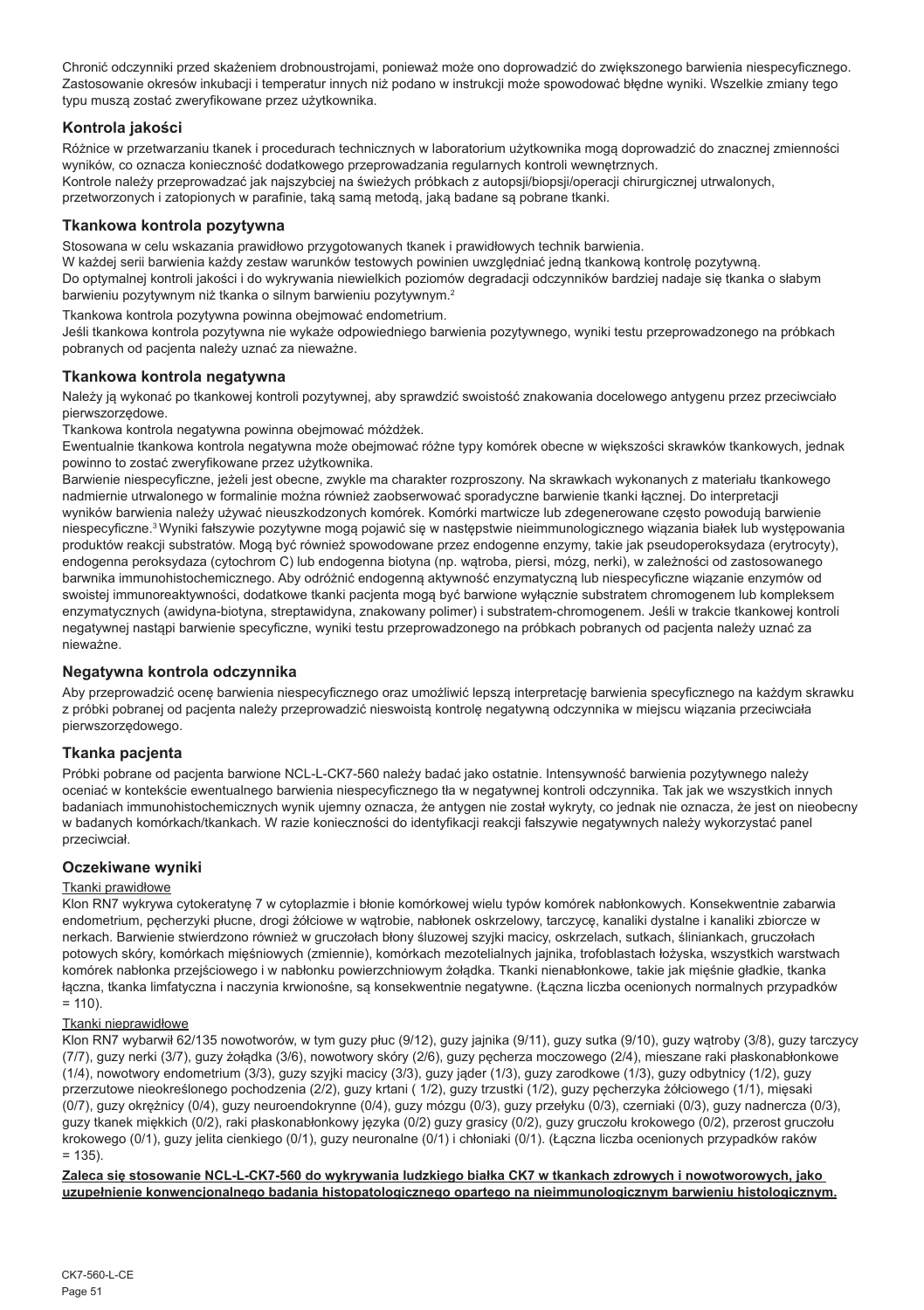Chronić odczynniki przed skażeniem drobnoustrojami, ponieważ może ono doprowadzić do zwiększonego barwienia niespecyficznego. Zastosowanie okresów inkubacji i temperatur innych niż podano w instrukcji może spowodować błędne wyniki. Wszelkie zmiany tego typu muszą zostać zweryfikowane przez użytkownika.

## Kontrola jakości

Różnice w przetwarzaniu tkanek i procedurach technicznych w laboratorium użytkownika mogą doprowadzić do znacznej zmienności wyników, co oznacza konieczność dodatkowego przeprowadzania regularnych kontroli wewnętrznych.
Kontrole należy przeprowadzać jak najszybciej na świeżych próbkach z autopsji/biopsji/operacji chirurgicznej utrwalonych, przetworzonych i zatopionych w parafinie, taką samą metodą, jaką badane są pobrane tkanki.

## Tkankowa kontrola pozytywna

Stosowana w celu wskazania prawidłowo przygotowanych tkanek i prawidłowych technik barwienia.
W każdej serii barwienia każdy zestaw warunków testowych powinien uwzględniać jedną tkankową kontrolę pozytywną.
Do optymalnej kontroli jakości i do wykrywania niewielkich poziomów degradacji odczynników bardziej nadaje się tkanka o słabym barwieniu pozytywnym niż tkanka o silnym barwieniu pozytywnym.[2]

Tkankowa kontrola pozytywna powinna obejmować endometrium.
Jeśli tkankowa kontrola pozytywna nie wykaże odpowiedniego barwienia pozytywnego, wyniki testu przeprowadzonego na próbkach pobranych od pacjenta należy uznać za nieważne.

## Tkankowa kontrola negatywna

Należy ją wykonać po tkankowej kontroli pozytywnej, aby sprawdzić swoistość znakowania docelowego antygenu przez przeciwciało pierwszorzędowe.
Tkankowa kontrola negatywna powinna obejmować móżdżek.
Ewentualnie tkankowa kontrola negatywna może obejmować różne typy komórek obecne w większości skrawków tkankowych, jednak powinno to zostać zweryfikowane przez użytkownika.
Barwienie niespecyficzne, jeżeli jest obecne, zwykle ma charakter rozproszony. Na skrawkach wykonanych z materiału tkankowego nadmiernie utrwalonego w formalinie można również zaobserwować sporadyczne barwienie tkanki łącznej. Do interpretacji wyników barwienia należy używać nieuszkodzonych komórek. Komórki martwicze lub zdegenerowane często powodują barwienie niespecyficzne.[3] Wyniki fałszywie pozytywne mogą pojawić się w następstwie nieimmunologicznego wiązania białek lub występowania produktów reakcji substratów. Mogą być również spowodowane przez endogenne enzymy, takie jak pseudoperoksydaza (erytrocyty), endogenna peroksydaza (cytochrom C) lub endogenna biotyna (np. wątroba, piersi, mózg, nerki), w zależności od zastosowanego barwnika immunohistochemicznego. Aby odróżnić endogenną aktywność enzymatyczną lub niespecyficzne wiązanie enzymów od swoistej immunoreaktywności, dodatkowe tkanki pacjenta mogą być barwione wyłącznie substratem chromogenem lub kompleksem enzymatycznych (awidyna-biotyna, streptawidyna, znakowany polimer) i substratem-chromogenem. Jeśli w trakcie tkankowej kontroli negatywnej nastąpi barwienie specyficzne, wyniki testu przeprowadzonego na próbkach pobranych od pacjenta należy uznać za nieważne.

## Negatywna kontrola odczynnika

Aby przeprowadzić ocenę barwienia niespecyficznego oraz umożliwić lepszą interpretację barwienia specyficznego na każdym skrawku z próbki pobranej od pacjenta należy przeprowadzić nieswoistą kontrolę negatywną odczynnika w miejscu wiązania przeciwciała pierwszorzędowego.

## Tkanka pacjenta

Próbki pobrane od pacjenta barwione NCL-L-CK7-560 należy badać jako ostatnie. Intensywność barwienia pozytywnego należy oceniać w kontekście ewentualnego barwienia niespecyficznego tła w negatywnej kontroli odczynnika. Tak jak we wszystkich innych badaniach immunohistochemicznych wynik ujemny oznacza, że antygen nie został wykryty, co jednak nie oznacza, że jest on nieobecny w badanych komórkach/tkankach. W razie konieczności do identyfikacji reakcji fałszywie negatywnych należy wykorzystać panel przeciwciał.

## Oczekiwane wyniki

Tkanki prawidłowe

Klon RN7 wykrywa cytokeratynę 7 w cytoplazmie i błonie komórkowej wielu typów komórek nabłonkowych. Konsekwentnie zabarwia endometrium, pęcherzyki płucne, drogi żółciowe w wątrobie, nabłonek oskrzelowy, tarczycę, kanaliki dystalne i kanaliki zbiorcze w nerkach. Barwienie stwierdzono również w gruczołach błony śluzowej szyjki macicy, oskrzelach, sutkach, śliniankach, gruczołach potowych skóry, komórkach mięśniowych (zmiennie), komórkach mezotelialnych jajnika, trofoblastach łożyska, wszystkich warstwach komórek nabłonka przejściowego i w nabłonku powierzchniowym żołądka. Tkanki nienabłonkowe, takie jak mięśnie gładkie, tkanka łączna, tkanka limfatyczna i naczynia krwionośne, są konsekwentnie negatywne. (Łączna liczba ocenionych normalnych przypadków = 110).

Tkanki nieprawidłowe

Klon RN7 wybarwił 62/135 nowotworów, w tym guzy płuc (9/12), guzy jajnika (9/11), guzy sutka (9/10), guzy wątroby (3/8), guzy tarczycy (7/7), guzy nerki (3/7), guzy żołądka (3/6), nowotwory skóry (2/6), guzy pęcherza moczowego (2/4), mieszane raki płaskonabłonkowe (1/4), nowotwory endometrium (3/3), guzy szyjki macicy (3/3), guzy jąder (1/3), guzy zarodkowe (1/3), guzy odbytnicy (1/2), guzy przerzutowe nieokreślonego pochodzenia (2/2), guzy krtani ( 1/2), guzy trzustki (1/2), guzy pęcherzyka żółciowego (1/1), mięsaki (0/7), guzy okrężnicy (0/4), guzy neuroendokrynne (0/4), guzy mózgu (0/3), guzy przełyku (0/3), czerniaki (0/3), guzy nadnercza (0/3), guzy tkanek miękkich (0/2), raki płaskonabłonkowy języka (0/2) guzy grasicy (0/2), guzy gruczołu krokowego (0/2), przerost gruczołu krokowego (0/1), guzy jelita cienkiego (0/1), guzy neuronalne (0/1) i chłoniaki (0/1). (Łączna liczba ocenionych przypadków raków = 135).

**Zaleca się stosowanie NCL-L-CK7-560 do wykrywania ludzkiego białka CK7 w tkankach zdrowych i nowotworowych, jako uzupełnienie konwencjonalnego badania histopatologicznego opartego na nieimmunologicznym barwieniu histologicznym.**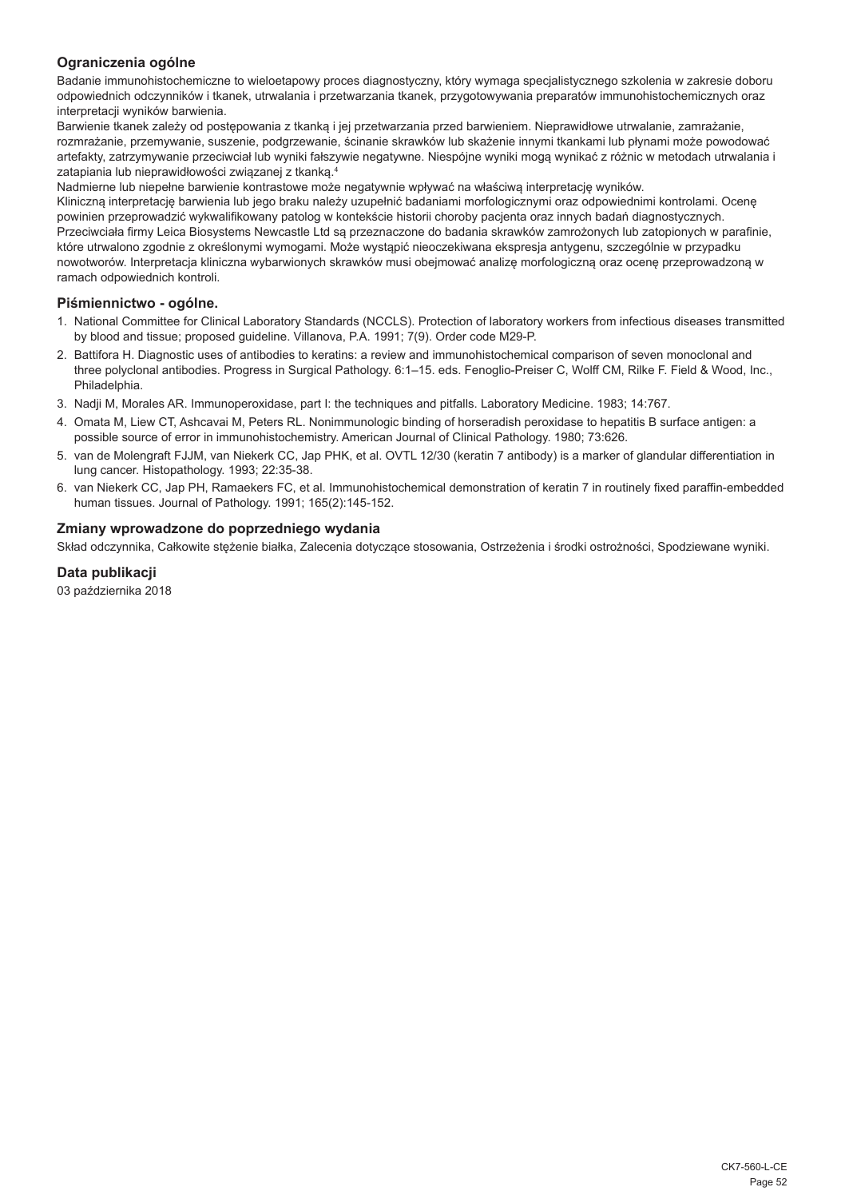## Ograniczenia ogólne

Badanie immunohistochemiczne to wieloetapowy proces diagnostyczny, który wymaga specjalistycznego szkolenia w zakresie doboru odpowiednich odczynników i tkanek, utrwalania i przetwarzania tkanek, przygotowywania preparatów immunohistochemicznych oraz interpretacji wyników barwienia.

Barwienie tkanek zależy od postępowania z tkanką i jej przetwarzania przed barwieniem. Nieprawidłowe utrwalanie, zamrażanie, rozmrażanie, przemywanie, suszenie, podgrzewanie, ścinanie skrawków lub skażenie innymi tkankami lub płynami może powodować artefakty, zatrzymywanie przeciwciał lub wyniki fałszywie negatywne. Niespójne wyniki mogą wynikać z różnic w metodach utrwalania i zatapiania lub nieprawidłowości związanej z tkanką.[4]

Nadmierne lub niepełne barwienie kontrastowe może negatywnie wpływać na właściwą interpretację wyników.

Kliniczną interpretację barwienia lub jego braku należy uzupełnić badaniami morfologicznymi oraz odpowiednimi kontrolami. Ocenę powinien przeprowadzić wykwalifikowany patolog w kontekście historii choroby pacjenta oraz innych badań diagnostycznych.

Przeciwciała firmy Leica Biosystems Newcastle Ltd są przeznaczone do badania skrawków zamrożonych lub zatopionych w parafinie, które utrwalono zgodnie z określonymi wymogami. Może wystąpić nieoczekiwana ekspresja antygenu, szczególnie w przypadku nowotworów. Interpretacja kliniczna wybarwionych skrawków musi obejmować analizę morfologiczną oraz ocenę przeprowadzoną w ramach odpowiednich kontroli.

## Piśmiennictwo - ogólne.

1. National Committee for Clinical Laboratory Standards (NCCLS). Protection of laboratory workers from infectious diseases transmitted by blood and tissue; proposed guideline. Villanova, P.A. 1991; 7(9). Order code M29-P.
2. Battifora H. Diagnostic uses of antibodies to keratins: a review and immunohistochemical comparison of seven monoclonal and three polyclonal antibodies. Progress in Surgical Pathology. 6:1–15. eds. Fenoglio-Preiser C, Wolff CM, Rilke F. Field & Wood, Inc., Philadelphia.
3. Nadji M, Morales AR. Immunoperoxidase, part I: the techniques and pitfalls. Laboratory Medicine. 1983; 14:767.
4. Omata M, Liew CT, Ashcavai M, Peters RL. Nonimmunologic binding of horseradish peroxidase to hepatitis B surface antigen: a possible source of error in immunohistochemistry. American Journal of Clinical Pathology. 1980; 73:626.
5. van de Molengraft FJJM, van Niekerk CC, Jap PHK, et al. OVTL 12/30 (keratin 7 antibody) is a marker of glandular differentiation in lung cancer. Histopathology. 1993; 22:35-38.
6. van Niekerk CC, Jap PH, Ramaekers FC, et al. Immunohistochemical demonstration of keratin 7 in routinely fixed paraffin-embedded human tissues. Journal of Pathology. 1991; 165(2):145-152.

## Zmiany wprowadzone do poprzedniego wydania

Skład odczynnika, Całkowite stężenie białka, Zalecenia dotyczące stosowania, Ostrzeżenia i środki ostrożności, Spodziewane wyniki.

## Data publikacji

03 października 2018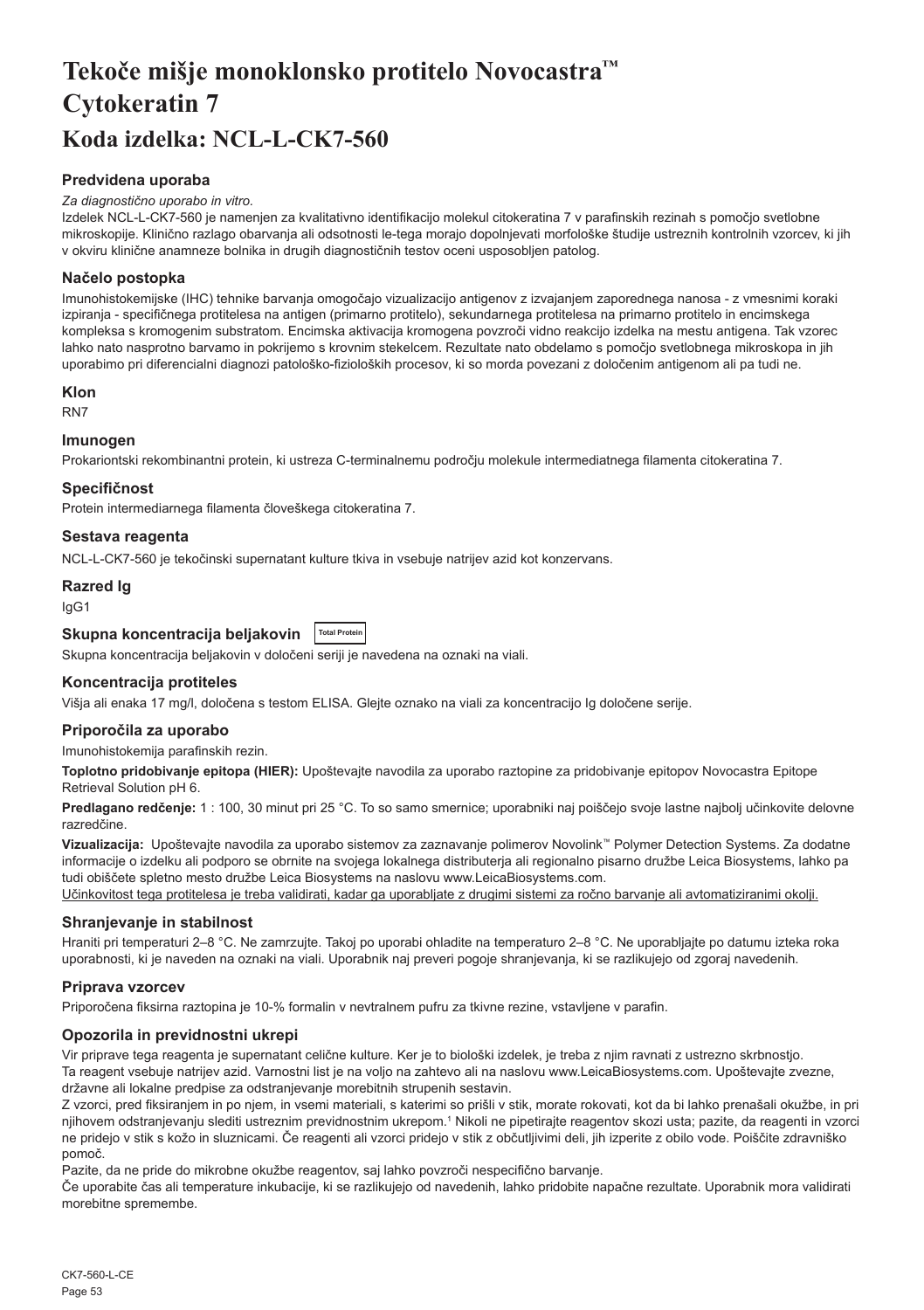# Tekoče mišje monoklonsko protitelo Novocastra™ Cytokeratin 7

# Koda izdelka: NCL-L-CK7-560

### Predvidena uporaba

*Za diagnostično uporabo in vitro.*

Izdelek NCL-L-CK7-560 je namenjen za kvalitativno identifikacijo molekul citokeratina 7 v parafinskih rezinah s pomočjo svetlobne mikroskopije. Klinično razlago obarvanja ali odsotnosti le-tega morajo dopolnjevati morfološke študije ustreznih kontrolnih vzorcev, ki jih v okviru klinične anamneze bolnika in drugih diagnostičnih testov oceni usposobljen patolog.

### Načelo postopka

Imunohistokemijske (IHC) tehnike barvanja omogočajo vizualizacijo antigenov z izvajanjem zaporednega nanosa - z vmesnimi koraki izpiranja - specifičnega protitelesa na antigen (primarno protitelo), sekundarnega protitelesa na primarno protitelo in encimskega kompleksa s kromogenim substratom. Encimska aktivacija kromogena povzroči vidno reakcijo izdelka na mestu antigena. Tak vzorec lahko nato nasprotno barvamo in pokrijemo s krovnim stekelcem. Rezultate nato obdelamo s pomočjo svetlobnega mikroskopa in jih uporabimo pri diferencialni diagnozi patološko-fizioloških procesov, ki so morda povezani z določenim antigenom ali pa tudi ne.

### Klon

RN7

### Imunogen

Prokariontski rekombinantni protein, ki ustreza C-terminalnemu področju molekule intermediatnega filamenta citokeratina 7.

### Specifičnost

Protein intermediarnega filamenta človeškega citokeratina 7.

### Sestava reagenta

NCL-L-CK7-560 je tekočinski supernatant kulture tkiva in vsebuje natrijev azid kot konzervans.

### Razred Ig

IgG1

### Skupna koncentracija beljakovin Total Protein

Skupna koncentracija beljakovin v določeni seriji je navedena na oznaki na viali.

### Koncentracija protiteles

Višja ali enaka 17 mg/l, določena s testom ELISA. Glejte oznako na viali za koncentracijo Ig določene serije.

### Priporočila za uporabo

Imunohistokemija parafinskih rezin.

**Toplotno pridobivanje epitopa (HIER):** Upoštevajte navodila za uporabo raztopine za pridobivanje epitopov Novocastra Epitope Retrieval Solution pH 6.

**Predlagano redčenje:** 1 : 100, 30 minut pri 25 °C. To so samo smernice; uporabniki naj poiščejo svoje lastne najbolj učinkovite delovne razredčine.

**Vizualizacija:** Upoštevajte navodila za uporabo sistemov za zaznavanje polimerov Novolink™ Polymer Detection Systems. Za dodatne informacije o izdelku ali podporo se obrnite na svojega lokalnega distributerja ali regionalno pisarno družbe Leica Biosystems, lahko pa tudi obiščete spletno mesto družbe Leica Biosystems na naslovu www.LeicaBiosystems.com.

Učinkovitost tega protitelesa je treba validirati, kadar ga uporabljate z drugimi sistemi za ročno barvanje ali avtomatiziranimi okolji.

### Shranjevanje in stabilnost

Hraniti pri temperaturi 2–8 °C. Ne zamrzujte. Takoj po uporabi ohladite na temperaturo 2–8 °C. Ne uporabljajte po datumu izteka roka uporabnosti, ki je naveden na oznaki na viali. Uporabnik naj preveri pogoje shranjevanja, ki se razlikujejo od zgoraj navedenih.

### Priprava vzorcev

Priporočena fiksirna raztopina je 10-% formalin v nevtralnem pufru za tkivne rezine, vstavljene v parafin.

### Opozorila in previdnostni ukrepi

Vir priprave tega reagenta je supernatant celične kulture. Ker je to biološki izdelek, je treba z njim ravnati z ustrezno skrbnostjo.

Ta reagent vsebuje natrijev azid. Varnostni list je na voljo na zahtevo ali na naslovu www.LeicaBiosystems.com. Upoštevajte zvezne, državne ali lokalne predpise za odstranjevanje morebitnih strupenih sestavin.

Z vzorci, pred fiksiranjem in po njem, in vsemi materiali, s katerimi so prišli v stik, morate rokovati, kot da bi lahko prenašali okužbe, in pri njihovem odstranjevanju slediti ustreznim previdnostnim ukrepom.[1] Nikoli ne pipetirajte reagentov skozi usta; pazite, da reagenti in vzorci ne pridejo v stik s kožo in sluznicami. Če reagenti ali vzorci pridejo v stik z občutljivimi deli, jih izperite z obilo vode. Poiščite zdravniško pomoč.

Pazite, da ne pride do mikrobne okužbe reagentov, saj lahko povzroči nespecifično barvanje.

Če uporabite čas ali temperature inkubacije, ki se razlikujejo od navedenih, lahko pridobite napačne rezultate. Uporabnik mora validirati morebitne spremembe.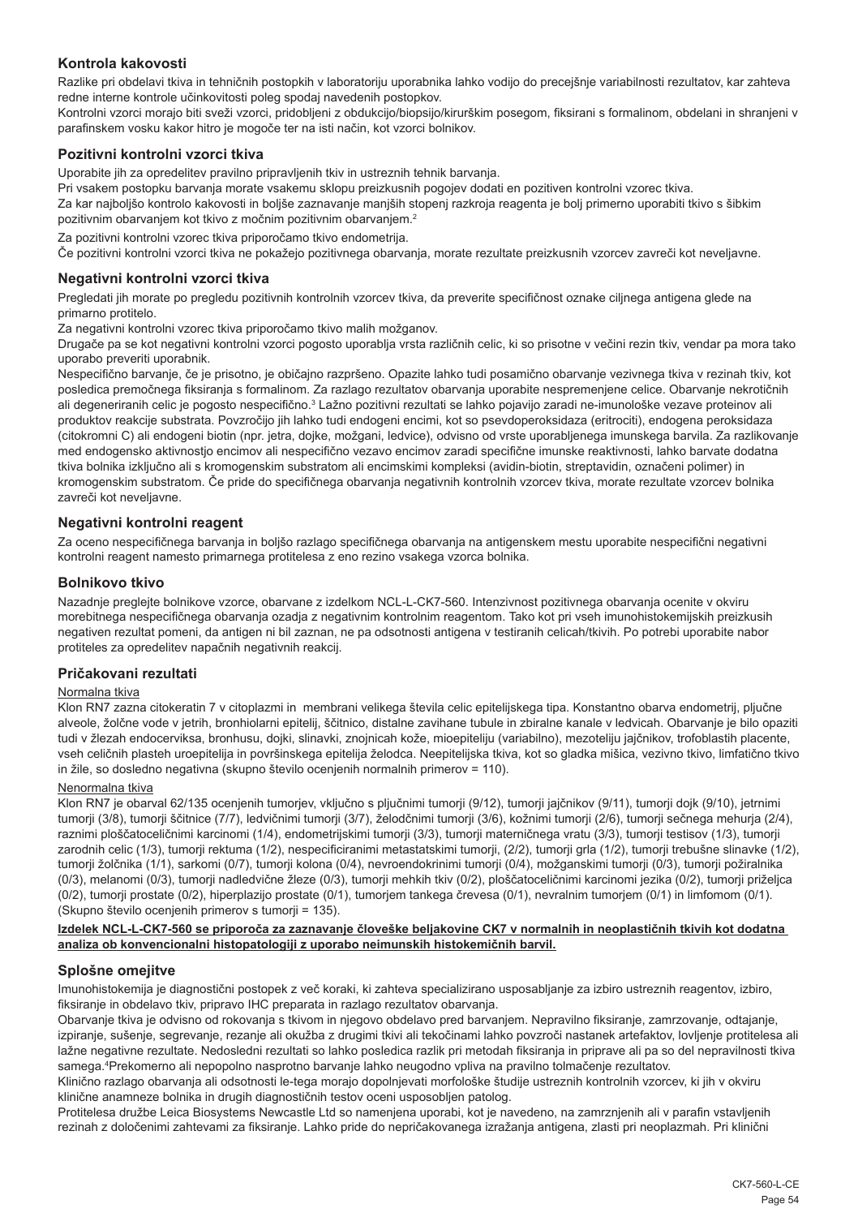## Kontrola kakovosti

Razlike pri obdelavi tkiva in tehničnih postopkih v laboratoriju uporabnika lahko vodijo do precejšnje variabilnosti rezultatov, kar zahteva redne interne kontrole učinkovitosti poleg spodaj navedenih postopkov.

Kontrolni vzorci morajo biti sveži vzorci, pridobljeni z obdukcijo/biopsijo/kirurškim posegom, fiksirani s formalinom, obdelani in shranjeni v parafinskem vosku kakor hitro je mogoče ter na isti način, kot vzorci bolnikov.

## Pozitivni kontrolni vzorci tkiva

Uporabite jih za opredelitev pravilno pripravljenih tkiv in ustreznih tehnik barvanja.

Pri vsakem postopku barvanja morate vsakemu sklopu preizkusnih pogojev dodati en pozitiven kontrolni vzorec tkiva.

Za kar najboljšo kontrolo kakovosti in boljše zaznavanje manjših stopenj razkroja reagenta je bolj primerno uporabiti tkivo s šibkim pozitivnim obarvanjem kot tkivo z močnim pozitivnim obarvanjem.[2]

Za pozitivni kontrolni vzorec tkiva priporočamo tkivo endometrija.

Če pozitivni kontrolni vzorci tkiva ne pokažejo pozitivnega obarvanja, morate rezultate preizkusnih vzorcev zavreči kot neveljavne.

## Negativni kontrolni vzorci tkiva

Pregledati jih morate po pregledu pozitivnih kontrolnih vzorcev tkiva, da preverite specifičnost oznake ciljnega antigena glede na primarno protitelo.

Za negativni kontrolni vzorec tkiva priporočamo tkivo malih možganov.

Drugače pa se kot negativni kontrolni vzorci pogosto uporablja vrsta različnih celic, ki so prisotne v večini rezin tkiv, vendar pa mora tako uporabo preveriti uporabnik.

Nespecifično barvanje, če je prisotno, je običajno razpršeno. Opazite lahko tudi posamično obarvanje vezivnega tkiva v rezinah tkiv, kot posledica premočnega fiksiranja s formalinom. Za razlago rezultatov obarvanja uporabite nespremenjene celice. Obarvanje nekrotičnih ali degeneriranih celic je pogosto nespecifično.[3] Lažno pozitivni rezultati se lahko pojavijo zaradi ne-imunološke vezave proteinov ali produktov reakcije substrata. Povzročijo jih lahko tudi endogeni encimi, kot so psevdoperoksidaza (eritrociti), endogena peroksidaza (citokromni C) ali endogeni biotin (npr. jetra, dojke, možgani, ledvice), odvisno od vrste uporabljenega imunskega barvila. Za razlikovanje med endogensko aktivnostjo encimov ali nespecifično vezavo encimov zaradi specifične imunske reaktivnosti, lahko barvate dodatna tkiva bolnika izključno ali s kromogenskim substratom ali encimskimi kompleksi (avidin-biotin, streptavidin, označeni polimer) in kromogenskim substratom. Če pride do specifičnega obarvanja negativnih kontrolnih vzorcev tkiva, morate rezultate vzorcev bolnika zavreči kot neveljavne.

## Negativni kontrolni reagent

Za oceno nespecifičnega barvanja in boljšo razlago specifičnega obarvanja na antigenskem mestu uporabite nespecifični negativni kontrolni reagent namesto primarnega protitelesa z eno rezino vsakega vzorca bolnika.

## Bolnikovo tkivo

Nazadnje preglejte bolnikove vzorce, obarvane z izdelkom NCL-L-CK7-560. Intenzivnost pozitivnega obarvanja ocenite v okviru morebitnega nespecifičnega obarvanja ozadja z negativnim kontrolnim reagentom. Tako kot pri vseh imunohistokemijskih preizkusih negativen rezultat pomeni, da antigen ni bil zaznan, ne pa odsotnosti antigena v testiranih celicah/tkivih. Po potrebi uporabite nabor protiteles za opredelitev napačnih negativnih reakcij.

## Pričakovani rezultati

Normalna tkiva

Klon RN7 zazna citokeratin 7 v citoplazmi in membrani velikega števila celic epitelijskega tipa. Konstantno obarva endometrij, pljučne alveole, žolčne vode v jetrih, bronhiolarni epitelij, ščitnico, distalne zavihane tubule in zbiralne kanale v ledvicah. Obarvanje je bilo opaziti tudi v žlezah endocerviksa, bronhusu, dojki, slinavki, znojnicah kože, mioepiteliju (variabilno), mezoteliju jajčnikov, trofoblastih placente, vseh celičnih plasteh uroepitelija in površinskega epitelija želodca. Neepitelijska tkiva, kot so gladka mišica, vezivno tkivo, limfatično tkivo in žile, so dosledno negativna (skupno število ocenjenih normalnih primerov = 110).

Nenormalna tkiva

Klon RN7 je obarval 62/135 ocenjenih tumorjev, vključno s pljučnimi tumorji (9/12), tumorji jajčnikov (9/11), tumorji dojk (9/10), jetrnimi tumorji (3/8), tumorji ščitnice (7/7), ledvičnimi tumorji (3/7), želodčnimi tumorji (3/6), kožnimi tumorji (2/6), tumorji sečnega mehurja (2/4), raznimi ploščatoceličnimi karcinomi (1/4), endometrijskimi tumorji (3/3), tumorji materničnega vratu (3/3), tumorji testisov (1/3), tumorji zarodnih celic (1/3), tumorji rektuma (1/2), nespecificiranimi metastatskimi tumorji, (2/2), tumorji grla (1/2), tumorji trebušne slinavke (1/2), tumorji žolčnika (1/1), sarkomi (0/7), tumorji kolona (0/4), nevroendokrinimi tumorji (0/4), možganskimi tumorji (0/3), tumorji požiralnika (0/3), melanomi (0/3), tumorji nadledvične žleze (0/3), tumorji mehkih tkiv (0/2), ploščatoceličnimi karcinomi jezika (0/2), tumorji priželjca (0/2), tumorji prostate (0/2), hiperplazijo prostate (0/1), tumorjem tankega črevesa (0/1), nevralnim tumorjem (0/1) in limfomom (0/1). (Skupno število ocenjenih primerov s tumorji = 135).

**Izdelek NCL-L-CK7-560 se priporoča za zaznavanje človeške beljakovine CK7 v normalnih in neoplastičnih tkivih kot dodatna analiza ob konvencionalni histopatologiji z uporabo neimunskih histokemičnih barvil.**

## Splošne omejitve

Imunohistokemija je diagnostični postopek z več koraki, ki zahteva specializirano usposabljanje za izbiro ustreznih reagentov, izbiro, fiksiranje in obdelavo tkiv, pripravo IHC preparata in razlago rezultatov obarvanja.

Obarvanje tkiva je odvisno od rokovanja s tkivom in njegovo obdelavo pred barvanjem. Nepravilno fiksiranje, zamrzovanje, odtajanje, izpiranje, sušenje, segrevanje, rezanje ali okužba z drugimi tkivi ali tekočinami lahko povzroči nastanek artefaktov, lovljenje protitelesa ali lažne negativne rezultate. Nedosledni rezultati so lahko posledica razlik pri metodah fiksiranja in priprave ali pa so del nepravilnosti tkiva samega.[4] Prekomerno ali nepopolno nasprotno barvanje lahko neugodno vpliva na pravilno tolmačenje rezultatov.

Klinično razlago obarvanja ali odsotnosti le-tega morajo dopolnjevati morfološke študije ustreznih kontrolnih vzorcev, ki jih v okviru klinične anamneze bolnika in drugih diagnostičnih testov oceni usposobljen patolog.

Protitelesa družbe Leica Biosystems Newcastle Ltd so namenjena uporabi, kot je navedeno, na zamrznjenih ali v parafin vstavljenih rezinah z določenimi zahtevami za fiksiranje. Lahko pride do nepričakovanega izražanja antigena, zlasti pri neoplazmah. Pri klinični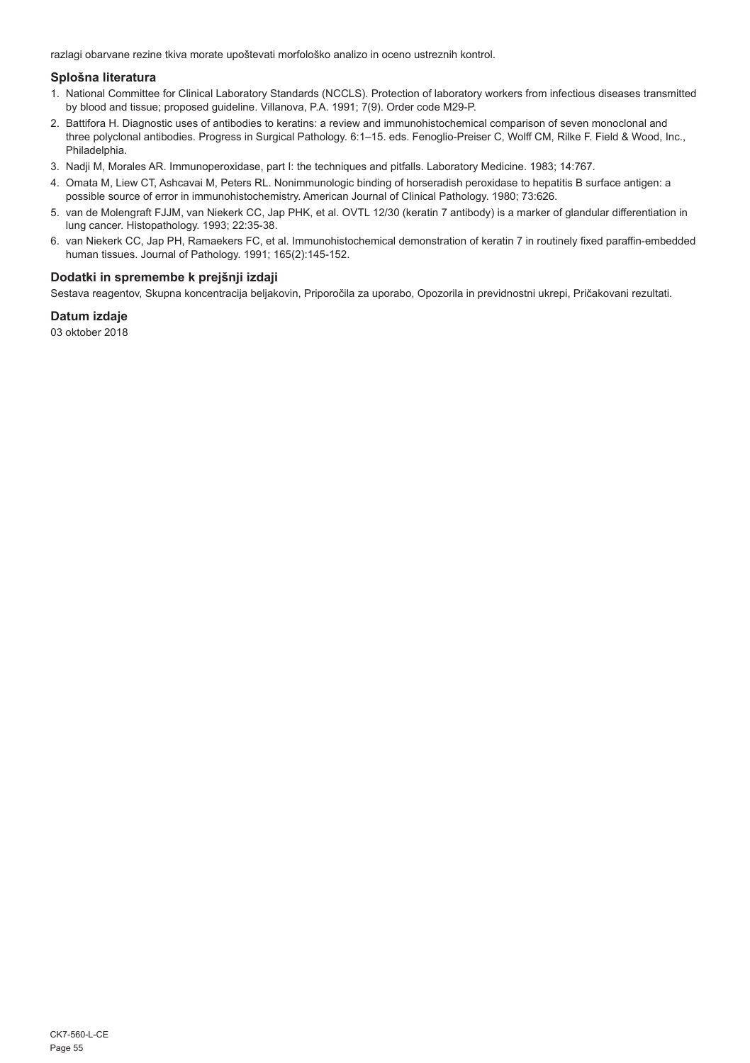razlagi obarvane rezine tkiva morate upoštevati morfološko analizo in oceno ustreznih kontrol.

## Splošna literatura

1. National Committee for Clinical Laboratory Standards (NCCLS). Protection of laboratory workers from infectious diseases transmitted by blood and tissue; proposed guideline. Villanova, P.A. 1991; 7(9). Order code M29-P.
2. Battifora H. Diagnostic uses of antibodies to keratins: a review and immunohistochemical comparison of seven monoclonal and three polyclonal antibodies. Progress in Surgical Pathology. 6:1–15. eds. Fenoglio-Preiser C, Wolff CM, Rilke F. Field & Wood, Inc., Philadelphia.
3. Nadji M, Morales AR. Immunoperoxidase, part I: the techniques and pitfalls. Laboratory Medicine. 1983; 14:767.
4. Omata M, Liew CT, Ashcavai M, Peters RL. Nonimmunologic binding of horseradish peroxidase to hepatitis B surface antigen: a possible source of error in immunohistochemistry. American Journal of Clinical Pathology. 1980; 73:626.
5. van de Molengraft FJJM, van Niekerk CC, Jap PHK, et al. OVTL 12/30 (keratin 7 antibody) is a marker of glandular differentiation in lung cancer. Histopathology. 1993; 22:35-38.
6. van Niekerk CC, Jap PH, Ramaekers FC, et al. Immunohistochemical demonstration of keratin 7 in routinely fixed paraffin-embedded human tissues. Journal of Pathology. 1991; 165(2):145-152.

## Dodatki in spremembe k prejšnji izdaji

Sestava reagentov, Skupna koncentracija beljakovin, Priporočila za uporabo, Opozorila in previdnostni ukrepi, Pričakovani rezultati.

## Datum izdaje

03 oktober 2018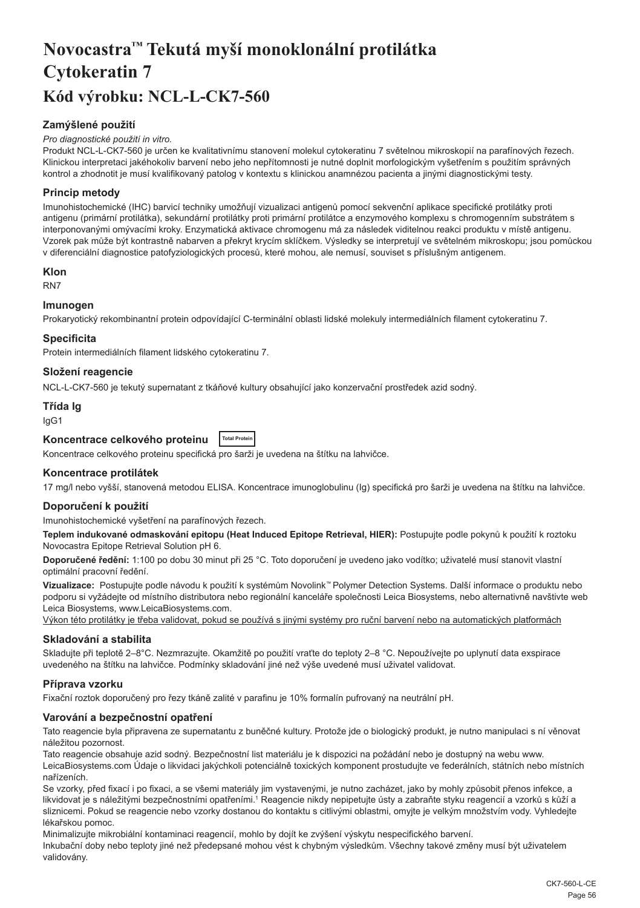# Novocastra™ Tekutá myší monoklonální protilátka Cytokeratin 7

# Kód výrobku: NCL-L-CK7-560

## Zamýšlené použití

*Pro diagnostické použití in vitro.*

Produkt NCL-L-CK7-560 je určen ke kvalitativnímu stanovení molekul cytokeratinu 7 světelnou mikroskopií na parafínových řezech. Klinickou interpretaci jakéhokoliv barvení nebo jeho nepřítomnosti je nutné doplnit morfologickým vyšetřením s použitím správných kontrol a zhodnotit je musí kvalifikovaný patolog v kontextu s klinickou anamnézou pacienta a jinými diagnostickými testy.

## Princip metody

Imunohistochemické (IHC) barvicí techniky umožňují vizualizaci antigenů pomocí sekvenční aplikace specifické protilátky proti antigenu (primární protilátka), sekundární protilátky proti primární protilátce a enzymového komplexu s chromogenním substrátem s interponovanými omývacími kroky. Enzymatická aktivace chromogenu má za následek viditelnou reakci produktu v místě antigenu. Vzorek pak může být kontrastně nabarven a překryt krycím sklíčkem. Výsledky se interpretují ve světelném mikroskopu; jsou pomůckou v diferenciální diagnostice patofyziologických procesů, které mohou, ale nemusí, souviset s příslušným antigenem.

## Klon

RN7

## Imunogen

Prokaryotický rekombinantní protein odpovídající C-terminální oblasti lidské molekuly intermediálních filament cytokeratinu 7.

## Specificita

Protein intermediálních filament lidského cytokeratinu 7.

## Složení reagencie

NCL-L-CK7-560 je tekutý supernatant z tkáňové kultury obsahující jako konzervační prostředek azid sodný.

## Třída Ig

IgG1

## Koncentrace celkového proteinu Total Protein

Koncentrace celkového proteinu specifická pro šarži je uvedena na štítku na lahvičce.

## Koncentrace protilátek

17 mg/l nebo vyšší, stanovená metodou ELISA. Koncentrace imunoglobulinu (Ig) specifická pro šarži je uvedena na štítku na lahvičce.

## Doporučení k použití

Imunohistochemické vyšetření na parafínových řezech.

**Teplem indukované odmaskování epitopu (Heat Induced Epitope Retrieval, HIER):** Postupujte podle pokynů k použití k roztoku Novocastra Epitope Retrieval Solution pH 6.

**Doporučené ředění:** 1:100 po dobu 30 minut při 25 °C. Toto doporučení je uvedeno jako vodítko; uživatelé musí stanovit vlastní optimální pracovní ředění.

**Vizualizace:** Postupujte podle návodu k použití k systémům Novolink™ Polymer Detection Systems. Další informace o produktu nebo podporu si vyžádejte od místního distributora nebo regionální kanceláře společnosti Leica Biosystems, nebo alternativně navštivte web Leica Biosystems, www.LeicaBiosystems.com.

Výkon této protilátky je třeba validovat, pokud se používá s jinými systémy pro ruční barvení nebo na automatických platformách

## Skladování a stabilita

Skladujte při teplotě 2–8°C. Nezmrazujte. Okamžitě po použití vraťte do teploty 2–8 °C. Nepoužívejte po uplynutí data exspirace uvedeného na štítku na lahvičce. Podmínky skladování jiné než výše uvedené musí uživatel validovat.

## Příprava vzorku

Fixační roztok doporučený pro řezy tkáně zalité v parafinu je 10% formalín pufrovaný na neutrální pH.

## Varování a bezpečnostní opatření

Tato reagencie byla připravena ze supernatantu z buněčné kultury. Protože jde o biologický produkt, je nutno manipulaci s ní věnovat náležitou pozornost.

Tato reagencie obsahuje azid sodný. Bezpečnostní list materiálu je k dispozici na požádání nebo je dostupný na webu www.LeicaBiosystems.com Údaje o likvidaci jakýchkoli potenciálně toxických komponent prostudujte ve federálních, státních nebo místních nařízeních.

Se vzorky, před fixací i po fixaci, a se všemi materiály jim vystavenými, je nutno zacházet, jako by mohly způsobit přenos infekce, a likvidovat je s náležitými bezpečnostními opatřeními.[1] Reagencie nikdy nepipetujte ústy a zabraňte styku reagencií a vzorků s kůží a sliznicemi. Pokud se reagencie nebo vzorky dostanou do kontaktu s citlivými oblastmi, omyjte je velkým množstvím vody. Vyhledejte lékařskou pomoc.

Minimalizujte mikrobiální kontaminaci reagencií, mohlo by dojít ke zvýšení výskytu nespecifického barvení.

Inkubační doby nebo teploty jiné než předepsané mohou vést k chybným výsledkům. Všechny takové změny musí být uživatelem validovány.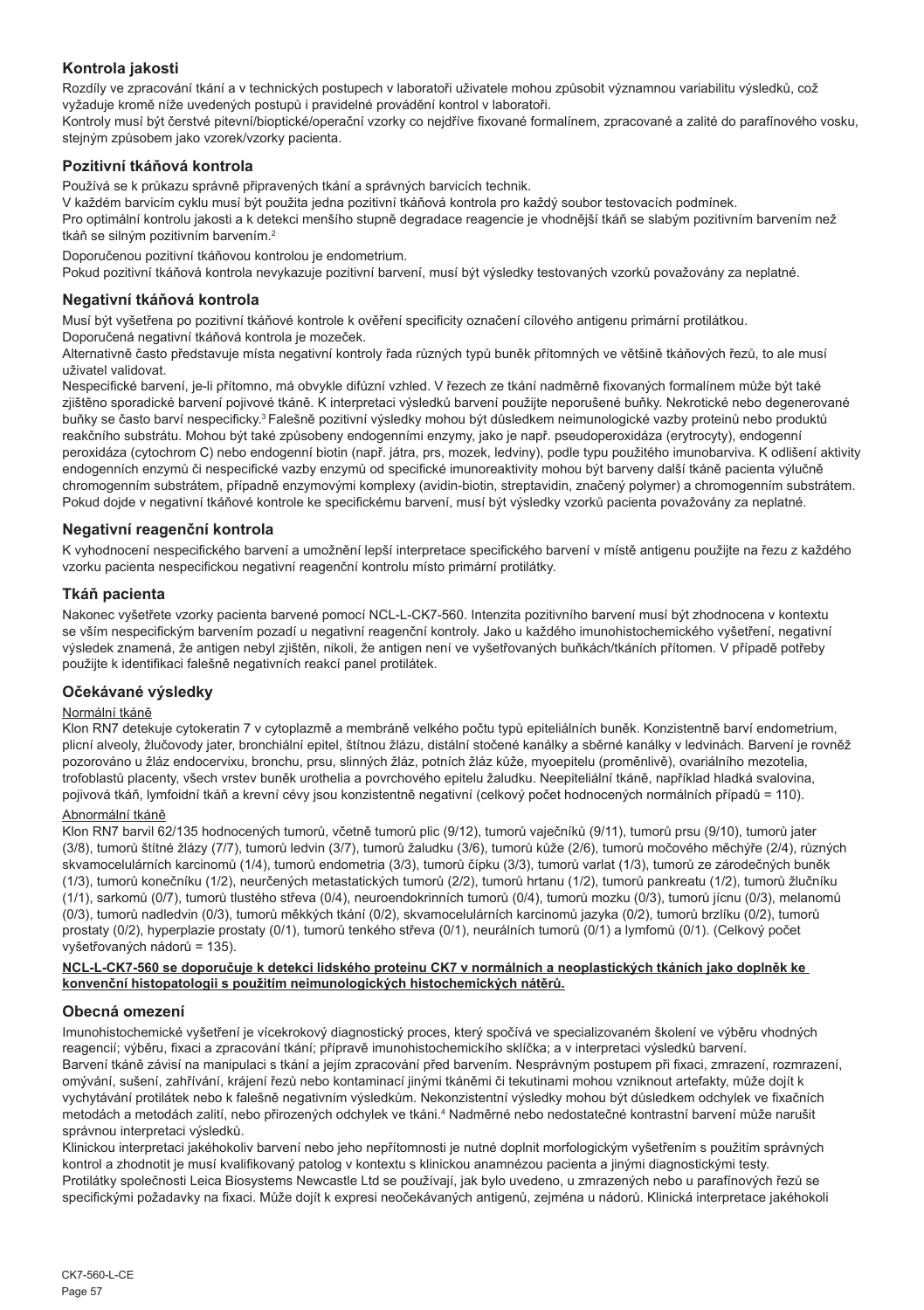## Kontrola jakosti

Rozdíly ve zpracování tkání a v technických postupech v laboratoři uživatele mohou způsobit významnou variabilitu výsledků, což vyžaduje kromě níže uvedených postupů i pravidelné provádění kontrol v laboratoři.

Kontroly musí být čerstvé pitevní/bioptické/operační vzorky co nejdříve fixované formalínem, zpracované a zalité do parafínového vosku, stejným způsobem jako vzorek/vzorky pacienta.

## Pozitivní tkáňová kontrola

Používá se k průkazu správně připravených tkání a správných barvicích technik.

V každém barvicím cyklu musí být použita jedna pozitivní tkáňová kontrola pro každý soubor testovacích podmínek.

Pro optimální kontrolu jakosti a k detekci menšího stupně degradace reagencie je vhodnější tkáň se slabým pozitivním barvením než tkáň se silným pozitivním barvením.[2]

Doporučenou pozitivní tkáňovou kontrolou je endometrium.

Pokud pozitivní tkáňová kontrola nevykazuje pozitivní barvení, musí být výsledky testovaných vzorků považovány za neplatné.

## Negativní tkáňová kontrola

Musí být vyšetřena po pozitivní tkáňové kontrole k ověření specificity označení cílového antigenu primární protilátkou.

Doporučená negativní tkáňová kontrola je mozeček.

Alternativně často představuje místa negativní kontroly řada různých typů buněk přítomných ve většině tkáňových řezů, to ale musí uživatel validovat.

Nespecifické barvení, je-li přítomno, má obvykle difúzní vzhled. V řezech ze tkání nadměrně fixovaných formalínem může být také zjištěno sporadické barvení pojivové tkáně. K interpretaci výsledků barvení použijte neporušené buňky. Nekrotické nebo degenerované buňky se často barví nespecificky.[3] Falešně pozitivní výsledky mohou být důsledkem neimunologické vazby proteinů nebo produktů reakčního substrátu. Mohou být také způsobeny endogenními enzymy, jako je např. pseudoperoxidáza (erytrocyty), endogenní peroxidáza (cytochrom C) nebo endogenní biotin (např. játra, prs, mozek, ledviny), podle typu použitého imunobarviva. K odlišení aktivity endogenních enzymů či nespecifické vazby enzymů od specifické imunoreaktivity mohou být barveny další tkáně pacienta výlučně chromogenním substrátem, případně enzymovými komplexy (avidin-biotin, streptavidin, značený polymer) a chromogenním substrátem. Pokud dojde v negativní tkáňové kontrole ke specifickému barvení, musí být výsledky vzorků pacienta považovány za neplatné.

## Negativní reagenční kontrola

K vyhodnocení nespecifického barvení a umožnění lepší interpretace specifického barvení v místě antigenu použijte na řezu z každého vzorku pacienta nespecifickou negativní reagenční kontrolu místo primární protilátky.

## Tkáň pacienta

Nakonec vyšetřete vzorky pacienta barvené pomocí NCL-L-CK7-560. Intenzita pozitivního barvení musí být zhodnocena v kontextu se vším nespecifickým barvením pozadí u negativní reagenční kontroly. Jako u každého imunohistochemického vyšetření, negativní výsledek znamená, že antigen nebyl zjištěn, nikoli, že antigen není ve vyšetřovaných buňkách/tkáních přítomen. V případě potřeby použijte k identifikaci falešně negativních reakcí panel protilátek.

## Očekávané výsledky

Normální tkáně

Klon RN7 detekuje cytokeratin 7 v cytoplazmě a membráně velkého počtu typů epiteliálních buněk. Konzistentně barví endometrium, plicní alveoly, žlučovody jater, bronchiální epitel, štítnou žlázu, distální stočené kanálky a sběrné kanálky v ledvinách. Barvení je rovněž pozorováno u žláz endocervixu, bronchu, prsu, slinných žláz, potních žláz kůže, myoepitelu (proměnlivě), ovariálního mezotelia, trofoblastů placenty, všech vrstev buněk urothelia a povrchového epitelu žaludku. Neepiteliální tkáně, například hladká svalovina, pojivová tkáň, lymfoidní tkáň a krevní cévy jsou konzistentně negativní (celkový počet hodnocených normálních případů = 110).

Abnormální tkáně

Klon RN7 barvil 62/135 hodnocených tumorů, včetně tumorů plic (9/12), tumorů vaječníků (9/11), tumorů prsu (9/10), tumorů jater (3/8), tumorů štítné žlázy (7/7), tumorů ledvin (3/7), tumorů žaludku (3/6), tumorů kůže (2/6), tumorů močového měchýře (2/4), různých skvamocelulárních karcinomů (1/4), tumorů endometria (3/3), tumorů čípku (3/3), tumorů varlat (1/3), tumorů ze zárodečných buněk (1/3), tumorů konečníku (1/2), neurčených metastatických tumorů (2/2), tumorů hrtanu (1/2), tumorů pankreatu (1/2), tumorů žlučníku (1/1), sarkomů (0/7), tumorů tlustého střeva (0/4), neuroendokrinních tumorů (0/4), tumorů mozku (0/3), tumorů jícnu (0/3), melanomů (0/3), tumorů nadledvin (0/3), tumorů měkkých tkání (0/2), skvamocelulárních karcinomů jazyka (0/2), tumorů brzlíku (0/2), tumorů prostaty (0/2), hyperplazie prostaty (0/1), tumorů tenkého střeva (0/1), neurálních tumorů (0/1) a lymfomů (0/1). (Celkový počet vyšetřovaných nádorů = 135).

**NCL-L-CK7-560 se doporučuje k detekci lidského proteinu CK7 v normálních a neoplastických tkáních jako doplněk ke konvenční histopatologii s použitím neimunologických histochemických nátěrů.**

## Obecná omezení

Imunohistochemické vyšetření je vícekrokový diagnostický proces, který spočívá ve specializovaném školení ve výběru vhodných reagencií; výběru, fixaci a zpracování tkání; přípravě imunohistochemického sklíčka; a v interpretaci výsledků barvení.

Barvení tkáně závisí na manipulaci s tkání a jejím zpracování před barvením. Nesprávným postupem při fixaci, zmrazení, rozmrazení, omývání, sušení, zahřívání, krájení řezů nebo kontaminací jinými tkáněmi či tekutinami mohou vzniknout artefakty, může dojít k vychytávání protilátek nebo k falešně negativním výsledkům. Nekonzistentní výsledky mohou být důsledkem odchylek ve fixačních metodách a metodách zalití, nebo přirozených odchylek ve tkáni.[4] Nadměrné nebo nedostatečné kontrastní barvení může narušit správnou interpretaci výsledků.

Klinickou interpretaci jakéhokoliv barvení nebo jeho nepřítomnosti je nutné doplnit morfologickým vyšetřením s použitím správných kontrol a zhodnotit je musí kvalifikovaný patolog v kontextu s klinickou anamnézou pacienta a jinými diagnostickými testy.

Protilátky společnosti Leica Biosystems Newcastle Ltd se používají, jak bylo uvedeno, u zmrazených nebo u parafínových řezů se specifickými požadavky na fixaci. Může dojít k expresi neočekávaných antigenů, zejména u nádorů. Klinická interpretace jakéhokoli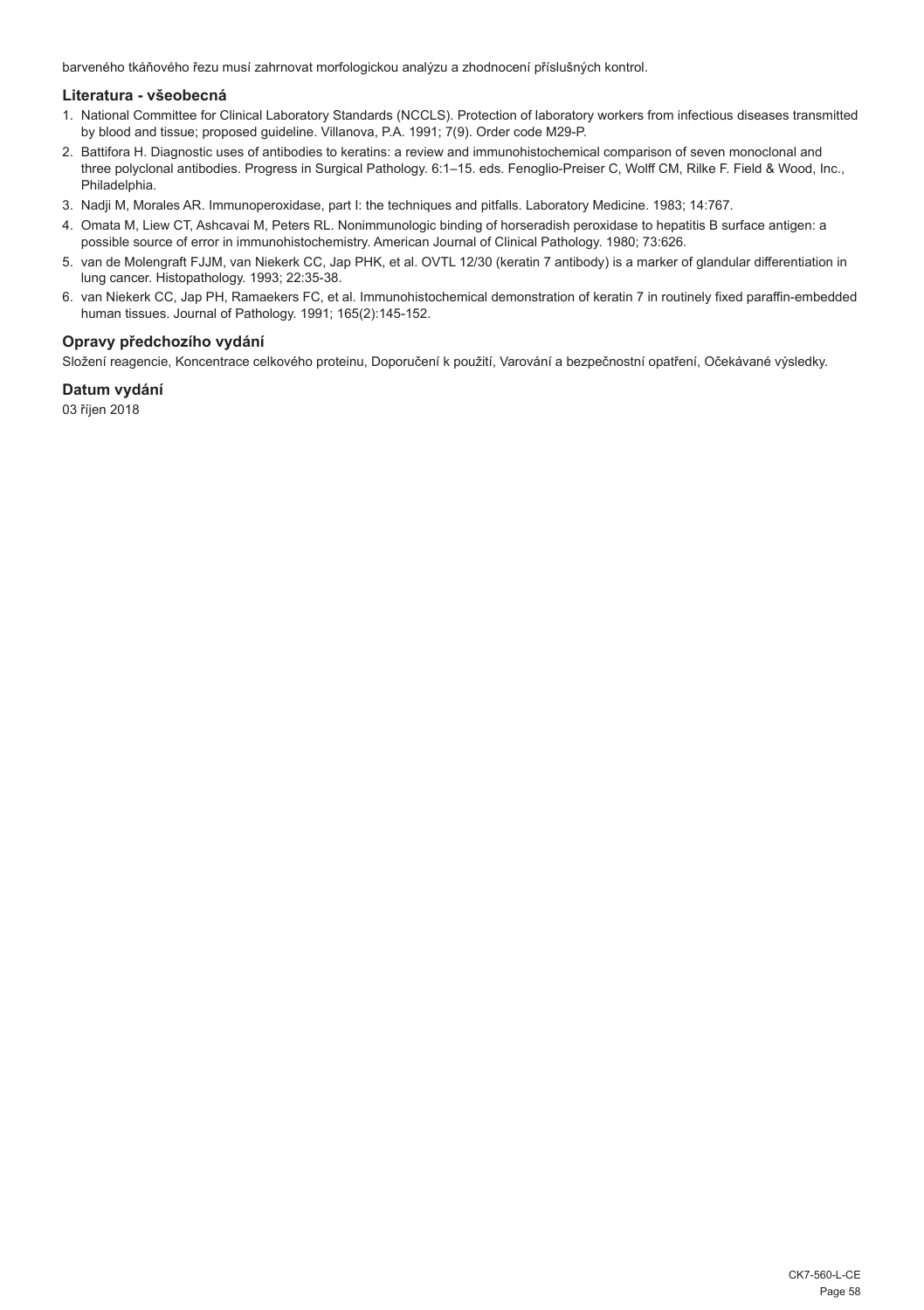barveného tkáňového řezu musí zahrnovat morfologickou analýzu a zhodnocení příslušných kontrol.

### Literatura - všeobecná

1. National Committee for Clinical Laboratory Standards (NCCLS). Protection of laboratory workers from infectious diseases transmitted by blood and tissue; proposed guideline. Villanova, P.A. 1991; 7(9). Order code M29-P.
2. Battifora H. Diagnostic uses of antibodies to keratins: a review and immunohistochemical comparison of seven monoclonal and three polyclonal antibodies. Progress in Surgical Pathology. 6:1–15. eds. Fenoglio-Preiser C, Wolff CM, Rilke F. Field & Wood, Inc., Philadelphia.
3. Nadji M, Morales AR. Immunoperoxidase, part I: the techniques and pitfalls. Laboratory Medicine. 1983; 14:767.
4. Omata M, Liew CT, Ashcavai M, Peters RL. Nonimmunologic binding of horseradish peroxidase to hepatitis B surface antigen: a possible source of error in immunohistochemistry. American Journal of Clinical Pathology. 1980; 73:626.
5. van de Molengraft FJJM, van Niekerk CC, Jap PHK, et al. OVTL 12/30 (keratin 7 antibody) is a marker of glandular differentiation in lung cancer. Histopathology. 1993; 22:35-38.
6. van Niekerk CC, Jap PH, Ramaekers FC, et al. Immunohistochemical demonstration of keratin 7 in routinely fixed paraffin-embedded human tissues. Journal of Pathology. 1991; 165(2):145-152.

### Opravy předchozího vydání

Složení reagencie, Koncentrace celkového proteinu, Doporučení k použití, Varování a bezpečnostní opatření, Očekávané výsledky.

### Datum vydání

03 říjen 2018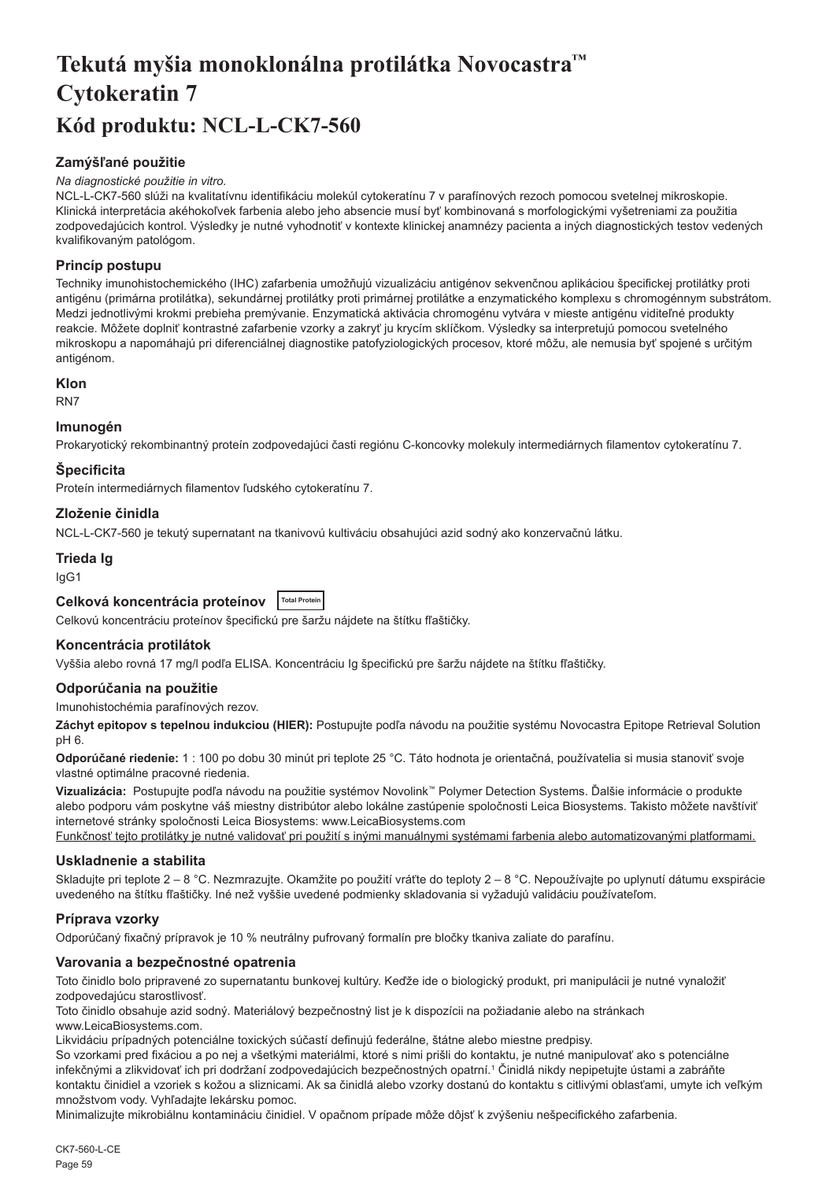# Tekutá myšia monoklonálna protilátka Novocastra™ Cytokeratin 7

# Kód produktu: NCL-L-CK7-560

## Zamýšľané použitie

*Na diagnostické použitie in vitro.*

NCL-L-CK7-560 slúži na kvalitatívnu identifikáciu molekúl cytokeratínu 7 v parafínových rezoch pomocou svetelnej mikroskopie. Klinická interpretácia akéhokoľvek farbenia alebo jeho absencie musí byť kombinovaná s morfologickými vyšetreniami za použitia zodpovedajúcich kontrol. Výsledky je nutné vyhodnotiť v kontexte klinickej anamnézy pacienta a iných diagnostických testov vedených kvalifikovaným patológom.

## Princíp postupu

Techniky imunohistochemického (IHC) zafarbenia umožňujú vizualizáciu antigénov sekvenčnou aplikáciou špecifickej protilátky proti antigénu (primárna protilátka), sekundárnej protilátky proti primárnej protilátke a enzymatického komplexu s chromogénnym substrátom. Medzi jednotlivými krokmi prebieha premývanie. Enzymatická aktivácia chromogénu vytvára v mieste antigénu viditeľné produkty reakcie. Môžete doplniť kontrastné zafarbenie vzorky a zakryť ju krycím sklíčkom. Výsledky sa interpretujú pomocou svetelného mikroskopu a napomáhajú pri diferenciálnej diagnostike patofyziologických procesov, ktoré môžu, ale nemusia byť spojené s určitým antigénom.

## Klon

RN7

## Imunogén

Prokaryotický rekombinantný proteín zodpovedajúci časti regiónu C-koncovky molekuly intermediárnych filamentov cytokeratínu 7.

## Špecificita

Proteín intermediárnych filamentov ľudského cytokeratínu 7.

## Zloženie činidla

NCL-L-CK7-560 je tekutý supernatant na tkanivovú kultiváciu obsahujúci azid sodný ako konzervačnú látku.

## Trieda Ig

IgG1

## Celková koncentrácia proteínov Total Protein

Celkovú koncentráciu proteínov špecifickú pre šaržu nájdete na štítku fľaštičky.

## Koncentrácia protilátok

Vyššia alebo rovná 17 mg/l podľa ELISA. Koncentráciu Ig špecifickú pre šaržu nájdete na štítku fľaštičky.

## Odporúčania na použitie

Imunohistochémia parafínových rezov.

**Záchyt epitopov s tepelnou indukciou (HIER):** Postupujte podľa návodu na použitie systému Novocastra Epitope Retrieval Solution pH 6.

**Odporúčané riedenie:** 1 : 100 po dobu 30 minút pri teplote 25 °C. Táto hodnota je orientačná, používatelia si musia stanoviť svoje vlastné optimálne pracovné riedenia.

**Vizualizácia:** Postupujte podľa návodu na použitie systémov Novolink™ Polymer Detection Systems. Ďalšie informácie o produkte alebo podporu vám poskytne váš miestny distribútor alebo lokálne zastúpenie spoločnosti Leica Biosystems. Takisto môžete navštíviť internetové stránky spoločnosti Leica Biosystems: www.LeicaBiosystems.com

<u>Funkčnosť tejto protilátky je nutné validovať pri použití s inými manuálnymi systémami farbenia alebo automatizovanými platformami.</u>

## Uskladnenie a stabilita

Skladujte pri teplote 2 – 8 °C. Nezmrazujte. Okamžite po použití vráťte do teploty 2 – 8 °C. Nepoužívajte po uplynutí dátumu exspirácie uvedeného na štítku fľaštičky. Iné než vyššie uvedené podmienky skladovania si vyžadujú validáciu používateľom.

## Príprava vzorky

Odporúčaný fixačný prípravok je 10 % neutrálny pufrovaný formalín pre bločky tkaniva zaliate do parafínu.

## Varovania a bezpečnostné opatrenia

Toto činidlo bolo pripravené zo supernatantu bunkovej kultúry. Keďže ide o biologický produkt, pri manipulácii je nutné vynaložiť zodpovedajúcu starostlivosť.

Toto činidlo obsahuje azid sodný. Materiálový bezpečnostný list je k dispozícii na požiadanie alebo na stránkach www.LeicaBiosystems.com.

Likvidáciu prípadných potenciálne toxických súčastí definujú federálne, štátne alebo miestne predpisy.

So vzorkami pred fixáciou a po nej a všetkými materiálmi, ktoré s nimi prišli do kontaktu, je nutné manipulovať ako s potenciálne infekčnými a zlikvidovať ich pri dodržaní zodpovedajúcich bezpečnostných opatrní.[1] Činidlá nikdy nepipetujte ústami a zabráňte kontaktu činidiel a vzoriek s kožou a sliznicami. Ak sa činidlá alebo vzorky dostanú do kontaktu s citlivými oblasťami, umyte ich veľkým množstvom vody. Vyhľadajte lekársku pomoc.

Minimalizujte mikrobiálnu kontamináciu činidiel. V opačnom prípade môže dôjsť k zvýšeniu nešpecifického zafarbenia.

CK7-560-L-CE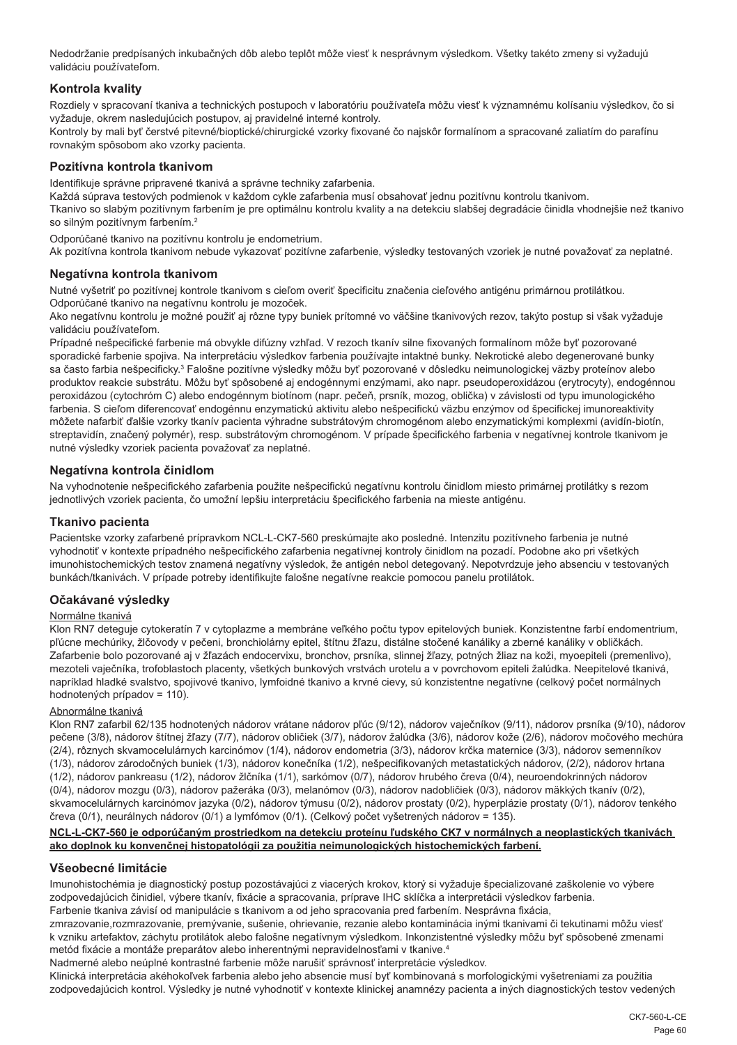Nedodržanie predpísaných inkubačných dôb alebo teplôt môže viesť k nesprávnym výsledkom. Všetky takéto zmeny si vyžadujú validáciu používateľom.

## Kontrola kvality

Rozdiely v spracovaní tkaniva a technických postupoch v laboratóriu používateľa môžu viesť k významnému kolísaniu výsledkov, čo si vyžaduje, okrem nasledujúcich postupov, aj pravidelné interné kontroly.
Kontroly by mali byť čerstvé pitevné/bioptické/chirurgické vzorky fixované čo najskôr formalínom a spracované zaliatím do parafínu rovnakým spôsobom ako vzorky pacienta.

## Pozitívna kontrola tkanivom

Identifikuje správne pripravené tkanivá a správne techniky zafarbenia.
Každá súprava testových podmienok v každom cykle zafarbenia musí obsahovať jednu pozitívnu kontrolu tkanivom.
Tkanivo so slabým pozitívnym farbením je pre optimálnu kontrolu kvality a na detekciu slabšej degradácie činidla vhodnejšie než tkanivo so silným pozitívnym farbením.[2]

Odporúčané tkanivo na pozitívnu kontrolu je endometrium.
Ak pozitívna kontrola tkanivom nebude vykazovať pozitívne zafarbenie, výsledky testovaných vzoriek je nutné považovať za neplatné.

## Negatívna kontrola tkanivom

Nutné vyšetriť po pozitívnej kontrole tkanivom s cieľom overiť špecificitu značenia cieľového antigénu primárnou protilátkou.
Odporúčané tkanivo na negatívnu kontrolu je mozoček.
Ako negatívnu kontrolu je možné použiť aj rôzne typy buniek prítomné vo väčšine tkanivových rezov, takýto postup si však vyžaduje validáciu používateľom.
Prípadné nešpecifické farbenie má obvykle difúzny vzhľad. V rezoch tkanív silne fixovaných formalínom môže byť pozorované sporadické farbenie spojiva. Na interpretáciu výsledkov farbenia používajte intaktné bunky. Nekrotické alebo degenerované bunky sa často farbia nešpecificky.[3] Falošne pozitívne výsledky môžu byť pozorované v dôsledku neimunologickej väzby proteínov alebo produktov reakcie substrátu. Môžu byť spôsobené aj endogénnymi enzýmami, ako napr. pseudoperoxidázou (erytrocyty), endogénnou peroxidázou (cytochróm C) alebo endogénnym biotínom (napr. pečeň, prsník, mozog, oblička) v závislosti od typu imunologického farbenia. S cieľom diferencovať endogénnu enzymatickú aktivitu alebo nešpecifickú väzbu enzýmov od špecifickej imunoreaktivity môžete nafarbiť ďalšie vzorky tkanív pacienta výhradne substrátovým chromogénom alebo enzymatickými komplexmi (avidín-biotín, streptavidín, značený polymér), resp. substrátovým chromogénom. V prípade špecifického farbenia v negatívnej kontrole tkanivom je nutné výsledky vzoriek pacienta považovať za neplatné.

## Negatívna kontrola činidlom

Na vyhodnotenie nešpecifického zafarbenia použite nešpecifickú negatívnu kontrolu činidlom miesto primárnej protilátky s rezom jednotlivých vzoriek pacienta, čo umožní lepšiu interpretáciu špecifického farbenia na mieste antigénu.

## Tkanivo pacienta

Pacientske vzorky zafarbené prípravkom NCL-L-CK7-560 preskúmajte ako posledné. Intenzitu pozitívneho farbenia je nutné vyhodnotiť v kontexte prípadného nešpecifického zafarbenia negatívnej kontroly činidlom na pozadí. Podobne ako pri všetkých imunohistochemických testov znamená negatívny výsledok, že antigén nebol detegovaný. Nepotvrdzuje jeho absenciu v testovaných bunkách/tkanivách. V prípade potreby identifikujte falošne negatívne reakcie pomocou panelu protilátok.

## Očakávané výsledky

Normálne tkanivá

Klon RN7 deteguje cytokeratín 7 v cytoplazme a membráne veľkého počtu typov epitelových buniek. Konzistentne farbí endometrium, pľúcne mechúriky, žlčovody v pečeni, bronchiolárny epitel, štítnu žľazu, distálne stočené kanáliky a zberné kanáliky v obličkách. Zafarbenie bolo pozorované aj v žľazách endocervixu, bronchov, prsníka, slinnej žľazy, potných žliaz na koži, myoepiteli (premenlivo), mezoteli vaječníka, trofoblastoch placenty, všetkých bunkových vrstvách urotelu a v povrchovom epiteli žalúdka. Neepitelové tkanivá, napríklad hladké svalstvo, spojivové tkanivo, lymfoidné tkanivo a krvné cievy, sú konzistentne negatívne (celkový počet normálnych hodnotených prípadov = 110).

Abnormálne tkanivá

Klon RN7 zafarbil 62/135 hodnotených nádorov vrátane nádorov pľúc (9/12), nádorov vaječníkov (9/11), nádorov prsníka (9/10), nádorov pečene (3/8), nádorov štítnej žľazy (7/7), nádorov obličiek (3/7), nádorov žalúdka (3/6), nádorov kože (2/6), nádorov močového mechúra (2/4), rôznych skvamocelulárnych karcinómov (1/4), nádorov endometria (3/3), nádorov krčka maternice (3/3), nádorov semenníkov (1/3), nádorov zárodočných buniek (1/3), nádorov konečníka (1/2), nešpecifikovaných metastatických nádorov, (2/2), nádorov hrtana (1/2), nádorov pankreasu (1/2), nádorov žlčníka (1/1), sarkómov (0/7), nádorov hrubého čreva (0/4), neuroendokrinných nádorov (0/4), nádorov mozgu (0/3), nádorov pažeráka (0/3), melanómov (0/3), nádorov nadobličiek (0/3), nádorov mäkkých tkanív (0/2), skvamocelulárnych karcinómov jazyka (0/2), nádorov týmusu (0/2), nádorov prostaty (0/2), hyperplázie prostaty (0/1), nádorov tenkého čreva (0/1), neurálnych nádorov (0/1) a lymfómov (0/1). (Celkový počet vyšetrených nádorov = 135).

**NCL-L-CK7-560 je odporúčaným prostriedkom na detekciu proteínu ľudského CK7 v normálnych a neoplastických tkanivách ako doplnok ku konvenčnej histopatológii za použitia neimunologických histochemických farbení.**

## Všeobecné limitácie

Imunohistochémia je diagnostický postup pozostávajúci z viacerých krokov, ktorý si vyžaduje špecializované zaškolenie vo výbere zodpovedajúcich činidiel, výbere tkanív, fixácie a spracovania, príprave IHC sklíčka a interpretácii výsledkov farbenia.
Farbenie tkaniva závisí od manipulácie s tkanivom a od jeho spracovania pred farbením. Nesprávna fixácia, zmrazovanie,rozmrazovanie, premývanie, sušenie, ohrievanie, rezanie alebo kontaminácia inými tkanivami či tekutinami môžu viesť k vzniku artefaktov, záchytu protilátok alebo falošne negatívnym výsledkom. Inkonzistentné výsledky môžu byť spôsobené zmenami metód fixácie a montáže preparátov alebo inherentnými nepravidelnosťami v tkanive.[4]
Nadmerné alebo neúplné kontrastné farbenie môže narušiť správnosť interpretácie výsledkov.
Klinická interpretácia akéhokoľvek farbenia alebo jeho absencie musí byť kombinovaná s morfologickými vyšetreniami za použitia zodpovedajúcich kontrol. Výsledky je nutné vyhodnotiť v kontexte klinickej anamnézy pacienta a iných diagnostických testov vedených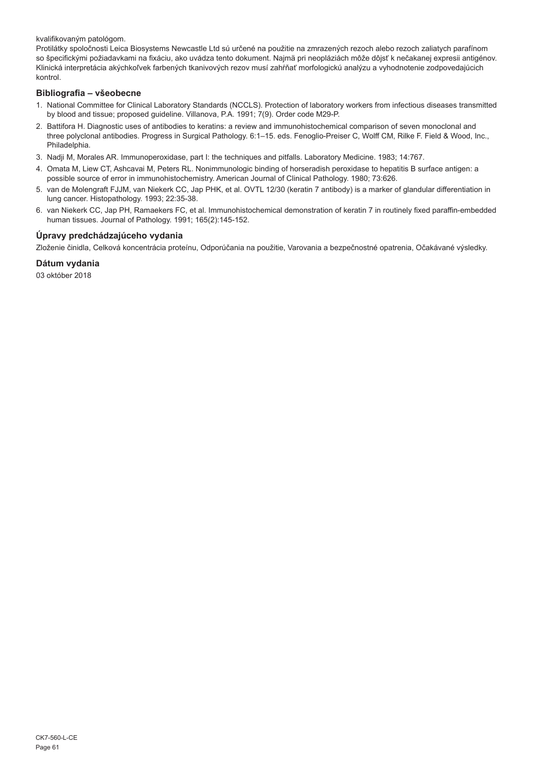kvalifikovaným patológom.
Protilátky spoločnosti Leica Biosystems Newcastle Ltd sú určené na použitie na zmrazených rezoch alebo rezoch zaliatych parafínom so špecifickými požiadavkami na fixáciu, ako uvádza tento dokument. Najmä pri neopláziách môže dôjsť k nečakanej expresii antigénov. Klinická interpretácia akýchkoľvek farbených tkanivových rezov musí zahŕňať morfologickú analýzu a vyhodnotenie zodpovedajúcich kontrol.

## Bibliografia – všeobecne

1. National Committee for Clinical Laboratory Standards (NCCLS). Protection of laboratory workers from infectious diseases transmitted by blood and tissue; proposed guideline. Villanova, P.A. 1991; 7(9). Order code M29-P.
2. Battifora H. Diagnostic uses of antibodies to keratins: a review and immunohistochemical comparison of seven monoclonal and three polyclonal antibodies. Progress in Surgical Pathology. 6:1–15. eds. Fenoglio-Preiser C, Wolff CM, Rilke F. Field & Wood, Inc., Philadelphia.
3. Nadji M, Morales AR. Immunoperoxidase, part I: the techniques and pitfalls. Laboratory Medicine. 1983; 14:767.
4. Omata M, Liew CT, Ashcavai M, Peters RL. Nonimmunologic binding of horseradish peroxidase to hepatitis B surface antigen: a possible source of error in immunohistochemistry. American Journal of Clinical Pathology. 1980; 73:626.
5. van de Molengraft FJJM, van Niekerk CC, Jap PHK, et al. OVTL 12/30 (keratin 7 antibody) is a marker of glandular differentiation in lung cancer. Histopathology. 1993; 22:35-38.
6. van Niekerk CC, Jap PH, Ramaekers FC, et al. Immunohistochemical demonstration of keratin 7 in routinely fixed paraffin-embedded human tissues. Journal of Pathology. 1991; 165(2):145-152.

## Úpravy predchádzajúceho vydania

Zloženie činidla, Celková koncentrácia proteínu, Odporúčania na použitie, Varovania a bezpečnostné opatrenia, Očakávané výsledky.

## Dátum vydania

03 október 2018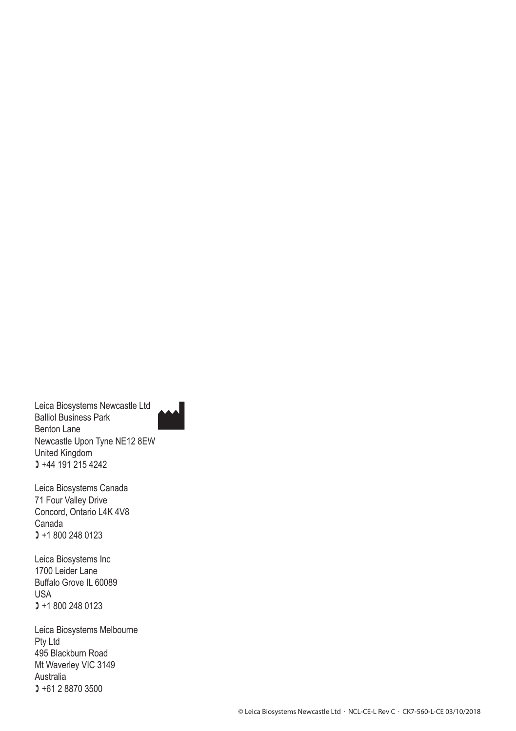Leica Biosystems Newcastle Ltd
Balliol Business Park
Benton Lane
Newcastle Upon Tyne NE12 8EW
United Kingdom
+44 191 215 4242

Leica Biosystems Canada
71 Four Valley Drive
Concord, Ontario L4K 4V8
Canada
+1 800 248 0123

Leica Biosystems Inc
1700 Leider Lane
Buffalo Grove IL 60089
USA
+1 800 248 0123

Leica Biosystems Melbourne
Pty Ltd
495 Blackburn Road
Mt Waverley VIC 3149
Australia
+61 2 8870 3500

© Leica Biosystems Newcastle Ltd · NCL-CE-L Rev C · CK7-560-L-CE 03/10/2018